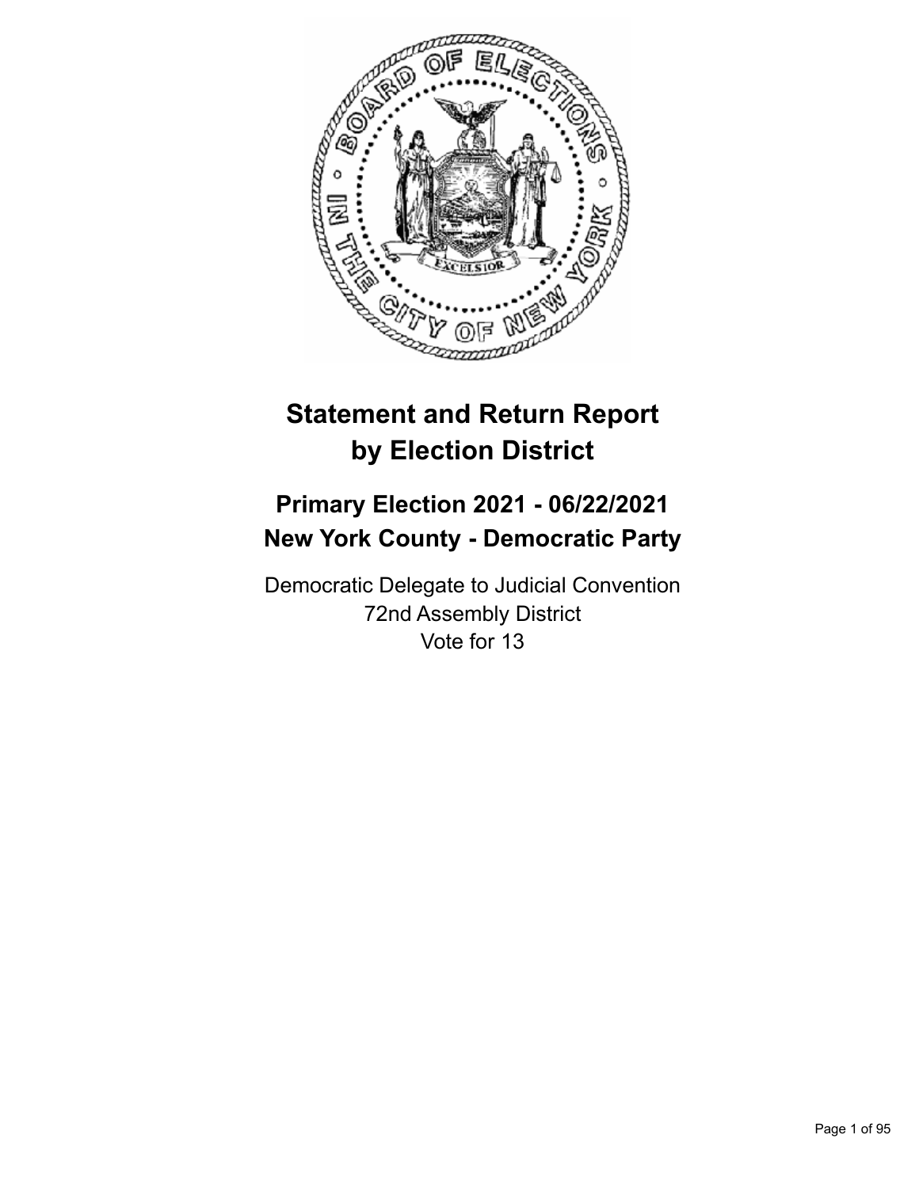# Statement and Return Report by Election District

## Primary Election 2021 - 06/22/2021
## New York County - Democratic Party

Democratic Delegate to Judicial Convention
72nd Assembly District
Vote for 13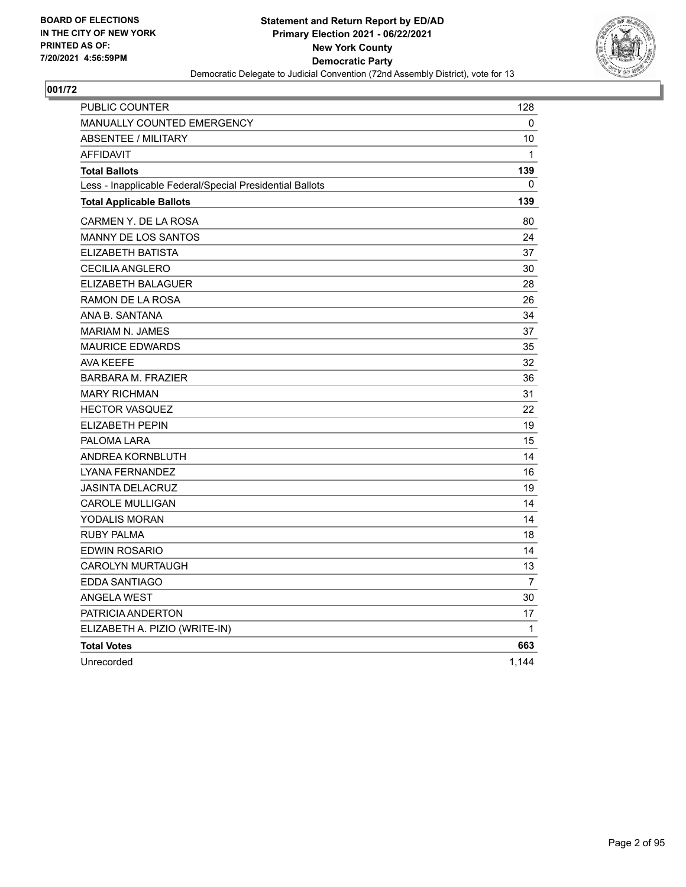BOARD OF ELECTIONS
IN THE CITY OF NEW YORK
PRINTED AS OF:
7/20/2021 4:56:59PM

**Statement and Return Report by ED/AD**
**Primary Election 2021 - 06/22/2021**
**New York County**
**Democratic Party**
Democratic Delegate to Judicial Convention (72nd Assembly District), vote for 13

## 001/72

| | |
|---|---|
| PUBLIC COUNTER | 128 |
| MANUALLY COUNTED EMERGENCY | 0 |
| ABSENTEE / MILITARY | 10 |
| AFFIDAVIT | 1 |
| **Total Ballots** | **139** |
| Less - Inapplicable Federal/Special Presidential Ballots | 0 |
| **Total Applicable Ballots** | **139** |
| CARMEN Y. DE LA ROSA | 80 |
| MANNY DE LOS SANTOS | 24 |
| ELIZABETH BATISTA | 37 |
| CECILIA ANGLERO | 30 |
| ELIZABETH BALAGUER | 28 |
| RAMON DE LA ROSA | 26 |
| ANA B. SANTANA | 34 |
| MARIAM N. JAMES | 37 |
| MAURICE EDWARDS | 35 |
| AVA KEEFE | 32 |
| BARBARA M. FRAZIER | 36 |
| MARY RICHMAN | 31 |
| HECTOR VASQUEZ | 22 |
| ELIZABETH PEPIN | 19 |
| PALOMA LARA | 15 |
| ANDREA KORNBLUTH | 14 |
| LYANA FERNANDEZ | 16 |
| JASINTA DELACRUZ | 19 |
| CAROLE MULLIGAN | 14 |
| YODALIS MORAN | 14 |
| RUBY PALMA | 18 |
| EDWIN ROSARIO | 14 |
| CAROLYN MURTAUGH | 13 |
| EDDA SANTIAGO | 7 |
| ANGELA WEST | 30 |
| PATRICIA ANDERTON | 17 |
| ELIZABETH A. PIZIO (WRITE-IN) | 1 |
| **Total Votes** | **663** |
| Unrecorded | 1,144 |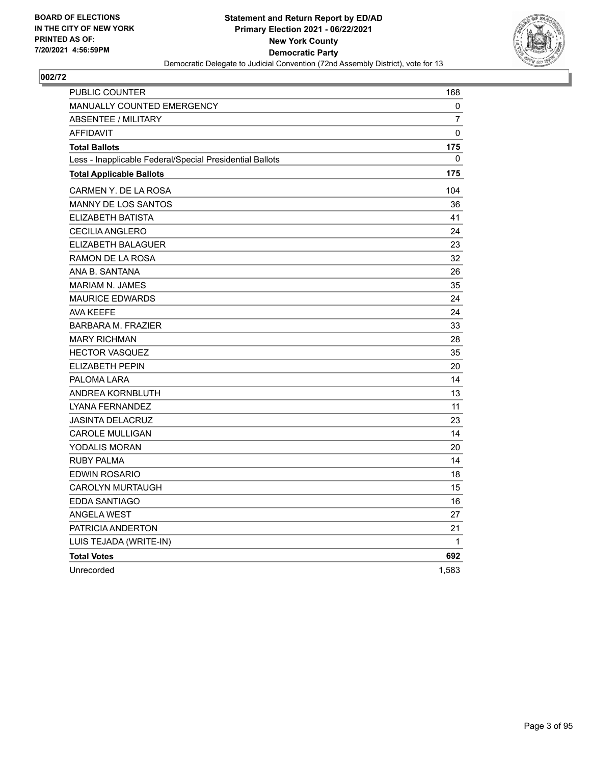BOARD OF ELECTIONS
IN THE CITY OF NEW YORK
PRINTED AS OF:
7/20/2021 4:56:59PM

**Statement and Return Report by ED/AD**
**Primary Election 2021 - 06/22/2021**
**New York County**
**Democratic Party**
Democratic Delegate to Judicial Convention (72nd Assembly District), vote for 13

## 002/72

| | |
|---|---|
| PUBLIC COUNTER | 168 |
| MANUALLY COUNTED EMERGENCY | 0 |
| ABSENTEE / MILITARY | 7 |
| AFFIDAVIT | 0 |
| **Total Ballots** | **175** |
| Less - Inapplicable Federal/Special Presidential Ballots | 0 |
| **Total Applicable Ballots** | **175** |
| CARMEN Y. DE LA ROSA | 104 |
| MANNY DE LOS SANTOS | 36 |
| ELIZABETH BATISTA | 41 |
| CECILIA ANGLERO | 24 |
| ELIZABETH BALAGUER | 23 |
| RAMON DE LA ROSA | 32 |
| ANA B. SANTANA | 26 |
| MARIAM N. JAMES | 35 |
| MAURICE EDWARDS | 24 |
| AVA KEEFE | 24 |
| BARBARA M. FRAZIER | 33 |
| MARY RICHMAN | 28 |
| HECTOR VASQUEZ | 35 |
| ELIZABETH PEPIN | 20 |
| PALOMA LARA | 14 |
| ANDREA KORNBLUTH | 13 |
| LYANA FERNANDEZ | 11 |
| JASINTA DELACRUZ | 23 |
| CAROLE MULLIGAN | 14 |
| YODALIS MORAN | 20 |
| RUBY PALMA | 14 |
| EDWIN ROSARIO | 18 |
| CAROLYN MURTAUGH | 15 |
| EDDA SANTIAGO | 16 |
| ANGELA WEST | 27 |
| PATRICIA ANDERTON | 21 |
| LUIS TEJADA (WRITE-IN) | 1 |
| **Total Votes** | **692** |
| Unrecorded | 1,583 |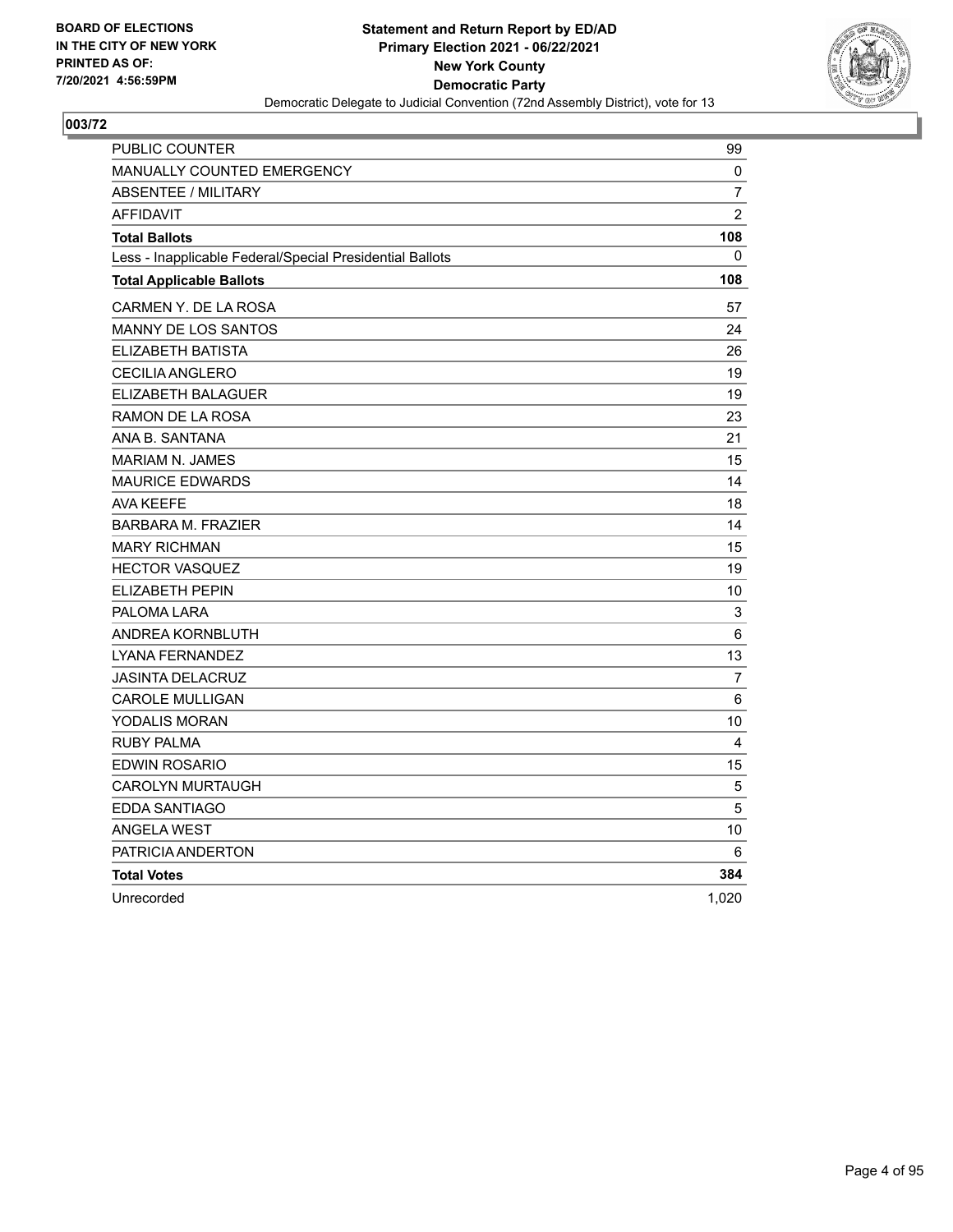**BOARD OF ELECTIONS IN THE CITY OF NEW YORK PRINTED AS OF: 7/20/2021 4:56:59PM**

**Statement and Return Report by ED/AD**
**Primary Election 2021 - 06/22/2021**
**New York County**
**Democratic Party**
Democratic Delegate to Judicial Convention (72nd Assembly District), vote for 13

## 003/72

| | |
|---|---|
| PUBLIC COUNTER | 99 |
| MANUALLY COUNTED EMERGENCY | 0 |
| ABSENTEE / MILITARY | 7 |
| AFFIDAVIT | 2 |
| **Total Ballots** | **108** |
| Less - Inapplicable Federal/Special Presidential Ballots | 0 |
| **Total Applicable Ballots** | **108** |
| CARMEN Y. DE LA ROSA | 57 |
| MANNY DE LOS SANTOS | 24 |
| ELIZABETH BATISTA | 26 |
| CECILIA ANGLERO | 19 |
| ELIZABETH BALAGUER | 19 |
| RAMON DE LA ROSA | 23 |
| ANA B. SANTANA | 21 |
| MARIAM N. JAMES | 15 |
| MAURICE EDWARDS | 14 |
| AVA KEEFE | 18 |
| BARBARA M. FRAZIER | 14 |
| MARY RICHMAN | 15 |
| HECTOR VASQUEZ | 19 |
| ELIZABETH PEPIN | 10 |
| PALOMA LARA | 3 |
| ANDREA KORNBLUTH | 6 |
| LYANA FERNANDEZ | 13 |
| JASINTA DELACRUZ | 7 |
| CAROLE MULLIGAN | 6 |
| YODALIS MORAN | 10 |
| RUBY PALMA | 4 |
| EDWIN ROSARIO | 15 |
| CAROLYN MURTAUGH | 5 |
| EDDA SANTIAGO | 5 |
| ANGELA WEST | 10 |
| PATRICIA ANDERTON | 6 |
| **Total Votes** | **384** |
| Unrecorded | 1,020 |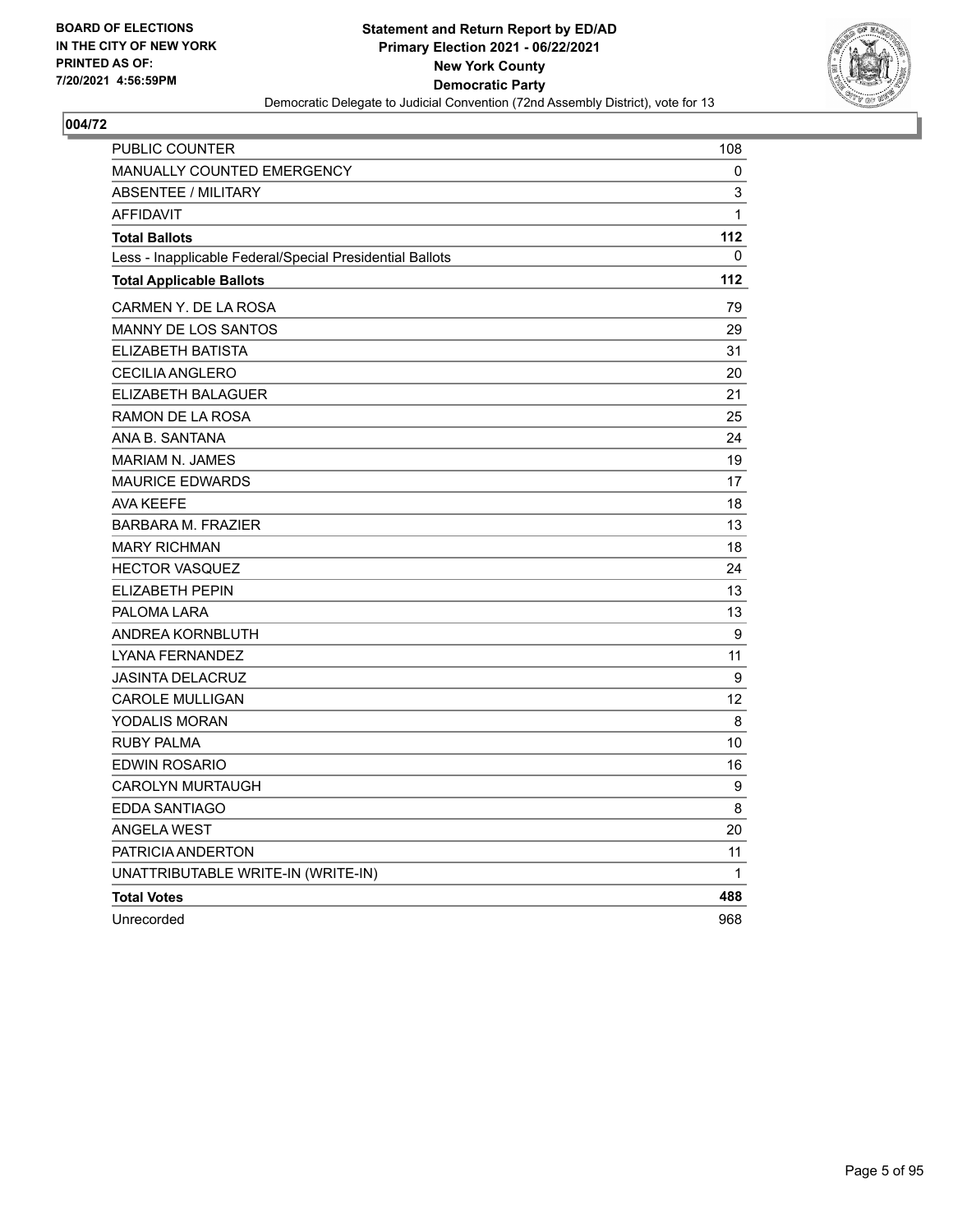BOARD OF ELECTIONS
IN THE CITY OF NEW YORK
PRINTED AS OF:
7/20/2021 4:56:59PM

**Statement and Return Report by ED/AD**
**Primary Election 2021 - 06/22/2021**
**New York County**
**Democratic Party**
Democratic Delegate to Judicial Convention (72nd Assembly District), vote for 13

## 004/72

| | |
|---|---|
| PUBLIC COUNTER | 108 |
| MANUALLY COUNTED EMERGENCY | 0 |
| ABSENTEE / MILITARY | 3 |
| AFFIDAVIT | 1 |
| **Total Ballots** | **112** |
| Less - Inapplicable Federal/Special Presidential Ballots | 0 |
| **Total Applicable Ballots** | **112** |
| CARMEN Y. DE LA ROSA | 79 |
| MANNY DE LOS SANTOS | 29 |
| ELIZABETH BATISTA | 31 |
| CECILIA ANGLERO | 20 |
| ELIZABETH BALAGUER | 21 |
| RAMON DE LA ROSA | 25 |
| ANA B. SANTANA | 24 |
| MARIAM N. JAMES | 19 |
| MAURICE EDWARDS | 17 |
| AVA KEEFE | 18 |
| BARBARA M. FRAZIER | 13 |
| MARY RICHMAN | 18 |
| HECTOR VASQUEZ | 24 |
| ELIZABETH PEPIN | 13 |
| PALOMA LARA | 13 |
| ANDREA KORNBLUTH | 9 |
| LYANA FERNANDEZ | 11 |
| JASINTA DELACRUZ | 9 |
| CAROLE MULLIGAN | 12 |
| YODALIS MORAN | 8 |
| RUBY PALMA | 10 |
| EDWIN ROSARIO | 16 |
| CAROLYN MURTAUGH | 9 |
| EDDA SANTIAGO | 8 |
| ANGELA WEST | 20 |
| PATRICIA ANDERTON | 11 |
| UNATTRIBUTABLE WRITE-IN (WRITE-IN) | 1 |
| **Total Votes** | **488** |
| Unrecorded | 968 |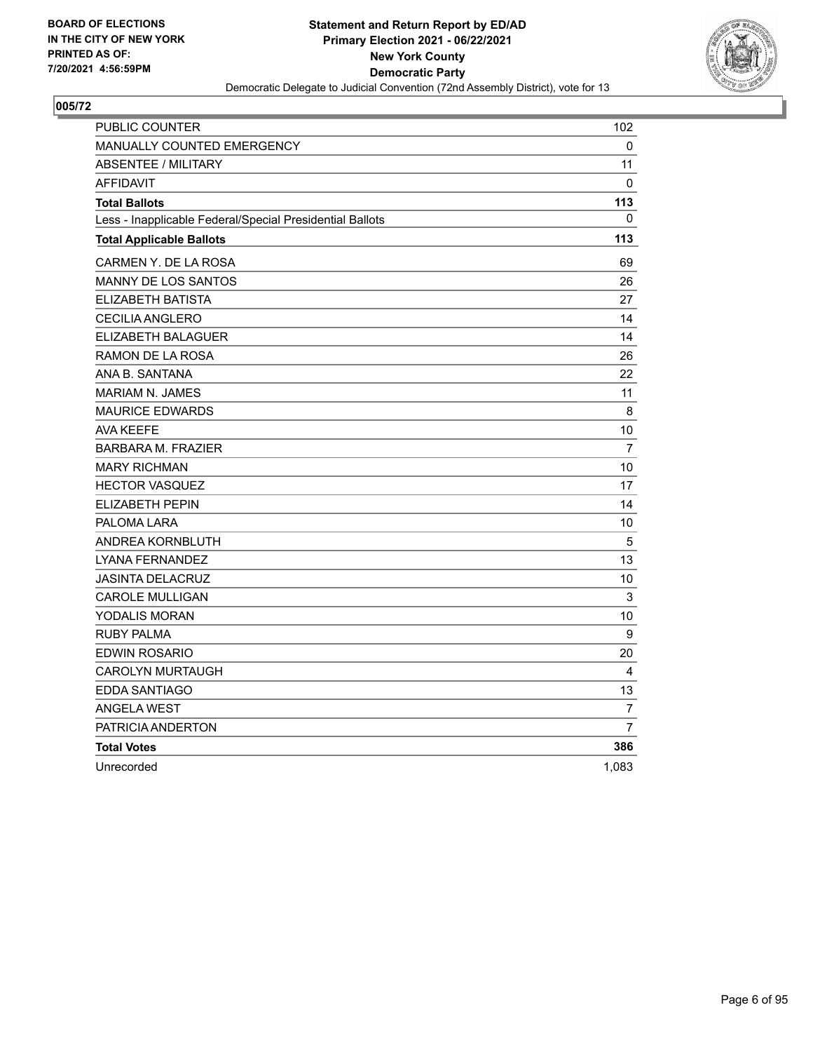**BOARD OF ELECTIONS IN THE CITY OF NEW YORK PRINTED AS OF: 7/20/2021 4:56:59PM**

**Statement and Return Report by ED/AD**
**Primary Election 2021 - 06/22/2021**
**New York County**
**Democratic Party**
Democratic Delegate to Judicial Convention (72nd Assembly District), vote for 13

## 005/72

| | |
|---|---|
| PUBLIC COUNTER | 102 |
| MANUALLY COUNTED EMERGENCY | 0 |
| ABSENTEE / MILITARY | 11 |
| AFFIDAVIT | 0 |
| **Total Ballots** | **113** |
| Less - Inapplicable Federal/Special Presidential Ballots | 0 |
| **Total Applicable Ballots** | **113** |
| CARMEN Y. DE LA ROSA | 69 |
| MANNY DE LOS SANTOS | 26 |
| ELIZABETH BATISTA | 27 |
| CECILIA ANGLERO | 14 |
| ELIZABETH BALAGUER | 14 |
| RAMON DE LA ROSA | 26 |
| ANA B. SANTANA | 22 |
| MARIAM N. JAMES | 11 |
| MAURICE EDWARDS | 8 |
| AVA KEEFE | 10 |
| BARBARA M. FRAZIER | 7 |
| MARY RICHMAN | 10 |
| HECTOR VASQUEZ | 17 |
| ELIZABETH PEPIN | 14 |
| PALOMA LARA | 10 |
| ANDREA KORNBLUTH | 5 |
| LYANA FERNANDEZ | 13 |
| JASINTA DELACRUZ | 10 |
| CAROLE MULLIGAN | 3 |
| YODALIS MORAN | 10 |
| RUBY PALMA | 9 |
| EDWIN ROSARIO | 20 |
| CAROLYN MURTAUGH | 4 |
| EDDA SANTIAGO | 13 |
| ANGELA WEST | 7 |
| PATRICIA ANDERTON | 7 |
| **Total Votes** | **386** |
| Unrecorded | 1,083 |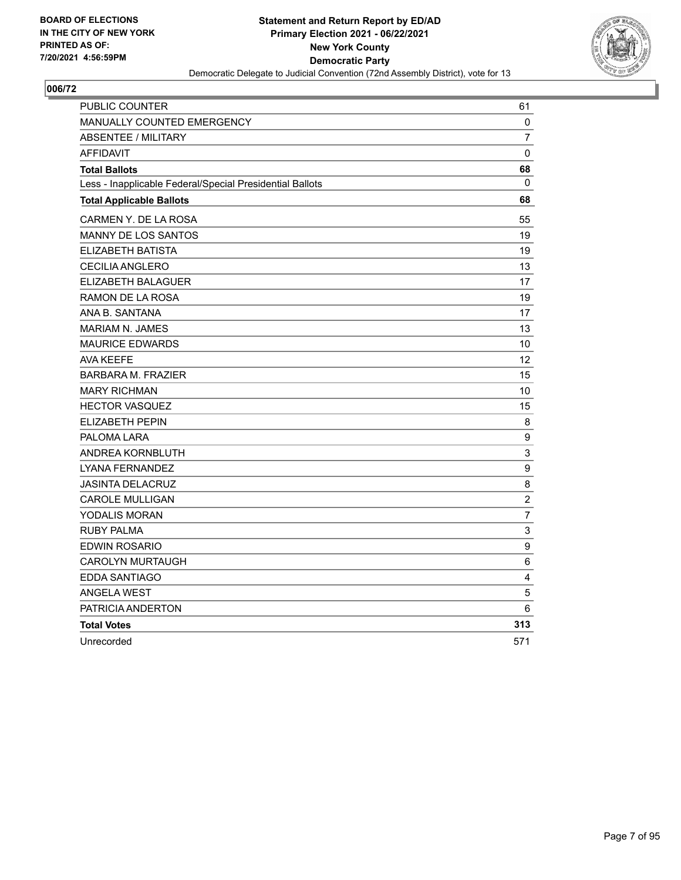BOARD OF ELECTIONS
IN THE CITY OF NEW YORK
PRINTED AS OF:
7/20/2021 4:56:59PM

**Statement and Return Report by ED/AD**
**Primary Election 2021 - 06/22/2021**
**New York County**
**Democratic Party**
Democratic Delegate to Judicial Convention (72nd Assembly District), vote for 13

## 006/72

| | |
|---|---|
| PUBLIC COUNTER | 61 |
| MANUALLY COUNTED EMERGENCY | 0 |
| ABSENTEE / MILITARY | 7 |
| AFFIDAVIT | 0 |
| **Total Ballots** | **68** |
| Less - Inapplicable Federal/Special Presidential Ballots | 0 |
| **Total Applicable Ballots** | **68** |
| CARMEN Y. DE LA ROSA | 55 |
| MANNY DE LOS SANTOS | 19 |
| ELIZABETH BATISTA | 19 |
| CECILIA ANGLERO | 13 |
| ELIZABETH BALAGUER | 17 |
| RAMON DE LA ROSA | 19 |
| ANA B. SANTANA | 17 |
| MARIAM N. JAMES | 13 |
| MAURICE EDWARDS | 10 |
| AVA KEEFE | 12 |
| BARBARA M. FRAZIER | 15 |
| MARY RICHMAN | 10 |
| HECTOR VASQUEZ | 15 |
| ELIZABETH PEPIN | 8 |
| PALOMA LARA | 9 |
| ANDREA KORNBLUTH | 3 |
| LYANA FERNANDEZ | 9 |
| JASINTA DELACRUZ | 8 |
| CAROLE MULLIGAN | 2 |
| YODALIS MORAN | 7 |
| RUBY PALMA | 3 |
| EDWIN ROSARIO | 9 |
| CAROLYN MURTAUGH | 6 |
| EDDA SANTIAGO | 4 |
| ANGELA WEST | 5 |
| PATRICIA ANDERTON | 6 |
| **Total Votes** | **313** |
| Unrecorded | 571 |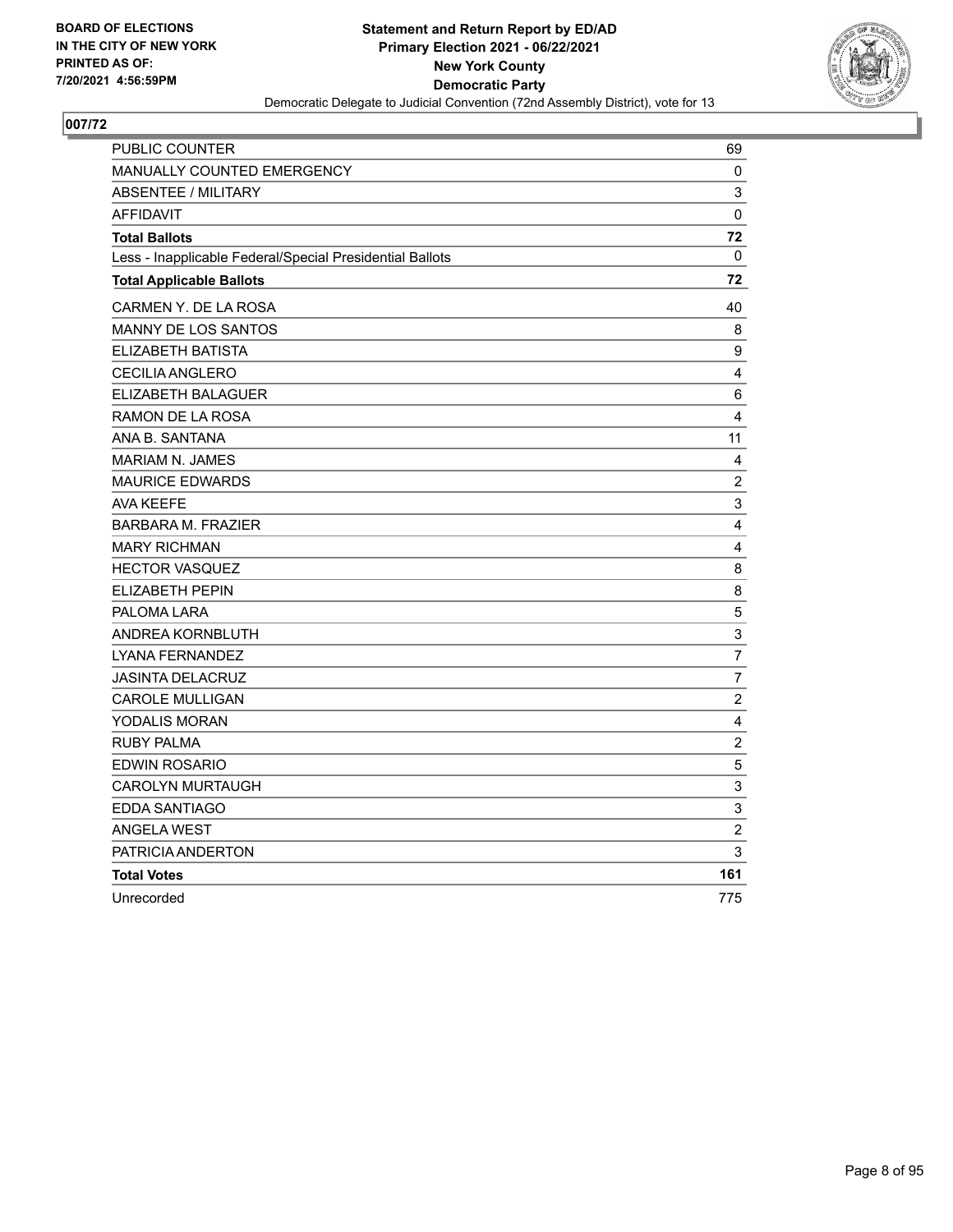**BOARD OF ELECTIONS IN THE CITY OF NEW YORK PRINTED AS OF: 7/20/2021 4:56:59PM**

**Statement and Return Report by ED/AD**
**Primary Election 2021 - 06/22/2021**
**New York County**
**Democratic Party**
Democratic Delegate to Judicial Convention (72nd Assembly District), vote for 13

## 007/72

| | |
|---|---|
| PUBLIC COUNTER | 69 |
| MANUALLY COUNTED EMERGENCY | 0 |
| ABSENTEE / MILITARY | 3 |
| AFFIDAVIT | 0 |
| **Total Ballots** | **72** |
| Less - Inapplicable Federal/Special Presidential Ballots | 0 |
| **Total Applicable Ballots** | **72** |
| CARMEN Y. DE LA ROSA | 40 |
| MANNY DE LOS SANTOS | 8 |
| ELIZABETH BATISTA | 9 |
| CECILIA ANGLERO | 4 |
| ELIZABETH BALAGUER | 6 |
| RAMON DE LA ROSA | 4 |
| ANA B. SANTANA | 11 |
| MARIAM N. JAMES | 4 |
| MAURICE EDWARDS | 2 |
| AVA KEEFE | 3 |
| BARBARA M. FRAZIER | 4 |
| MARY RICHMAN | 4 |
| HECTOR VASQUEZ | 8 |
| ELIZABETH PEPIN | 8 |
| PALOMA LARA | 5 |
| ANDREA KORNBLUTH | 3 |
| LYANA FERNANDEZ | 7 |
| JASINTA DELACRUZ | 7 |
| CAROLE MULLIGAN | 2 |
| YODALIS MORAN | 4 |
| RUBY PALMA | 2 |
| EDWIN ROSARIO | 5 |
| CAROLYN MURTAUGH | 3 |
| EDDA SANTIAGO | 3 |
| ANGELA WEST | 2 |
| PATRICIA ANDERTON | 3 |
| **Total Votes** | **161** |
| Unrecorded | 775 |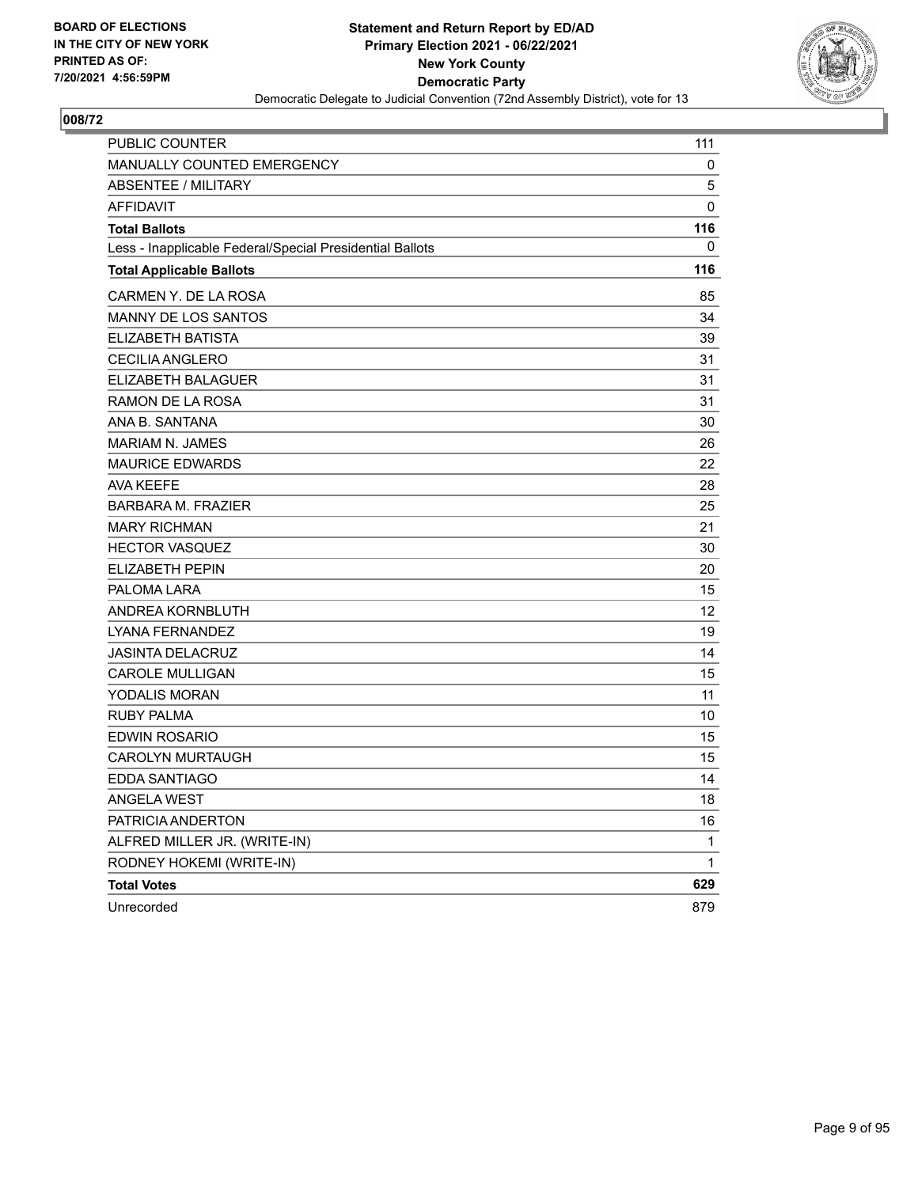BOARD OF ELECTIONS
IN THE CITY OF NEW YORK
PRINTED AS OF:
7/20/2021 4:56:59PM

**Statement and Return Report by ED/AD**
**Primary Election 2021 - 06/22/2021**
**New York County**
**Democratic Party**
Democratic Delegate to Judicial Convention (72nd Assembly District), vote for 13

## 008/72

| | |
|---|---|
| PUBLIC COUNTER | 111 |
| MANUALLY COUNTED EMERGENCY | 0 |
| ABSENTEE / MILITARY | 5 |
| AFFIDAVIT | 0 |
| **Total Ballots** | **116** |
| Less - Inapplicable Federal/Special Presidential Ballots | 0 |
| **Total Applicable Ballots** | **116** |
| CARMEN Y. DE LA ROSA | 85 |
| MANNY DE LOS SANTOS | 34 |
| ELIZABETH BATISTA | 39 |
| CECILIA ANGLERO | 31 |
| ELIZABETH BALAGUER | 31 |
| RAMON DE LA ROSA | 31 |
| ANA B. SANTANA | 30 |
| MARIAM N. JAMES | 26 |
| MAURICE EDWARDS | 22 |
| AVA KEEFE | 28 |
| BARBARA M. FRAZIER | 25 |
| MARY RICHMAN | 21 |
| HECTOR VASQUEZ | 30 |
| ELIZABETH PEPIN | 20 |
| PALOMA LARA | 15 |
| ANDREA KORNBLUTH | 12 |
| LYANA FERNANDEZ | 19 |
| JASINTA DELACRUZ | 14 |
| CAROLE MULLIGAN | 15 |
| YODALIS MORAN | 11 |
| RUBY PALMA | 10 |
| EDWIN ROSARIO | 15 |
| CAROLYN MURTAUGH | 15 |
| EDDA SANTIAGO | 14 |
| ANGELA WEST | 18 |
| PATRICIA ANDERTON | 16 |
| ALFRED MILLER JR. (WRITE-IN) | 1 |
| RODNEY HOKEMI (WRITE-IN) | 1 |
| **Total Votes** | **629** |
| Unrecorded | 879 |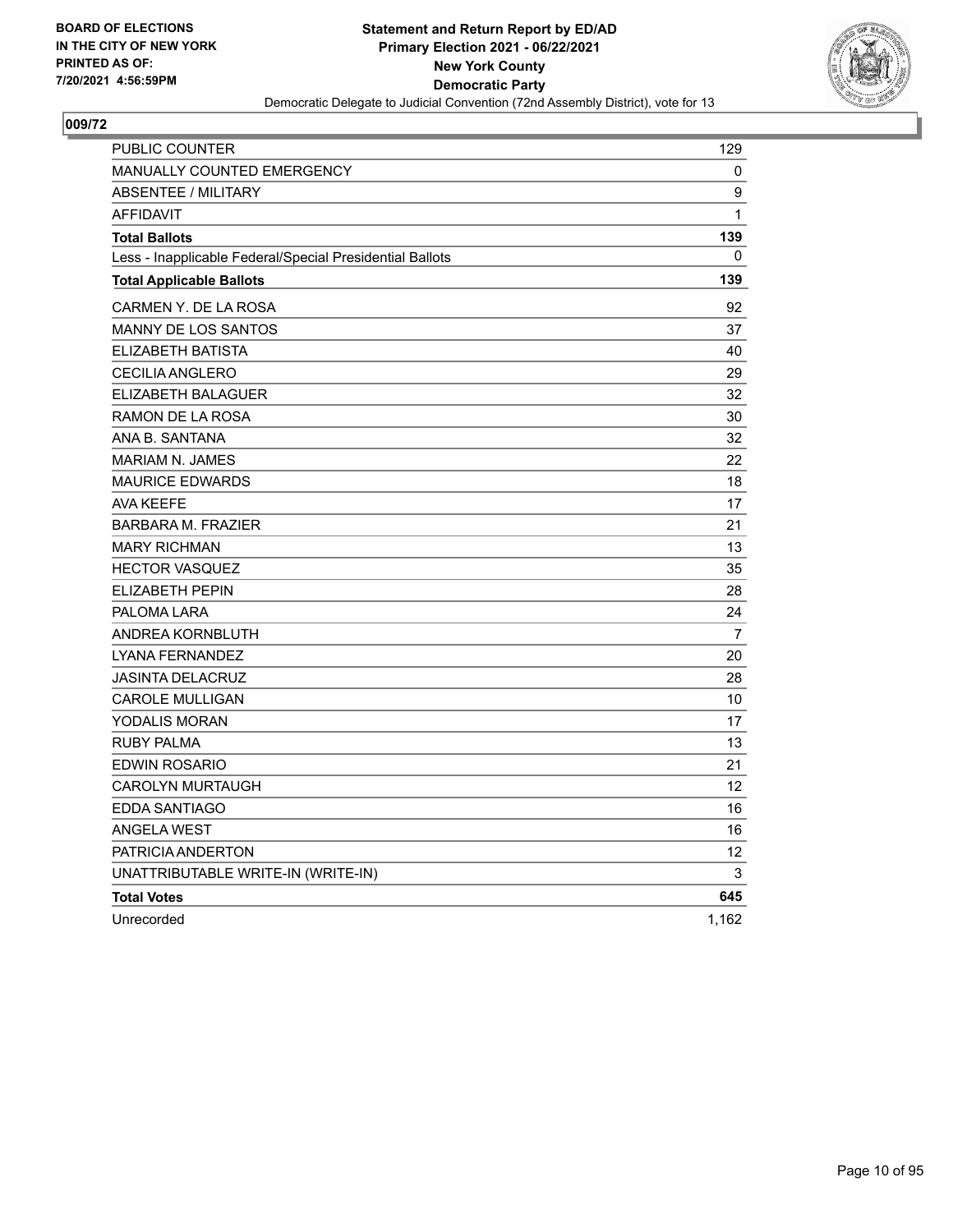BOARD OF ELECTIONS
IN THE CITY OF NEW YORK
PRINTED AS OF:
7/20/2021 4:56:59PM

**Statement and Return Report by ED/AD**
**Primary Election 2021 - 06/22/2021**
**New York County**
**Democratic Party**
Democratic Delegate to Judicial Convention (72nd Assembly District), vote for 13

## 009/72

| | |
|---|---|
| PUBLIC COUNTER | 129 |
| MANUALLY COUNTED EMERGENCY | 0 |
| ABSENTEE / MILITARY | 9 |
| AFFIDAVIT | 1 |
| **Total Ballots** | **139** |
| Less - Inapplicable Federal/Special Presidential Ballots | 0 |
| **Total Applicable Ballots** | **139** |
| CARMEN Y. DE LA ROSA | 92 |
| MANNY DE LOS SANTOS | 37 |
| ELIZABETH BATISTA | 40 |
| CECILIA ANGLERO | 29 |
| ELIZABETH BALAGUER | 32 |
| RAMON DE LA ROSA | 30 |
| ANA B. SANTANA | 32 |
| MARIAM N. JAMES | 22 |
| MAURICE EDWARDS | 18 |
| AVA KEEFE | 17 |
| BARBARA M. FRAZIER | 21 |
| MARY RICHMAN | 13 |
| HECTOR VASQUEZ | 35 |
| ELIZABETH PEPIN | 28 |
| PALOMA LARA | 24 |
| ANDREA KORNBLUTH | 7 |
| LYANA FERNANDEZ | 20 |
| JASINTA DELACRUZ | 28 |
| CAROLE MULLIGAN | 10 |
| YODALIS MORAN | 17 |
| RUBY PALMA | 13 |
| EDWIN ROSARIO | 21 |
| CAROLYN MURTAUGH | 12 |
| EDDA SANTIAGO | 16 |
| ANGELA WEST | 16 |
| PATRICIA ANDERTON | 12 |
| UNATTRIBUTABLE WRITE-IN (WRITE-IN) | 3 |
| **Total Votes** | **645** |
| Unrecorded | 1,162 |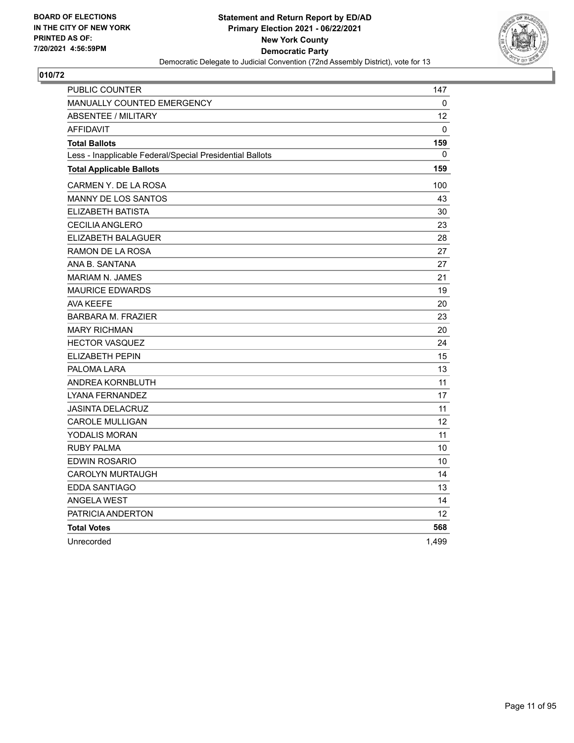BOARD OF ELECTIONS
IN THE CITY OF NEW YORK
PRINTED AS OF:
7/20/2021 4:56:59PM

**Statement and Return Report by ED/AD**
**Primary Election 2021 - 06/22/2021**
**New York County**
**Democratic Party**
Democratic Delegate to Judicial Convention (72nd Assembly District), vote for 13

## 010/72

| | |
|---|---|
| PUBLIC COUNTER | 147 |
| MANUALLY COUNTED EMERGENCY | 0 |
| ABSENTEE / MILITARY | 12 |
| AFFIDAVIT | 0 |
| **Total Ballots** | **159** |
| Less - Inapplicable Federal/Special Presidential Ballots | 0 |
| **Total Applicable Ballots** | **159** |
| CARMEN Y. DE LA ROSA | 100 |
| MANNY DE LOS SANTOS | 43 |
| ELIZABETH BATISTA | 30 |
| CECILIA ANGLERO | 23 |
| ELIZABETH BALAGUER | 28 |
| RAMON DE LA ROSA | 27 |
| ANA B. SANTANA | 27 |
| MARIAM N. JAMES | 21 |
| MAURICE EDWARDS | 19 |
| AVA KEEFE | 20 |
| BARBARA M. FRAZIER | 23 |
| MARY RICHMAN | 20 |
| HECTOR VASQUEZ | 24 |
| ELIZABETH PEPIN | 15 |
| PALOMA LARA | 13 |
| ANDREA KORNBLUTH | 11 |
| LYANA FERNANDEZ | 17 |
| JASINTA DELACRUZ | 11 |
| CAROLE MULLIGAN | 12 |
| YODALIS MORAN | 11 |
| RUBY PALMA | 10 |
| EDWIN ROSARIO | 10 |
| CAROLYN MURTAUGH | 14 |
| EDDA SANTIAGO | 13 |
| ANGELA WEST | 14 |
| PATRICIA ANDERTON | 12 |
| **Total Votes** | **568** |
| Unrecorded | 1,499 |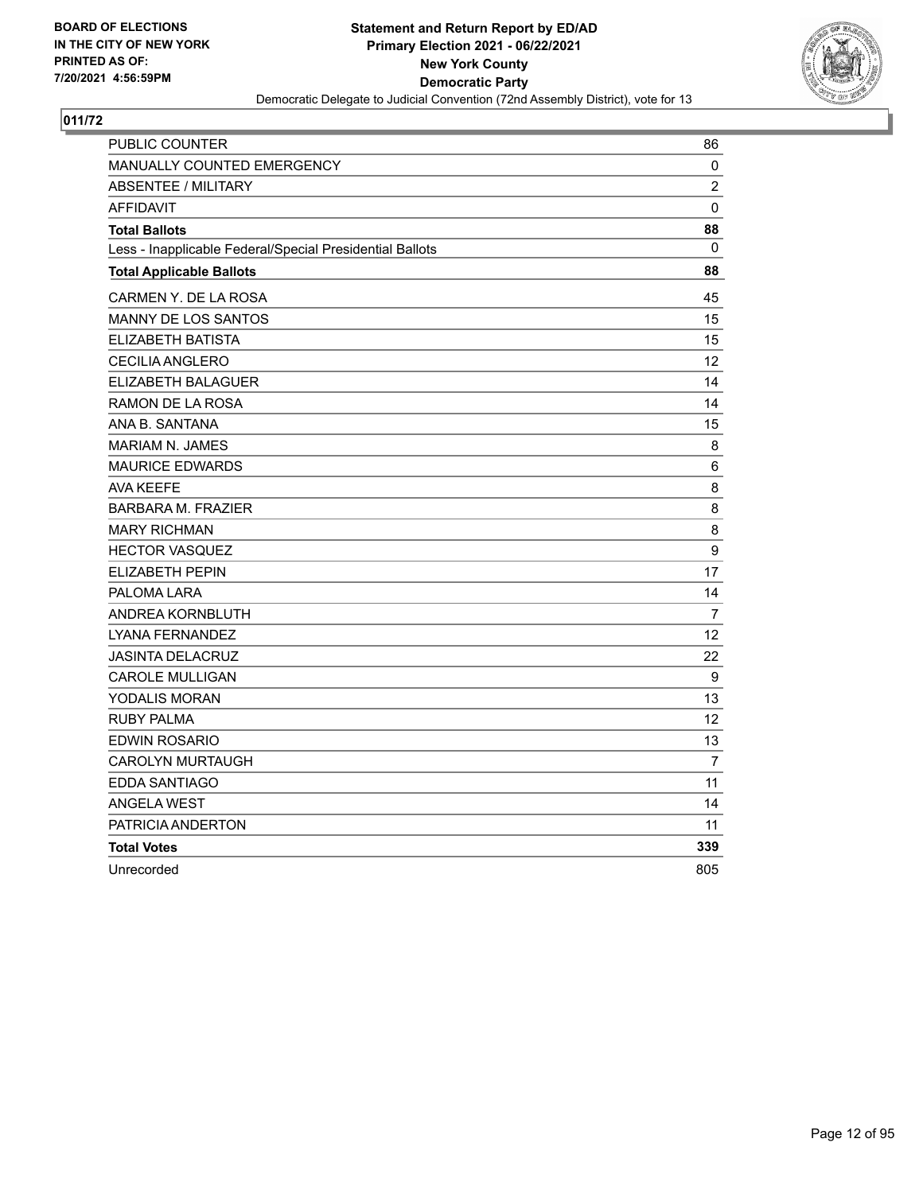**BOARD OF ELECTIONS IN THE CITY OF NEW YORK PRINTED AS OF: 7/20/2021 4:56:59PM**

**Statement and Return Report by ED/AD**
**Primary Election 2021 - 06/22/2021**
**New York County**
**Democratic Party**
Democratic Delegate to Judicial Convention (72nd Assembly District), vote for 13

## 011/72

| | |
|---|---|
| PUBLIC COUNTER | 86 |
| MANUALLY COUNTED EMERGENCY | 0 |
| ABSENTEE / MILITARY | 2 |
| AFFIDAVIT | 0 |
| **Total Ballots** | **88** |
| Less - Inapplicable Federal/Special Presidential Ballots | 0 |
| **Total Applicable Ballots** | **88** |
| CARMEN Y. DE LA ROSA | 45 |
| MANNY DE LOS SANTOS | 15 |
| ELIZABETH BATISTA | 15 |
| CECILIA ANGLERO | 12 |
| ELIZABETH BALAGUER | 14 |
| RAMON DE LA ROSA | 14 |
| ANA B. SANTANA | 15 |
| MARIAM N. JAMES | 8 |
| MAURICE EDWARDS | 6 |
| AVA KEEFE | 8 |
| BARBARA M. FRAZIER | 8 |
| MARY RICHMAN | 8 |
| HECTOR VASQUEZ | 9 |
| ELIZABETH PEPIN | 17 |
| PALOMA LARA | 14 |
| ANDREA KORNBLUTH | 7 |
| LYANA FERNANDEZ | 12 |
| JASINTA DELACRUZ | 22 |
| CAROLE MULLIGAN | 9 |
| YODALIS MORAN | 13 |
| RUBY PALMA | 12 |
| EDWIN ROSARIO | 13 |
| CAROLYN MURTAUGH | 7 |
| EDDA SANTIAGO | 11 |
| ANGELA WEST | 14 |
| PATRICIA ANDERTON | 11 |
| **Total Votes** | **339** |
| Unrecorded | 805 |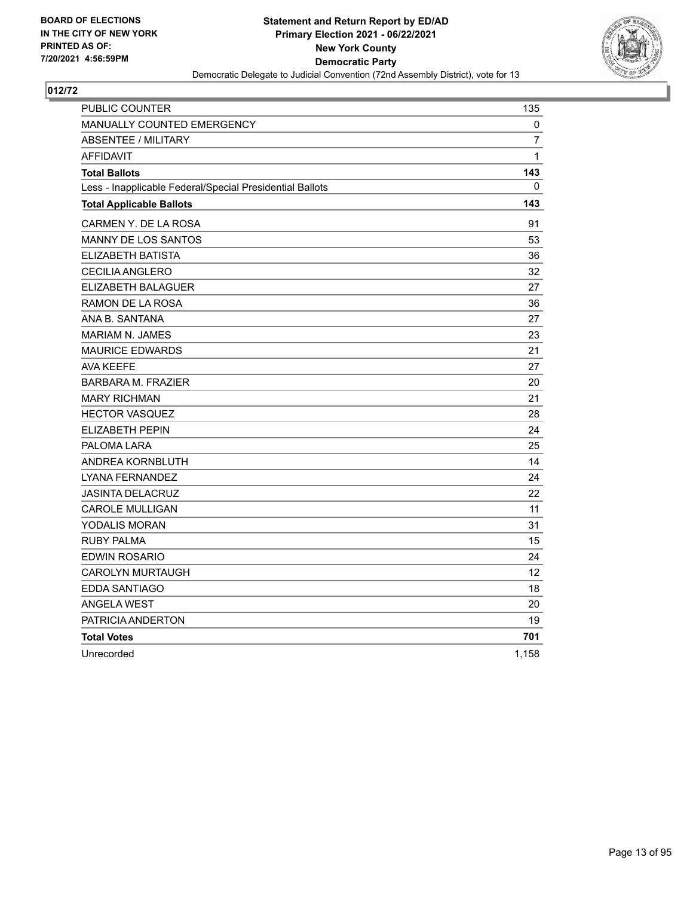**BOARD OF ELECTIONS IN THE CITY OF NEW YORK PRINTED AS OF: 7/20/2021 4:56:59PM**

**Statement and Return Report by ED/AD**
**Primary Election 2021 - 06/22/2021**
**New York County**
**Democratic Party**
Democratic Delegate to Judicial Convention (72nd Assembly District), vote for 13

## 012/72

| | |
|---|---|
| PUBLIC COUNTER | 135 |
| MANUALLY COUNTED EMERGENCY | 0 |
| ABSENTEE / MILITARY | 7 |
| AFFIDAVIT | 1 |
| **Total Ballots** | **143** |
| Less - Inapplicable Federal/Special Presidential Ballots | 0 |
| **Total Applicable Ballots** | **143** |
| CARMEN Y. DE LA ROSA | 91 |
| MANNY DE LOS SANTOS | 53 |
| ELIZABETH BATISTA | 36 |
| CECILIA ANGLERO | 32 |
| ELIZABETH BALAGUER | 27 |
| RAMON DE LA ROSA | 36 |
| ANA B. SANTANA | 27 |
| MARIAM N. JAMES | 23 |
| MAURICE EDWARDS | 21 |
| AVA KEEFE | 27 |
| BARBARA M. FRAZIER | 20 |
| MARY RICHMAN | 21 |
| HECTOR VASQUEZ | 28 |
| ELIZABETH PEPIN | 24 |
| PALOMA LARA | 25 |
| ANDREA KORNBLUTH | 14 |
| LYANA FERNANDEZ | 24 |
| JASINTA DELACRUZ | 22 |
| CAROLE MULLIGAN | 11 |
| YODALIS MORAN | 31 |
| RUBY PALMA | 15 |
| EDWIN ROSARIO | 24 |
| CAROLYN MURTAUGH | 12 |
| EDDA SANTIAGO | 18 |
| ANGELA WEST | 20 |
| PATRICIA ANDERTON | 19 |
| **Total Votes** | **701** |
| Unrecorded | 1,158 |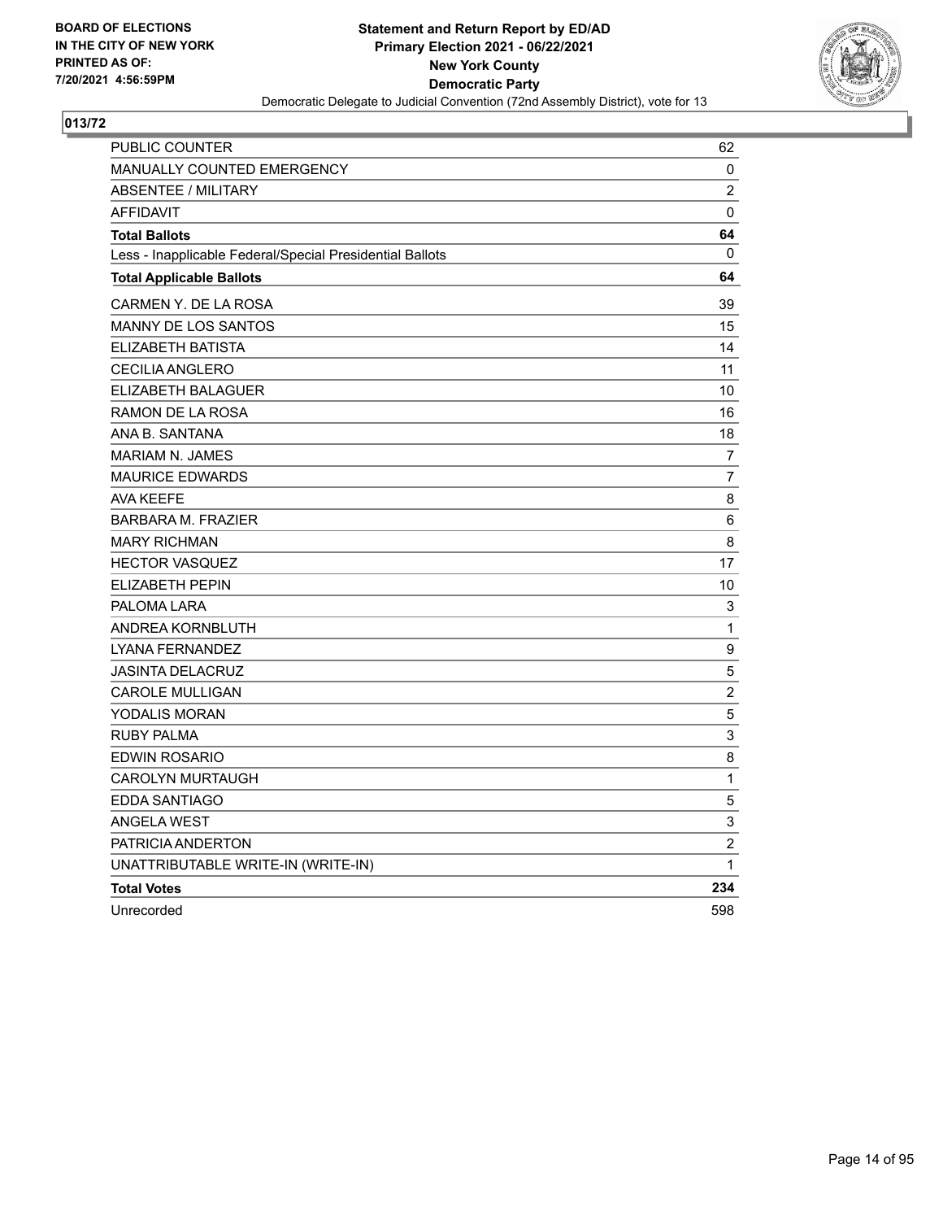BOARD OF ELECTIONS
IN THE CITY OF NEW YORK
PRINTED AS OF:
7/20/2021 4:56:59PM

**Statement and Return Report by ED/AD**
**Primary Election 2021 - 06/22/2021**
**New York County**
**Democratic Party**
Democratic Delegate to Judicial Convention (72nd Assembly District), vote for 13

## 013/72

| | |
|---|---|
| PUBLIC COUNTER | 62 |
| MANUALLY COUNTED EMERGENCY | 0 |
| ABSENTEE / MILITARY | 2 |
| AFFIDAVIT | 0 |
| **Total Ballots** | **64** |
| Less - Inapplicable Federal/Special Presidential Ballots | 0 |
| **Total Applicable Ballots** | **64** |
| CARMEN Y. DE LA ROSA | 39 |
| MANNY DE LOS SANTOS | 15 |
| ELIZABETH BATISTA | 14 |
| CECILIA ANGLERO | 11 |
| ELIZABETH BALAGUER | 10 |
| RAMON DE LA ROSA | 16 |
| ANA B. SANTANA | 18 |
| MARIAM N. JAMES | 7 |
| MAURICE EDWARDS | 7 |
| AVA KEEFE | 8 |
| BARBARA M. FRAZIER | 6 |
| MARY RICHMAN | 8 |
| HECTOR VASQUEZ | 17 |
| ELIZABETH PEPIN | 10 |
| PALOMA LARA | 3 |
| ANDREA KORNBLUTH | 1 |
| LYANA FERNANDEZ | 9 |
| JASINTA DELACRUZ | 5 |
| CAROLE MULLIGAN | 2 |
| YODALIS MORAN | 5 |
| RUBY PALMA | 3 |
| EDWIN ROSARIO | 8 |
| CAROLYN MURTAUGH | 1 |
| EDDA SANTIAGO | 5 |
| ANGELA WEST | 3 |
| PATRICIA ANDERTON | 2 |
| UNATTRIBUTABLE WRITE-IN (WRITE-IN) | 1 |
| **Total Votes** | **234** |
| Unrecorded | 598 |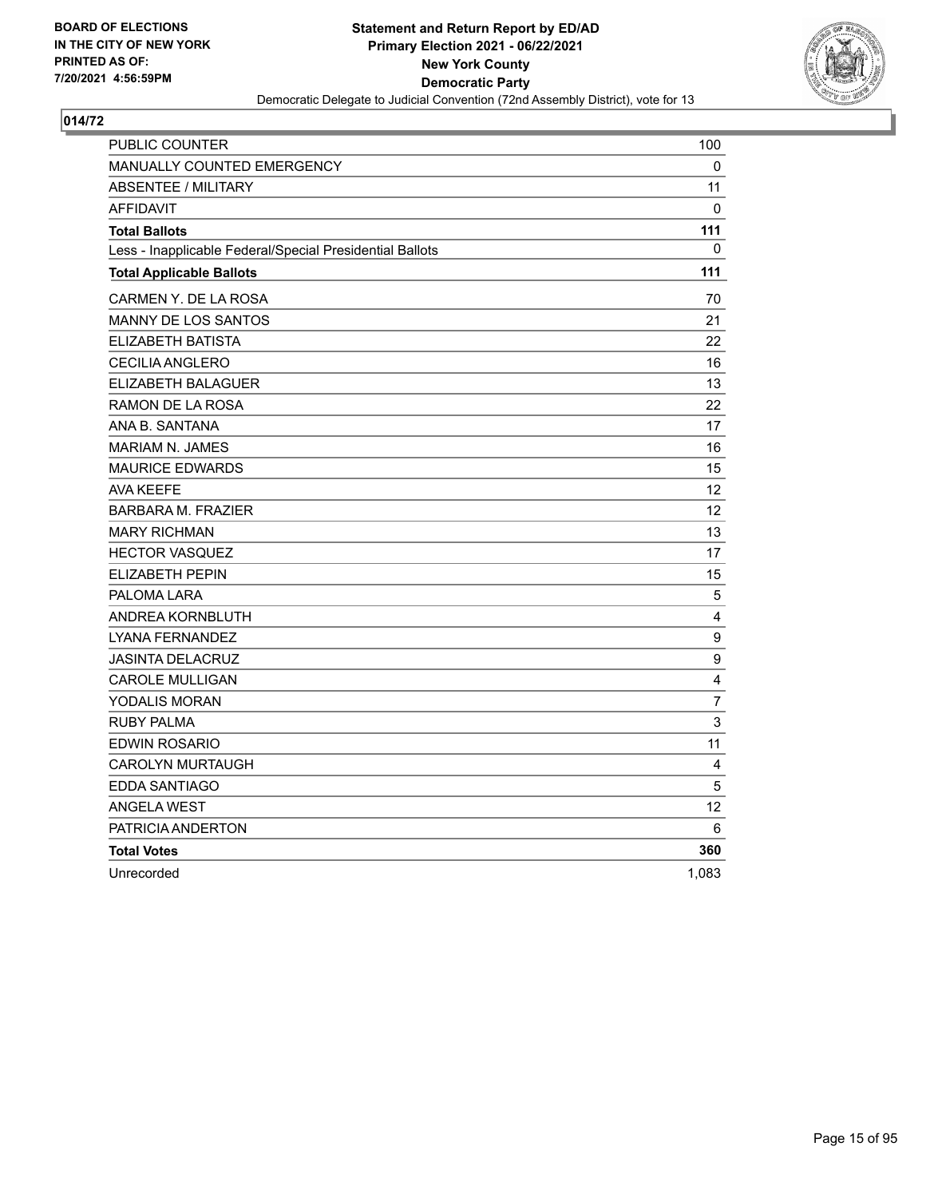BOARD OF ELECTIONS
IN THE CITY OF NEW YORK
PRINTED AS OF:
7/20/2021 4:56:59PM

**Statement and Return Report by ED/AD**
**Primary Election 2021 - 06/22/2021**
**New York County**
**Democratic Party**
Democratic Delegate to Judicial Convention (72nd Assembly District), vote for 13

## 014/72

| | |
|---|---|
| PUBLIC COUNTER | 100 |
| MANUALLY COUNTED EMERGENCY | 0 |
| ABSENTEE / MILITARY | 11 |
| AFFIDAVIT | 0 |
| **Total Ballots** | **111** |
| Less - Inapplicable Federal/Special Presidential Ballots | 0 |
| **Total Applicable Ballots** | **111** |
| CARMEN Y. DE LA ROSA | 70 |
| MANNY DE LOS SANTOS | 21 |
| ELIZABETH BATISTA | 22 |
| CECILIA ANGLERO | 16 |
| ELIZABETH BALAGUER | 13 |
| RAMON DE LA ROSA | 22 |
| ANA B. SANTANA | 17 |
| MARIAM N. JAMES | 16 |
| MAURICE EDWARDS | 15 |
| AVA KEEFE | 12 |
| BARBARA M. FRAZIER | 12 |
| MARY RICHMAN | 13 |
| HECTOR VASQUEZ | 17 |
| ELIZABETH PEPIN | 15 |
| PALOMA LARA | 5 |
| ANDREA KORNBLUTH | 4 |
| LYANA FERNANDEZ | 9 |
| JASINTA DELACRUZ | 9 |
| CAROLE MULLIGAN | 4 |
| YODALIS MORAN | 7 |
| RUBY PALMA | 3 |
| EDWIN ROSARIO | 11 |
| CAROLYN MURTAUGH | 4 |
| EDDA SANTIAGO | 5 |
| ANGELA WEST | 12 |
| PATRICIA ANDERTON | 6 |
| **Total Votes** | **360** |
| Unrecorded | 1,083 |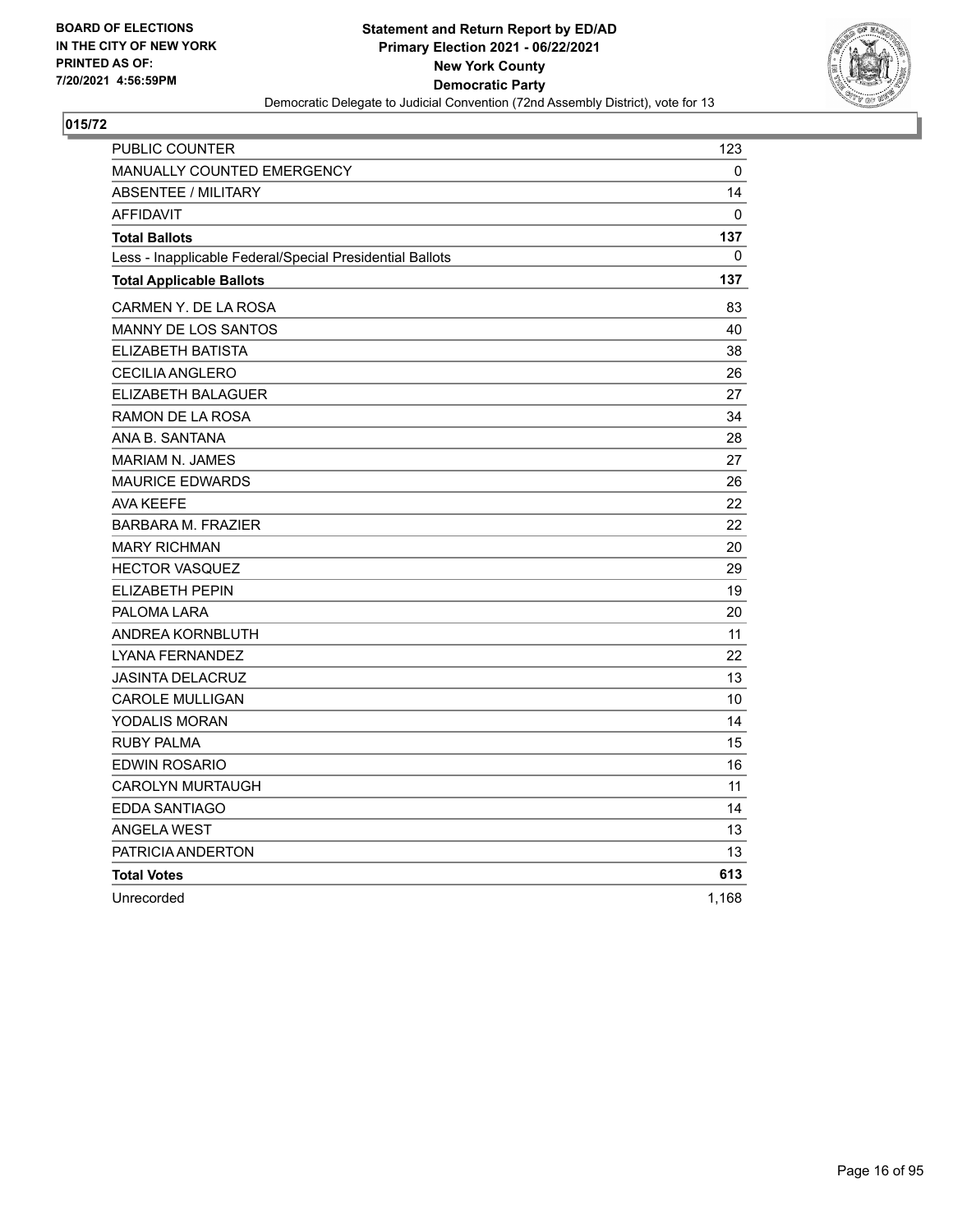BOARD OF ELECTIONS
IN THE CITY OF NEW YORK
PRINTED AS OF:
7/20/2021 4:56:59PM

**Statement and Return Report by ED/AD**
**Primary Election 2021 - 06/22/2021**
**New York County**
**Democratic Party**
Democratic Delegate to Judicial Convention (72nd Assembly District), vote for 13

## 015/72

| | |
|---|---|
| PUBLIC COUNTER | 123 |
| MANUALLY COUNTED EMERGENCY | 0 |
| ABSENTEE / MILITARY | 14 |
| AFFIDAVIT | 0 |
| **Total Ballots** | **137** |
| Less - Inapplicable Federal/Special Presidential Ballots | 0 |
| **Total Applicable Ballots** | **137** |
| CARMEN Y. DE LA ROSA | 83 |
| MANNY DE LOS SANTOS | 40 |
| ELIZABETH BATISTA | 38 |
| CECILIA ANGLERO | 26 |
| ELIZABETH BALAGUER | 27 |
| RAMON DE LA ROSA | 34 |
| ANA B. SANTANA | 28 |
| MARIAM N. JAMES | 27 |
| MAURICE EDWARDS | 26 |
| AVA KEEFE | 22 |
| BARBARA M. FRAZIER | 22 |
| MARY RICHMAN | 20 |
| HECTOR VASQUEZ | 29 |
| ELIZABETH PEPIN | 19 |
| PALOMA LARA | 20 |
| ANDREA KORNBLUTH | 11 |
| LYANA FERNANDEZ | 22 |
| JASINTA DELACRUZ | 13 |
| CAROLE MULLIGAN | 10 |
| YODALIS MORAN | 14 |
| RUBY PALMA | 15 |
| EDWIN ROSARIO | 16 |
| CAROLYN MURTAUGH | 11 |
| EDDA SANTIAGO | 14 |
| ANGELA WEST | 13 |
| PATRICIA ANDERTON | 13 |
| **Total Votes** | **613** |
| Unrecorded | 1,168 |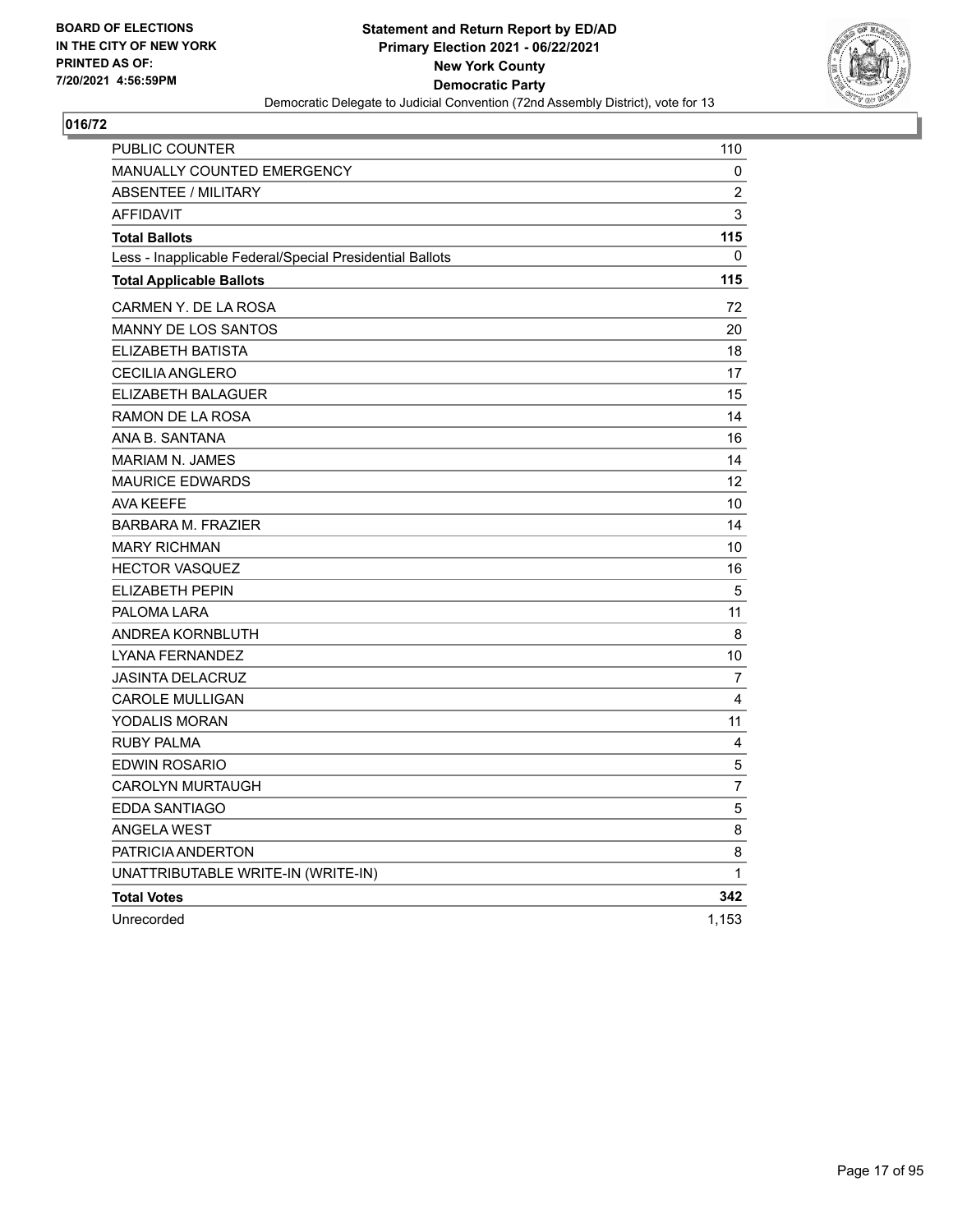BOARD OF ELECTIONS
IN THE CITY OF NEW YORK
PRINTED AS OF:
7/20/2021 4:56:59PM

**Statement and Return Report by ED/AD**
**Primary Election 2021 - 06/22/2021**
**New York County**
**Democratic Party**
Democratic Delegate to Judicial Convention (72nd Assembly District), vote for 13

## 016/72

| | |
|---|---|
| PUBLIC COUNTER | 110 |
| MANUALLY COUNTED EMERGENCY | 0 |
| ABSENTEE / MILITARY | 2 |
| AFFIDAVIT | 3 |
| **Total Ballots** | **115** |
| Less - Inapplicable Federal/Special Presidential Ballots | 0 |
| **Total Applicable Ballots** | **115** |
| CARMEN Y. DE LA ROSA | 72 |
| MANNY DE LOS SANTOS | 20 |
| ELIZABETH BATISTA | 18 |
| CECILIA ANGLERO | 17 |
| ELIZABETH BALAGUER | 15 |
| RAMON DE LA ROSA | 14 |
| ANA B. SANTANA | 16 |
| MARIAM N. JAMES | 14 |
| MAURICE EDWARDS | 12 |
| AVA KEEFE | 10 |
| BARBARA M. FRAZIER | 14 |
| MARY RICHMAN | 10 |
| HECTOR VASQUEZ | 16 |
| ELIZABETH PEPIN | 5 |
| PALOMA LARA | 11 |
| ANDREA KORNBLUTH | 8 |
| LYANA FERNANDEZ | 10 |
| JASINTA DELACRUZ | 7 |
| CAROLE MULLIGAN | 4 |
| YODALIS MORAN | 11 |
| RUBY PALMA | 4 |
| EDWIN ROSARIO | 5 |
| CAROLYN MURTAUGH | 7 |
| EDDA SANTIAGO | 5 |
| ANGELA WEST | 8 |
| PATRICIA ANDERTON | 8 |
| UNATTRIBUTABLE WRITE-IN (WRITE-IN) | 1 |
| **Total Votes** | **342** |
| Unrecorded | 1,153 |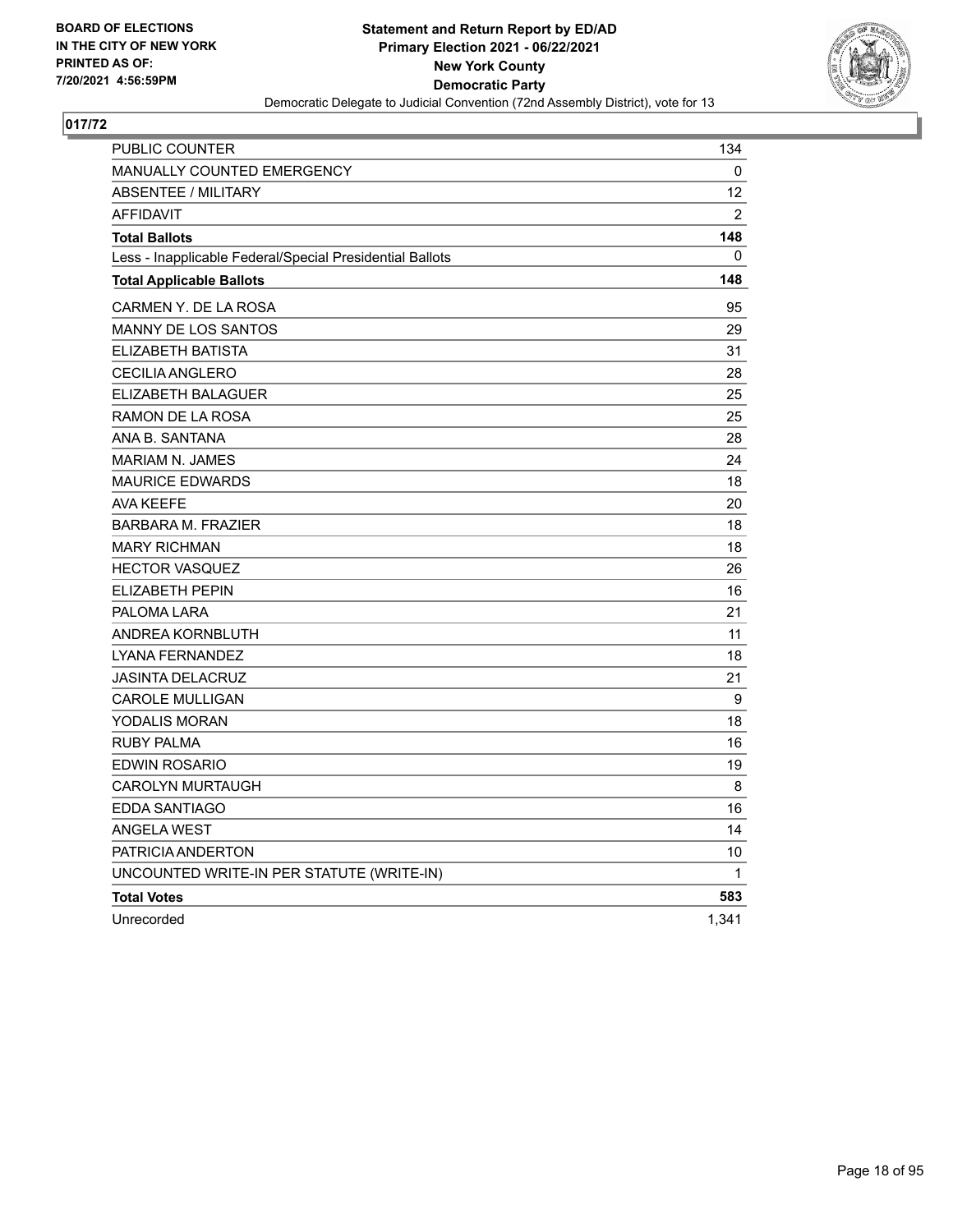BOARD OF ELECTIONS
IN THE CITY OF NEW YORK
PRINTED AS OF:
7/20/2021 4:56:59PM

**Statement and Return Report by ED/AD**
**Primary Election 2021 - 06/22/2021**
**New York County**
**Democratic Party**
Democratic Delegate to Judicial Convention (72nd Assembly District), vote for 13

## 017/72

| | |
|---|---|
| PUBLIC COUNTER | 134 |
| MANUALLY COUNTED EMERGENCY | 0 |
| ABSENTEE / MILITARY | 12 |
| AFFIDAVIT | 2 |
| **Total Ballots** | **148** |
| Less - Inapplicable Federal/Special Presidential Ballots | 0 |
| **Total Applicable Ballots** | **148** |
| CARMEN Y. DE LA ROSA | 95 |
| MANNY DE LOS SANTOS | 29 |
| ELIZABETH BATISTA | 31 |
| CECILIA ANGLERO | 28 |
| ELIZABETH BALAGUER | 25 |
| RAMON DE LA ROSA | 25 |
| ANA B. SANTANA | 28 |
| MARIAM N. JAMES | 24 |
| MAURICE EDWARDS | 18 |
| AVA KEEFE | 20 |
| BARBARA M. FRAZIER | 18 |
| MARY RICHMAN | 18 |
| HECTOR VASQUEZ | 26 |
| ELIZABETH PEPIN | 16 |
| PALOMA LARA | 21 |
| ANDREA KORNBLUTH | 11 |
| LYANA FERNANDEZ | 18 |
| JASINTA DELACRUZ | 21 |
| CAROLE MULLIGAN | 9 |
| YODALIS MORAN | 18 |
| RUBY PALMA | 16 |
| EDWIN ROSARIO | 19 |
| CAROLYN MURTAUGH | 8 |
| EDDA SANTIAGO | 16 |
| ANGELA WEST | 14 |
| PATRICIA ANDERTON | 10 |
| UNCOUNTED WRITE-IN PER STATUTE (WRITE-IN) | 1 |
| **Total Votes** | **583** |
| Unrecorded | 1,341 |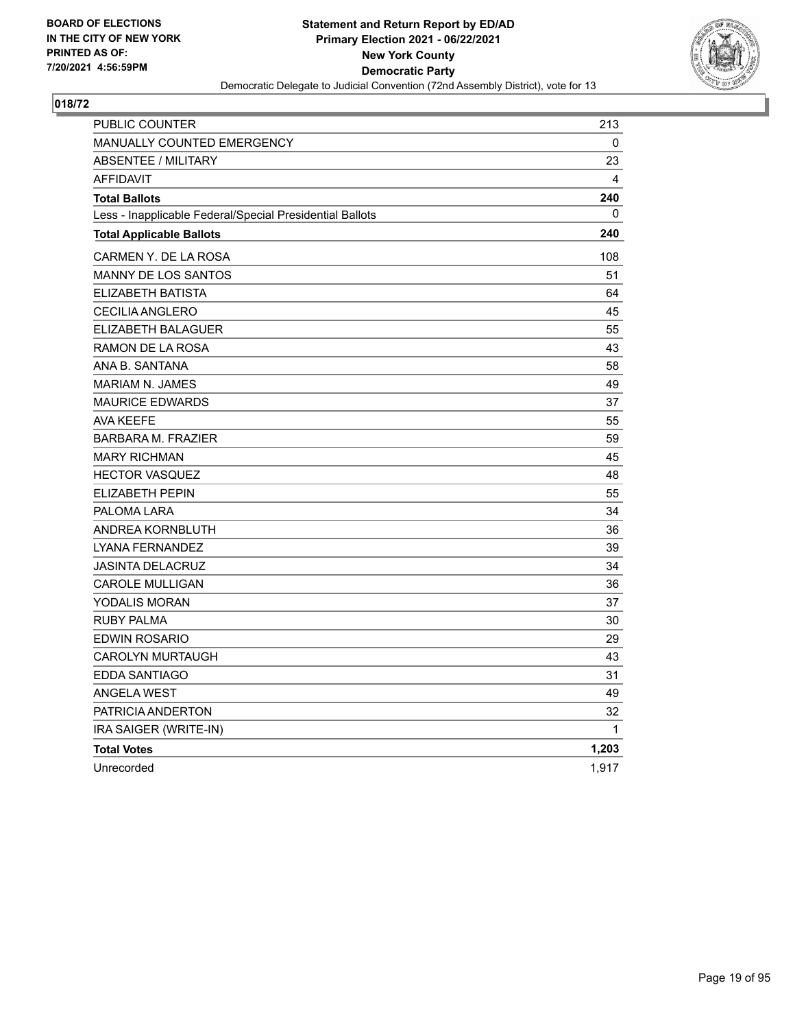BOARD OF ELECTIONS
IN THE CITY OF NEW YORK
PRINTED AS OF:
7/20/2021 4:56:59PM

**Statement and Return Report by ED/AD**
**Primary Election 2021 - 06/22/2021**
**New York County**
**Democratic Party**
Democratic Delegate to Judicial Convention (72nd Assembly District), vote for 13

## 018/72

| | |
|---|---|
| PUBLIC COUNTER | 213 |
| MANUALLY COUNTED EMERGENCY | 0 |
| ABSENTEE / MILITARY | 23 |
| AFFIDAVIT | 4 |
| **Total Ballots** | **240** |
| Less - Inapplicable Federal/Special Presidential Ballots | 0 |
| **Total Applicable Ballots** | **240** |
| CARMEN Y. DE LA ROSA | 108 |
| MANNY DE LOS SANTOS | 51 |
| ELIZABETH BATISTA | 64 |
| CECILIA ANGLERO | 45 |
| ELIZABETH BALAGUER | 55 |
| RAMON DE LA ROSA | 43 |
| ANA B. SANTANA | 58 |
| MARIAM N. JAMES | 49 |
| MAURICE EDWARDS | 37 |
| AVA KEEFE | 55 |
| BARBARA M. FRAZIER | 59 |
| MARY RICHMAN | 45 |
| HECTOR VASQUEZ | 48 |
| ELIZABETH PEPIN | 55 |
| PALOMA LARA | 34 |
| ANDREA KORNBLUTH | 36 |
| LYANA FERNANDEZ | 39 |
| JASINTA DELACRUZ | 34 |
| CAROLE MULLIGAN | 36 |
| YODALIS MORAN | 37 |
| RUBY PALMA | 30 |
| EDWIN ROSARIO | 29 |
| CAROLYN MURTAUGH | 43 |
| EDDA SANTIAGO | 31 |
| ANGELA WEST | 49 |
| PATRICIA ANDERTON | 32 |
| IRA SAIGER (WRITE-IN) | 1 |
| **Total Votes** | **1,203** |
| Unrecorded | 1,917 |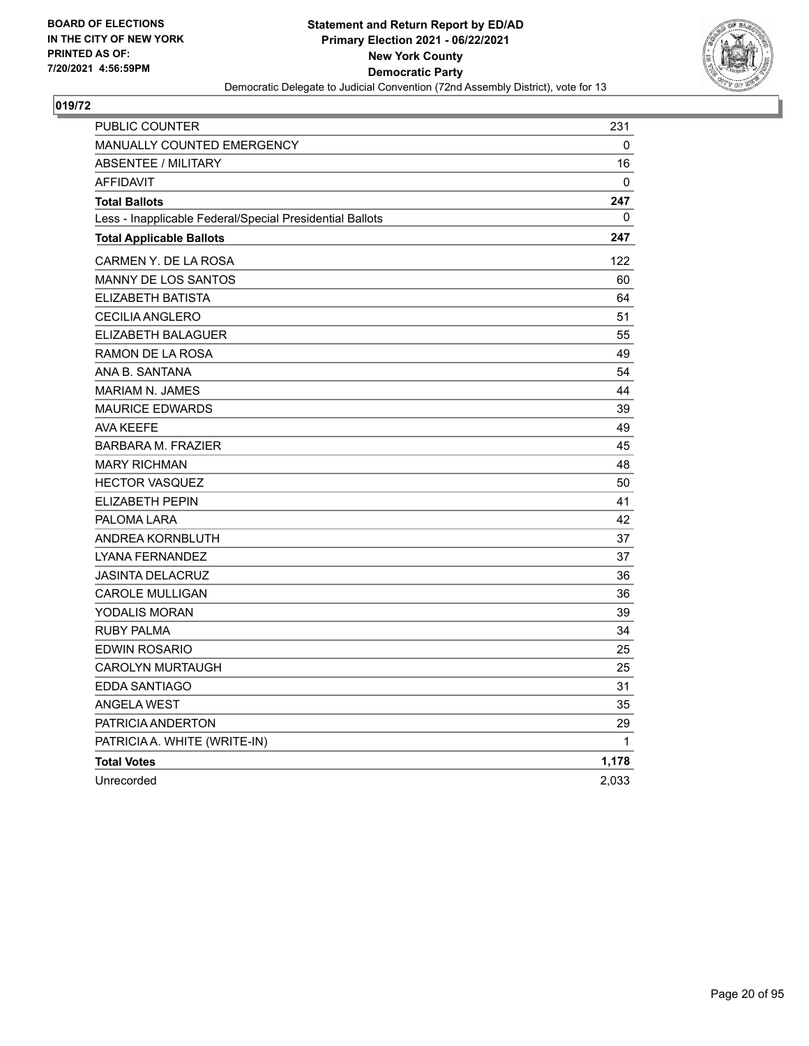BOARD OF ELECTIONS
IN THE CITY OF NEW YORK
PRINTED AS OF:
7/20/2021 4:56:59PM

**Statement and Return Report by ED/AD**
**Primary Election 2021 - 06/22/2021**
**New York County**
**Democratic Party**
Democratic Delegate to Judicial Convention (72nd Assembly District), vote for 13

## 019/72

| | |
|---|---|
| PUBLIC COUNTER | 231 |
| MANUALLY COUNTED EMERGENCY | 0 |
| ABSENTEE / MILITARY | 16 |
| AFFIDAVIT | 0 |
| **Total Ballots** | **247** |
| Less - Inapplicable Federal/Special Presidential Ballots | 0 |
| **Total Applicable Ballots** | **247** |
| CARMEN Y. DE LA ROSA | 122 |
| MANNY DE LOS SANTOS | 60 |
| ELIZABETH BATISTA | 64 |
| CECILIA ANGLERO | 51 |
| ELIZABETH BALAGUER | 55 |
| RAMON DE LA ROSA | 49 |
| ANA B. SANTANA | 54 |
| MARIAM N. JAMES | 44 |
| MAURICE EDWARDS | 39 |
| AVA KEEFE | 49 |
| BARBARA M. FRAZIER | 45 |
| MARY RICHMAN | 48 |
| HECTOR VASQUEZ | 50 |
| ELIZABETH PEPIN | 41 |
| PALOMA LARA | 42 |
| ANDREA KORNBLUTH | 37 |
| LYANA FERNANDEZ | 37 |
| JASINTA DELACRUZ | 36 |
| CAROLE MULLIGAN | 36 |
| YODALIS MORAN | 39 |
| RUBY PALMA | 34 |
| EDWIN ROSARIO | 25 |
| CAROLYN MURTAUGH | 25 |
| EDDA SANTIAGO | 31 |
| ANGELA WEST | 35 |
| PATRICIA ANDERTON | 29 |
| PATRICIA A. WHITE (WRITE-IN) | 1 |
| **Total Votes** | **1,178** |
| Unrecorded | 2,033 |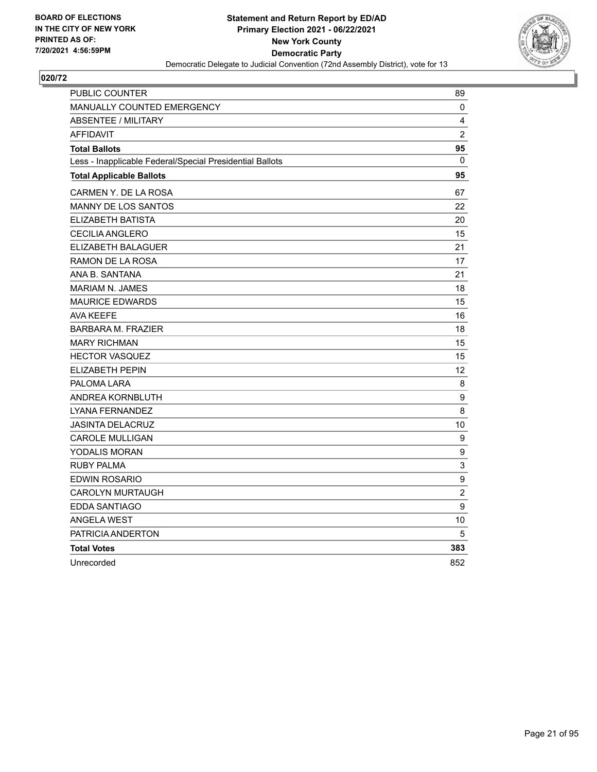**BOARD OF ELECTIONS IN THE CITY OF NEW YORK PRINTED AS OF: 7/20/2021 4:56:59PM**

**Statement and Return Report by ED/AD**
**Primary Election 2021 - 06/22/2021**
**New York County**
**Democratic Party**
Democratic Delegate to Judicial Convention (72nd Assembly District), vote for 13

## 020/72

| | |
|---|---|
| PUBLIC COUNTER | 89 |
| MANUALLY COUNTED EMERGENCY | 0 |
| ABSENTEE / MILITARY | 4 |
| AFFIDAVIT | 2 |
| **Total Ballots** | **95** |
| Less - Inapplicable Federal/Special Presidential Ballots | 0 |
| **Total Applicable Ballots** | **95** |
| CARMEN Y. DE LA ROSA | 67 |
| MANNY DE LOS SANTOS | 22 |
| ELIZABETH BATISTA | 20 |
| CECILIA ANGLERO | 15 |
| ELIZABETH BALAGUER | 21 |
| RAMON DE LA ROSA | 17 |
| ANA B. SANTANA | 21 |
| MARIAM N. JAMES | 18 |
| MAURICE EDWARDS | 15 |
| AVA KEEFE | 16 |
| BARBARA M. FRAZIER | 18 |
| MARY RICHMAN | 15 |
| HECTOR VASQUEZ | 15 |
| ELIZABETH PEPIN | 12 |
| PALOMA LARA | 8 |
| ANDREA KORNBLUTH | 9 |
| LYANA FERNANDEZ | 8 |
| JASINTA DELACRUZ | 10 |
| CAROLE MULLIGAN | 9 |
| YODALIS MORAN | 9 |
| RUBY PALMA | 3 |
| EDWIN ROSARIO | 9 |
| CAROLYN MURTAUGH | 2 |
| EDDA SANTIAGO | 9 |
| ANGELA WEST | 10 |
| PATRICIA ANDERTON | 5 |
| **Total Votes** | **383** |
| Unrecorded | 852 |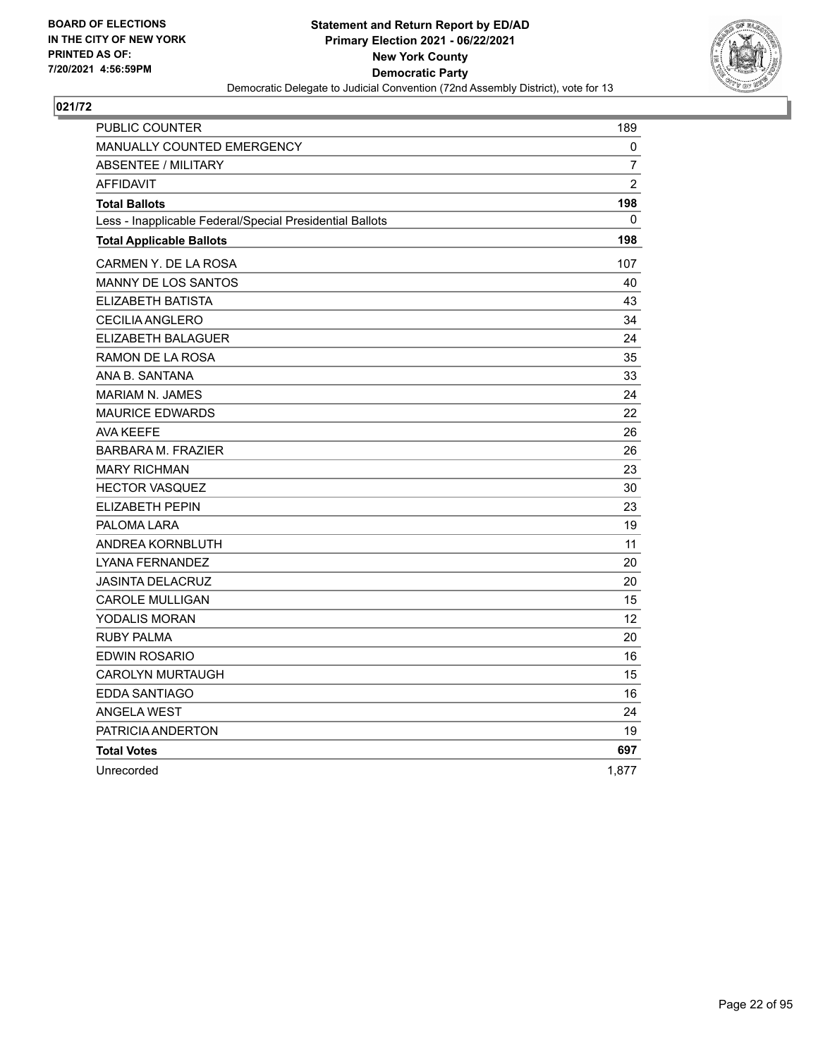**BOARD OF ELECTIONS IN THE CITY OF NEW YORK PRINTED AS OF: 7/20/2021 4:56:59PM**

**Statement and Return Report by ED/AD Primary Election 2021 - 06/22/2021 New York County Democratic Party**

Democratic Delegate to Judicial Convention (72nd Assembly District), vote for 13

## 021/72

| | |
|---|---|
| PUBLIC COUNTER | 189 |
| MANUALLY COUNTED EMERGENCY | 0 |
| ABSENTEE / MILITARY | 7 |
| AFFIDAVIT | 2 |
| **Total Ballots** | **198** |
| Less - Inapplicable Federal/Special Presidential Ballots | 0 |
| **Total Applicable Ballots** | **198** |
| CARMEN Y. DE LA ROSA | 107 |
| MANNY DE LOS SANTOS | 40 |
| ELIZABETH BATISTA | 43 |
| CECILIA ANGLERO | 34 |
| ELIZABETH BALAGUER | 24 |
| RAMON DE LA ROSA | 35 |
| ANA B. SANTANA | 33 |
| MARIAM N. JAMES | 24 |
| MAURICE EDWARDS | 22 |
| AVA KEEFE | 26 |
| BARBARA M. FRAZIER | 26 |
| MARY RICHMAN | 23 |
| HECTOR VASQUEZ | 30 |
| ELIZABETH PEPIN | 23 |
| PALOMA LARA | 19 |
| ANDREA KORNBLUTH | 11 |
| LYANA FERNANDEZ | 20 |
| JASINTA DELACRUZ | 20 |
| CAROLE MULLIGAN | 15 |
| YODALIS MORAN | 12 |
| RUBY PALMA | 20 |
| EDWIN ROSARIO | 16 |
| CAROLYN MURTAUGH | 15 |
| EDDA SANTIAGO | 16 |
| ANGELA WEST | 24 |
| PATRICIA ANDERTON | 19 |
| **Total Votes** | **697** |
| Unrecorded | 1,877 |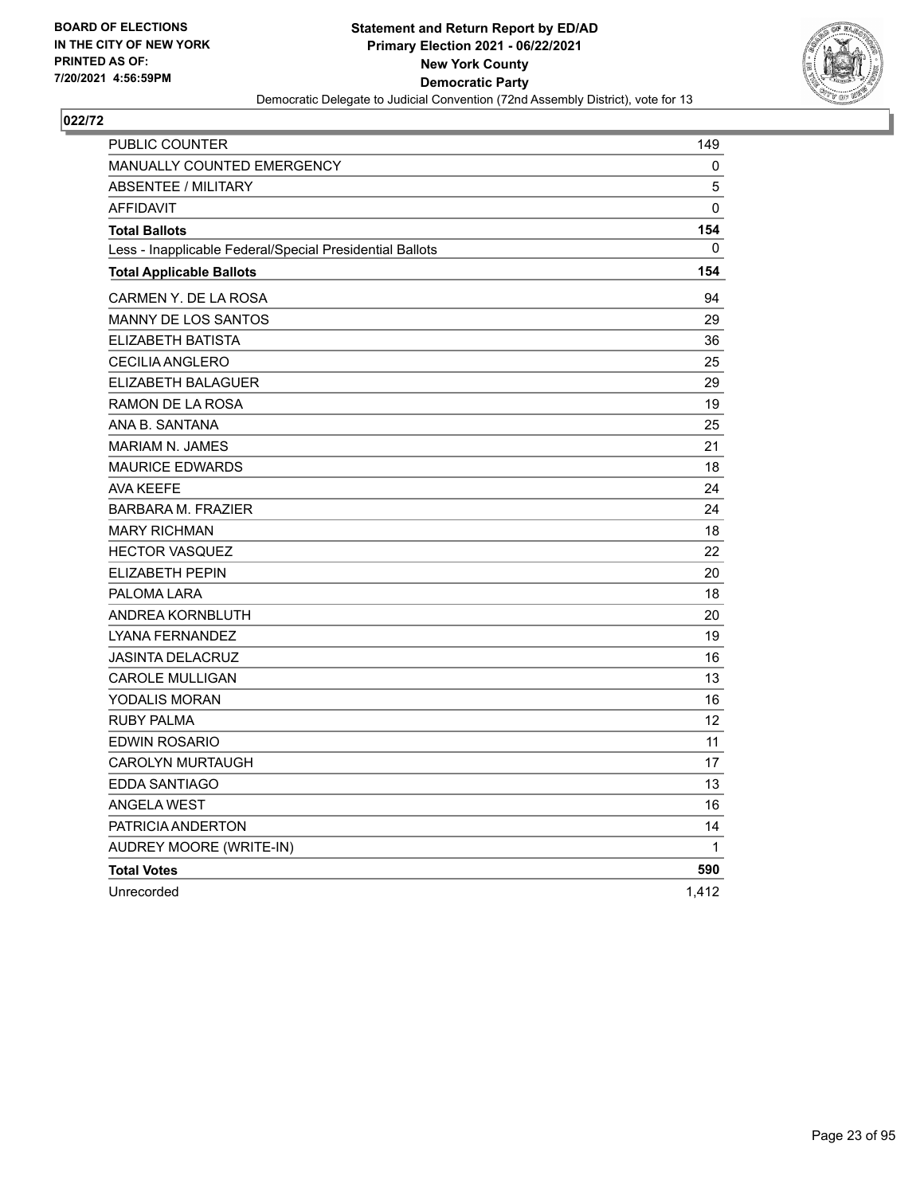BOARD OF ELECTIONS
IN THE CITY OF NEW YORK
PRINTED AS OF:
7/20/2021 4:56:59PM

**Statement and Return Report by ED/AD**
**Primary Election 2021 - 06/22/2021**
**New York County**
**Democratic Party**
Democratic Delegate to Judicial Convention (72nd Assembly District), vote for 13

## 022/72

| | |
|---|---|
| PUBLIC COUNTER | 149 |
| MANUALLY COUNTED EMERGENCY | 0 |
| ABSENTEE / MILITARY | 5 |
| AFFIDAVIT | 0 |
| **Total Ballots** | **154** |
| Less - Inapplicable Federal/Special Presidential Ballots | 0 |
| **Total Applicable Ballots** | **154** |
| CARMEN Y. DE LA ROSA | 94 |
| MANNY DE LOS SANTOS | 29 |
| ELIZABETH BATISTA | 36 |
| CECILIA ANGLERO | 25 |
| ELIZABETH BALAGUER | 29 |
| RAMON DE LA ROSA | 19 |
| ANA B. SANTANA | 25 |
| MARIAM N. JAMES | 21 |
| MAURICE EDWARDS | 18 |
| AVA KEEFE | 24 |
| BARBARA M. FRAZIER | 24 |
| MARY RICHMAN | 18 |
| HECTOR VASQUEZ | 22 |
| ELIZABETH PEPIN | 20 |
| PALOMA LARA | 18 |
| ANDREA KORNBLUTH | 20 |
| LYANA FERNANDEZ | 19 |
| JASINTA DELACRUZ | 16 |
| CAROLE MULLIGAN | 13 |
| YODALIS MORAN | 16 |
| RUBY PALMA | 12 |
| EDWIN ROSARIO | 11 |
| CAROLYN MURTAUGH | 17 |
| EDDA SANTIAGO | 13 |
| ANGELA WEST | 16 |
| PATRICIA ANDERTON | 14 |
| AUDREY MOORE (WRITE-IN) | 1 |
| **Total Votes** | **590** |
| Unrecorded | 1,412 |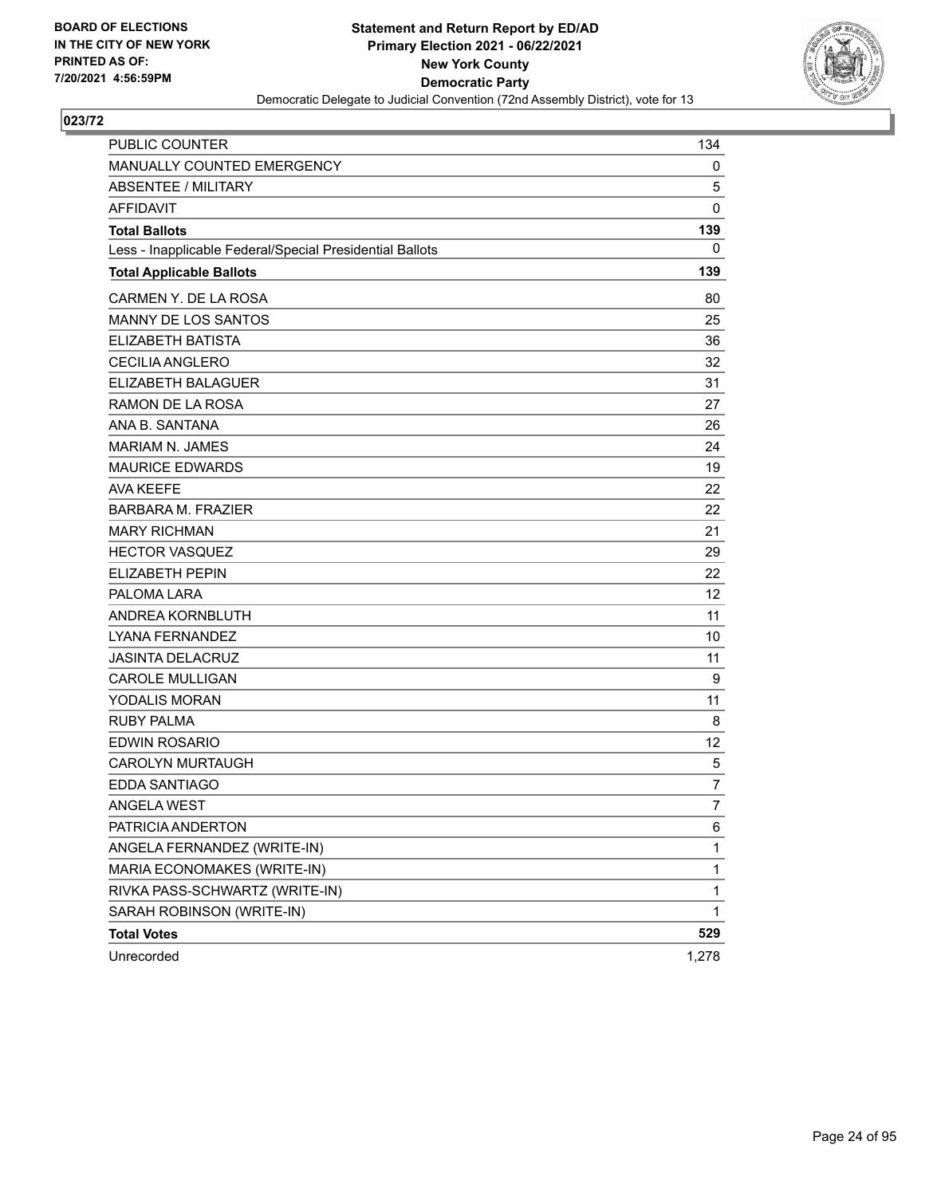BOARD OF ELECTIONS
IN THE CITY OF NEW YORK
PRINTED AS OF:
7/20/2021 4:56:59PM

**Statement and Return Report by ED/AD**
**Primary Election 2021 - 06/22/2021**
**New York County**
**Democratic Party**
Democratic Delegate to Judicial Convention (72nd Assembly District), vote for 13

## 023/72

| | |
|---|---|
| PUBLIC COUNTER | 134 |
| MANUALLY COUNTED EMERGENCY | 0 |
| ABSENTEE / MILITARY | 5 |
| AFFIDAVIT | 0 |
| **Total Ballots** | **139** |
| Less - Inapplicable Federal/Special Presidential Ballots | 0 |
| **Total Applicable Ballots** | **139** |
| CARMEN Y. DE LA ROSA | 80 |
| MANNY DE LOS SANTOS | 25 |
| ELIZABETH BATISTA | 36 |
| CECILIA ANGLERO | 32 |
| ELIZABETH BALAGUER | 31 |
| RAMON DE LA ROSA | 27 |
| ANA B. SANTANA | 26 |
| MARIAM N. JAMES | 24 |
| MAURICE EDWARDS | 19 |
| AVA KEEFE | 22 |
| BARBARA M. FRAZIER | 22 |
| MARY RICHMAN | 21 |
| HECTOR VASQUEZ | 29 |
| ELIZABETH PEPIN | 22 |
| PALOMA LARA | 12 |
| ANDREA KORNBLUTH | 11 |
| LYANA FERNANDEZ | 10 |
| JASINTA DELACRUZ | 11 |
| CAROLE MULLIGAN | 9 |
| YODALIS MORAN | 11 |
| RUBY PALMA | 8 |
| EDWIN ROSARIO | 12 |
| CAROLYN MURTAUGH | 5 |
| EDDA SANTIAGO | 7 |
| ANGELA WEST | 7 |
| PATRICIA ANDERTON | 6 |
| ANGELA FERNANDEZ (WRITE-IN) | 1 |
| MARIA ECONOMAKES (WRITE-IN) | 1 |
| RIVKA PASS-SCHWARTZ (WRITE-IN) | 1 |
| SARAH ROBINSON (WRITE-IN) | 1 |
| **Total Votes** | **529** |
| Unrecorded | 1,278 |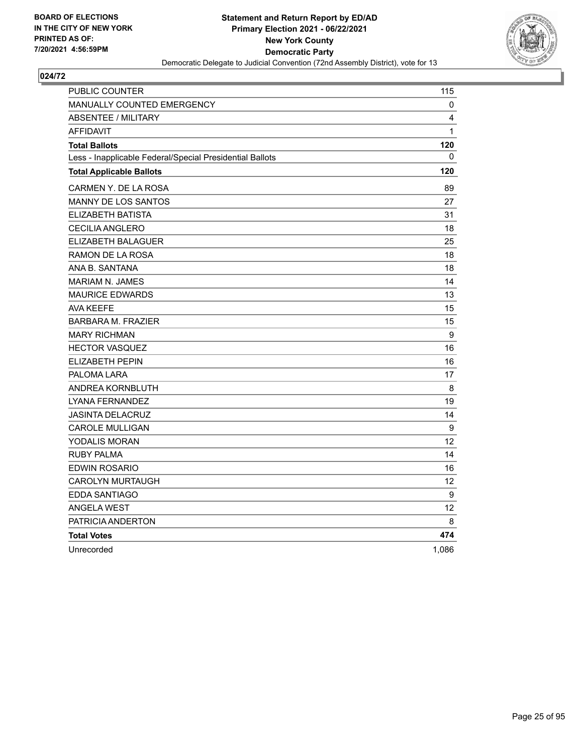**BOARD OF ELECTIONS IN THE CITY OF NEW YORK PRINTED AS OF: 7/20/2021 4:56:59PM**

**Statement and Return Report by ED/AD**
**Primary Election 2021 - 06/22/2021**
**New York County**
**Democratic Party**
Democratic Delegate to Judicial Convention (72nd Assembly District), vote for 13

## 024/72

| | |
|---|---|
| PUBLIC COUNTER | 115 |
| MANUALLY COUNTED EMERGENCY | 0 |
| ABSENTEE / MILITARY | 4 |
| AFFIDAVIT | 1 |
| **Total Ballots** | **120** |
| Less - Inapplicable Federal/Special Presidential Ballots | 0 |
| **Total Applicable Ballots** | **120** |
| CARMEN Y. DE LA ROSA | 89 |
| MANNY DE LOS SANTOS | 27 |
| ELIZABETH BATISTA | 31 |
| CECILIA ANGLERO | 18 |
| ELIZABETH BALAGUER | 25 |
| RAMON DE LA ROSA | 18 |
| ANA B. SANTANA | 18 |
| MARIAM N. JAMES | 14 |
| MAURICE EDWARDS | 13 |
| AVA KEEFE | 15 |
| BARBARA M. FRAZIER | 15 |
| MARY RICHMAN | 9 |
| HECTOR VASQUEZ | 16 |
| ELIZABETH PEPIN | 16 |
| PALOMA LARA | 17 |
| ANDREA KORNBLUTH | 8 |
| LYANA FERNANDEZ | 19 |
| JASINTA DELACRUZ | 14 |
| CAROLE MULLIGAN | 9 |
| YODALIS MORAN | 12 |
| RUBY PALMA | 14 |
| EDWIN ROSARIO | 16 |
| CAROLYN MURTAUGH | 12 |
| EDDA SANTIAGO | 9 |
| ANGELA WEST | 12 |
| PATRICIA ANDERTON | 8 |
| **Total Votes** | **474** |
| Unrecorded | 1,086 |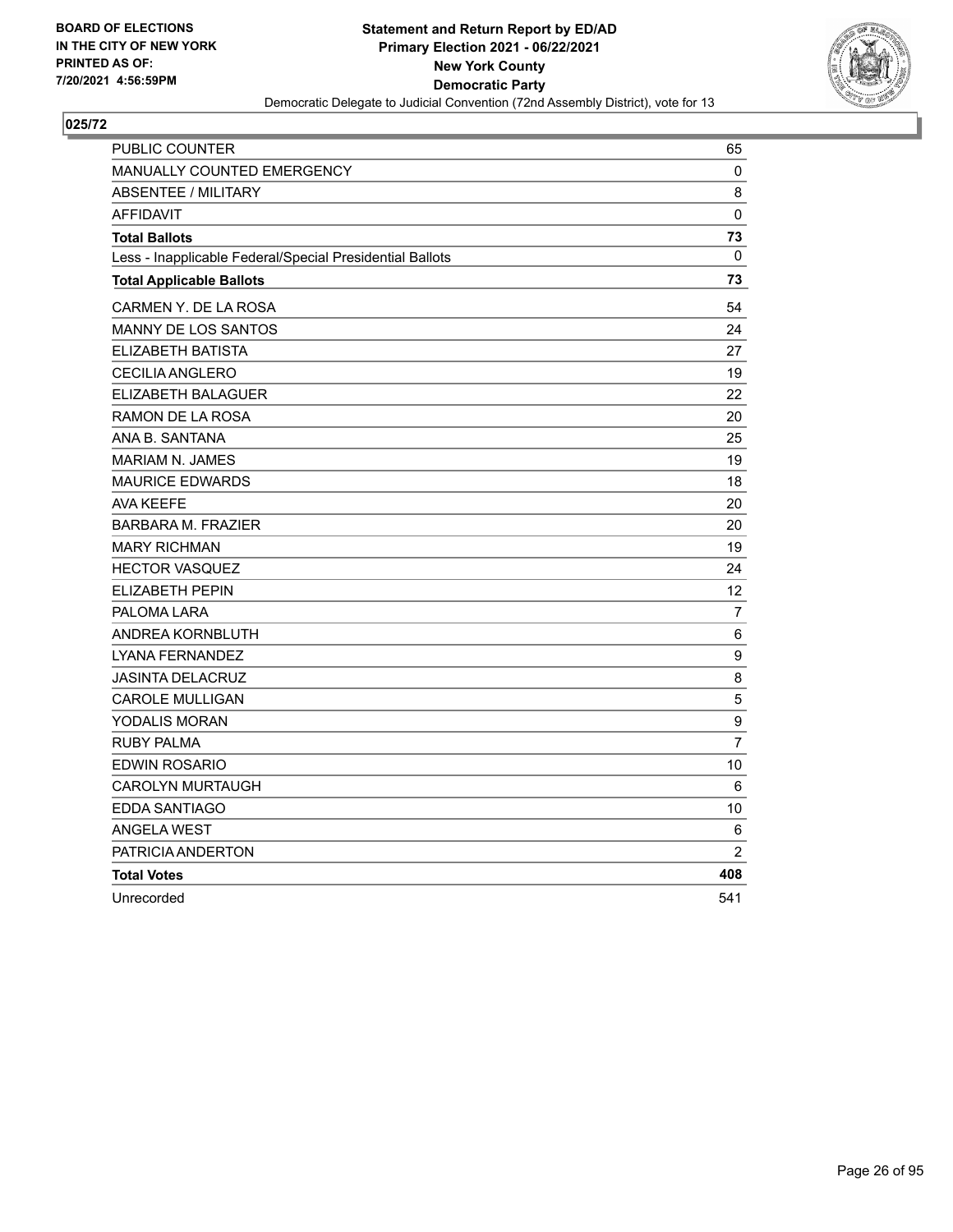**BOARD OF ELECTIONS IN THE CITY OF NEW YORK PRINTED AS OF: 7/20/2021 4:56:59PM**

**Statement and Return Report by ED/AD Primary Election 2021 - 06/22/2021 New York County Democratic Party**

Democratic Delegate to Judicial Convention (72nd Assembly District), vote for 13

## 025/72

| | |
|---|---|
| PUBLIC COUNTER | 65 |
| MANUALLY COUNTED EMERGENCY | 0 |
| ABSENTEE / MILITARY | 8 |
| AFFIDAVIT | 0 |
| **Total Ballots** | **73** |
| Less - Inapplicable Federal/Special Presidential Ballots | 0 |
| **Total Applicable Ballots** | **73** |
| CARMEN Y. DE LA ROSA | 54 |
| MANNY DE LOS SANTOS | 24 |
| ELIZABETH BATISTA | 27 |
| CECILIA ANGLERO | 19 |
| ELIZABETH BALAGUER | 22 |
| RAMON DE LA ROSA | 20 |
| ANA B. SANTANA | 25 |
| MARIAM N. JAMES | 19 |
| MAURICE EDWARDS | 18 |
| AVA KEEFE | 20 |
| BARBARA M. FRAZIER | 20 |
| MARY RICHMAN | 19 |
| HECTOR VASQUEZ | 24 |
| ELIZABETH PEPIN | 12 |
| PALOMA LARA | 7 |
| ANDREA KORNBLUTH | 6 |
| LYANA FERNANDEZ | 9 |
| JASINTA DELACRUZ | 8 |
| CAROLE MULLIGAN | 5 |
| YODALIS MORAN | 9 |
| RUBY PALMA | 7 |
| EDWIN ROSARIO | 10 |
| CAROLYN MURTAUGH | 6 |
| EDDA SANTIAGO | 10 |
| ANGELA WEST | 6 |
| PATRICIA ANDERTON | 2 |
| **Total Votes** | **408** |
| Unrecorded | 541 |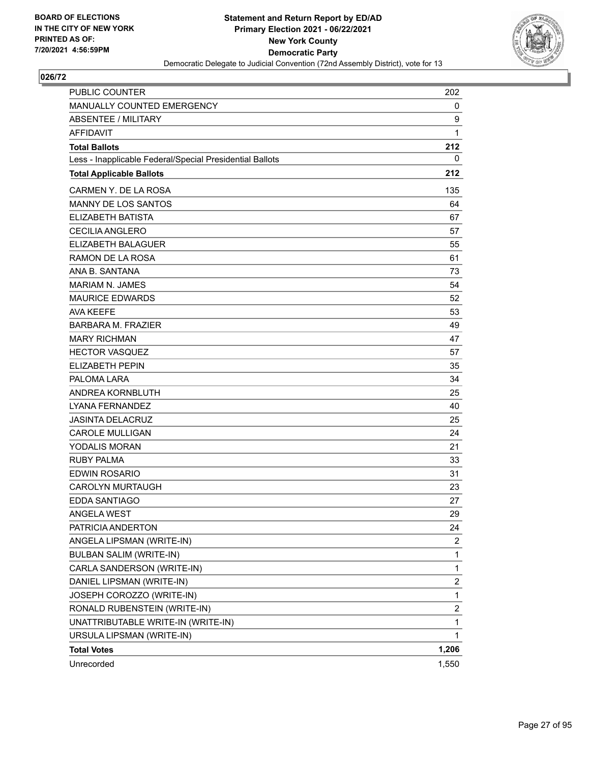**BOARD OF ELECTIONS IN THE CITY OF NEW YORK PRINTED AS OF: 7/20/2021 4:56:59PM**

**Statement and Return Report by ED/AD**
**Primary Election 2021 - 06/22/2021**
**New York County**
**Democratic Party**
Democratic Delegate to Judicial Convention (72nd Assembly District), vote for 13

## 026/72

| | |
|---|---|
| PUBLIC COUNTER | 202 |
| MANUALLY COUNTED EMERGENCY | 0 |
| ABSENTEE / MILITARY | 9 |
| AFFIDAVIT | 1 |
| **Total Ballots** | **212** |
| Less - Inapplicable Federal/Special Presidential Ballots | 0 |
| **Total Applicable Ballots** | **212** |
| CARMEN Y. DE LA ROSA | 135 |
| MANNY DE LOS SANTOS | 64 |
| ELIZABETH BATISTA | 67 |
| CECILIA ANGLERO | 57 |
| ELIZABETH BALAGUER | 55 |
| RAMON DE LA ROSA | 61 |
| ANA B. SANTANA | 73 |
| MARIAM N. JAMES | 54 |
| MAURICE EDWARDS | 52 |
| AVA KEEFE | 53 |
| BARBARA M. FRAZIER | 49 |
| MARY RICHMAN | 47 |
| HECTOR VASQUEZ | 57 |
| ELIZABETH PEPIN | 35 |
| PALOMA LARA | 34 |
| ANDREA KORNBLUTH | 25 |
| LYANA FERNANDEZ | 40 |
| JASINTA DELACRUZ | 25 |
| CAROLE MULLIGAN | 24 |
| YODALIS MORAN | 21 |
| RUBY PALMA | 33 |
| EDWIN ROSARIO | 31 |
| CAROLYN MURTAUGH | 23 |
| EDDA SANTIAGO | 27 |
| ANGELA WEST | 29 |
| PATRICIA ANDERTON | 24 |
| ANGELA LIPSMAN (WRITE-IN) | 2 |
| BULBAN SALIM (WRITE-IN) | 1 |
| CARLA SANDERSON (WRITE-IN) | 1 |
| DANIEL LIPSMAN (WRITE-IN) | 2 |
| JOSEPH COROZZO (WRITE-IN) | 1 |
| RONALD RUBENSTEIN (WRITE-IN) | 2 |
| UNATTRIBUTABLE WRITE-IN (WRITE-IN) | 1 |
| URSULA LIPSMAN (WRITE-IN) | 1 |
| **Total Votes** | **1,206** |
| Unrecorded | 1,550 |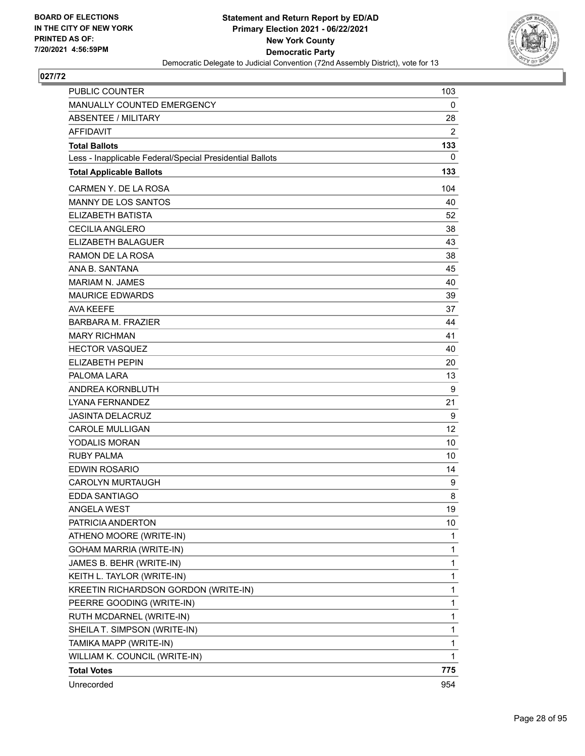**BOARD OF ELECTIONS IN THE CITY OF NEW YORK PRINTED AS OF: 7/20/2021 4:56:59PM**

**Statement and Return Report by ED/AD Primary Election 2021 - 06/22/2021 New York County Democratic Party**

Democratic Delegate to Judicial Convention (72nd Assembly District), vote for 13

**027/72**

| | |
|---|---|
| PUBLIC COUNTER | 103 |
| MANUALLY COUNTED EMERGENCY | 0 |
| ABSENTEE / MILITARY | 28 |
| AFFIDAVIT | 2 |
| **Total Ballots** | **133** |
| Less - Inapplicable Federal/Special Presidential Ballots | 0 |
| **Total Applicable Ballots** | **133** |
| CARMEN Y. DE LA ROSA | 104 |
| MANNY DE LOS SANTOS | 40 |
| ELIZABETH BATISTA | 52 |
| CECILIA ANGLERO | 38 |
| ELIZABETH BALAGUER | 43 |
| RAMON DE LA ROSA | 38 |
| ANA B. SANTANA | 45 |
| MARIAM N. JAMES | 40 |
| MAURICE EDWARDS | 39 |
| AVA KEEFE | 37 |
| BARBARA M. FRAZIER | 44 |
| MARY RICHMAN | 41 |
| HECTOR VASQUEZ | 40 |
| ELIZABETH PEPIN | 20 |
| PALOMA LARA | 13 |
| ANDREA KORNBLUTH | 9 |
| LYANA FERNANDEZ | 21 |
| JASINTA DELACRUZ | 9 |
| CAROLE MULLIGAN | 12 |
| YODALIS MORAN | 10 |
| RUBY PALMA | 10 |
| EDWIN ROSARIO | 14 |
| CAROLYN MURTAUGH | 9 |
| EDDA SANTIAGO | 8 |
| ANGELA WEST | 19 |
| PATRICIA ANDERTON | 10 |
| ATHENO MOORE (WRITE-IN) | 1 |
| GOHAM MARRIA (WRITE-IN) | 1 |
| JAMES B. BEHR (WRITE-IN) | 1 |
| KEITH L. TAYLOR (WRITE-IN) | 1 |
| KREETIN RICHARDSON GORDON (WRITE-IN) | 1 |
| PEERRE GOODING (WRITE-IN) | 1 |
| RUTH MCDARNEL (WRITE-IN) | 1 |
| SHEILA T. SIMPSON (WRITE-IN) | 1 |
| TAMIKA MAPP (WRITE-IN) | 1 |
| WILLIAM K. COUNCIL (WRITE-IN) | 1 |
| **Total Votes** | **775** |
| Unrecorded | 954 |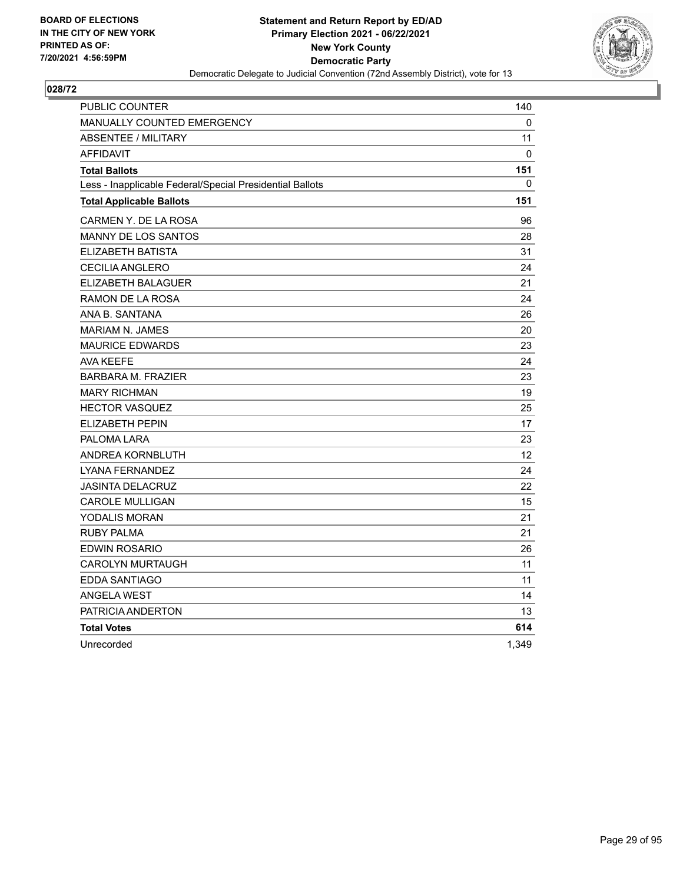BOARD OF ELECTIONS
IN THE CITY OF NEW YORK
PRINTED AS OF:
7/20/2021 4:56:59PM

**Statement and Return Report by ED/AD**
**Primary Election 2021 - 06/22/2021**
**New York County**
**Democratic Party**
Democratic Delegate to Judicial Convention (72nd Assembly District), vote for 13

## 028/72

| | |
|---|---|
| PUBLIC COUNTER | 140 |
| MANUALLY COUNTED EMERGENCY | 0 |
| ABSENTEE / MILITARY | 11 |
| AFFIDAVIT | 0 |
| **Total Ballots** | **151** |
| Less - Inapplicable Federal/Special Presidential Ballots | 0 |
| **Total Applicable Ballots** | **151** |
| CARMEN Y. DE LA ROSA | 96 |
| MANNY DE LOS SANTOS | 28 |
| ELIZABETH BATISTA | 31 |
| CECILIA ANGLERO | 24 |
| ELIZABETH BALAGUER | 21 |
| RAMON DE LA ROSA | 24 |
| ANA B. SANTANA | 26 |
| MARIAM N. JAMES | 20 |
| MAURICE EDWARDS | 23 |
| AVA KEEFE | 24 |
| BARBARA M. FRAZIER | 23 |
| MARY RICHMAN | 19 |
| HECTOR VASQUEZ | 25 |
| ELIZABETH PEPIN | 17 |
| PALOMA LARA | 23 |
| ANDREA KORNBLUTH | 12 |
| LYANA FERNANDEZ | 24 |
| JASINTA DELACRUZ | 22 |
| CAROLE MULLIGAN | 15 |
| YODALIS MORAN | 21 |
| RUBY PALMA | 21 |
| EDWIN ROSARIO | 26 |
| CAROLYN MURTAUGH | 11 |
| EDDA SANTIAGO | 11 |
| ANGELA WEST | 14 |
| PATRICIA ANDERTON | 13 |
| **Total Votes** | **614** |
| Unrecorded | 1,349 |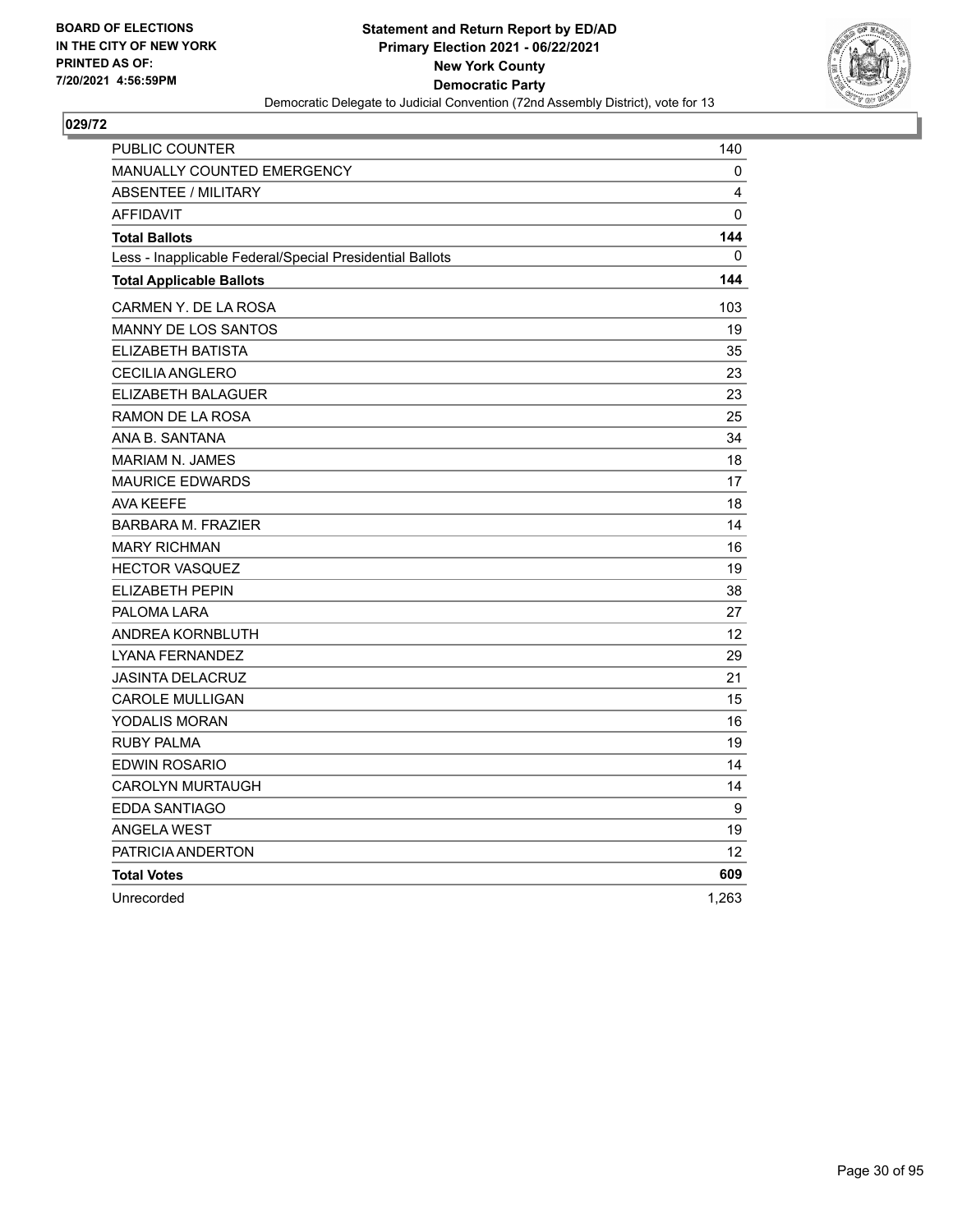BOARD OF ELECTIONS
IN THE CITY OF NEW YORK
PRINTED AS OF:
7/20/2021 4:56:59PM

**Statement and Return Report by ED/AD**
**Primary Election 2021 - 06/22/2021**
**New York County**
**Democratic Party**
Democratic Delegate to Judicial Convention (72nd Assembly District), vote for 13

**029/72**

| | |
|---|---|
| PUBLIC COUNTER | 140 |
| MANUALLY COUNTED EMERGENCY | 0 |
| ABSENTEE / MILITARY | 4 |
| AFFIDAVIT | 0 |
| **Total Ballots** | **144** |
| Less - Inapplicable Federal/Special Presidential Ballots | 0 |
| **Total Applicable Ballots** | **144** |
| CARMEN Y. DE LA ROSA | 103 |
| MANNY DE LOS SANTOS | 19 |
| ELIZABETH BATISTA | 35 |
| CECILIA ANGLERO | 23 |
| ELIZABETH BALAGUER | 23 |
| RAMON DE LA ROSA | 25 |
| ANA B. SANTANA | 34 |
| MARIAM N. JAMES | 18 |
| MAURICE EDWARDS | 17 |
| AVA KEEFE | 18 |
| BARBARA M. FRAZIER | 14 |
| MARY RICHMAN | 16 |
| HECTOR VASQUEZ | 19 |
| ELIZABETH PEPIN | 38 |
| PALOMA LARA | 27 |
| ANDREA KORNBLUTH | 12 |
| LYANA FERNANDEZ | 29 |
| JASINTA DELACRUZ | 21 |
| CAROLE MULLIGAN | 15 |
| YODALIS MORAN | 16 |
| RUBY PALMA | 19 |
| EDWIN ROSARIO | 14 |
| CAROLYN MURTAUGH | 14 |
| EDDA SANTIAGO | 9 |
| ANGELA WEST | 19 |
| PATRICIA ANDERTON | 12 |
| **Total Votes** | **609** |
| Unrecorded | 1,263 |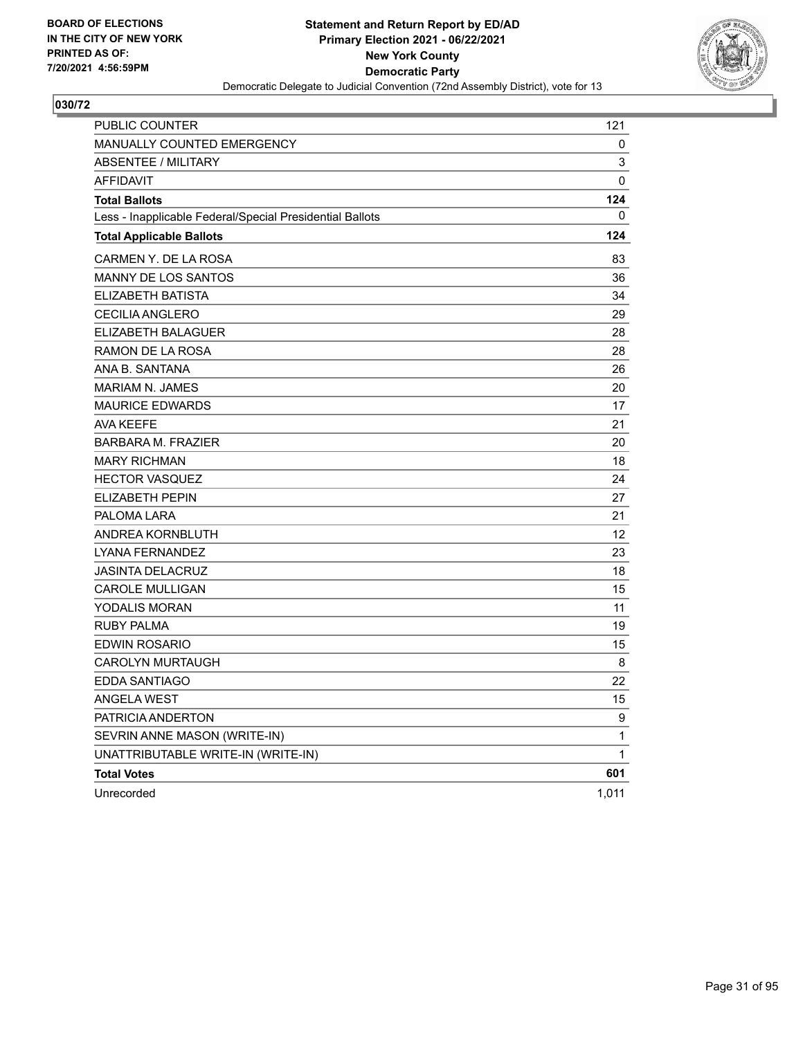BOARD OF ELECTIONS
IN THE CITY OF NEW YORK
PRINTED AS OF:
7/20/2021 4:56:59PM

**Statement and Return Report by ED/AD**
**Primary Election 2021 - 06/22/2021**
**New York County**
**Democratic Party**
Democratic Delegate to Judicial Convention (72nd Assembly District), vote for 13

## 030/72

| | |
|---|---|
| PUBLIC COUNTER | 121 |
| MANUALLY COUNTED EMERGENCY | 0 |
| ABSENTEE / MILITARY | 3 |
| AFFIDAVIT | 0 |
| **Total Ballots** | **124** |
| Less - Inapplicable Federal/Special Presidential Ballots | 0 |
| **Total Applicable Ballots** | **124** |
| CARMEN Y. DE LA ROSA | 83 |
| MANNY DE LOS SANTOS | 36 |
| ELIZABETH BATISTA | 34 |
| CECILIA ANGLERO | 29 |
| ELIZABETH BALAGUER | 28 |
| RAMON DE LA ROSA | 28 |
| ANA B. SANTANA | 26 |
| MARIAM N. JAMES | 20 |
| MAURICE EDWARDS | 17 |
| AVA KEEFE | 21 |
| BARBARA M. FRAZIER | 20 |
| MARY RICHMAN | 18 |
| HECTOR VASQUEZ | 24 |
| ELIZABETH PEPIN | 27 |
| PALOMA LARA | 21 |
| ANDREA KORNBLUTH | 12 |
| LYANA FERNANDEZ | 23 |
| JASINTA DELACRUZ | 18 |
| CAROLE MULLIGAN | 15 |
| YODALIS MORAN | 11 |
| RUBY PALMA | 19 |
| EDWIN ROSARIO | 15 |
| CAROLYN MURTAUGH | 8 |
| EDDA SANTIAGO | 22 |
| ANGELA WEST | 15 |
| PATRICIA ANDERTON | 9 |
| SEVRIN ANNE MASON (WRITE-IN) | 1 |
| UNATTRIBUTABLE WRITE-IN (WRITE-IN) | 1 |
| **Total Votes** | **601** |
| Unrecorded | 1,011 |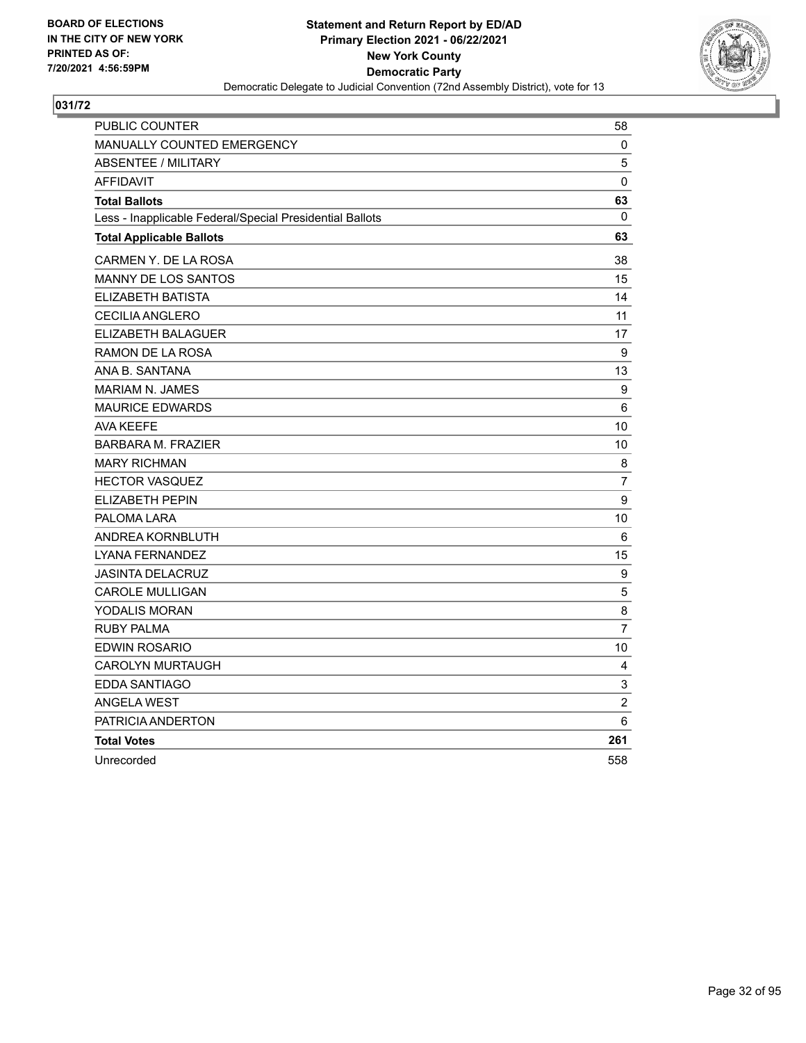BOARD OF ELECTIONS
IN THE CITY OF NEW YORK
PRINTED AS OF:
7/20/2021 4:56:59PM

**Statement and Return Report by ED/AD**
**Primary Election 2021 - 06/22/2021**
**New York County**
**Democratic Party**
Democratic Delegate to Judicial Convention (72nd Assembly District), vote for 13

## 031/72

| | |
|---|---|
| PUBLIC COUNTER | 58 |
| MANUALLY COUNTED EMERGENCY | 0 |
| ABSENTEE / MILITARY | 5 |
| AFFIDAVIT | 0 |
| **Total Ballots** | **63** |
| Less - Inapplicable Federal/Special Presidential Ballots | 0 |
| **Total Applicable Ballots** | **63** |
| CARMEN Y. DE LA ROSA | 38 |
| MANNY DE LOS SANTOS | 15 |
| ELIZABETH BATISTA | 14 |
| CECILIA ANGLERO | 11 |
| ELIZABETH BALAGUER | 17 |
| RAMON DE LA ROSA | 9 |
| ANA B. SANTANA | 13 |
| MARIAM N. JAMES | 9 |
| MAURICE EDWARDS | 6 |
| AVA KEEFE | 10 |
| BARBARA M. FRAZIER | 10 |
| MARY RICHMAN | 8 |
| HECTOR VASQUEZ | 7 |
| ELIZABETH PEPIN | 9 |
| PALOMA LARA | 10 |
| ANDREA KORNBLUTH | 6 |
| LYANA FERNANDEZ | 15 |
| JASINTA DELACRUZ | 9 |
| CAROLE MULLIGAN | 5 |
| YODALIS MORAN | 8 |
| RUBY PALMA | 7 |
| EDWIN ROSARIO | 10 |
| CAROLYN MURTAUGH | 4 |
| EDDA SANTIAGO | 3 |
| ANGELA WEST | 2 |
| PATRICIA ANDERTON | 6 |
| **Total Votes** | **261** |
| Unrecorded | 558 |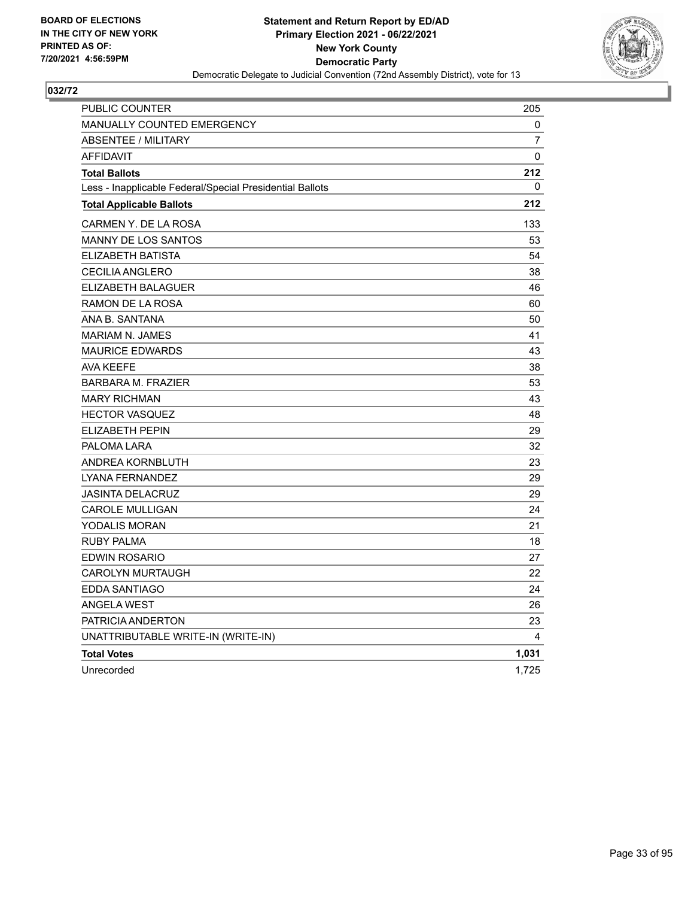BOARD OF ELECTIONS
IN THE CITY OF NEW YORK
PRINTED AS OF:
7/20/2021 4:56:59PM

**Statement and Return Report by ED/AD**
**Primary Election 2021 - 06/22/2021**
**New York County**
**Democratic Party**
Democratic Delegate to Judicial Convention (72nd Assembly District), vote for 13

## 032/72

| | |
|---|---|
| PUBLIC COUNTER | 205 |
| MANUALLY COUNTED EMERGENCY | 0 |
| ABSENTEE / MILITARY | 7 |
| AFFIDAVIT | 0 |
| **Total Ballots** | **212** |
| Less - Inapplicable Federal/Special Presidential Ballots | 0 |
| **Total Applicable Ballots** | **212** |
| CARMEN Y. DE LA ROSA | 133 |
| MANNY DE LOS SANTOS | 53 |
| ELIZABETH BATISTA | 54 |
| CECILIA ANGLERO | 38 |
| ELIZABETH BALAGUER | 46 |
| RAMON DE LA ROSA | 60 |
| ANA B. SANTANA | 50 |
| MARIAM N. JAMES | 41 |
| MAURICE EDWARDS | 43 |
| AVA KEEFE | 38 |
| BARBARA M. FRAZIER | 53 |
| MARY RICHMAN | 43 |
| HECTOR VASQUEZ | 48 |
| ELIZABETH PEPIN | 29 |
| PALOMA LARA | 32 |
| ANDREA KORNBLUTH | 23 |
| LYANA FERNANDEZ | 29 |
| JASINTA DELACRUZ | 29 |
| CAROLE MULLIGAN | 24 |
| YODALIS MORAN | 21 |
| RUBY PALMA | 18 |
| EDWIN ROSARIO | 27 |
| CAROLYN MURTAUGH | 22 |
| EDDA SANTIAGO | 24 |
| ANGELA WEST | 26 |
| PATRICIA ANDERTON | 23 |
| UNATTRIBUTABLE WRITE-IN (WRITE-IN) | 4 |
| **Total Votes** | **1,031** |
| Unrecorded | 1,725 |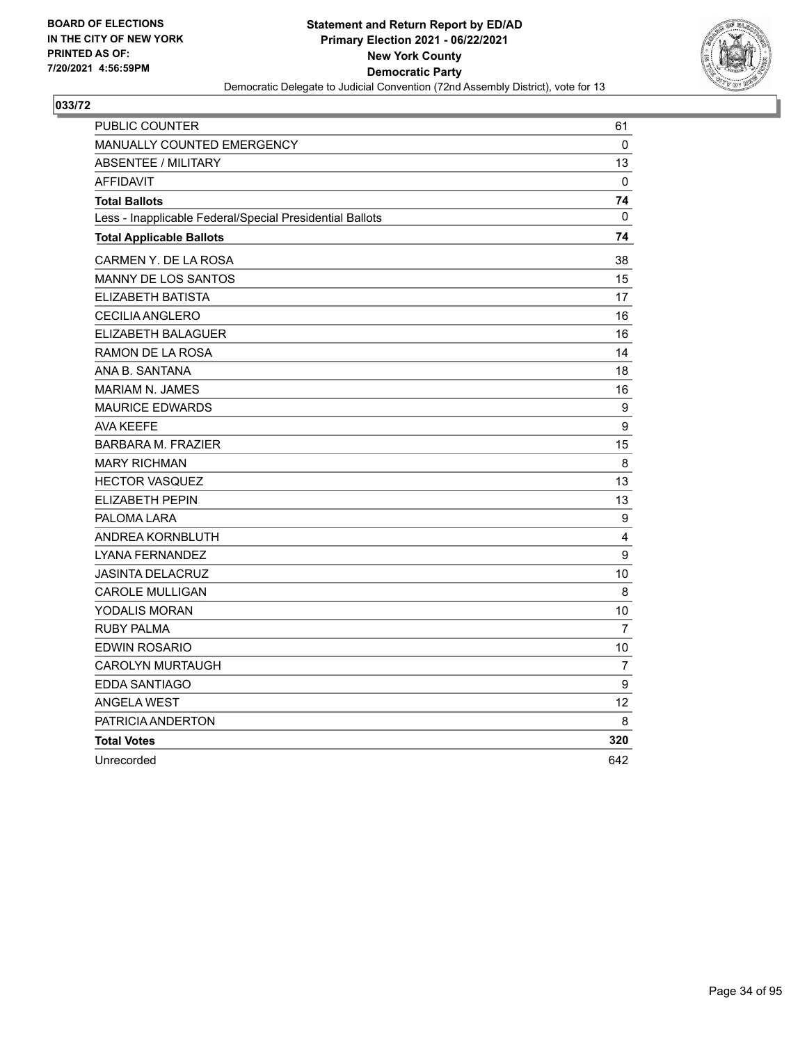BOARD OF ELECTIONS
IN THE CITY OF NEW YORK
PRINTED AS OF:
7/20/2021 4:56:59PM

**Statement and Return Report by ED/AD**
**Primary Election 2021 - 06/22/2021**
**New York County**
**Democratic Party**
Democratic Delegate to Judicial Convention (72nd Assembly District), vote for 13

## 033/72

| | |
|---|---|
| PUBLIC COUNTER | 61 |
| MANUALLY COUNTED EMERGENCY | 0 |
| ABSENTEE / MILITARY | 13 |
| AFFIDAVIT | 0 |
| **Total Ballots** | **74** |
| Less - Inapplicable Federal/Special Presidential Ballots | 0 |
| **Total Applicable Ballots** | **74** |
| CARMEN Y. DE LA ROSA | 38 |
| MANNY DE LOS SANTOS | 15 |
| ELIZABETH BATISTA | 17 |
| CECILIA ANGLERO | 16 |
| ELIZABETH BALAGUER | 16 |
| RAMON DE LA ROSA | 14 |
| ANA B. SANTANA | 18 |
| MARIAM N. JAMES | 16 |
| MAURICE EDWARDS | 9 |
| AVA KEEFE | 9 |
| BARBARA M. FRAZIER | 15 |
| MARY RICHMAN | 8 |
| HECTOR VASQUEZ | 13 |
| ELIZABETH PEPIN | 13 |
| PALOMA LARA | 9 |
| ANDREA KORNBLUTH | 4 |
| LYANA FERNANDEZ | 9 |
| JASINTA DELACRUZ | 10 |
| CAROLE MULLIGAN | 8 |
| YODALIS MORAN | 10 |
| RUBY PALMA | 7 |
| EDWIN ROSARIO | 10 |
| CAROLYN MURTAUGH | 7 |
| EDDA SANTIAGO | 9 |
| ANGELA WEST | 12 |
| PATRICIA ANDERTON | 8 |
| **Total Votes** | **320** |
| Unrecorded | 642 |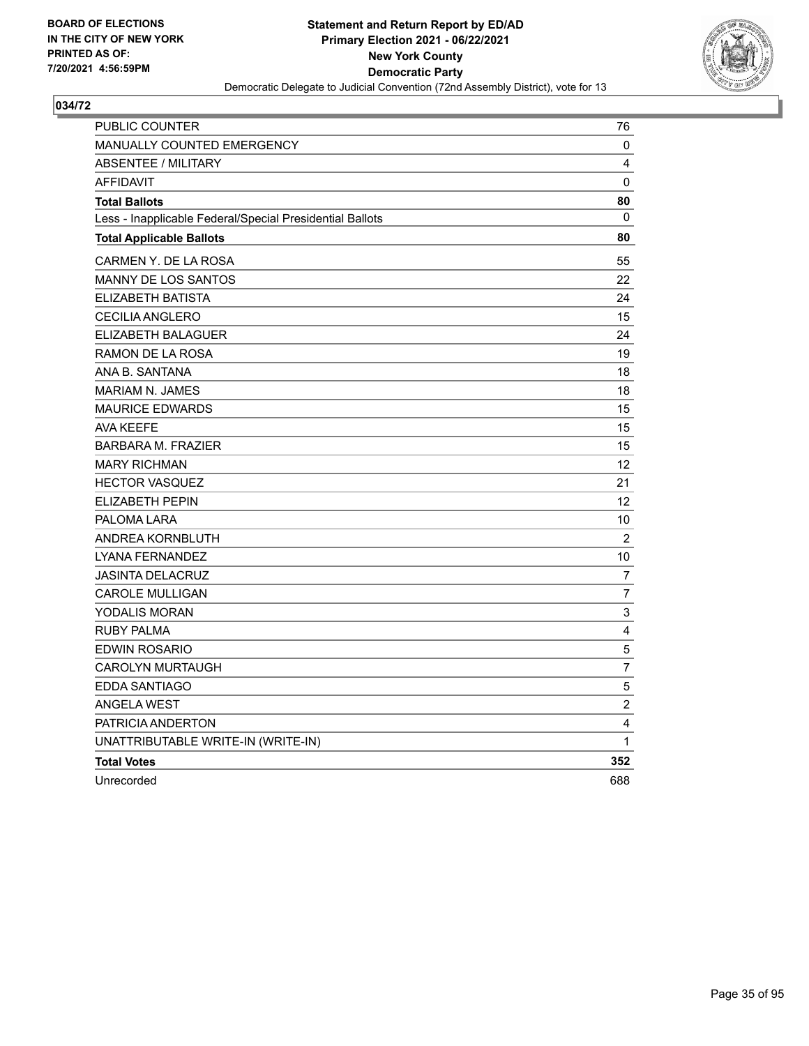**BOARD OF ELECTIONS IN THE CITY OF NEW YORK PRINTED AS OF: 7/20/2021 4:56:59PM**

**Statement and Return Report by ED/AD Primary Election 2021 - 06/22/2021 New York County Democratic Party**

Democratic Delegate to Judicial Convention (72nd Assembly District), vote for 13

## 034/72

| | |
|---|---|
| PUBLIC COUNTER | 76 |
| MANUALLY COUNTED EMERGENCY | 0 |
| ABSENTEE / MILITARY | 4 |
| AFFIDAVIT | 0 |
| **Total Ballots** | **80** |
| Less - Inapplicable Federal/Special Presidential Ballots | 0 |
| **Total Applicable Ballots** | **80** |
| CARMEN Y. DE LA ROSA | 55 |
| MANNY DE LOS SANTOS | 22 |
| ELIZABETH BATISTA | 24 |
| CECILIA ANGLERO | 15 |
| ELIZABETH BALAGUER | 24 |
| RAMON DE LA ROSA | 19 |
| ANA B. SANTANA | 18 |
| MARIAM N. JAMES | 18 |
| MAURICE EDWARDS | 15 |
| AVA KEEFE | 15 |
| BARBARA M. FRAZIER | 15 |
| MARY RICHMAN | 12 |
| HECTOR VASQUEZ | 21 |
| ELIZABETH PEPIN | 12 |
| PALOMA LARA | 10 |
| ANDREA KORNBLUTH | 2 |
| LYANA FERNANDEZ | 10 |
| JASINTA DELACRUZ | 7 |
| CAROLE MULLIGAN | 7 |
| YODALIS MORAN | 3 |
| RUBY PALMA | 4 |
| EDWIN ROSARIO | 5 |
| CAROLYN MURTAUGH | 7 |
| EDDA SANTIAGO | 5 |
| ANGELA WEST | 2 |
| PATRICIA ANDERTON | 4 |
| UNATTRIBUTABLE WRITE-IN (WRITE-IN) | 1 |
| **Total Votes** | **352** |
| Unrecorded | 688 |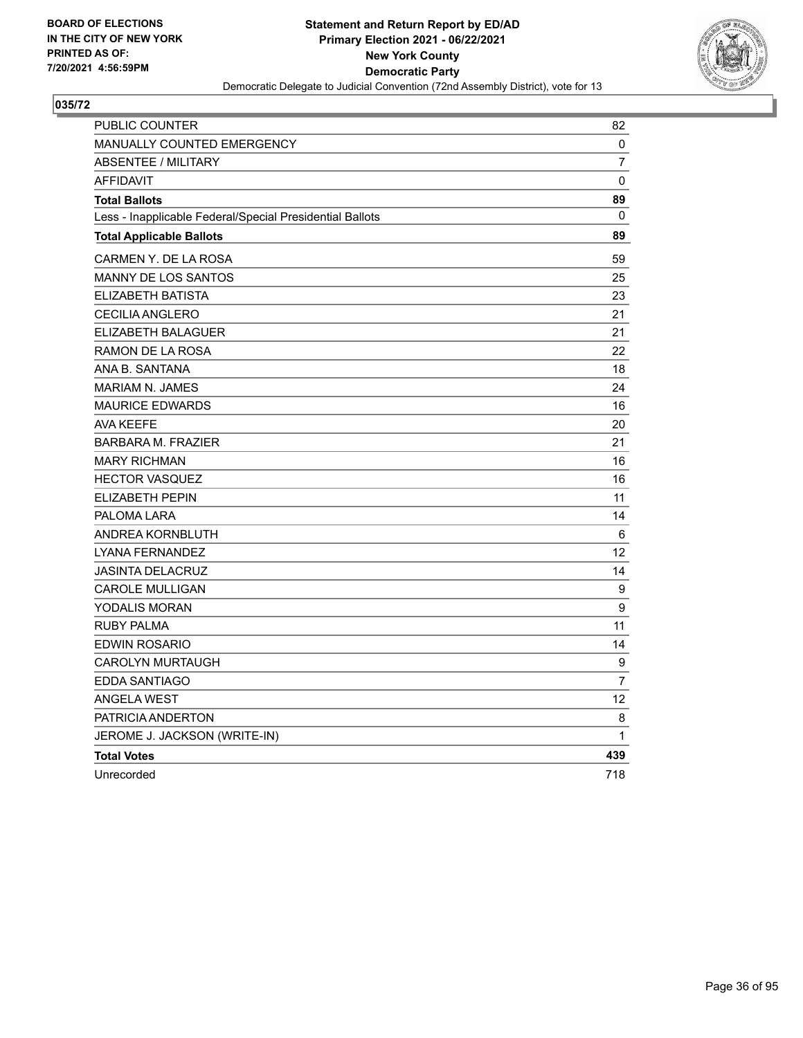BOARD OF ELECTIONS
IN THE CITY OF NEW YORK
PRINTED AS OF:
7/20/2021 4:56:59PM

**Statement and Return Report by ED/AD**
**Primary Election 2021 - 06/22/2021**
**New York County**
**Democratic Party**
Democratic Delegate to Judicial Convention (72nd Assembly District), vote for 13

## 035/72

| | |
|---|---|
| PUBLIC COUNTER | 82 |
| MANUALLY COUNTED EMERGENCY | 0 |
| ABSENTEE / MILITARY | 7 |
| AFFIDAVIT | 0 |
| **Total Ballots** | **89** |
| Less - Inapplicable Federal/Special Presidential Ballots | 0 |
| **Total Applicable Ballots** | **89** |
| CARMEN Y. DE LA ROSA | 59 |
| MANNY DE LOS SANTOS | 25 |
| ELIZABETH BATISTA | 23 |
| CECILIA ANGLERO | 21 |
| ELIZABETH BALAGUER | 21 |
| RAMON DE LA ROSA | 22 |
| ANA B. SANTANA | 18 |
| MARIAM N. JAMES | 24 |
| MAURICE EDWARDS | 16 |
| AVA KEEFE | 20 |
| BARBARA M. FRAZIER | 21 |
| MARY RICHMAN | 16 |
| HECTOR VASQUEZ | 16 |
| ELIZABETH PEPIN | 11 |
| PALOMA LARA | 14 |
| ANDREA KORNBLUTH | 6 |
| LYANA FERNANDEZ | 12 |
| JASINTA DELACRUZ | 14 |
| CAROLE MULLIGAN | 9 |
| YODALIS MORAN | 9 |
| RUBY PALMA | 11 |
| EDWIN ROSARIO | 14 |
| CAROLYN MURTAUGH | 9 |
| EDDA SANTIAGO | 7 |
| ANGELA WEST | 12 |
| PATRICIA ANDERTON | 8 |
| JEROME J. JACKSON (WRITE-IN) | 1 |
| **Total Votes** | **439** |
| Unrecorded | 718 |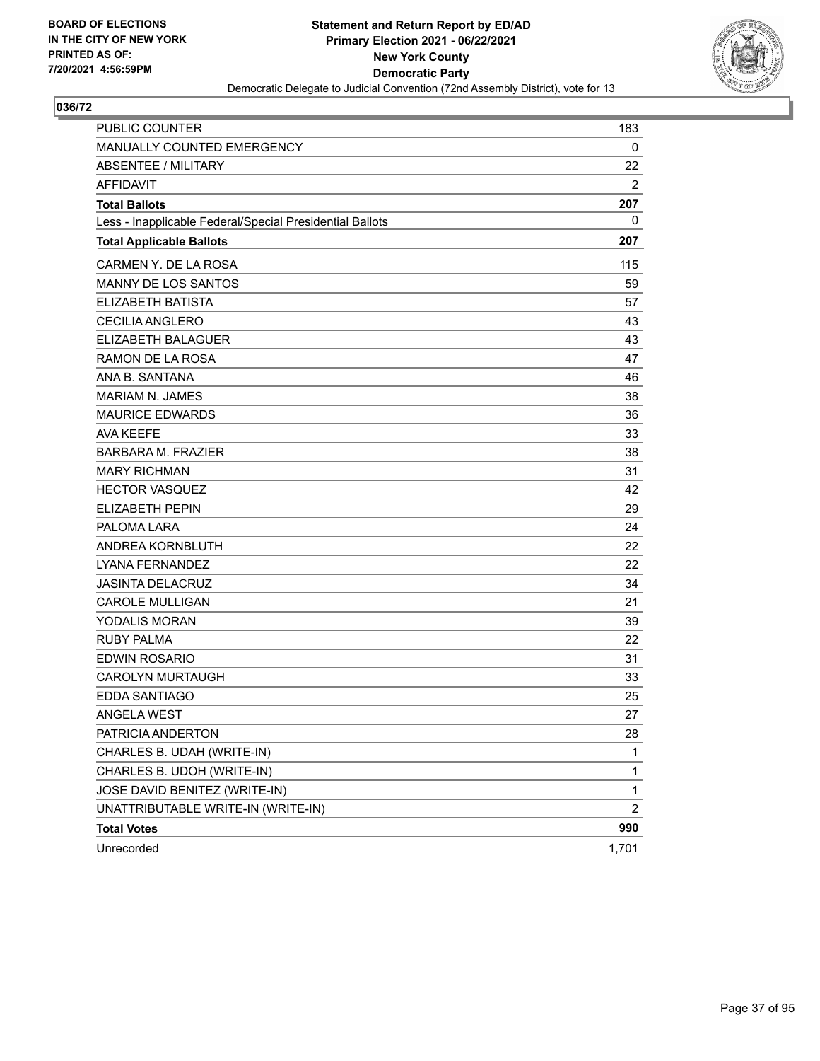BOARD OF ELECTIONS
IN THE CITY OF NEW YORK
PRINTED AS OF:
7/20/2021 4:56:59PM

**Statement and Return Report by ED/AD**
**Primary Election 2021 - 06/22/2021**
**New York County**
**Democratic Party**
Democratic Delegate to Judicial Convention (72nd Assembly District), vote for 13

## 036/72

| | |
|---|---|
| PUBLIC COUNTER | 183 |
| MANUALLY COUNTED EMERGENCY | 0 |
| ABSENTEE / MILITARY | 22 |
| AFFIDAVIT | 2 |
| **Total Ballots** | **207** |
| Less - Inapplicable Federal/Special Presidential Ballots | 0 |
| **Total Applicable Ballots** | **207** |
| CARMEN Y. DE LA ROSA | 115 |
| MANNY DE LOS SANTOS | 59 |
| ELIZABETH BATISTA | 57 |
| CECILIA ANGLERO | 43 |
| ELIZABETH BALAGUER | 43 |
| RAMON DE LA ROSA | 47 |
| ANA B. SANTANA | 46 |
| MARIAM N. JAMES | 38 |
| MAURICE EDWARDS | 36 |
| AVA KEEFE | 33 |
| BARBARA M. FRAZIER | 38 |
| MARY RICHMAN | 31 |
| HECTOR VASQUEZ | 42 |
| ELIZABETH PEPIN | 29 |
| PALOMA LARA | 24 |
| ANDREA KORNBLUTH | 22 |
| LYANA FERNANDEZ | 22 |
| JASINTA DELACRUZ | 34 |
| CAROLE MULLIGAN | 21 |
| YODALIS MORAN | 39 |
| RUBY PALMA | 22 |
| EDWIN ROSARIO | 31 |
| CAROLYN MURTAUGH | 33 |
| EDDA SANTIAGO | 25 |
| ANGELA WEST | 27 |
| PATRICIA ANDERTON | 28 |
| CHARLES B. UDAH (WRITE-IN) | 1 |
| CHARLES B. UDOH (WRITE-IN) | 1 |
| JOSE DAVID BENITEZ (WRITE-IN) | 1 |
| UNATTRIBUTABLE WRITE-IN (WRITE-IN) | 2 |
| **Total Votes** | **990** |
| Unrecorded | 1,701 |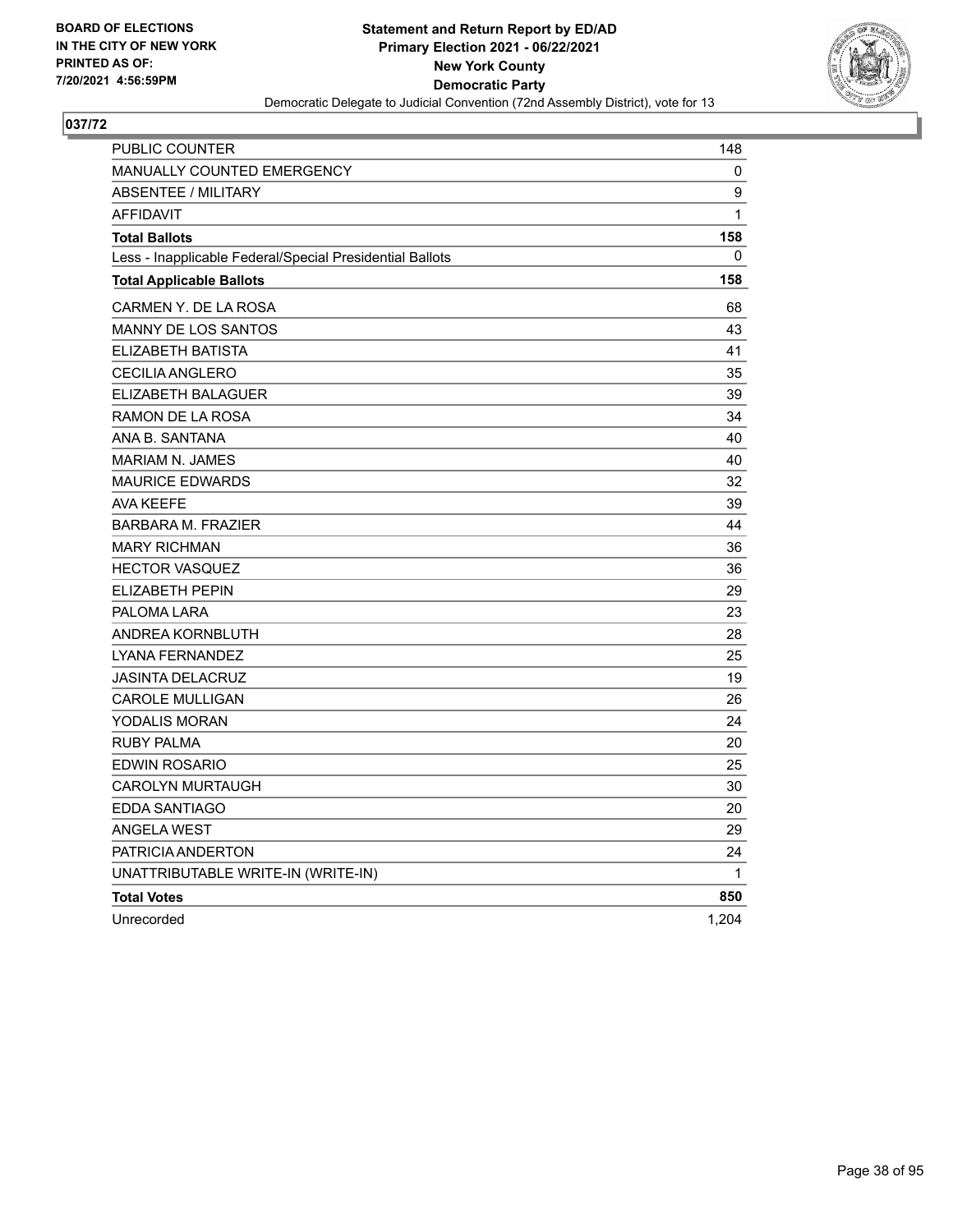BOARD OF ELECTIONS
IN THE CITY OF NEW YORK
PRINTED AS OF:
7/20/2021 4:56:59PM

**Statement and Return Report by ED/AD**
**Primary Election 2021 - 06/22/2021**
**New York County**
**Democratic Party**
Democratic Delegate to Judicial Convention (72nd Assembly District), vote for 13

## 037/72

| | |
|---|---|
| PUBLIC COUNTER | 148 |
| MANUALLY COUNTED EMERGENCY | 0 |
| ABSENTEE / MILITARY | 9 |
| AFFIDAVIT | 1 |
| **Total Ballots** | **158** |
| Less - Inapplicable Federal/Special Presidential Ballots | 0 |
| **Total Applicable Ballots** | **158** |
| CARMEN Y. DE LA ROSA | 68 |
| MANNY DE LOS SANTOS | 43 |
| ELIZABETH BATISTA | 41 |
| CECILIA ANGLERO | 35 |
| ELIZABETH BALAGUER | 39 |
| RAMON DE LA ROSA | 34 |
| ANA B. SANTANA | 40 |
| MARIAM N. JAMES | 40 |
| MAURICE EDWARDS | 32 |
| AVA KEEFE | 39 |
| BARBARA M. FRAZIER | 44 |
| MARY RICHMAN | 36 |
| HECTOR VASQUEZ | 36 |
| ELIZABETH PEPIN | 29 |
| PALOMA LARA | 23 |
| ANDREA KORNBLUTH | 28 |
| LYANA FERNANDEZ | 25 |
| JASINTA DELACRUZ | 19 |
| CAROLE MULLIGAN | 26 |
| YODALIS MORAN | 24 |
| RUBY PALMA | 20 |
| EDWIN ROSARIO | 25 |
| CAROLYN MURTAUGH | 30 |
| EDDA SANTIAGO | 20 |
| ANGELA WEST | 29 |
| PATRICIA ANDERTON | 24 |
| UNATTRIBUTABLE WRITE-IN (WRITE-IN) | 1 |
| **Total Votes** | **850** |
| Unrecorded | 1,204 |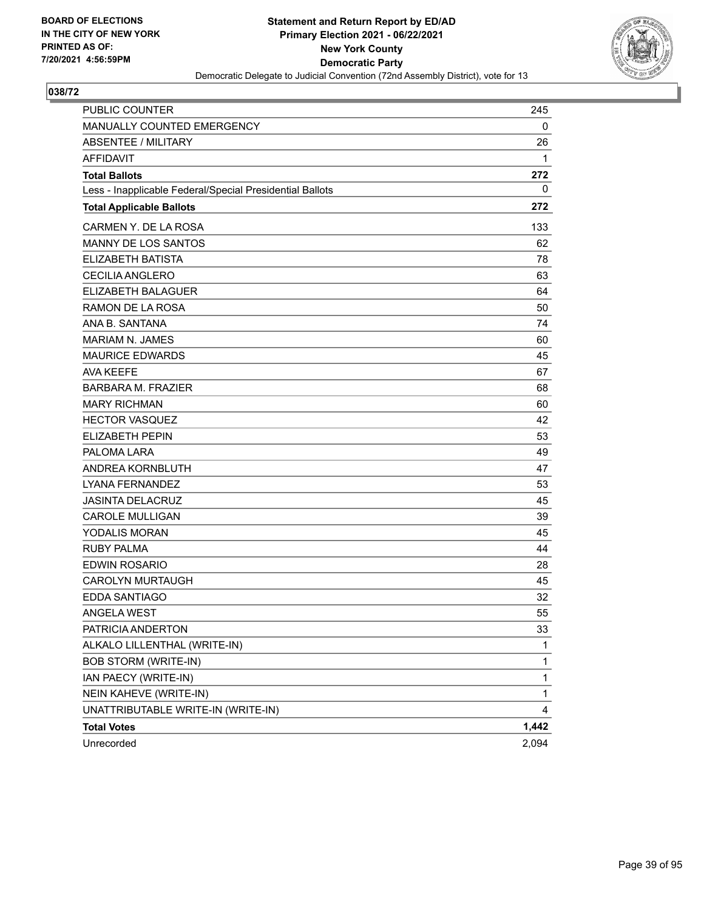BOARD OF ELECTIONS
IN THE CITY OF NEW YORK
PRINTED AS OF:
7/20/2021 4:56:59PM

**Statement and Return Report by ED/AD**
**Primary Election 2021 - 06/22/2021**
**New York County**
**Democratic Party**
Democratic Delegate to Judicial Convention (72nd Assembly District), vote for 13

## 038/72

| | |
|---|---|
| PUBLIC COUNTER | 245 |
| MANUALLY COUNTED EMERGENCY | 0 |
| ABSENTEE / MILITARY | 26 |
| AFFIDAVIT | 1 |
| **Total Ballots** | **272** |
| Less - Inapplicable Federal/Special Presidential Ballots | 0 |
| **Total Applicable Ballots** | **272** |
| CARMEN Y. DE LA ROSA | 133 |
| MANNY DE LOS SANTOS | 62 |
| ELIZABETH BATISTA | 78 |
| CECILIA ANGLERO | 63 |
| ELIZABETH BALAGUER | 64 |
| RAMON DE LA ROSA | 50 |
| ANA B. SANTANA | 74 |
| MARIAM N. JAMES | 60 |
| MAURICE EDWARDS | 45 |
| AVA KEEFE | 67 |
| BARBARA M. FRAZIER | 68 |
| MARY RICHMAN | 60 |
| HECTOR VASQUEZ | 42 |
| ELIZABETH PEPIN | 53 |
| PALOMA LARA | 49 |
| ANDREA KORNBLUTH | 47 |
| LYANA FERNANDEZ | 53 |
| JASINTA DELACRUZ | 45 |
| CAROLE MULLIGAN | 39 |
| YODALIS MORAN | 45 |
| RUBY PALMA | 44 |
| EDWIN ROSARIO | 28 |
| CAROLYN MURTAUGH | 45 |
| EDDA SANTIAGO | 32 |
| ANGELA WEST | 55 |
| PATRICIA ANDERTON | 33 |
| ALKALO LILLENTHAL (WRITE-IN) | 1 |
| BOB STORM (WRITE-IN) | 1 |
| IAN PAECY (WRITE-IN) | 1 |
| NEIN KAHEVE (WRITE-IN) | 1 |
| UNATTRIBUTABLE WRITE-IN (WRITE-IN) | 4 |
| **Total Votes** | **1,442** |
| Unrecorded | 2,094 |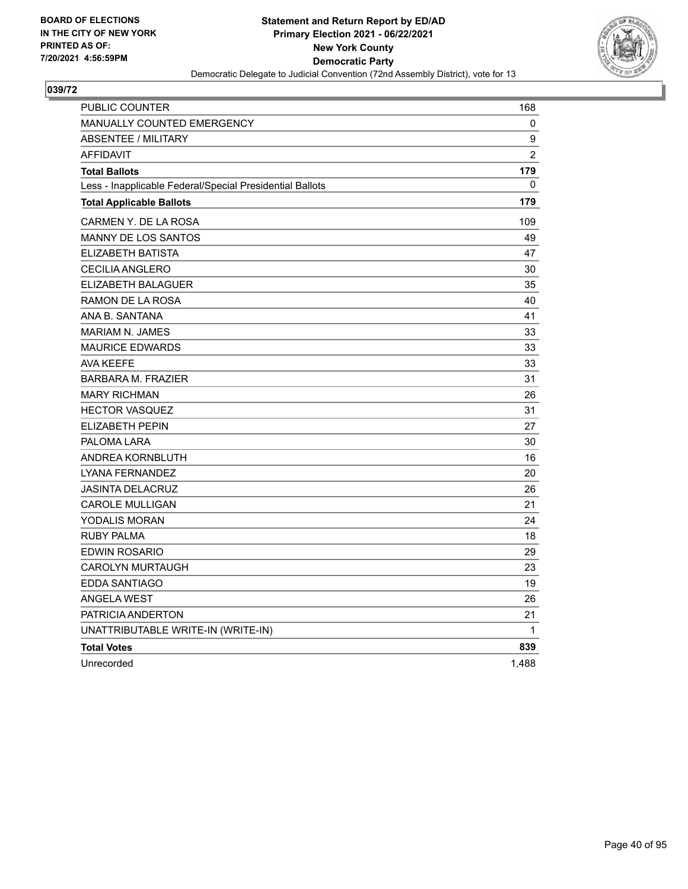BOARD OF ELECTIONS
IN THE CITY OF NEW YORK
PRINTED AS OF:
7/20/2021 4:56:59PM

**Statement and Return Report by ED/AD**
**Primary Election 2021 - 06/22/2021**
**New York County**
**Democratic Party**
Democratic Delegate to Judicial Convention (72nd Assembly District), vote for 13

## 039/72

| | |
|---|---|
| PUBLIC COUNTER | 168 |
| MANUALLY COUNTED EMERGENCY | 0 |
| ABSENTEE / MILITARY | 9 |
| AFFIDAVIT | 2 |
| **Total Ballots** | **179** |
| Less - Inapplicable Federal/Special Presidential Ballots | 0 |
| **Total Applicable Ballots** | **179** |
| CARMEN Y. DE LA ROSA | 109 |
| MANNY DE LOS SANTOS | 49 |
| ELIZABETH BATISTA | 47 |
| CECILIA ANGLERO | 30 |
| ELIZABETH BALAGUER | 35 |
| RAMON DE LA ROSA | 40 |
| ANA B. SANTANA | 41 |
| MARIAM N. JAMES | 33 |
| MAURICE EDWARDS | 33 |
| AVA KEEFE | 33 |
| BARBARA M. FRAZIER | 31 |
| MARY RICHMAN | 26 |
| HECTOR VASQUEZ | 31 |
| ELIZABETH PEPIN | 27 |
| PALOMA LARA | 30 |
| ANDREA KORNBLUTH | 16 |
| LYANA FERNANDEZ | 20 |
| JASINTA DELACRUZ | 26 |
| CAROLE MULLIGAN | 21 |
| YODALIS MORAN | 24 |
| RUBY PALMA | 18 |
| EDWIN ROSARIO | 29 |
| CAROLYN MURTAUGH | 23 |
| EDDA SANTIAGO | 19 |
| ANGELA WEST | 26 |
| PATRICIA ANDERTON | 21 |
| UNATTRIBUTABLE WRITE-IN (WRITE-IN) | 1 |
| **Total Votes** | **839** |
| Unrecorded | 1,488 |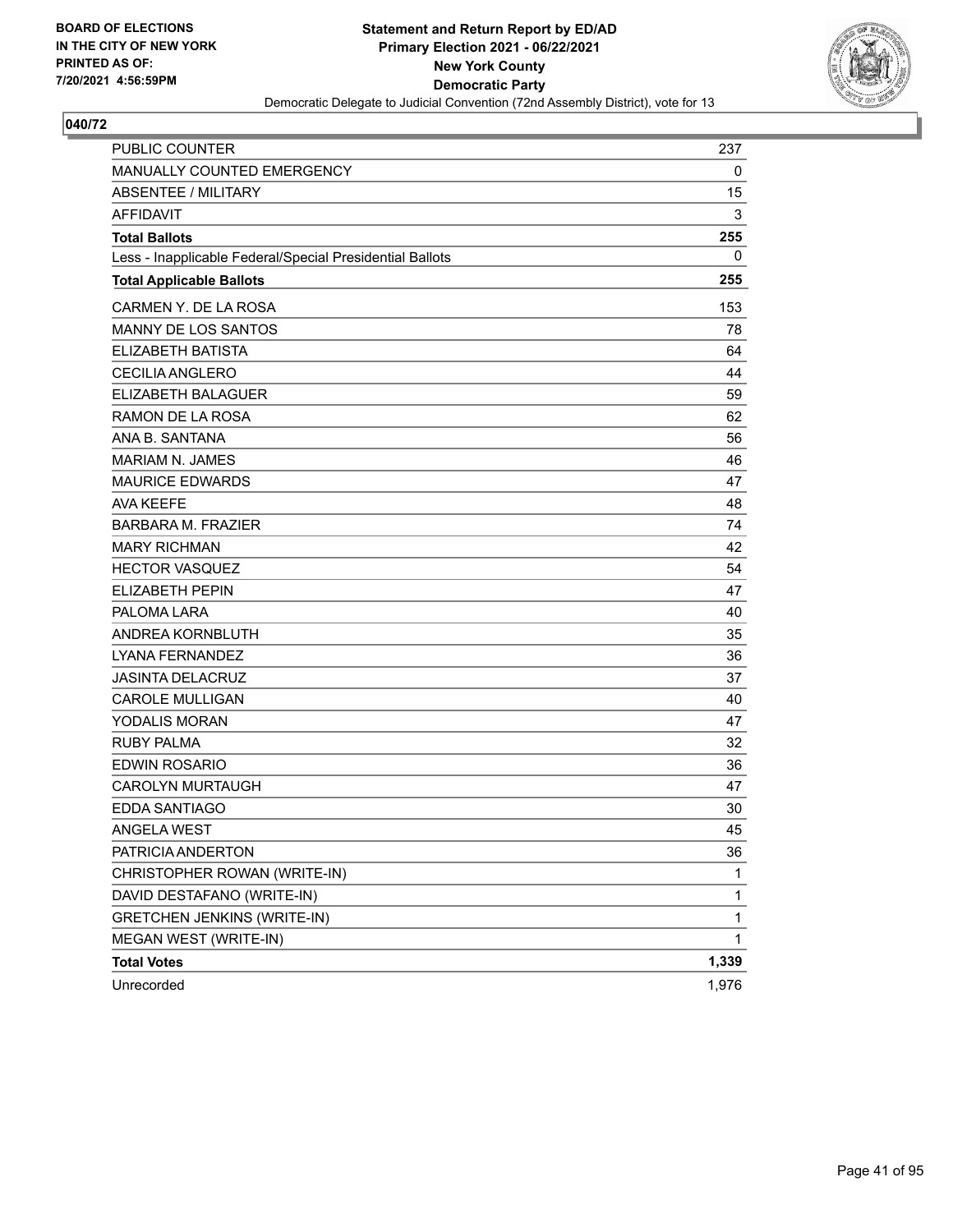BOARD OF ELECTIONS
IN THE CITY OF NEW YORK
PRINTED AS OF:
7/20/2021 4:56:59PM

**Statement and Return Report by ED/AD**
**Primary Election 2021 - 06/22/2021**
**New York County**
**Democratic Party**
Democratic Delegate to Judicial Convention (72nd Assembly District), vote for 13

## 040/72

| | |
|---|---|
| PUBLIC COUNTER | 237 |
| MANUALLY COUNTED EMERGENCY | 0 |
| ABSENTEE / MILITARY | 15 |
| AFFIDAVIT | 3 |
| **Total Ballots** | **255** |
| Less - Inapplicable Federal/Special Presidential Ballots | 0 |
| **Total Applicable Ballots** | **255** |
| CARMEN Y. DE LA ROSA | 153 |
| MANNY DE LOS SANTOS | 78 |
| ELIZABETH BATISTA | 64 |
| CECILIA ANGLERO | 44 |
| ELIZABETH BALAGUER | 59 |
| RAMON DE LA ROSA | 62 |
| ANA B. SANTANA | 56 |
| MARIAM N. JAMES | 46 |
| MAURICE EDWARDS | 47 |
| AVA KEEFE | 48 |
| BARBARA M. FRAZIER | 74 |
| MARY RICHMAN | 42 |
| HECTOR VASQUEZ | 54 |
| ELIZABETH PEPIN | 47 |
| PALOMA LARA | 40 |
| ANDREA KORNBLUTH | 35 |
| LYANA FERNANDEZ | 36 |
| JASINTA DELACRUZ | 37 |
| CAROLE MULLIGAN | 40 |
| YODALIS MORAN | 47 |
| RUBY PALMA | 32 |
| EDWIN ROSARIO | 36 |
| CAROLYN MURTAUGH | 47 |
| EDDA SANTIAGO | 30 |
| ANGELA WEST | 45 |
| PATRICIA ANDERTON | 36 |
| CHRISTOPHER ROWAN (WRITE-IN) | 1 |
| DAVID DESTAFANO (WRITE-IN) | 1 |
| GRETCHEN JENKINS (WRITE-IN) | 1 |
| MEGAN WEST (WRITE-IN) | 1 |
| **Total Votes** | **1,339** |
| Unrecorded | 1,976 |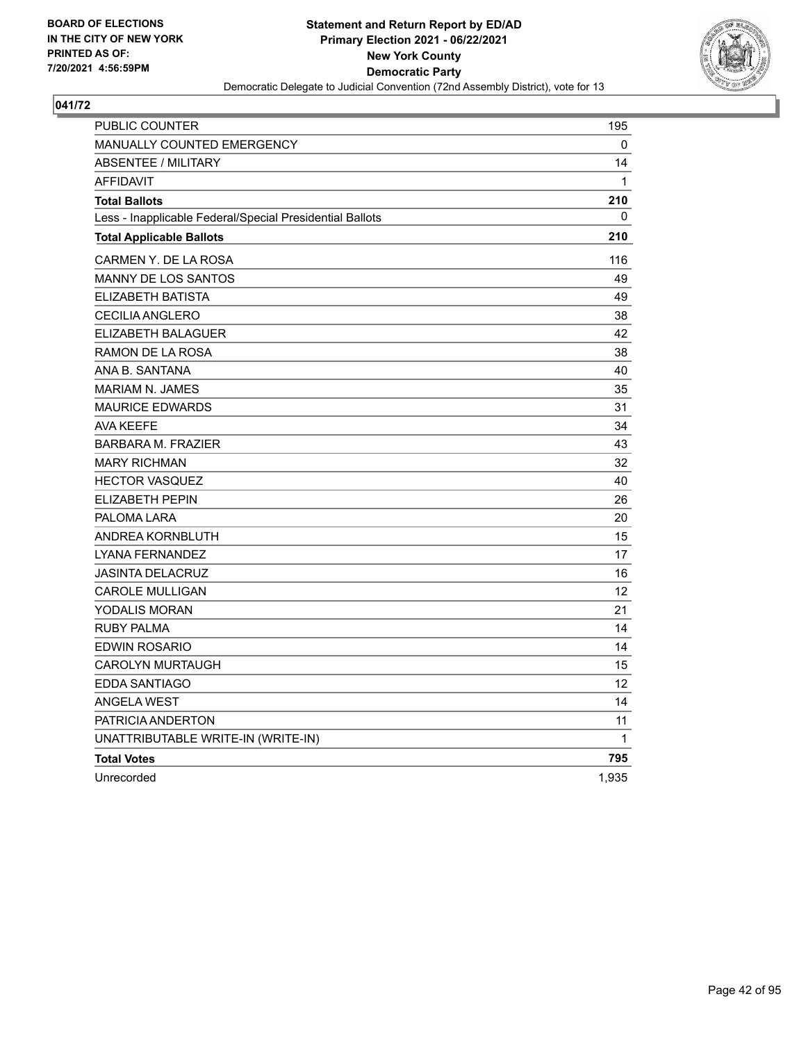BOARD OF ELECTIONS
IN THE CITY OF NEW YORK
PRINTED AS OF:
7/20/2021 4:56:59PM

**Statement and Return Report by ED/AD**
**Primary Election 2021 - 06/22/2021**
**New York County**
**Democratic Party**
Democratic Delegate to Judicial Convention (72nd Assembly District), vote for 13

## 041/72

| | |
|---|---|
| PUBLIC COUNTER | 195 |
| MANUALLY COUNTED EMERGENCY | 0 |
| ABSENTEE / MILITARY | 14 |
| AFFIDAVIT | 1 |
| **Total Ballots** | **210** |
| Less - Inapplicable Federal/Special Presidential Ballots | 0 |
| **Total Applicable Ballots** | **210** |
| CARMEN Y. DE LA ROSA | 116 |
| MANNY DE LOS SANTOS | 49 |
| ELIZABETH BATISTA | 49 |
| CECILIA ANGLERO | 38 |
| ELIZABETH BALAGUER | 42 |
| RAMON DE LA ROSA | 38 |
| ANA B. SANTANA | 40 |
| MARIAM N. JAMES | 35 |
| MAURICE EDWARDS | 31 |
| AVA KEEFE | 34 |
| BARBARA M. FRAZIER | 43 |
| MARY RICHMAN | 32 |
| HECTOR VASQUEZ | 40 |
| ELIZABETH PEPIN | 26 |
| PALOMA LARA | 20 |
| ANDREA KORNBLUTH | 15 |
| LYANA FERNANDEZ | 17 |
| JASINTA DELACRUZ | 16 |
| CAROLE MULLIGAN | 12 |
| YODALIS MORAN | 21 |
| RUBY PALMA | 14 |
| EDWIN ROSARIO | 14 |
| CAROLYN MURTAUGH | 15 |
| EDDA SANTIAGO | 12 |
| ANGELA WEST | 14 |
| PATRICIA ANDERTON | 11 |
| UNATTRIBUTABLE WRITE-IN (WRITE-IN) | 1 |
| **Total Votes** | **795** |
| Unrecorded | 1,935 |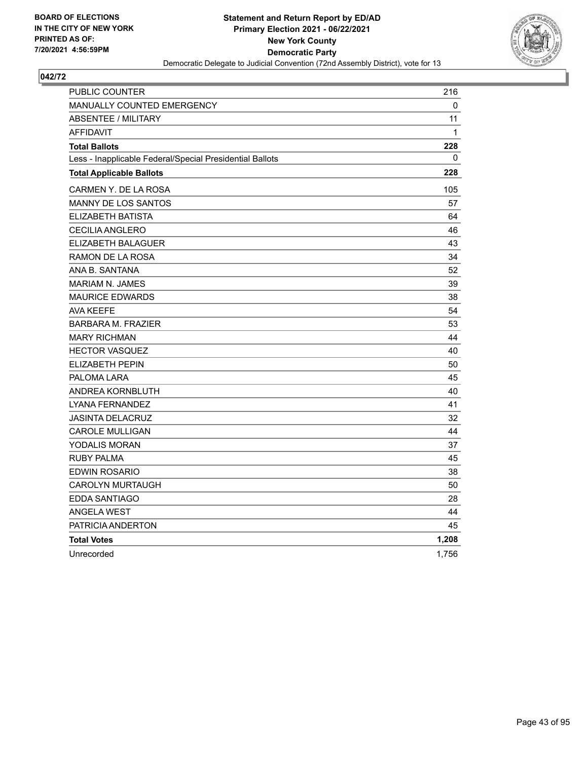**BOARD OF ELECTIONS IN THE CITY OF NEW YORK PRINTED AS OF: 7/20/2021 4:56:59PM**

**Statement and Return Report by ED/AD**
**Primary Election 2021 - 06/22/2021**
**New York County**
**Democratic Party**
Democratic Delegate to Judicial Convention (72nd Assembly District), vote for 13

## 042/72

| | |
|---|---|
| PUBLIC COUNTER | 216 |
| MANUALLY COUNTED EMERGENCY | 0 |
| ABSENTEE / MILITARY | 11 |
| AFFIDAVIT | 1 |
| **Total Ballots** | **228** |
| Less - Inapplicable Federal/Special Presidential Ballots | 0 |
| **Total Applicable Ballots** | **228** |
| CARMEN Y. DE LA ROSA | 105 |
| MANNY DE LOS SANTOS | 57 |
| ELIZABETH BATISTA | 64 |
| CECILIA ANGLERO | 46 |
| ELIZABETH BALAGUER | 43 |
| RAMON DE LA ROSA | 34 |
| ANA B. SANTANA | 52 |
| MARIAM N. JAMES | 39 |
| MAURICE EDWARDS | 38 |
| AVA KEEFE | 54 |
| BARBARA M. FRAZIER | 53 |
| MARY RICHMAN | 44 |
| HECTOR VASQUEZ | 40 |
| ELIZABETH PEPIN | 50 |
| PALOMA LARA | 45 |
| ANDREA KORNBLUTH | 40 |
| LYANA FERNANDEZ | 41 |
| JASINTA DELACRUZ | 32 |
| CAROLE MULLIGAN | 44 |
| YODALIS MORAN | 37 |
| RUBY PALMA | 45 |
| EDWIN ROSARIO | 38 |
| CAROLYN MURTAUGH | 50 |
| EDDA SANTIAGO | 28 |
| ANGELA WEST | 44 |
| PATRICIA ANDERTON | 45 |
| **Total Votes** | **1,208** |
| Unrecorded | 1,756 |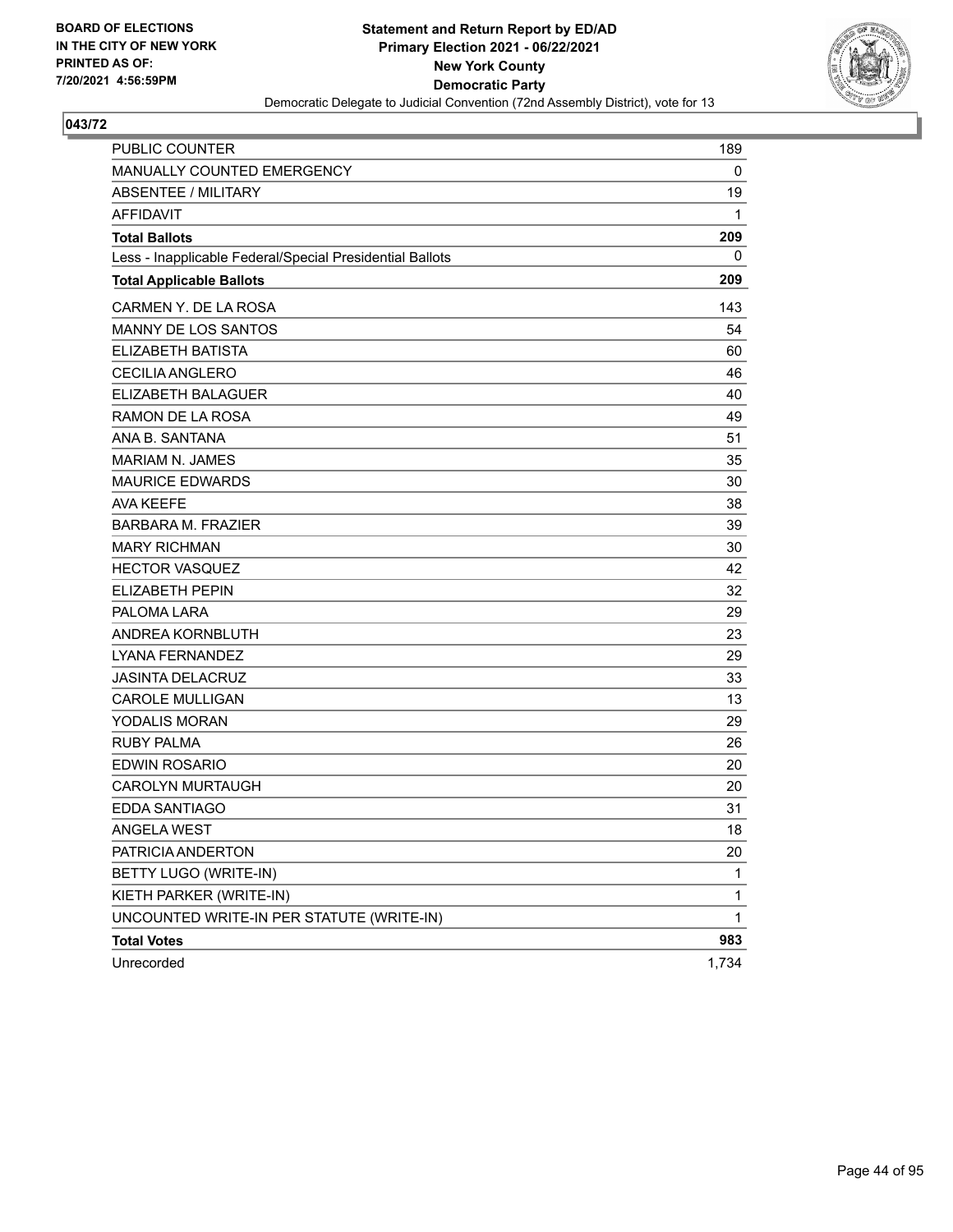**BOARD OF ELECTIONS IN THE CITY OF NEW YORK PRINTED AS OF: 7/20/2021 4:56:59PM**

**Statement and Return Report by ED/AD**
**Primary Election 2021 - 06/22/2021**
**New York County**
**Democratic Party**
Democratic Delegate to Judicial Convention (72nd Assembly District), vote for 13

## 043/72

| | |
|---|---|
| PUBLIC COUNTER | 189 |
| MANUALLY COUNTED EMERGENCY | 0 |
| ABSENTEE / MILITARY | 19 |
| AFFIDAVIT | 1 |
| **Total Ballots** | **209** |
| Less - Inapplicable Federal/Special Presidential Ballots | 0 |
| **Total Applicable Ballots** | **209** |
| CARMEN Y. DE LA ROSA | 143 |
| MANNY DE LOS SANTOS | 54 |
| ELIZABETH BATISTA | 60 |
| CECILIA ANGLERO | 46 |
| ELIZABETH BALAGUER | 40 |
| RAMON DE LA ROSA | 49 |
| ANA B. SANTANA | 51 |
| MARIAM N. JAMES | 35 |
| MAURICE EDWARDS | 30 |
| AVA KEEFE | 38 |
| BARBARA M. FRAZIER | 39 |
| MARY RICHMAN | 30 |
| HECTOR VASQUEZ | 42 |
| ELIZABETH PEPIN | 32 |
| PALOMA LARA | 29 |
| ANDREA KORNBLUTH | 23 |
| LYANA FERNANDEZ | 29 |
| JASINTA DELACRUZ | 33 |
| CAROLE MULLIGAN | 13 |
| YODALIS MORAN | 29 |
| RUBY PALMA | 26 |
| EDWIN ROSARIO | 20 |
| CAROLYN MURTAUGH | 20 |
| EDDA SANTIAGO | 31 |
| ANGELA WEST | 18 |
| PATRICIA ANDERTON | 20 |
| BETTY LUGO (WRITE-IN) | 1 |
| KIETH PARKER (WRITE-IN) | 1 |
| UNCOUNTED WRITE-IN PER STATUTE (WRITE-IN) | 1 |
| **Total Votes** | **983** |
| Unrecorded | 1,734 |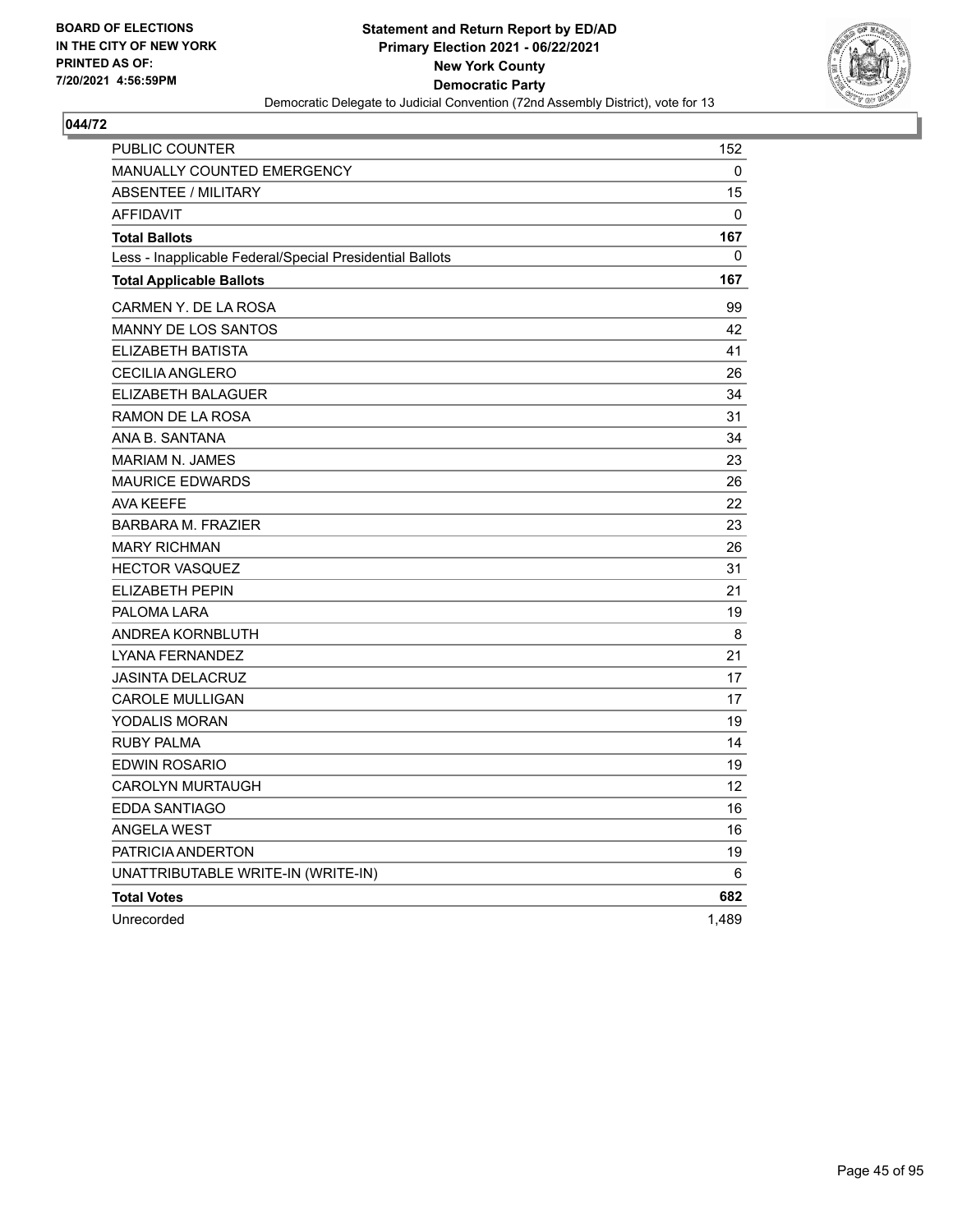**BOARD OF ELECTIONS IN THE CITY OF NEW YORK PRINTED AS OF: 7/20/2021 4:56:59PM**

**Statement and Return Report by ED/AD**
**Primary Election 2021 - 06/22/2021**
**New York County**
**Democratic Party**
Democratic Delegate to Judicial Convention (72nd Assembly District), vote for 13

## 044/72

| | |
|---|---|
| PUBLIC COUNTER | 152 |
| MANUALLY COUNTED EMERGENCY | 0 |
| ABSENTEE / MILITARY | 15 |
| AFFIDAVIT | 0 |
| **Total Ballots** | **167** |
| Less - Inapplicable Federal/Special Presidential Ballots | 0 |
| **Total Applicable Ballots** | **167** |
| CARMEN Y. DE LA ROSA | 99 |
| MANNY DE LOS SANTOS | 42 |
| ELIZABETH BATISTA | 41 |
| CECILIA ANGLERO | 26 |
| ELIZABETH BALAGUER | 34 |
| RAMON DE LA ROSA | 31 |
| ANA B. SANTANA | 34 |
| MARIAM N. JAMES | 23 |
| MAURICE EDWARDS | 26 |
| AVA KEEFE | 22 |
| BARBARA M. FRAZIER | 23 |
| MARY RICHMAN | 26 |
| HECTOR VASQUEZ | 31 |
| ELIZABETH PEPIN | 21 |
| PALOMA LARA | 19 |
| ANDREA KORNBLUTH | 8 |
| LYANA FERNANDEZ | 21 |
| JASINTA DELACRUZ | 17 |
| CAROLE MULLIGAN | 17 |
| YODALIS MORAN | 19 |
| RUBY PALMA | 14 |
| EDWIN ROSARIO | 19 |
| CAROLYN MURTAUGH | 12 |
| EDDA SANTIAGO | 16 |
| ANGELA WEST | 16 |
| PATRICIA ANDERTON | 19 |
| UNATTRIBUTABLE WRITE-IN (WRITE-IN) | 6 |
| **Total Votes** | **682** |
| Unrecorded | 1,489 |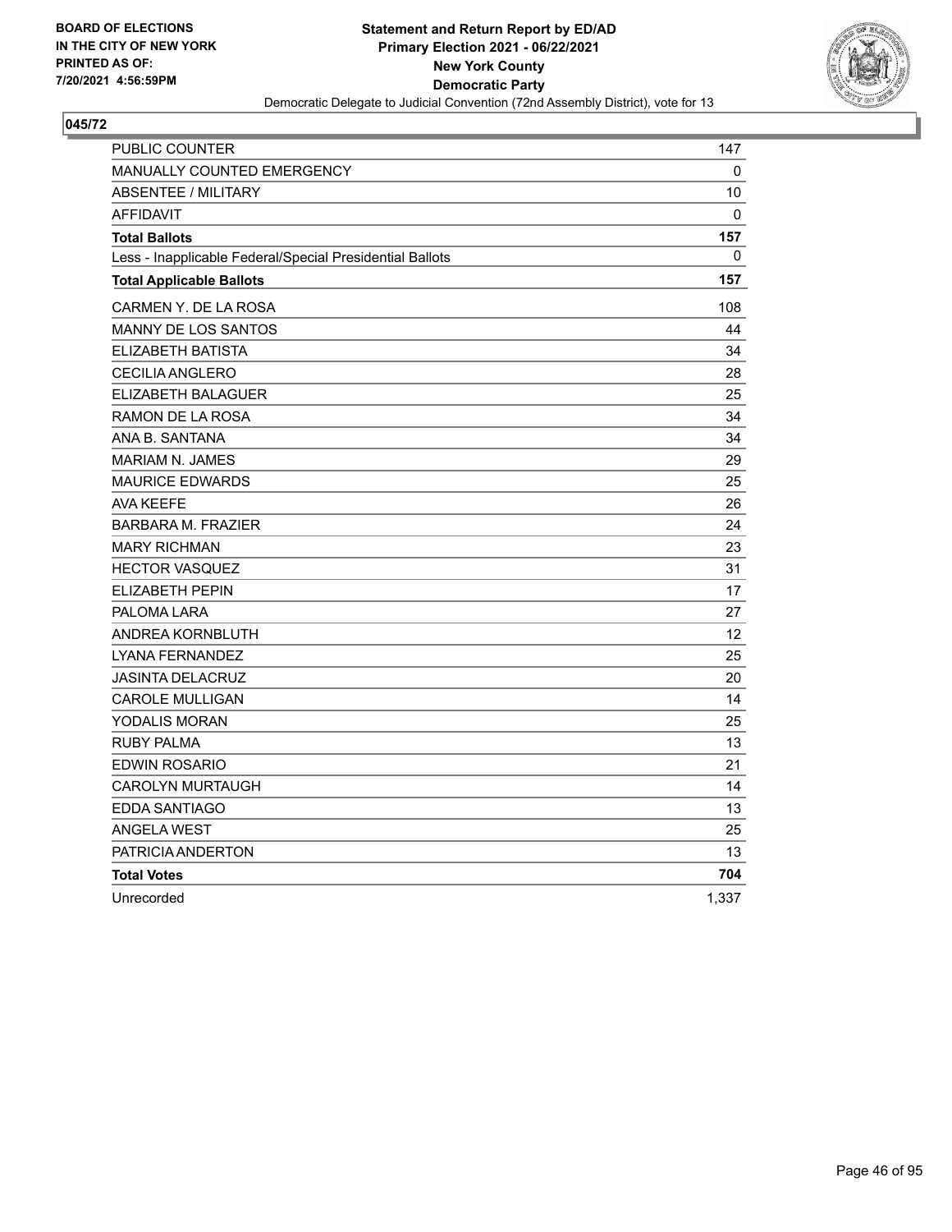**BOARD OF ELECTIONS IN THE CITY OF NEW YORK PRINTED AS OF: 7/20/2021 4:56:59PM**

**Statement and Return Report by ED/AD**
**Primary Election 2021 - 06/22/2021**
**New York County**
**Democratic Party**
Democratic Delegate to Judicial Convention (72nd Assembly District), vote for 13

## 045/72

| | |
|---|---|
| PUBLIC COUNTER | 147 |
| MANUALLY COUNTED EMERGENCY | 0 |
| ABSENTEE / MILITARY | 10 |
| AFFIDAVIT | 0 |
| **Total Ballots** | **157** |
| Less - Inapplicable Federal/Special Presidential Ballots | 0 |
| **Total Applicable Ballots** | **157** |
| CARMEN Y. DE LA ROSA | 108 |
| MANNY DE LOS SANTOS | 44 |
| ELIZABETH BATISTA | 34 |
| CECILIA ANGLERO | 28 |
| ELIZABETH BALAGUER | 25 |
| RAMON DE LA ROSA | 34 |
| ANA B. SANTANA | 34 |
| MARIAM N. JAMES | 29 |
| MAURICE EDWARDS | 25 |
| AVA KEEFE | 26 |
| BARBARA M. FRAZIER | 24 |
| MARY RICHMAN | 23 |
| HECTOR VASQUEZ | 31 |
| ELIZABETH PEPIN | 17 |
| PALOMA LARA | 27 |
| ANDREA KORNBLUTH | 12 |
| LYANA FERNANDEZ | 25 |
| JASINTA DELACRUZ | 20 |
| CAROLE MULLIGAN | 14 |
| YODALIS MORAN | 25 |
| RUBY PALMA | 13 |
| EDWIN ROSARIO | 21 |
| CAROLYN MURTAUGH | 14 |
| EDDA SANTIAGO | 13 |
| ANGELA WEST | 25 |
| PATRICIA ANDERTON | 13 |
| **Total Votes** | **704** |
| Unrecorded | 1,337 |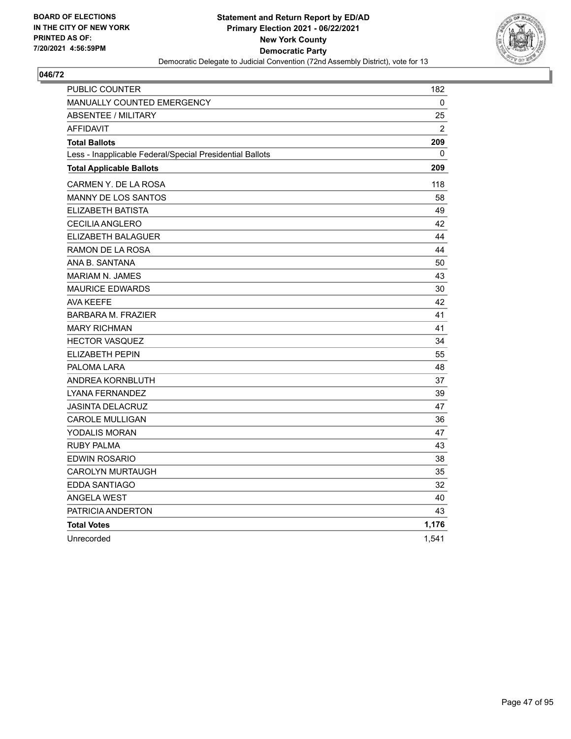BOARD OF ELECTIONS
IN THE CITY OF NEW YORK
PRINTED AS OF:
7/20/2021 4:56:59PM

**Statement and Return Report by ED/AD**
**Primary Election 2021 - 06/22/2021**
**New York County**
**Democratic Party**
Democratic Delegate to Judicial Convention (72nd Assembly District), vote for 13

## 046/72

| | |
|---|---|
| PUBLIC COUNTER | 182 |
| MANUALLY COUNTED EMERGENCY | 0 |
| ABSENTEE / MILITARY | 25 |
| AFFIDAVIT | 2 |
| **Total Ballots** | **209** |
| Less - Inapplicable Federal/Special Presidential Ballots | 0 |
| **Total Applicable Ballots** | **209** |
| CARMEN Y. DE LA ROSA | 118 |
| MANNY DE LOS SANTOS | 58 |
| ELIZABETH BATISTA | 49 |
| CECILIA ANGLERO | 42 |
| ELIZABETH BALAGUER | 44 |
| RAMON DE LA ROSA | 44 |
| ANA B. SANTANA | 50 |
| MARIAM N. JAMES | 43 |
| MAURICE EDWARDS | 30 |
| AVA KEEFE | 42 |
| BARBARA M. FRAZIER | 41 |
| MARY RICHMAN | 41 |
| HECTOR VASQUEZ | 34 |
| ELIZABETH PEPIN | 55 |
| PALOMA LARA | 48 |
| ANDREA KORNBLUTH | 37 |
| LYANA FERNANDEZ | 39 |
| JASINTA DELACRUZ | 47 |
| CAROLE MULLIGAN | 36 |
| YODALIS MORAN | 47 |
| RUBY PALMA | 43 |
| EDWIN ROSARIO | 38 |
| CAROLYN MURTAUGH | 35 |
| EDDA SANTIAGO | 32 |
| ANGELA WEST | 40 |
| PATRICIA ANDERTON | 43 |
| **Total Votes** | **1,176** |
| Unrecorded | 1,541 |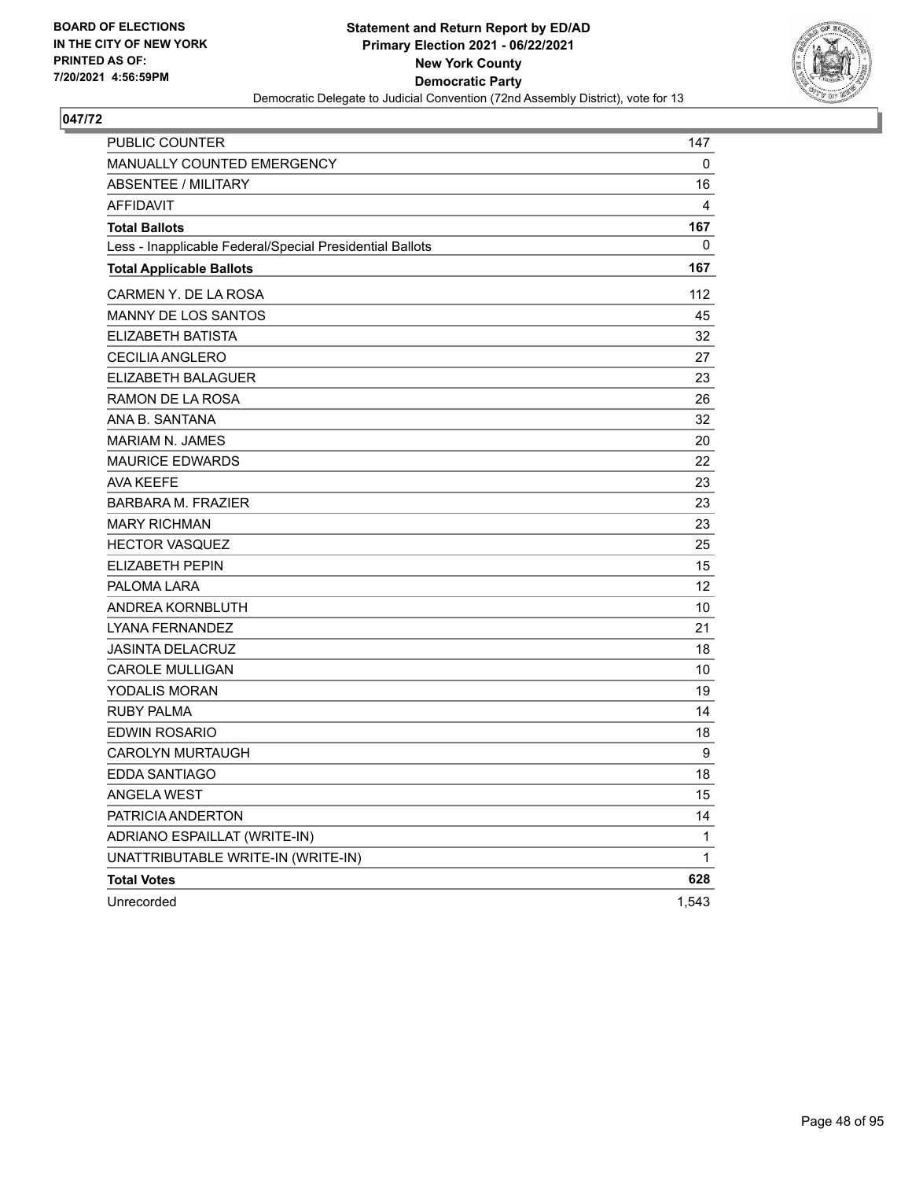BOARD OF ELECTIONS
IN THE CITY OF NEW YORK
PRINTED AS OF:
7/20/2021 4:56:59PM

**Statement and Return Report by ED/AD**
**Primary Election 2021 - 06/22/2021**
**New York County**
**Democratic Party**
Democratic Delegate to Judicial Convention (72nd Assembly District), vote for 13

## 047/72

| | |
|---|---|
| PUBLIC COUNTER | 147 |
| MANUALLY COUNTED EMERGENCY | 0 |
| ABSENTEE / MILITARY | 16 |
| AFFIDAVIT | 4 |
| **Total Ballots** | **167** |
| Less - Inapplicable Federal/Special Presidential Ballots | 0 |
| **Total Applicable Ballots** | **167** |
| CARMEN Y. DE LA ROSA | 112 |
| MANNY DE LOS SANTOS | 45 |
| ELIZABETH BATISTA | 32 |
| CECILIA ANGLERO | 27 |
| ELIZABETH BALAGUER | 23 |
| RAMON DE LA ROSA | 26 |
| ANA B. SANTANA | 32 |
| MARIAM N. JAMES | 20 |
| MAURICE EDWARDS | 22 |
| AVA KEEFE | 23 |
| BARBARA M. FRAZIER | 23 |
| MARY RICHMAN | 23 |
| HECTOR VASQUEZ | 25 |
| ELIZABETH PEPIN | 15 |
| PALOMA LARA | 12 |
| ANDREA KORNBLUTH | 10 |
| LYANA FERNANDEZ | 21 |
| JASINTA DELACRUZ | 18 |
| CAROLE MULLIGAN | 10 |
| YODALIS MORAN | 19 |
| RUBY PALMA | 14 |
| EDWIN ROSARIO | 18 |
| CAROLYN MURTAUGH | 9 |
| EDDA SANTIAGO | 18 |
| ANGELA WEST | 15 |
| PATRICIA ANDERTON | 14 |
| ADRIANO ESPAILLAT (WRITE-IN) | 1 |
| UNATTRIBUTABLE WRITE-IN (WRITE-IN) | 1 |
| **Total Votes** | **628** |
| Unrecorded | 1,543 |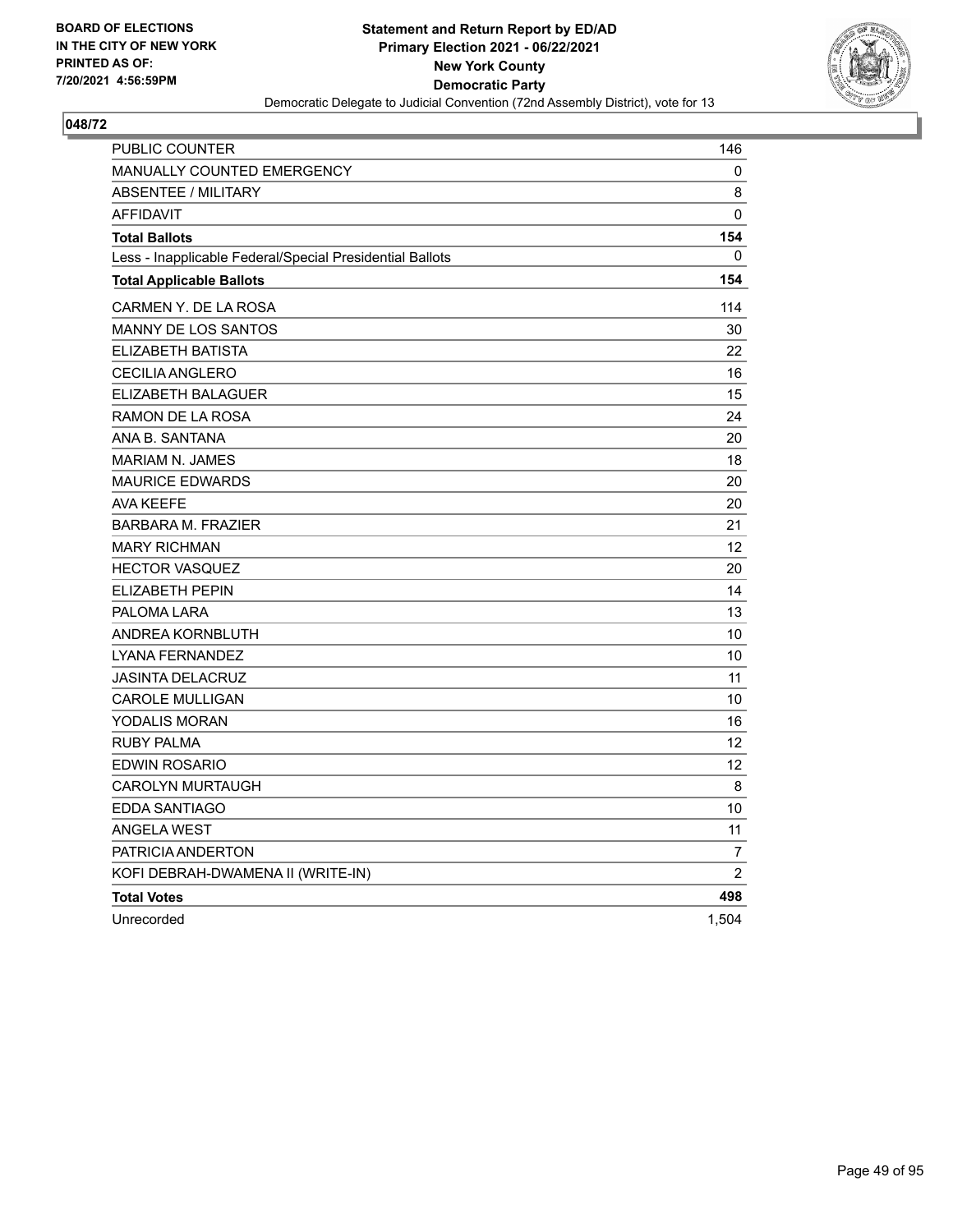**BOARD OF ELECTIONS IN THE CITY OF NEW YORK PRINTED AS OF: 7/20/2021 4:56:59PM**

**Statement and Return Report by ED/AD**
**Primary Election 2021 - 06/22/2021**
**New York County**
**Democratic Party**
Democratic Delegate to Judicial Convention (72nd Assembly District), vote for 13

**048/72**

| | |
|---|---|
| PUBLIC COUNTER | 146 |
| MANUALLY COUNTED EMERGENCY | 0 |
| ABSENTEE / MILITARY | 8 |
| AFFIDAVIT | 0 |
| **Total Ballots** | **154** |
| Less - Inapplicable Federal/Special Presidential Ballots | 0 |
| **Total Applicable Ballots** | **154** |
| CARMEN Y. DE LA ROSA | 114 |
| MANNY DE LOS SANTOS | 30 |
| ELIZABETH BATISTA | 22 |
| CECILIA ANGLERO | 16 |
| ELIZABETH BALAGUER | 15 |
| RAMON DE LA ROSA | 24 |
| ANA B. SANTANA | 20 |
| MARIAM N. JAMES | 18 |
| MAURICE EDWARDS | 20 |
| AVA KEEFE | 20 |
| BARBARA M. FRAZIER | 21 |
| MARY RICHMAN | 12 |
| HECTOR VASQUEZ | 20 |
| ELIZABETH PEPIN | 14 |
| PALOMA LARA | 13 |
| ANDREA KORNBLUTH | 10 |
| LYANA FERNANDEZ | 10 |
| JASINTA DELACRUZ | 11 |
| CAROLE MULLIGAN | 10 |
| YODALIS MORAN | 16 |
| RUBY PALMA | 12 |
| EDWIN ROSARIO | 12 |
| CAROLYN MURTAUGH | 8 |
| EDDA SANTIAGO | 10 |
| ANGELA WEST | 11 |
| PATRICIA ANDERTON | 7 |
| KOFI DEBRAH-DWAMENA II (WRITE-IN) | 2 |
| **Total Votes** | **498** |
| Unrecorded | 1,504 |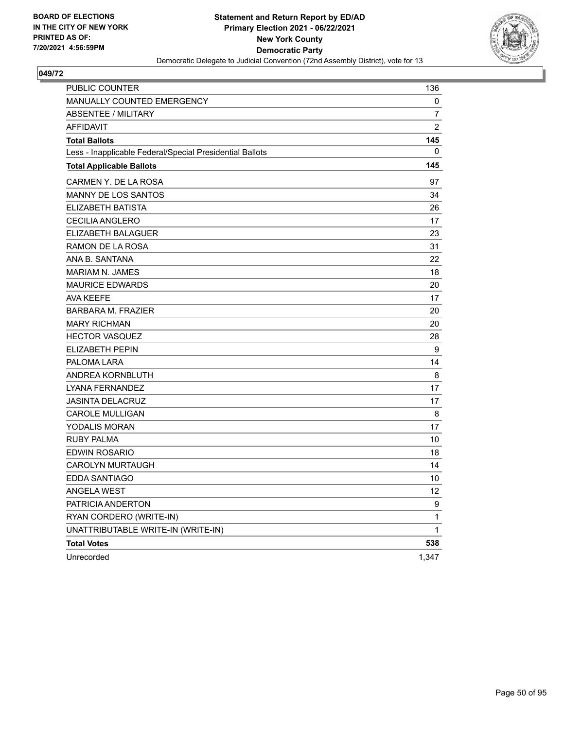BOARD OF ELECTIONS
IN THE CITY OF NEW YORK
PRINTED AS OF:
7/20/2021 4:56:59PM

**Statement and Return Report by ED/AD**
**Primary Election 2021 - 06/22/2021**
**New York County**
**Democratic Party**
Democratic Delegate to Judicial Convention (72nd Assembly District), vote for 13

## 049/72

| | |
|---|---|
| PUBLIC COUNTER | 136 |
| MANUALLY COUNTED EMERGENCY | 0 |
| ABSENTEE / MILITARY | 7 |
| AFFIDAVIT | 2 |
| **Total Ballots** | **145** |
| Less - Inapplicable Federal/Special Presidential Ballots | 0 |
| **Total Applicable Ballots** | **145** |
| CARMEN Y. DE LA ROSA | 97 |
| MANNY DE LOS SANTOS | 34 |
| ELIZABETH BATISTA | 26 |
| CECILIA ANGLERO | 17 |
| ELIZABETH BALAGUER | 23 |
| RAMON DE LA ROSA | 31 |
| ANA B. SANTANA | 22 |
| MARIAM N. JAMES | 18 |
| MAURICE EDWARDS | 20 |
| AVA KEEFE | 17 |
| BARBARA M. FRAZIER | 20 |
| MARY RICHMAN | 20 |
| HECTOR VASQUEZ | 28 |
| ELIZABETH PEPIN | 9 |
| PALOMA LARA | 14 |
| ANDREA KORNBLUTH | 8 |
| LYANA FERNANDEZ | 17 |
| JASINTA DELACRUZ | 17 |
| CAROLE MULLIGAN | 8 |
| YODALIS MORAN | 17 |
| RUBY PALMA | 10 |
| EDWIN ROSARIO | 18 |
| CAROLYN MURTAUGH | 14 |
| EDDA SANTIAGO | 10 |
| ANGELA WEST | 12 |
| PATRICIA ANDERTON | 9 |
| RYAN CORDERO (WRITE-IN) | 1 |
| UNATTRIBUTABLE WRITE-IN (WRITE-IN) | 1 |
| **Total Votes** | **538** |
| Unrecorded | 1,347 |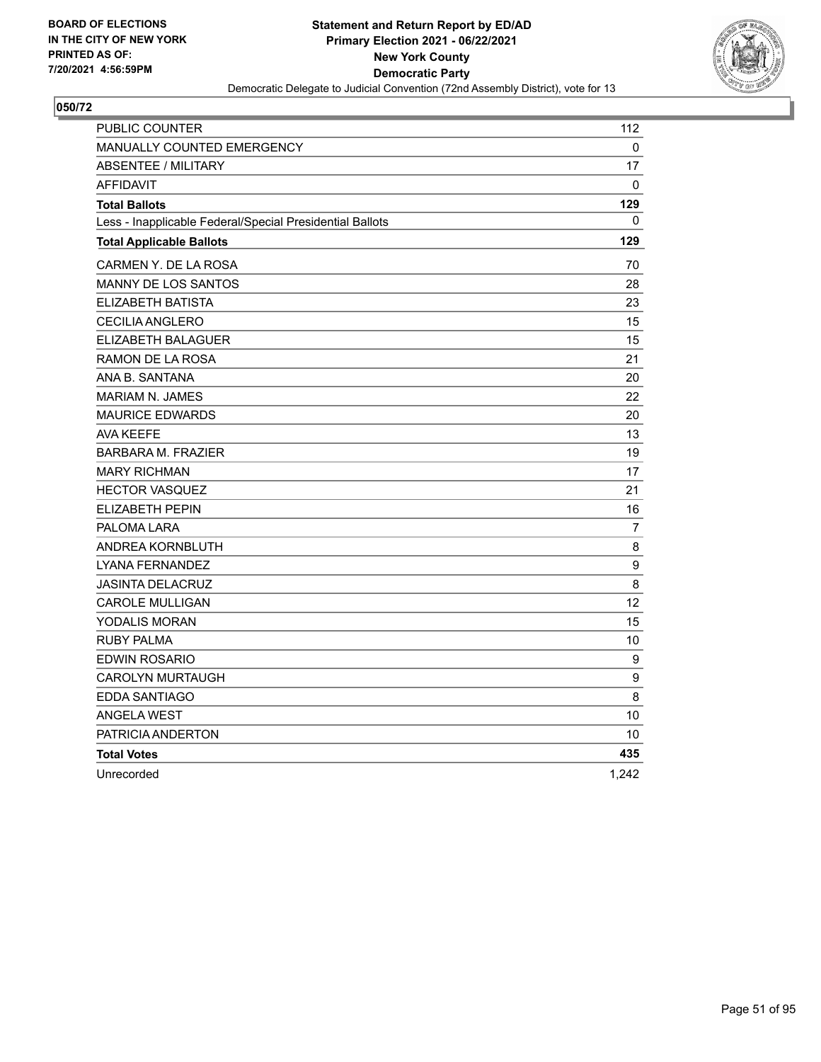**BOARD OF ELECTIONS IN THE CITY OF NEW YORK PRINTED AS OF: 7/20/2021 4:56:59PM**

**Statement and Return Report by ED/AD**
**Primary Election 2021 - 06/22/2021**
**New York County**
**Democratic Party**
Democratic Delegate to Judicial Convention (72nd Assembly District), vote for 13

## 050/72

| | |
|---|---|
| PUBLIC COUNTER | 112 |
| MANUALLY COUNTED EMERGENCY | 0 |
| ABSENTEE / MILITARY | 17 |
| AFFIDAVIT | 0 |
| **Total Ballots** | **129** |
| Less - Inapplicable Federal/Special Presidential Ballots | 0 |
| **Total Applicable Ballots** | **129** |
| CARMEN Y. DE LA ROSA | 70 |
| MANNY DE LOS SANTOS | 28 |
| ELIZABETH BATISTA | 23 |
| CECILIA ANGLERO | 15 |
| ELIZABETH BALAGUER | 15 |
| RAMON DE LA ROSA | 21 |
| ANA B. SANTANA | 20 |
| MARIAM N. JAMES | 22 |
| MAURICE EDWARDS | 20 |
| AVA KEEFE | 13 |
| BARBARA M. FRAZIER | 19 |
| MARY RICHMAN | 17 |
| HECTOR VASQUEZ | 21 |
| ELIZABETH PEPIN | 16 |
| PALOMA LARA | 7 |
| ANDREA KORNBLUTH | 8 |
| LYANA FERNANDEZ | 9 |
| JASINTA DELACRUZ | 8 |
| CAROLE MULLIGAN | 12 |
| YODALIS MORAN | 15 |
| RUBY PALMA | 10 |
| EDWIN ROSARIO | 9 |
| CAROLYN MURTAUGH | 9 |
| EDDA SANTIAGO | 8 |
| ANGELA WEST | 10 |
| PATRICIA ANDERTON | 10 |
| **Total Votes** | **435** |
| Unrecorded | 1,242 |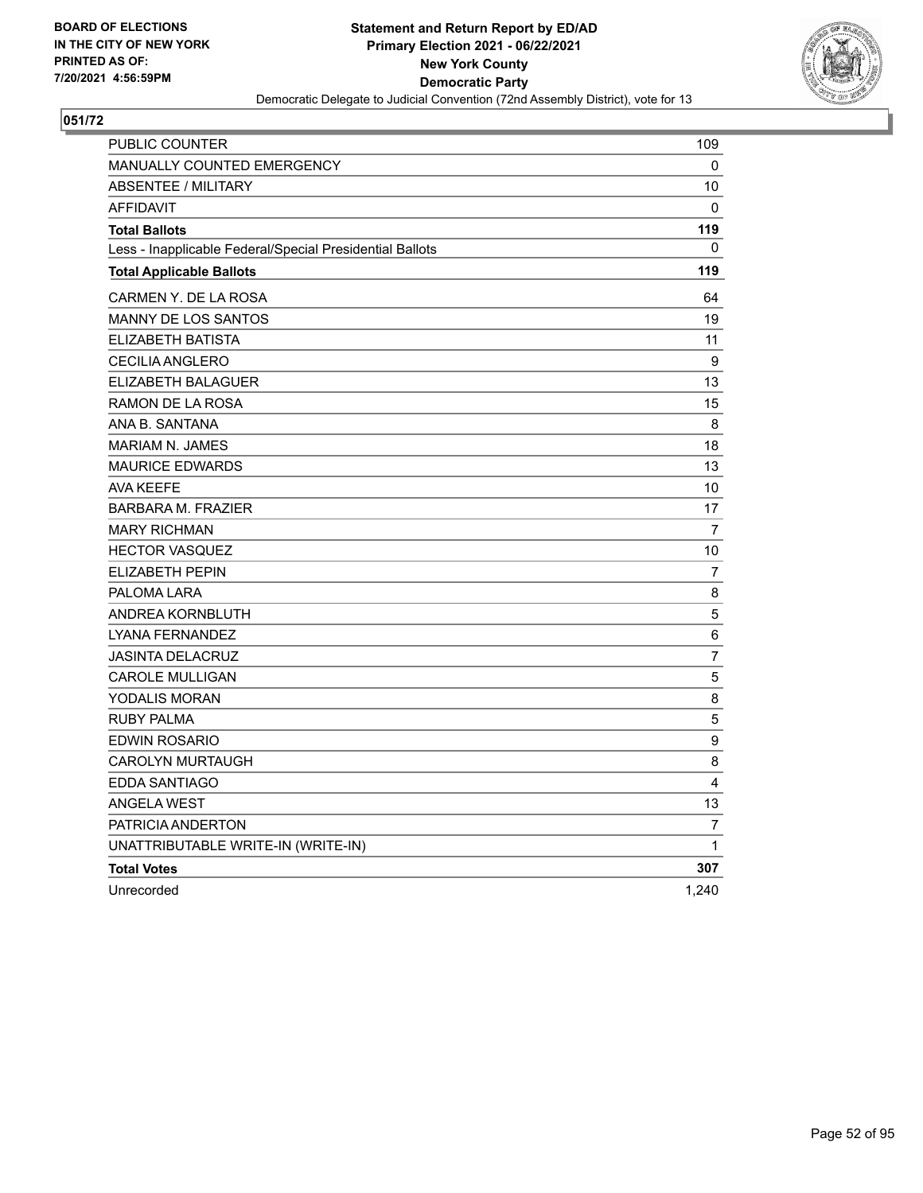BOARD OF ELECTIONS
IN THE CITY OF NEW YORK
PRINTED AS OF:
7/20/2021 4:56:59PM

**Statement and Return Report by ED/AD**
**Primary Election 2021 - 06/22/2021**
**New York County**
**Democratic Party**
Democratic Delegate to Judicial Convention (72nd Assembly District), vote for 13

## 051/72

| | |
|---|---|
| PUBLIC COUNTER | 109 |
| MANUALLY COUNTED EMERGENCY | 0 |
| ABSENTEE / MILITARY | 10 |
| AFFIDAVIT | 0 |
| **Total Ballots** | **119** |
| Less - Inapplicable Federal/Special Presidential Ballots | 0 |
| **Total Applicable Ballots** | **119** |
| CARMEN Y. DE LA ROSA | 64 |
| MANNY DE LOS SANTOS | 19 |
| ELIZABETH BATISTA | 11 |
| CECILIA ANGLERO | 9 |
| ELIZABETH BALAGUER | 13 |
| RAMON DE LA ROSA | 15 |
| ANA B. SANTANA | 8 |
| MARIAM N. JAMES | 18 |
| MAURICE EDWARDS | 13 |
| AVA KEEFE | 10 |
| BARBARA M. FRAZIER | 17 |
| MARY RICHMAN | 7 |
| HECTOR VASQUEZ | 10 |
| ELIZABETH PEPIN | 7 |
| PALOMA LARA | 8 |
| ANDREA KORNBLUTH | 5 |
| LYANA FERNANDEZ | 6 |
| JASINTA DELACRUZ | 7 |
| CAROLE MULLIGAN | 5 |
| YODALIS MORAN | 8 |
| RUBY PALMA | 5 |
| EDWIN ROSARIO | 9 |
| CAROLYN MURTAUGH | 8 |
| EDDA SANTIAGO | 4 |
| ANGELA WEST | 13 |
| PATRICIA ANDERTON | 7 |
| UNATTRIBUTABLE WRITE-IN (WRITE-IN) | 1 |
| **Total Votes** | **307** |
| Unrecorded | 1,240 |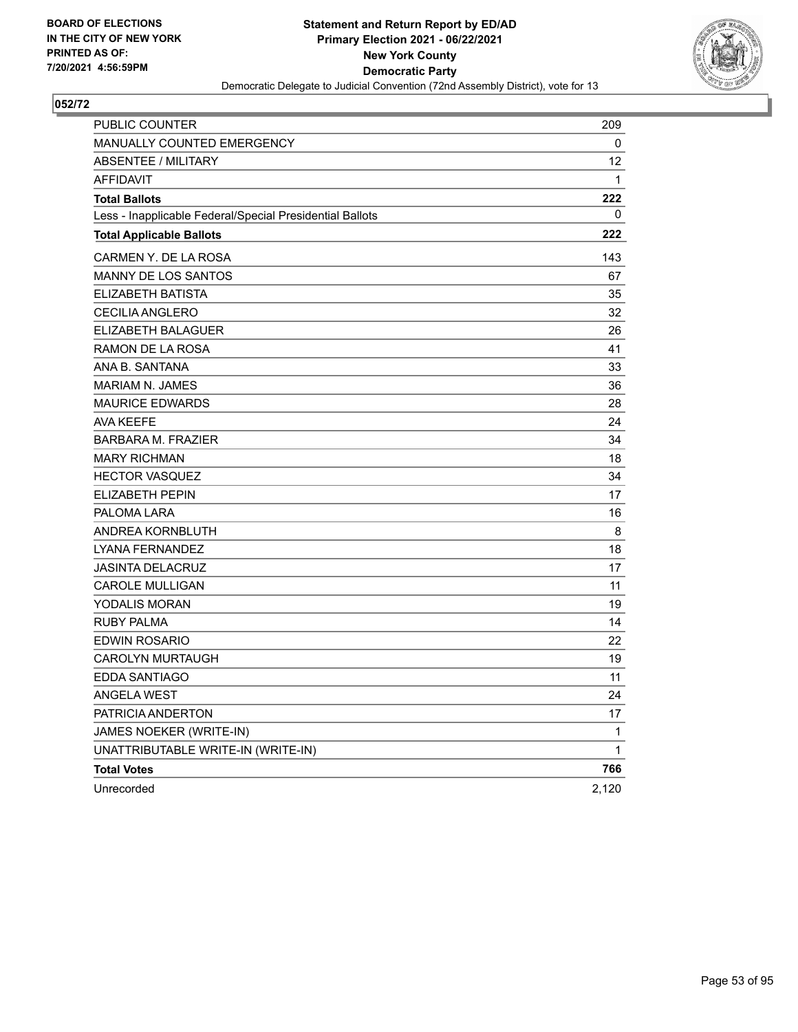BOARD OF ELECTIONS
IN THE CITY OF NEW YORK
PRINTED AS OF:
7/20/2021 4:56:59PM

**Statement and Return Report by ED/AD**
**Primary Election 2021 - 06/22/2021**
**New York County**
**Democratic Party**
Democratic Delegate to Judicial Convention (72nd Assembly District), vote for 13

## 052/72

| | |
|---|---|
| PUBLIC COUNTER | 209 |
| MANUALLY COUNTED EMERGENCY | 0 |
| ABSENTEE / MILITARY | 12 |
| AFFIDAVIT | 1 |
| **Total Ballots** | **222** |
| Less - Inapplicable Federal/Special Presidential Ballots | 0 |
| **Total Applicable Ballots** | **222** |
| CARMEN Y. DE LA ROSA | 143 |
| MANNY DE LOS SANTOS | 67 |
| ELIZABETH BATISTA | 35 |
| CECILIA ANGLERO | 32 |
| ELIZABETH BALAGUER | 26 |
| RAMON DE LA ROSA | 41 |
| ANA B. SANTANA | 33 |
| MARIAM N. JAMES | 36 |
| MAURICE EDWARDS | 28 |
| AVA KEEFE | 24 |
| BARBARA M. FRAZIER | 34 |
| MARY RICHMAN | 18 |
| HECTOR VASQUEZ | 34 |
| ELIZABETH PEPIN | 17 |
| PALOMA LARA | 16 |
| ANDREA KORNBLUTH | 8 |
| LYANA FERNANDEZ | 18 |
| JASINTA DELACRUZ | 17 |
| CAROLE MULLIGAN | 11 |
| YODALIS MORAN | 19 |
| RUBY PALMA | 14 |
| EDWIN ROSARIO | 22 |
| CAROLYN MURTAUGH | 19 |
| EDDA SANTIAGO | 11 |
| ANGELA WEST | 24 |
| PATRICIA ANDERTON | 17 |
| JAMES NOEKER (WRITE-IN) | 1 |
| UNATTRIBUTABLE WRITE-IN (WRITE-IN) | 1 |
| **Total Votes** | **766** |
| Unrecorded | 2,120 |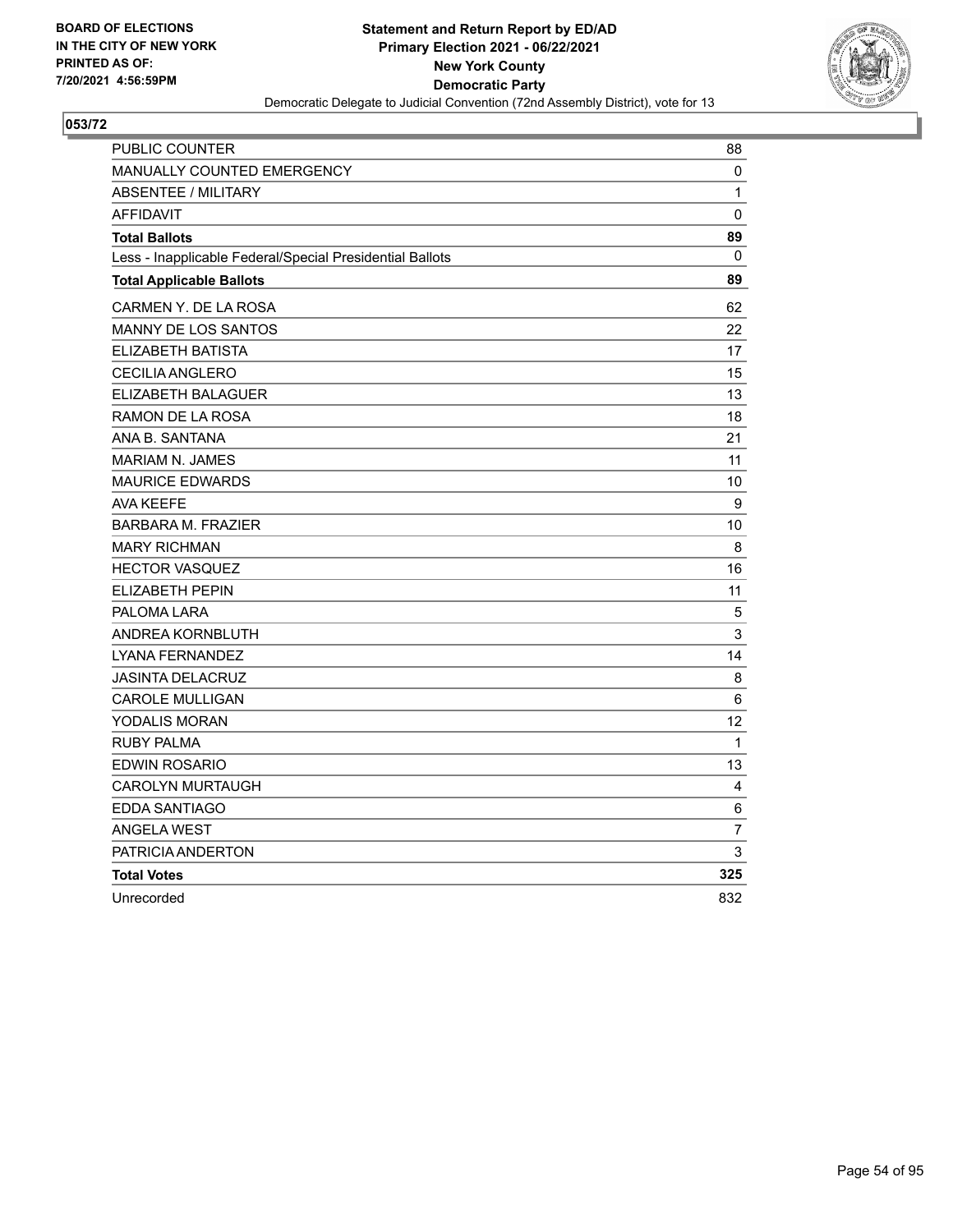**BOARD OF ELECTIONS IN THE CITY OF NEW YORK PRINTED AS OF: 7/20/2021 4:56:59PM**

**Statement and Return Report by ED/AD Primary Election 2021 - 06/22/2021 New York County Democratic Party**

Democratic Delegate to Judicial Convention (72nd Assembly District), vote for 13

## 053/72

| | |
|---|---|
| PUBLIC COUNTER | 88 |
| MANUALLY COUNTED EMERGENCY | 0 |
| ABSENTEE / MILITARY | 1 |
| AFFIDAVIT | 0 |
| **Total Ballots** | **89** |
| Less - Inapplicable Federal/Special Presidential Ballots | 0 |
| **Total Applicable Ballots** | **89** |
| CARMEN Y. DE LA ROSA | 62 |
| MANNY DE LOS SANTOS | 22 |
| ELIZABETH BATISTA | 17 |
| CECILIA ANGLERO | 15 |
| ELIZABETH BALAGUER | 13 |
| RAMON DE LA ROSA | 18 |
| ANA B. SANTANA | 21 |
| MARIAM N. JAMES | 11 |
| MAURICE EDWARDS | 10 |
| AVA KEEFE | 9 |
| BARBARA M. FRAZIER | 10 |
| MARY RICHMAN | 8 |
| HECTOR VASQUEZ | 16 |
| ELIZABETH PEPIN | 11 |
| PALOMA LARA | 5 |
| ANDREA KORNBLUTH | 3 |
| LYANA FERNANDEZ | 14 |
| JASINTA DELACRUZ | 8 |
| CAROLE MULLIGAN | 6 |
| YODALIS MORAN | 12 |
| RUBY PALMA | 1 |
| EDWIN ROSARIO | 13 |
| CAROLYN MURTAUGH | 4 |
| EDDA SANTIAGO | 6 |
| ANGELA WEST | 7 |
| PATRICIA ANDERTON | 3 |
| **Total Votes** | **325** |
| Unrecorded | 832 |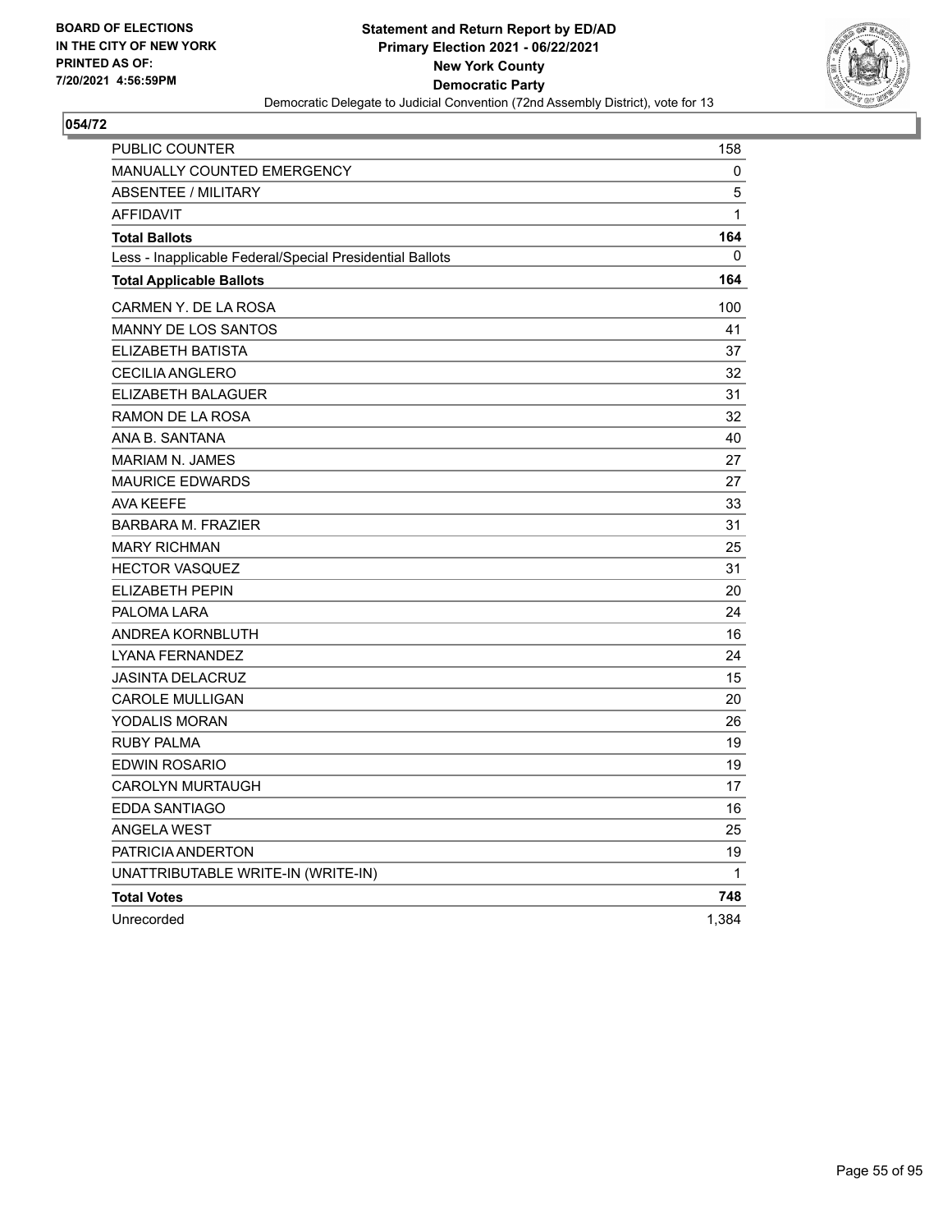BOARD OF ELECTIONS
IN THE CITY OF NEW YORK
PRINTED AS OF:
7/20/2021 4:56:59PM

**Statement and Return Report by ED/AD**
**Primary Election 2021 - 06/22/2021**
**New York County**
**Democratic Party**
Democratic Delegate to Judicial Convention (72nd Assembly District), vote for 13

## 054/72

| | |
|---|---|
| PUBLIC COUNTER | 158 |
| MANUALLY COUNTED EMERGENCY | 0 |
| ABSENTEE / MILITARY | 5 |
| AFFIDAVIT | 1 |
| **Total Ballots** | **164** |
| Less - Inapplicable Federal/Special Presidential Ballots | 0 |
| **Total Applicable Ballots** | **164** |
| CARMEN Y. DE LA ROSA | 100 |
| MANNY DE LOS SANTOS | 41 |
| ELIZABETH BATISTA | 37 |
| CECILIA ANGLERO | 32 |
| ELIZABETH BALAGUER | 31 |
| RAMON DE LA ROSA | 32 |
| ANA B. SANTANA | 40 |
| MARIAM N. JAMES | 27 |
| MAURICE EDWARDS | 27 |
| AVA KEEFE | 33 |
| BARBARA M. FRAZIER | 31 |
| MARY RICHMAN | 25 |
| HECTOR VASQUEZ | 31 |
| ELIZABETH PEPIN | 20 |
| PALOMA LARA | 24 |
| ANDREA KORNBLUTH | 16 |
| LYANA FERNANDEZ | 24 |
| JASINTA DELACRUZ | 15 |
| CAROLE MULLIGAN | 20 |
| YODALIS MORAN | 26 |
| RUBY PALMA | 19 |
| EDWIN ROSARIO | 19 |
| CAROLYN MURTAUGH | 17 |
| EDDA SANTIAGO | 16 |
| ANGELA WEST | 25 |
| PATRICIA ANDERTON | 19 |
| UNATTRIBUTABLE WRITE-IN (WRITE-IN) | 1 |
| **Total Votes** | **748** |
| Unrecorded | 1,384 |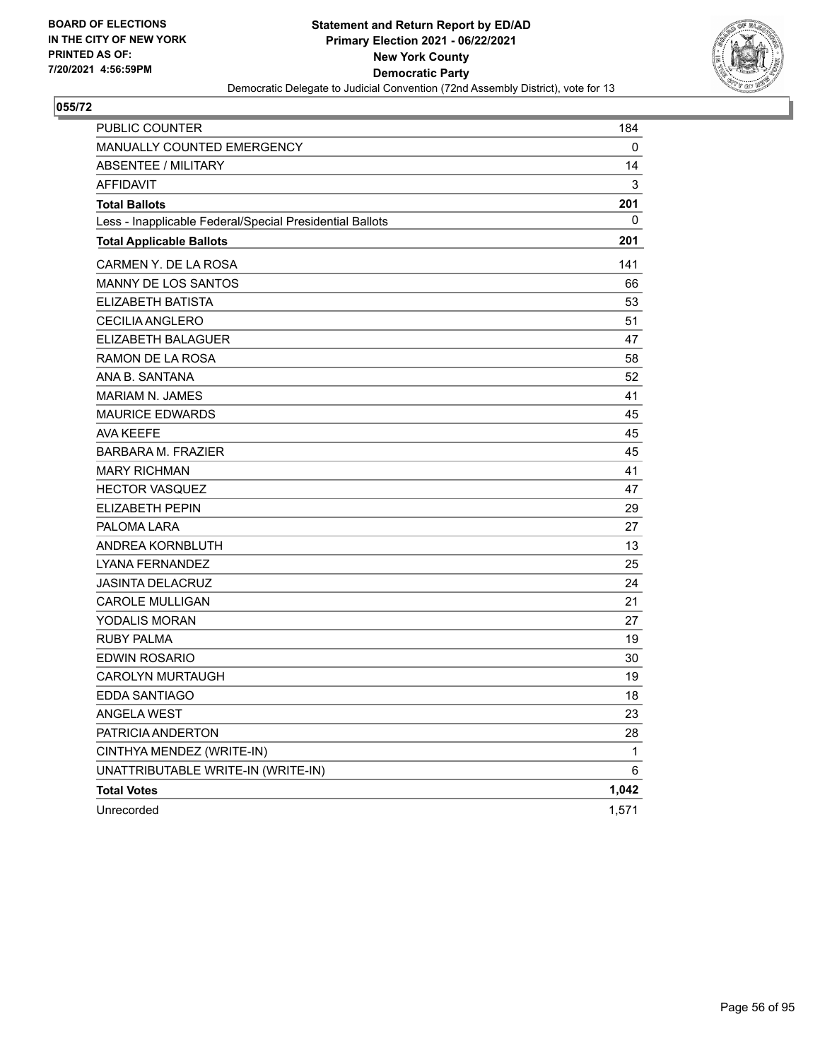BOARD OF ELECTIONS
IN THE CITY OF NEW YORK
PRINTED AS OF:
7/20/2021 4:56:59PM

**Statement and Return Report by ED/AD**
**Primary Election 2021 - 06/22/2021**
**New York County**
**Democratic Party**
Democratic Delegate to Judicial Convention (72nd Assembly District), vote for 13

**055/72**

| | |
|---|---|
| PUBLIC COUNTER | 184 |
| MANUALLY COUNTED EMERGENCY | 0 |
| ABSENTEE / MILITARY | 14 |
| AFFIDAVIT | 3 |
| **Total Ballots** | **201** |
| Less - Inapplicable Federal/Special Presidential Ballots | 0 |
| **Total Applicable Ballots** | **201** |
| CARMEN Y. DE LA ROSA | 141 |
| MANNY DE LOS SANTOS | 66 |
| ELIZABETH BATISTA | 53 |
| CECILIA ANGLERO | 51 |
| ELIZABETH BALAGUER | 47 |
| RAMON DE LA ROSA | 58 |
| ANA B. SANTANA | 52 |
| MARIAM N. JAMES | 41 |
| MAURICE EDWARDS | 45 |
| AVA KEEFE | 45 |
| BARBARA M. FRAZIER | 45 |
| MARY RICHMAN | 41 |
| HECTOR VASQUEZ | 47 |
| ELIZABETH PEPIN | 29 |
| PALOMA LARA | 27 |
| ANDREA KORNBLUTH | 13 |
| LYANA FERNANDEZ | 25 |
| JASINTA DELACRUZ | 24 |
| CAROLE MULLIGAN | 21 |
| YODALIS MORAN | 27 |
| RUBY PALMA | 19 |
| EDWIN ROSARIO | 30 |
| CAROLYN MURTAUGH | 19 |
| EDDA SANTIAGO | 18 |
| ANGELA WEST | 23 |
| PATRICIA ANDERTON | 28 |
| CINTHYA MENDEZ (WRITE-IN) | 1 |
| UNATTRIBUTABLE WRITE-IN (WRITE-IN) | 6 |
| **Total Votes** | **1,042** |
| Unrecorded | 1,571 |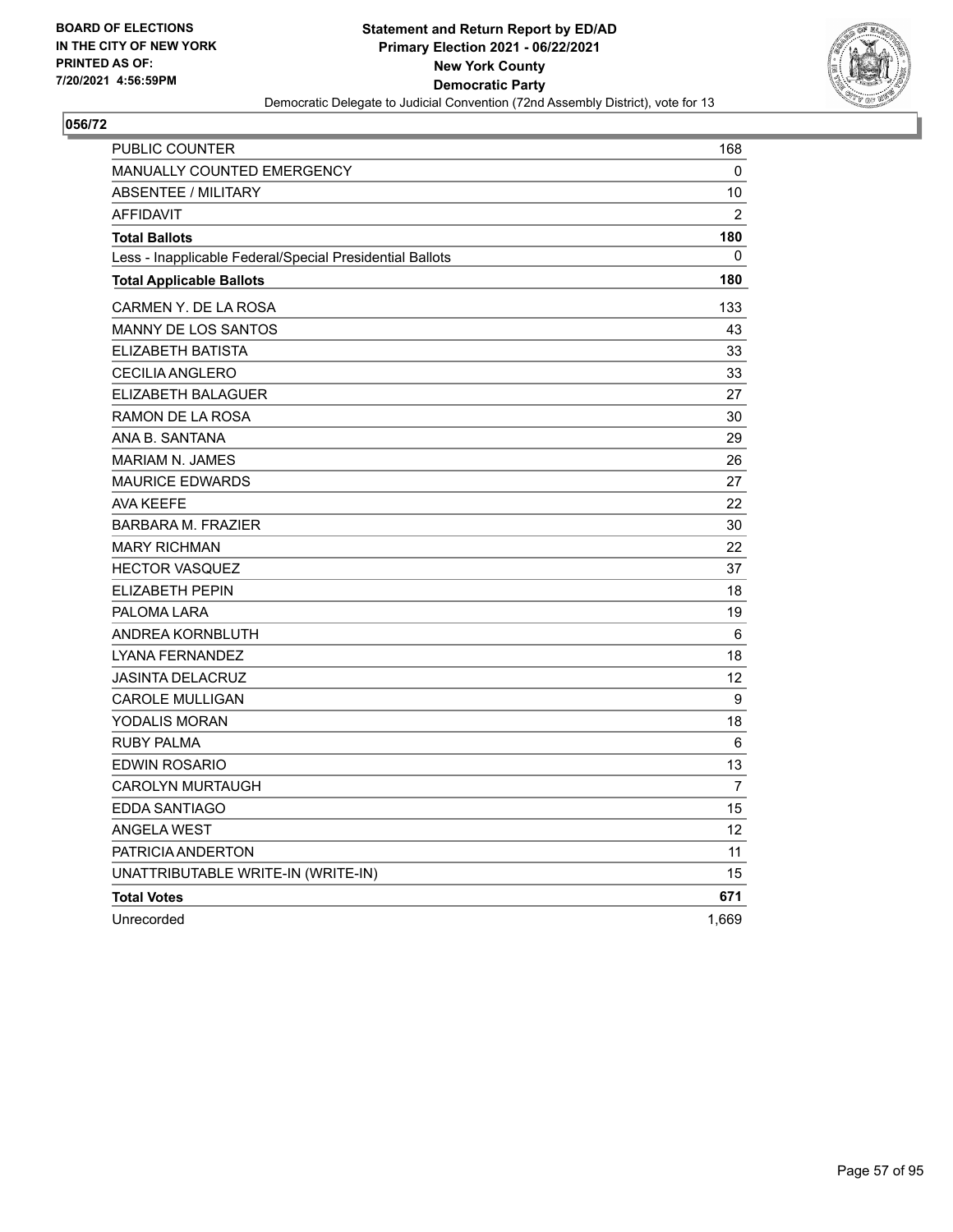BOARD OF ELECTIONS
IN THE CITY OF NEW YORK
PRINTED AS OF:
7/20/2021 4:56:59PM

**Statement and Return Report by ED/AD**
**Primary Election 2021 - 06/22/2021**
**New York County**
**Democratic Party**
Democratic Delegate to Judicial Convention (72nd Assembly District), vote for 13

**056/72**

| | |
|---|---|
| PUBLIC COUNTER | 168 |
| MANUALLY COUNTED EMERGENCY | 0 |
| ABSENTEE / MILITARY | 10 |
| AFFIDAVIT | 2 |
| **Total Ballots** | **180** |
| Less - Inapplicable Federal/Special Presidential Ballots | 0 |
| **Total Applicable Ballots** | **180** |
| CARMEN Y. DE LA ROSA | 133 |
| MANNY DE LOS SANTOS | 43 |
| ELIZABETH BATISTA | 33 |
| CECILIA ANGLERO | 33 |
| ELIZABETH BALAGUER | 27 |
| RAMON DE LA ROSA | 30 |
| ANA B. SANTANA | 29 |
| MARIAM N. JAMES | 26 |
| MAURICE EDWARDS | 27 |
| AVA KEEFE | 22 |
| BARBARA M. FRAZIER | 30 |
| MARY RICHMAN | 22 |
| HECTOR VASQUEZ | 37 |
| ELIZABETH PEPIN | 18 |
| PALOMA LARA | 19 |
| ANDREA KORNBLUTH | 6 |
| LYANA FERNANDEZ | 18 |
| JASINTA DELACRUZ | 12 |
| CAROLE MULLIGAN | 9 |
| YODALIS MORAN | 18 |
| RUBY PALMA | 6 |
| EDWIN ROSARIO | 13 |
| CAROLYN MURTAUGH | 7 |
| EDDA SANTIAGO | 15 |
| ANGELA WEST | 12 |
| PATRICIA ANDERTON | 11 |
| UNATTRIBUTABLE WRITE-IN (WRITE-IN) | 15 |
| **Total Votes** | **671** |
| Unrecorded | 1,669 |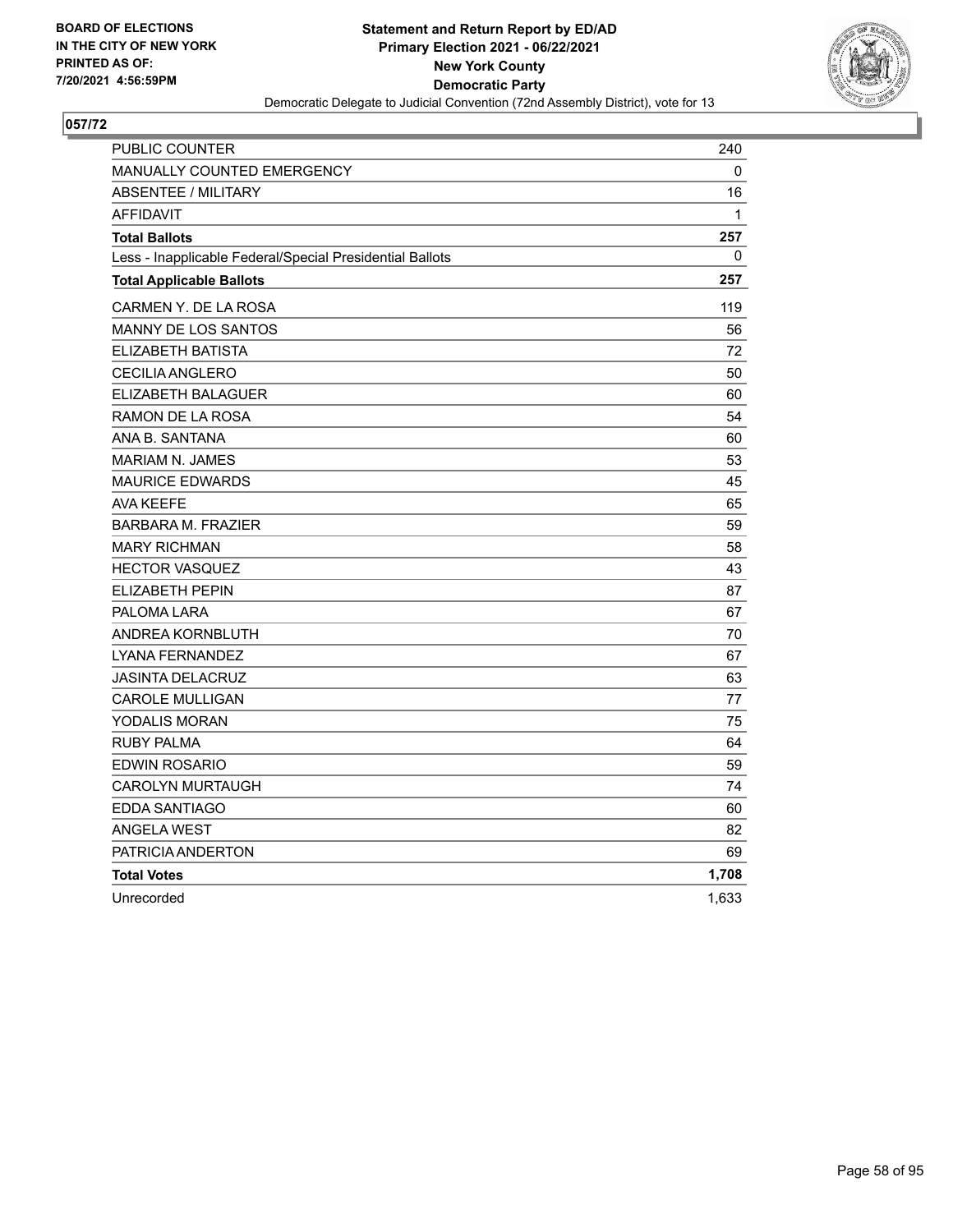BOARD OF ELECTIONS
IN THE CITY OF NEW YORK
PRINTED AS OF:
7/20/2021 4:56:59PM

**Statement and Return Report by ED/AD**
**Primary Election 2021 - 06/22/2021**
**New York County**
**Democratic Party**
Democratic Delegate to Judicial Convention (72nd Assembly District), vote for 13

## 057/72

| | |
|---|---|
| PUBLIC COUNTER | 240 |
| MANUALLY COUNTED EMERGENCY | 0 |
| ABSENTEE / MILITARY | 16 |
| AFFIDAVIT | 1 |
| **Total Ballots** | **257** |
| Less - Inapplicable Federal/Special Presidential Ballots | 0 |
| **Total Applicable Ballots** | **257** |
| CARMEN Y. DE LA ROSA | 119 |
| MANNY DE LOS SANTOS | 56 |
| ELIZABETH BATISTA | 72 |
| CECILIA ANGLERO | 50 |
| ELIZABETH BALAGUER | 60 |
| RAMON DE LA ROSA | 54 |
| ANA B. SANTANA | 60 |
| MARIAM N. JAMES | 53 |
| MAURICE EDWARDS | 45 |
| AVA KEEFE | 65 |
| BARBARA M. FRAZIER | 59 |
| MARY RICHMAN | 58 |
| HECTOR VASQUEZ | 43 |
| ELIZABETH PEPIN | 87 |
| PALOMA LARA | 67 |
| ANDREA KORNBLUTH | 70 |
| LYANA FERNANDEZ | 67 |
| JASINTA DELACRUZ | 63 |
| CAROLE MULLIGAN | 77 |
| YODALIS MORAN | 75 |
| RUBY PALMA | 64 |
| EDWIN ROSARIO | 59 |
| CAROLYN MURTAUGH | 74 |
| EDDA SANTIAGO | 60 |
| ANGELA WEST | 82 |
| PATRICIA ANDERTON | 69 |
| **Total Votes** | **1,708** |
| Unrecorded | 1,633 |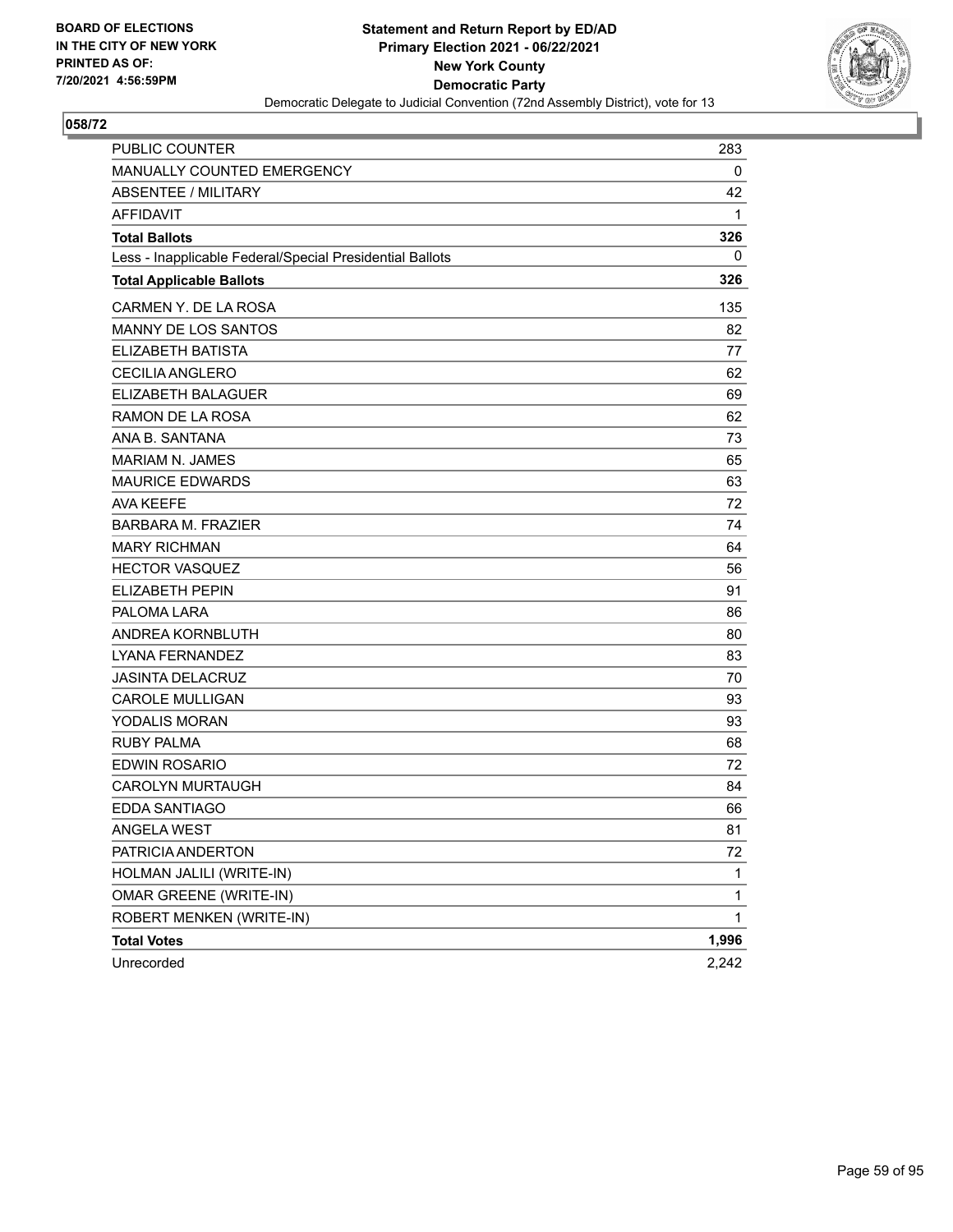BOARD OF ELECTIONS
IN THE CITY OF NEW YORK
PRINTED AS OF:
7/20/2021 4:56:59PM

**Statement and Return Report by ED/AD**
**Primary Election 2021 - 06/22/2021**
**New York County**
**Democratic Party**
Democratic Delegate to Judicial Convention (72nd Assembly District), vote for 13

## 058/72

| | |
|---|---|
| PUBLIC COUNTER | 283 |
| MANUALLY COUNTED EMERGENCY | 0 |
| ABSENTEE / MILITARY | 42 |
| AFFIDAVIT | 1 |
| **Total Ballots** | **326** |
| Less - Inapplicable Federal/Special Presidential Ballots | 0 |
| **Total Applicable Ballots** | **326** |
| CARMEN Y. DE LA ROSA | 135 |
| MANNY DE LOS SANTOS | 82 |
| ELIZABETH BATISTA | 77 |
| CECILIA ANGLERO | 62 |
| ELIZABETH BALAGUER | 69 |
| RAMON DE LA ROSA | 62 |
| ANA B. SANTANA | 73 |
| MARIAM N. JAMES | 65 |
| MAURICE EDWARDS | 63 |
| AVA KEEFE | 72 |
| BARBARA M. FRAZIER | 74 |
| MARY RICHMAN | 64 |
| HECTOR VASQUEZ | 56 |
| ELIZABETH PEPIN | 91 |
| PALOMA LARA | 86 |
| ANDREA KORNBLUTH | 80 |
| LYANA FERNANDEZ | 83 |
| JASINTA DELACRUZ | 70 |
| CAROLE MULLIGAN | 93 |
| YODALIS MORAN | 93 |
| RUBY PALMA | 68 |
| EDWIN ROSARIO | 72 |
| CAROLYN MURTAUGH | 84 |
| EDDA SANTIAGO | 66 |
| ANGELA WEST | 81 |
| PATRICIA ANDERTON | 72 |
| HOLMAN JALILI (WRITE-IN) | 1 |
| OMAR GREENE (WRITE-IN) | 1 |
| ROBERT MENKEN (WRITE-IN) | 1 |
| **Total Votes** | **1,996** |
| Unrecorded | 2,242 |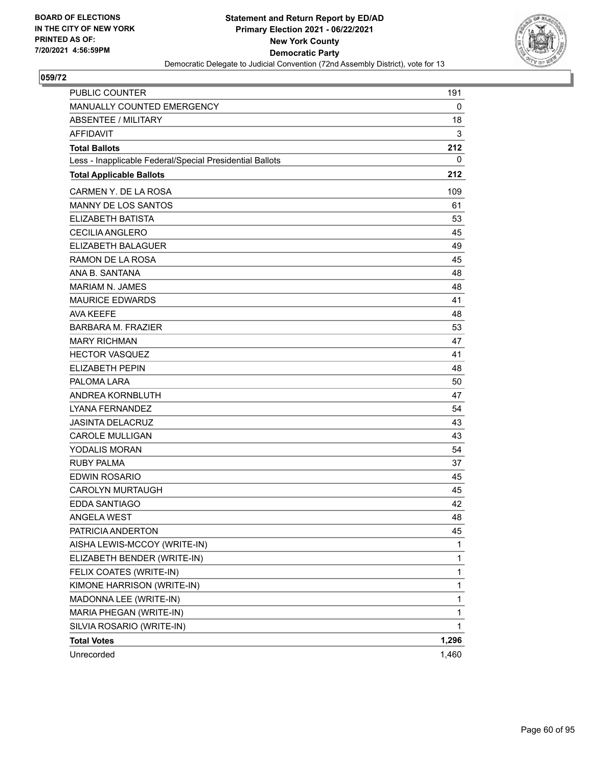BOARD OF ELECTIONS
IN THE CITY OF NEW YORK
PRINTED AS OF:
7/20/2021 4:56:59PM

**Statement and Return Report by ED/AD**
**Primary Election 2021 - 06/22/2021**
**New York County**
**Democratic Party**
Democratic Delegate to Judicial Convention (72nd Assembly District), vote for 13

## 059/72

| | |
|---|---|
| PUBLIC COUNTER | 191 |
| MANUALLY COUNTED EMERGENCY | 0 |
| ABSENTEE / MILITARY | 18 |
| AFFIDAVIT | 3 |
| **Total Ballots** | **212** |
| Less - Inapplicable Federal/Special Presidential Ballots | 0 |
| **Total Applicable Ballots** | **212** |
| CARMEN Y. DE LA ROSA | 109 |
| MANNY DE LOS SANTOS | 61 |
| ELIZABETH BATISTA | 53 |
| CECILIA ANGLERO | 45 |
| ELIZABETH BALAGUER | 49 |
| RAMON DE LA ROSA | 45 |
| ANA B. SANTANA | 48 |
| MARIAM N. JAMES | 48 |
| MAURICE EDWARDS | 41 |
| AVA KEEFE | 48 |
| BARBARA M. FRAZIER | 53 |
| MARY RICHMAN | 47 |
| HECTOR VASQUEZ | 41 |
| ELIZABETH PEPIN | 48 |
| PALOMA LARA | 50 |
| ANDREA KORNBLUTH | 47 |
| LYANA FERNANDEZ | 54 |
| JASINTA DELACRUZ | 43 |
| CAROLE MULLIGAN | 43 |
| YODALIS MORAN | 54 |
| RUBY PALMA | 37 |
| EDWIN ROSARIO | 45 |
| CAROLYN MURTAUGH | 45 |
| EDDA SANTIAGO | 42 |
| ANGELA WEST | 48 |
| PATRICIA ANDERTON | 45 |
| AISHA LEWIS-MCCOY (WRITE-IN) | 1 |
| ELIZABETH BENDER (WRITE-IN) | 1 |
| FELIX COATES (WRITE-IN) | 1 |
| KIMONE HARRISON (WRITE-IN) | 1 |
| MADONNA LEE (WRITE-IN) | 1 |
| MARIA PHEGAN (WRITE-IN) | 1 |
| SILVIA ROSARIO (WRITE-IN) | 1 |
| **Total Votes** | **1,296** |
| Unrecorded | 1,460 |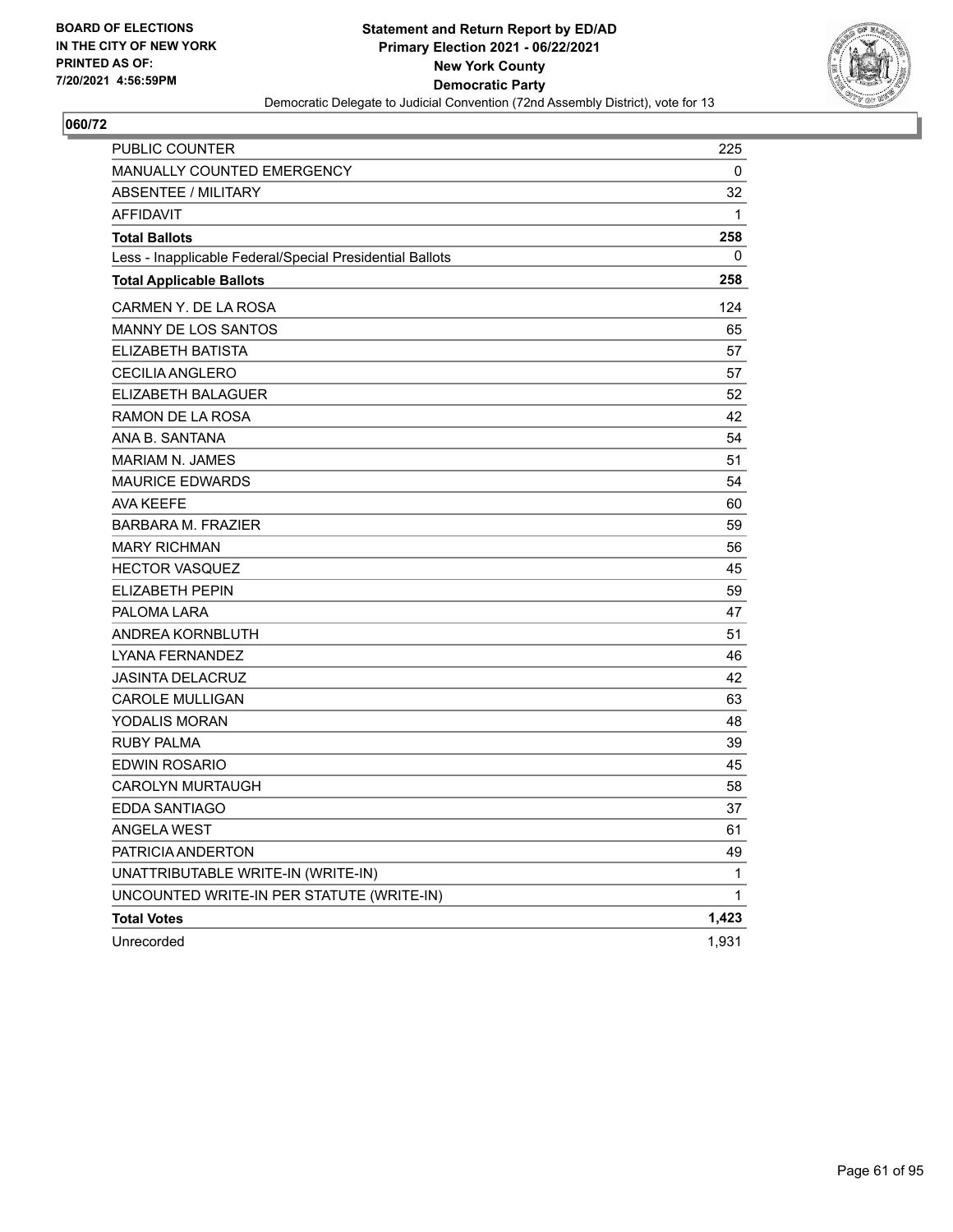BOARD OF ELECTIONS
IN THE CITY OF NEW YORK
PRINTED AS OF:
7/20/2021 4:56:59PM

**Statement and Return Report by ED/AD**
**Primary Election 2021 - 06/22/2021**
**New York County**
**Democratic Party**
Democratic Delegate to Judicial Convention (72nd Assembly District), vote for 13

## 060/72

| | |
|---|---|
| PUBLIC COUNTER | 225 |
| MANUALLY COUNTED EMERGENCY | 0 |
| ABSENTEE / MILITARY | 32 |
| AFFIDAVIT | 1 |
| **Total Ballots** | **258** |
| Less - Inapplicable Federal/Special Presidential Ballots | 0 |
| **Total Applicable Ballots** | **258** |
| CARMEN Y. DE LA ROSA | 124 |
| MANNY DE LOS SANTOS | 65 |
| ELIZABETH BATISTA | 57 |
| CECILIA ANGLERO | 57 |
| ELIZABETH BALAGUER | 52 |
| RAMON DE LA ROSA | 42 |
| ANA B. SANTANA | 54 |
| MARIAM N. JAMES | 51 |
| MAURICE EDWARDS | 54 |
| AVA KEEFE | 60 |
| BARBARA M. FRAZIER | 59 |
| MARY RICHMAN | 56 |
| HECTOR VASQUEZ | 45 |
| ELIZABETH PEPIN | 59 |
| PALOMA LARA | 47 |
| ANDREA KORNBLUTH | 51 |
| LYANA FERNANDEZ | 46 |
| JASINTA DELACRUZ | 42 |
| CAROLE MULLIGAN | 63 |
| YODALIS MORAN | 48 |
| RUBY PALMA | 39 |
| EDWIN ROSARIO | 45 |
| CAROLYN MURTAUGH | 58 |
| EDDA SANTIAGO | 37 |
| ANGELA WEST | 61 |
| PATRICIA ANDERTON | 49 |
| UNATTRIBUTABLE WRITE-IN (WRITE-IN) | 1 |
| UNCOUNTED WRITE-IN PER STATUTE (WRITE-IN) | 1 |
| **Total Votes** | **1,423** |
| Unrecorded | 1,931 |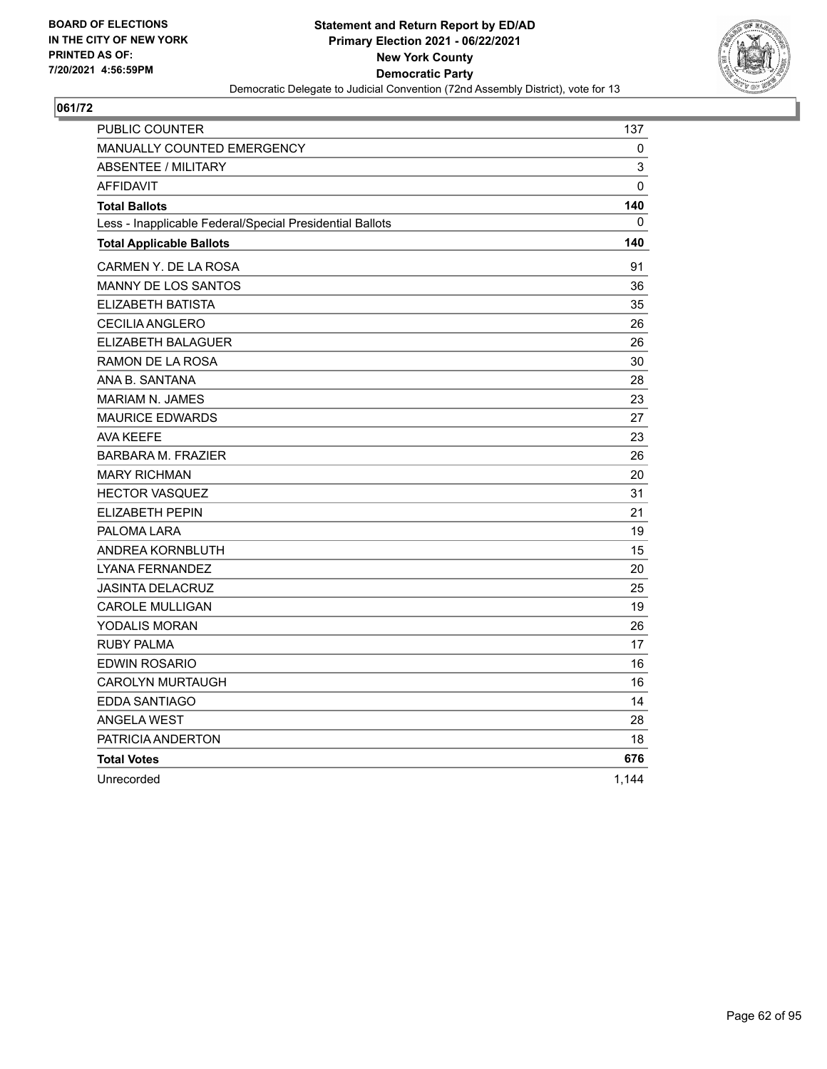BOARD OF ELECTIONS
IN THE CITY OF NEW YORK
PRINTED AS OF:
7/20/2021 4:56:59PM

**Statement and Return Report by ED/AD**
**Primary Election 2021 - 06/22/2021**
**New York County**
**Democratic Party**
Democratic Delegate to Judicial Convention (72nd Assembly District), vote for 13

## 061/72

| | |
|---|---|
| PUBLIC COUNTER | 137 |
| MANUALLY COUNTED EMERGENCY | 0 |
| ABSENTEE / MILITARY | 3 |
| AFFIDAVIT | 0 |
| **Total Ballots** | **140** |
| Less - Inapplicable Federal/Special Presidential Ballots | 0 |
| **Total Applicable Ballots** | **140** |
| CARMEN Y. DE LA ROSA | 91 |
| MANNY DE LOS SANTOS | 36 |
| ELIZABETH BATISTA | 35 |
| CECILIA ANGLERO | 26 |
| ELIZABETH BALAGUER | 26 |
| RAMON DE LA ROSA | 30 |
| ANA B. SANTANA | 28 |
| MARIAM N. JAMES | 23 |
| MAURICE EDWARDS | 27 |
| AVA KEEFE | 23 |
| BARBARA M. FRAZIER | 26 |
| MARY RICHMAN | 20 |
| HECTOR VASQUEZ | 31 |
| ELIZABETH PEPIN | 21 |
| PALOMA LARA | 19 |
| ANDREA KORNBLUTH | 15 |
| LYANA FERNANDEZ | 20 |
| JASINTA DELACRUZ | 25 |
| CAROLE MULLIGAN | 19 |
| YODALIS MORAN | 26 |
| RUBY PALMA | 17 |
| EDWIN ROSARIO | 16 |
| CAROLYN MURTAUGH | 16 |
| EDDA SANTIAGO | 14 |
| ANGELA WEST | 28 |
| PATRICIA ANDERTON | 18 |
| **Total Votes** | **676** |
| Unrecorded | 1,144 |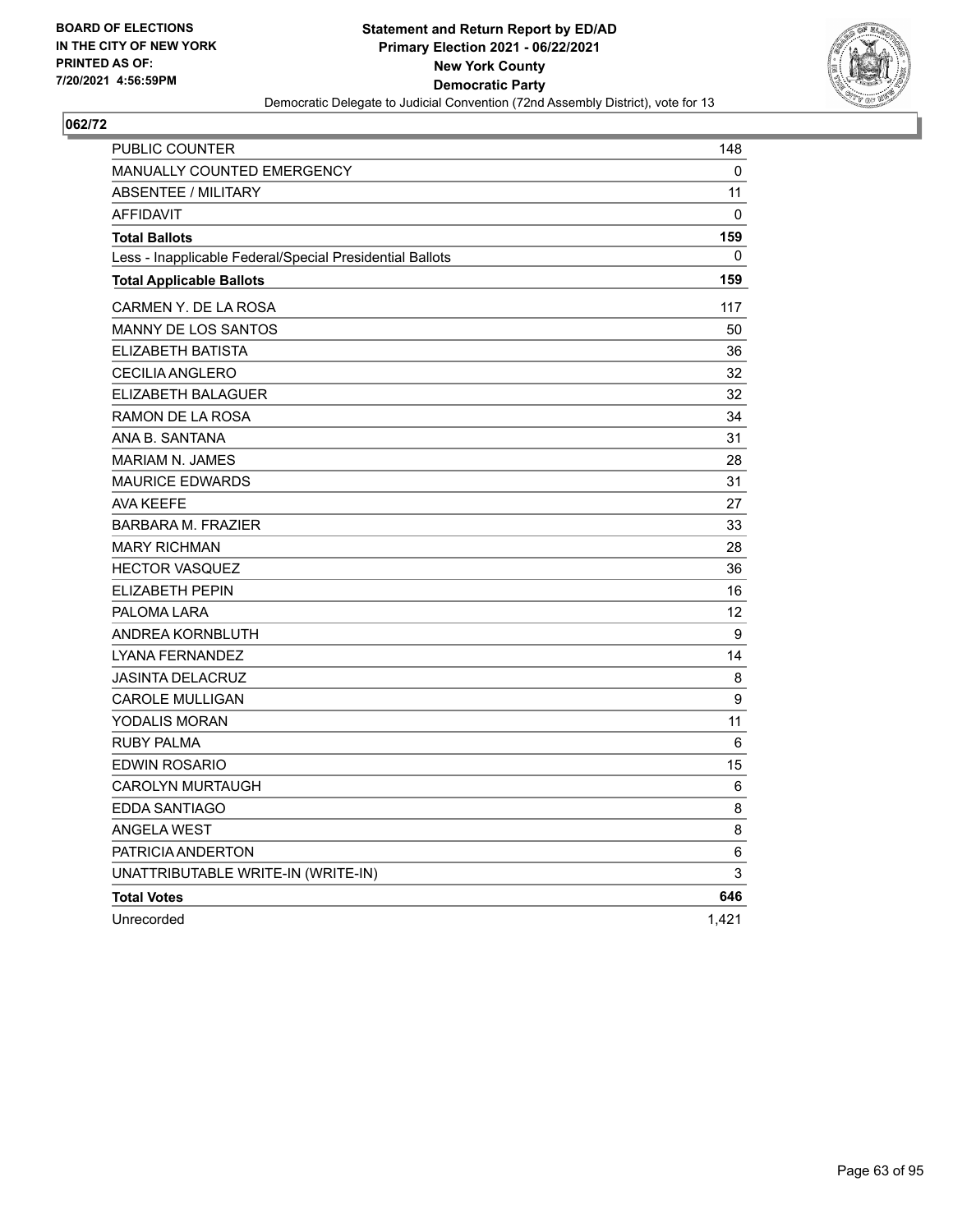BOARD OF ELECTIONS
IN THE CITY OF NEW YORK
PRINTED AS OF:
7/20/2021 4:56:59PM

**Statement and Return Report by ED/AD**
**Primary Election 2021 - 06/22/2021**
**New York County**
**Democratic Party**
Democratic Delegate to Judicial Convention (72nd Assembly District), vote for 13

## 062/72

| | |
|---|---|
| PUBLIC COUNTER | 148 |
| MANUALLY COUNTED EMERGENCY | 0 |
| ABSENTEE / MILITARY | 11 |
| AFFIDAVIT | 0 |
| **Total Ballots** | **159** |
| Less - Inapplicable Federal/Special Presidential Ballots | 0 |
| **Total Applicable Ballots** | **159** |
| CARMEN Y. DE LA ROSA | 117 |
| MANNY DE LOS SANTOS | 50 |
| ELIZABETH BATISTA | 36 |
| CECILIA ANGLERO | 32 |
| ELIZABETH BALAGUER | 32 |
| RAMON DE LA ROSA | 34 |
| ANA B. SANTANA | 31 |
| MARIAM N. JAMES | 28 |
| MAURICE EDWARDS | 31 |
| AVA KEEFE | 27 |
| BARBARA M. FRAZIER | 33 |
| MARY RICHMAN | 28 |
| HECTOR VASQUEZ | 36 |
| ELIZABETH PEPIN | 16 |
| PALOMA LARA | 12 |
| ANDREA KORNBLUTH | 9 |
| LYANA FERNANDEZ | 14 |
| JASINTA DELACRUZ | 8 |
| CAROLE MULLIGAN | 9 |
| YODALIS MORAN | 11 |
| RUBY PALMA | 6 |
| EDWIN ROSARIO | 15 |
| CAROLYN MURTAUGH | 6 |
| EDDA SANTIAGO | 8 |
| ANGELA WEST | 8 |
| PATRICIA ANDERTON | 6 |
| UNATTRIBUTABLE WRITE-IN (WRITE-IN) | 3 |
| **Total Votes** | **646** |
| Unrecorded | 1,421 |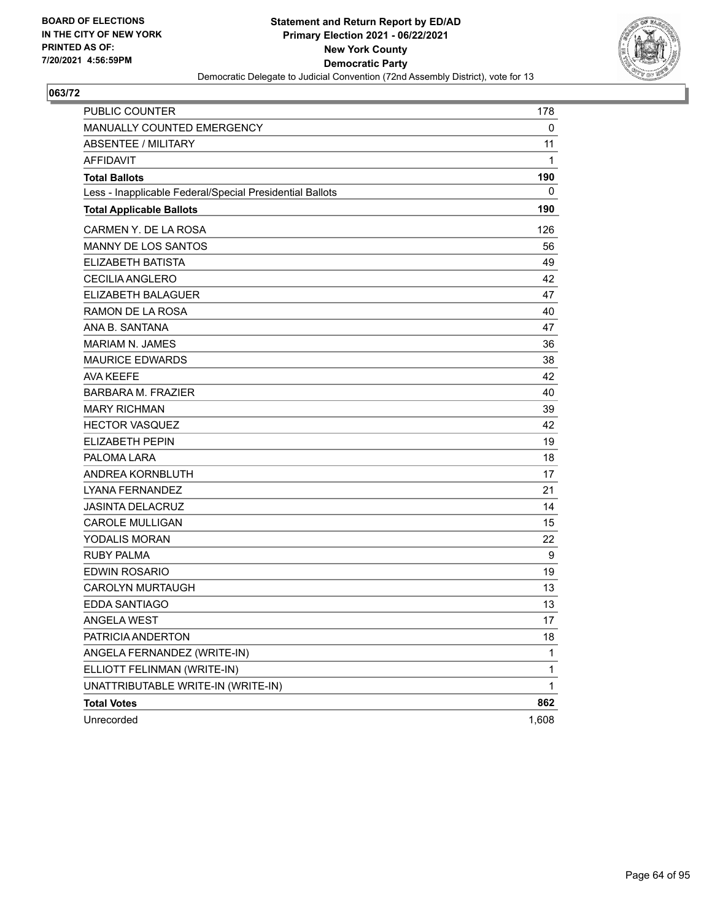**BOARD OF ELECTIONS IN THE CITY OF NEW YORK PRINTED AS OF: 7/20/2021 4:56:59PM**

**Statement and Return Report by ED/AD**
**Primary Election 2021 - 06/22/2021**
**New York County**
**Democratic Party**
Democratic Delegate to Judicial Convention (72nd Assembly District), vote for 13

## 063/72

| | |
|---|---|
| PUBLIC COUNTER | 178 |
| MANUALLY COUNTED EMERGENCY | 0 |
| ABSENTEE / MILITARY | 11 |
| AFFIDAVIT | 1 |
| **Total Ballots** | **190** |
| Less - Inapplicable Federal/Special Presidential Ballots | 0 |
| **Total Applicable Ballots** | **190** |
| CARMEN Y. DE LA ROSA | 126 |
| MANNY DE LOS SANTOS | 56 |
| ELIZABETH BATISTA | 49 |
| CECILIA ANGLERO | 42 |
| ELIZABETH BALAGUER | 47 |
| RAMON DE LA ROSA | 40 |
| ANA B. SANTANA | 47 |
| MARIAM N. JAMES | 36 |
| MAURICE EDWARDS | 38 |
| AVA KEEFE | 42 |
| BARBARA M. FRAZIER | 40 |
| MARY RICHMAN | 39 |
| HECTOR VASQUEZ | 42 |
| ELIZABETH PEPIN | 19 |
| PALOMA LARA | 18 |
| ANDREA KORNBLUTH | 17 |
| LYANA FERNANDEZ | 21 |
| JASINTA DELACRUZ | 14 |
| CAROLE MULLIGAN | 15 |
| YODALIS MORAN | 22 |
| RUBY PALMA | 9 |
| EDWIN ROSARIO | 19 |
| CAROLYN MURTAUGH | 13 |
| EDDA SANTIAGO | 13 |
| ANGELA WEST | 17 |
| PATRICIA ANDERTON | 18 |
| ANGELA FERNANDEZ (WRITE-IN) | 1 |
| ELLIOTT FELINMAN (WRITE-IN) | 1 |
| UNATTRIBUTABLE WRITE-IN (WRITE-IN) | 1 |
| **Total Votes** | **862** |
| Unrecorded | 1,608 |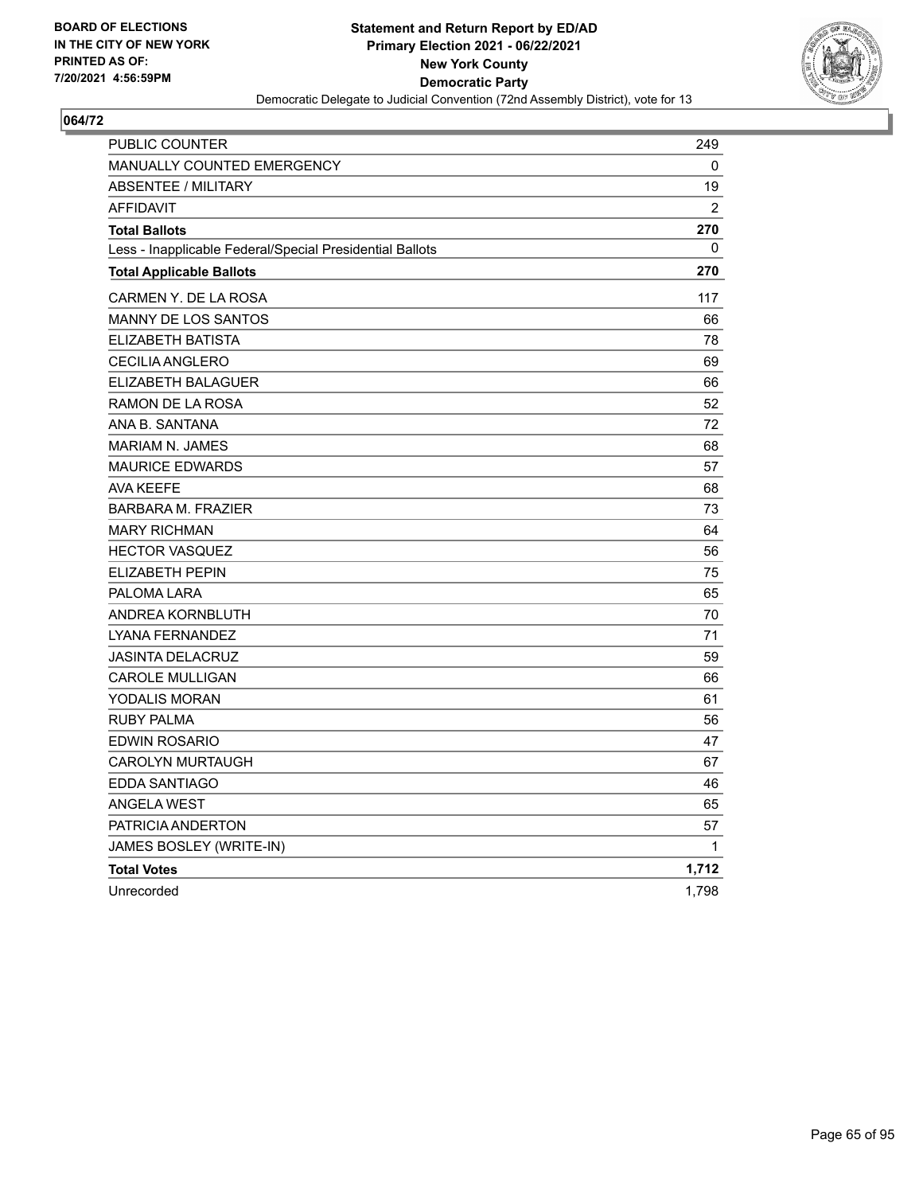**BOARD OF ELECTIONS IN THE CITY OF NEW YORK PRINTED AS OF: 7/20/2021 4:56:59PM**

# Statement and Return Report by ED/AD
## Primary Election 2021 - 06/22/2021
## New York County
## Democratic Party
### Democratic Delegate to Judicial Convention (72nd Assembly District), vote for 13

**064/72**

| | |
|---|---|
| PUBLIC COUNTER | 249 |
| MANUALLY COUNTED EMERGENCY | 0 |
| ABSENTEE / MILITARY | 19 |
| AFFIDAVIT | 2 |
| **Total Ballots** | **270** |
| Less - Inapplicable Federal/Special Presidential Ballots | 0 |
| **Total Applicable Ballots** | **270** |
| CARMEN Y. DE LA ROSA | 117 |
| MANNY DE LOS SANTOS | 66 |
| ELIZABETH BATISTA | 78 |
| CECILIA ANGLERO | 69 |
| ELIZABETH BALAGUER | 66 |
| RAMON DE LA ROSA | 52 |
| ANA B. SANTANA | 72 |
| MARIAM N. JAMES | 68 |
| MAURICE EDWARDS | 57 |
| AVA KEEFE | 68 |
| BARBARA M. FRAZIER | 73 |
| MARY RICHMAN | 64 |
| HECTOR VASQUEZ | 56 |
| ELIZABETH PEPIN | 75 |
| PALOMA LARA | 65 |
| ANDREA KORNBLUTH | 70 |
| LYANA FERNANDEZ | 71 |
| JASINTA DELACRUZ | 59 |
| CAROLE MULLIGAN | 66 |
| YODALIS MORAN | 61 |
| RUBY PALMA | 56 |
| EDWIN ROSARIO | 47 |
| CAROLYN MURTAUGH | 67 |
| EDDA SANTIAGO | 46 |
| ANGELA WEST | 65 |
| PATRICIA ANDERTON | 57 |
| JAMES BOSLEY (WRITE-IN) | 1 |
| **Total Votes** | **1,712** |
| Unrecorded | 1,798 |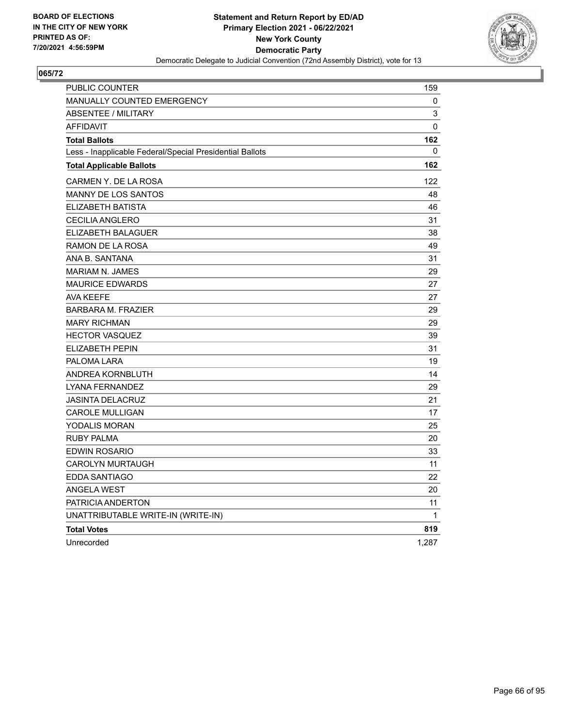BOARD OF ELECTIONS
IN THE CITY OF NEW YORK
PRINTED AS OF:
7/20/2021 4:56:59PM

**Statement and Return Report by ED/AD**
**Primary Election 2021 - 06/22/2021**
**New York County**
**Democratic Party**
Democratic Delegate to Judicial Convention (72nd Assembly District), vote for 13

## 065/72

| | |
|---|---|
| PUBLIC COUNTER | 159 |
| MANUALLY COUNTED EMERGENCY | 0 |
| ABSENTEE / MILITARY | 3 |
| AFFIDAVIT | 0 |
| **Total Ballots** | **162** |
| Less - Inapplicable Federal/Special Presidential Ballots | 0 |
| **Total Applicable Ballots** | **162** |
| CARMEN Y. DE LA ROSA | 122 |
| MANNY DE LOS SANTOS | 48 |
| ELIZABETH BATISTA | 46 |
| CECILIA ANGLERO | 31 |
| ELIZABETH BALAGUER | 38 |
| RAMON DE LA ROSA | 49 |
| ANA B. SANTANA | 31 |
| MARIAM N. JAMES | 29 |
| MAURICE EDWARDS | 27 |
| AVA KEEFE | 27 |
| BARBARA M. FRAZIER | 29 |
| MARY RICHMAN | 29 |
| HECTOR VASQUEZ | 39 |
| ELIZABETH PEPIN | 31 |
| PALOMA LARA | 19 |
| ANDREA KORNBLUTH | 14 |
| LYANA FERNANDEZ | 29 |
| JASINTA DELACRUZ | 21 |
| CAROLE MULLIGAN | 17 |
| YODALIS MORAN | 25 |
| RUBY PALMA | 20 |
| EDWIN ROSARIO | 33 |
| CAROLYN MURTAUGH | 11 |
| EDDA SANTIAGO | 22 |
| ANGELA WEST | 20 |
| PATRICIA ANDERTON | 11 |
| UNATTRIBUTABLE WRITE-IN (WRITE-IN) | 1 |
| **Total Votes** | **819** |
| Unrecorded | 1,287 |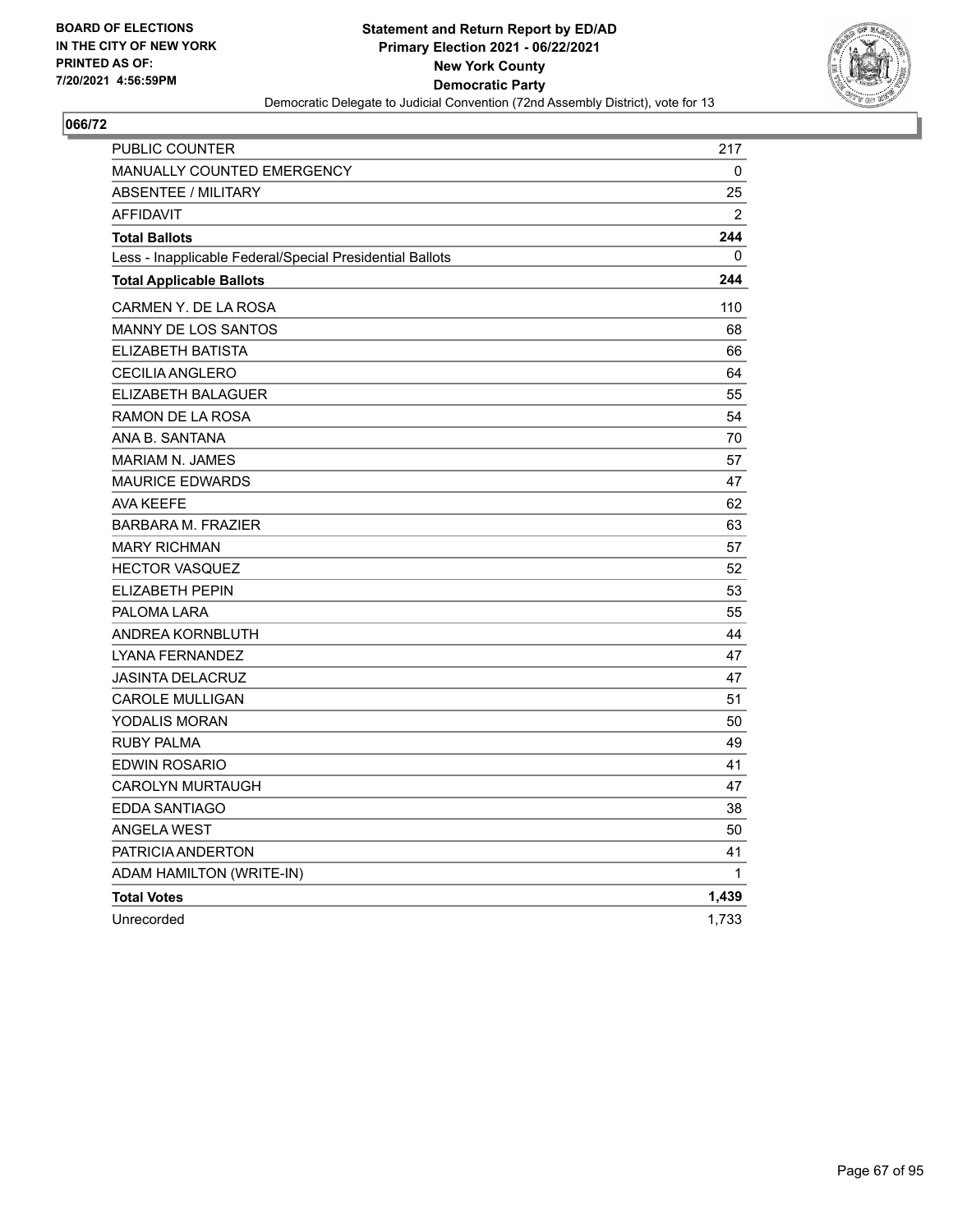BOARD OF ELECTIONS
IN THE CITY OF NEW YORK
PRINTED AS OF:
7/20/2021 4:56:59PM

**Statement and Return Report by ED/AD**
**Primary Election 2021 - 06/22/2021**
**New York County**
**Democratic Party**
Democratic Delegate to Judicial Convention (72nd Assembly District), vote for 13

## 066/72

| | |
|---|---|
| PUBLIC COUNTER | 217 |
| MANUALLY COUNTED EMERGENCY | 0 |
| ABSENTEE / MILITARY | 25 |
| AFFIDAVIT | 2 |
| **Total Ballots** | **244** |
| Less - Inapplicable Federal/Special Presidential Ballots | 0 |
| **Total Applicable Ballots** | **244** |
| CARMEN Y. DE LA ROSA | 110 |
| MANNY DE LOS SANTOS | 68 |
| ELIZABETH BATISTA | 66 |
| CECILIA ANGLERO | 64 |
| ELIZABETH BALAGUER | 55 |
| RAMON DE LA ROSA | 54 |
| ANA B. SANTANA | 70 |
| MARIAM N. JAMES | 57 |
| MAURICE EDWARDS | 47 |
| AVA KEEFE | 62 |
| BARBARA M. FRAZIER | 63 |
| MARY RICHMAN | 57 |
| HECTOR VASQUEZ | 52 |
| ELIZABETH PEPIN | 53 |
| PALOMA LARA | 55 |
| ANDREA KORNBLUTH | 44 |
| LYANA FERNANDEZ | 47 |
| JASINTA DELACRUZ | 47 |
| CAROLE MULLIGAN | 51 |
| YODALIS MORAN | 50 |
| RUBY PALMA | 49 |
| EDWIN ROSARIO | 41 |
| CAROLYN MURTAUGH | 47 |
| EDDA SANTIAGO | 38 |
| ANGELA WEST | 50 |
| PATRICIA ANDERTON | 41 |
| ADAM HAMILTON (WRITE-IN) | 1 |
| **Total Votes** | **1,439** |
| Unrecorded | 1,733 |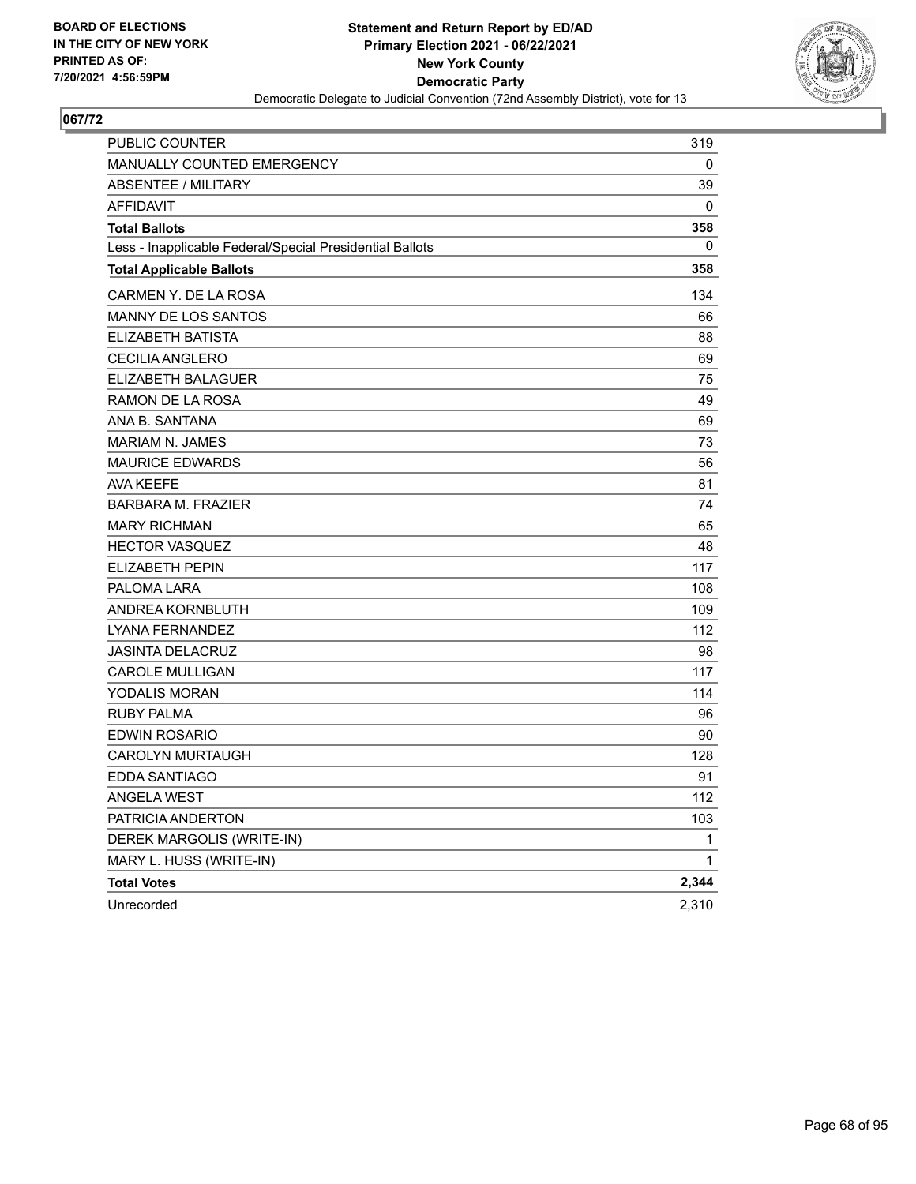BOARD OF ELECTIONS
IN THE CITY OF NEW YORK
PRINTED AS OF:
7/20/2021 4:56:59PM

**Statement and Return Report by ED/AD**
**Primary Election 2021 - 06/22/2021**
**New York County**
**Democratic Party**
Democratic Delegate to Judicial Convention (72nd Assembly District), vote for 13

## 067/72

| | |
|---|---|
| PUBLIC COUNTER | 319 |
| MANUALLY COUNTED EMERGENCY | 0 |
| ABSENTEE / MILITARY | 39 |
| AFFIDAVIT | 0 |
| **Total Ballots** | **358** |
| Less - Inapplicable Federal/Special Presidential Ballots | 0 |
| **Total Applicable Ballots** | **358** |
| CARMEN Y. DE LA ROSA | 134 |
| MANNY DE LOS SANTOS | 66 |
| ELIZABETH BATISTA | 88 |
| CECILIA ANGLERO | 69 |
| ELIZABETH BALAGUER | 75 |
| RAMON DE LA ROSA | 49 |
| ANA B. SANTANA | 69 |
| MARIAM N. JAMES | 73 |
| MAURICE EDWARDS | 56 |
| AVA KEEFE | 81 |
| BARBARA M. FRAZIER | 74 |
| MARY RICHMAN | 65 |
| HECTOR VASQUEZ | 48 |
| ELIZABETH PEPIN | 117 |
| PALOMA LARA | 108 |
| ANDREA KORNBLUTH | 109 |
| LYANA FERNANDEZ | 112 |
| JASINTA DELACRUZ | 98 |
| CAROLE MULLIGAN | 117 |
| YODALIS MORAN | 114 |
| RUBY PALMA | 96 |
| EDWIN ROSARIO | 90 |
| CAROLYN MURTAUGH | 128 |
| EDDA SANTIAGO | 91 |
| ANGELA WEST | 112 |
| PATRICIA ANDERTON | 103 |
| DEREK MARGOLIS (WRITE-IN) | 1 |
| MARY L. HUSS (WRITE-IN) | 1 |
| **Total Votes** | **2,344** |
| Unrecorded | 2,310 |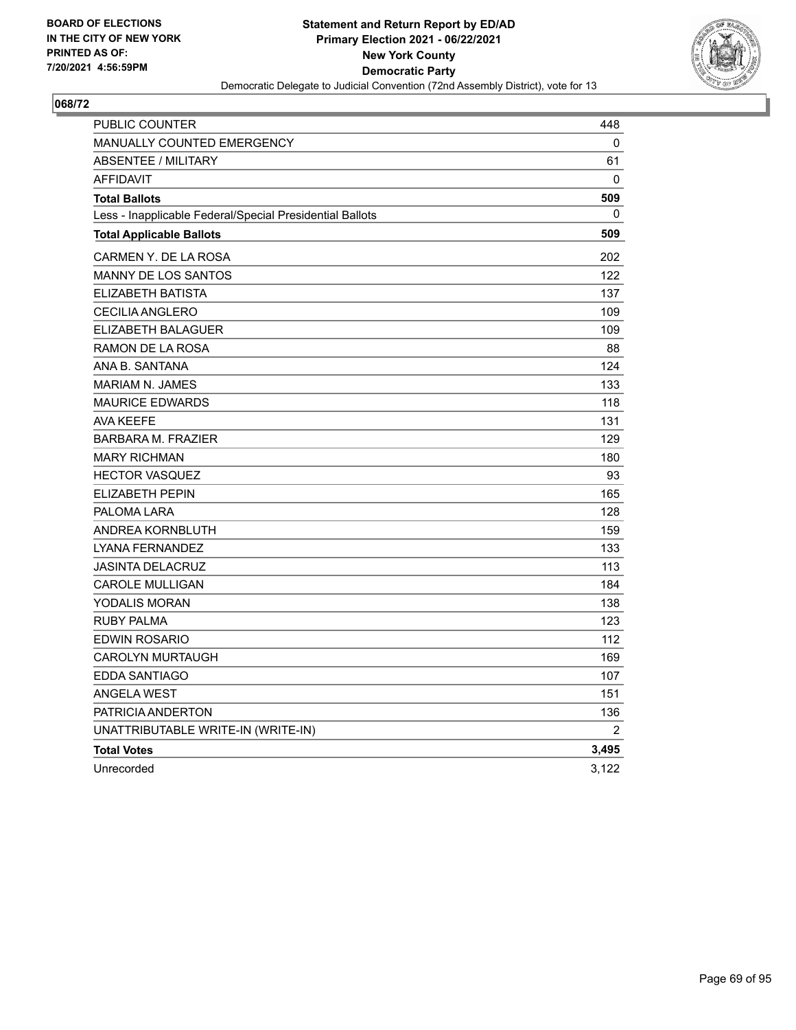BOARD OF ELECTIONS
IN THE CITY OF NEW YORK
PRINTED AS OF:
7/20/2021 4:56:59PM

**Statement and Return Report by ED/AD**
**Primary Election 2021 - 06/22/2021**
**New York County**
**Democratic Party**
Democratic Delegate to Judicial Convention (72nd Assembly District), vote for 13

## 068/72

| | |
|---|---|
| PUBLIC COUNTER | 448 |
| MANUALLY COUNTED EMERGENCY | 0 |
| ABSENTEE / MILITARY | 61 |
| AFFIDAVIT | 0 |
| **Total Ballots** | **509** |
| Less - Inapplicable Federal/Special Presidential Ballots | 0 |
| **Total Applicable Ballots** | **509** |
| CARMEN Y. DE LA ROSA | 202 |
| MANNY DE LOS SANTOS | 122 |
| ELIZABETH BATISTA | 137 |
| CECILIA ANGLERO | 109 |
| ELIZABETH BALAGUER | 109 |
| RAMON DE LA ROSA | 88 |
| ANA B. SANTANA | 124 |
| MARIAM N. JAMES | 133 |
| MAURICE EDWARDS | 118 |
| AVA KEEFE | 131 |
| BARBARA M. FRAZIER | 129 |
| MARY RICHMAN | 180 |
| HECTOR VASQUEZ | 93 |
| ELIZABETH PEPIN | 165 |
| PALOMA LARA | 128 |
| ANDREA KORNBLUTH | 159 |
| LYANA FERNANDEZ | 133 |
| JASINTA DELACRUZ | 113 |
| CAROLE MULLIGAN | 184 |
| YODALIS MORAN | 138 |
| RUBY PALMA | 123 |
| EDWIN ROSARIO | 112 |
| CAROLYN MURTAUGH | 169 |
| EDDA SANTIAGO | 107 |
| ANGELA WEST | 151 |
| PATRICIA ANDERTON | 136 |
| UNATTRIBUTABLE WRITE-IN (WRITE-IN) | 2 |
| **Total Votes** | **3,495** |
| Unrecorded | 3,122 |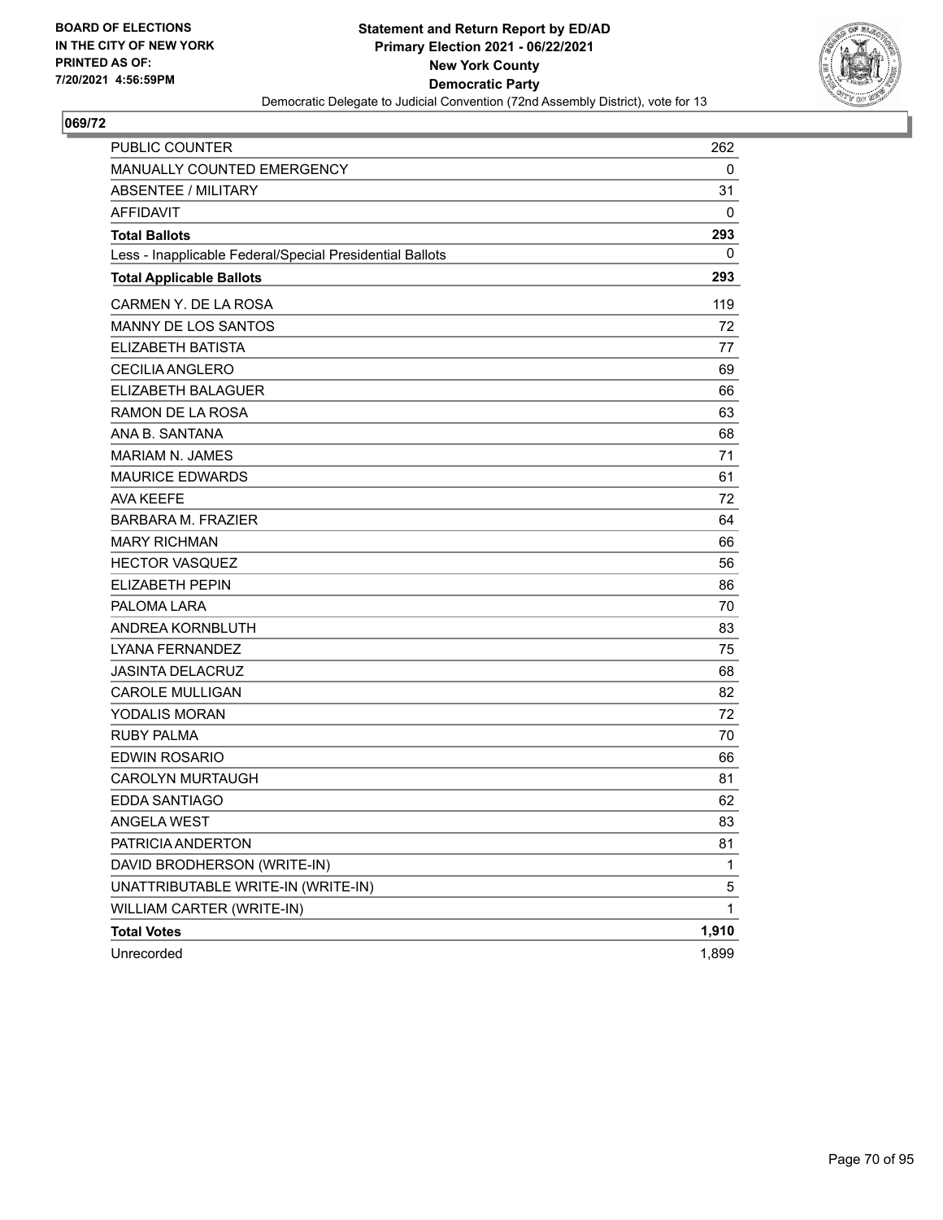**BOARD OF ELECTIONS IN THE CITY OF NEW YORK PRINTED AS OF: 7/20/2021 4:56:59PM**

# Statement and Return Report by ED/AD
## Primary Election 2021 - 06/22/2021
## New York County
## Democratic Party
### Democratic Delegate to Judicial Convention (72nd Assembly District), vote for 13

**069/72**

| | |
|---|---|
| PUBLIC COUNTER | 262 |
| MANUALLY COUNTED EMERGENCY | 0 |
| ABSENTEE / MILITARY | 31 |
| AFFIDAVIT | 0 |
| **Total Ballots** | **293** |
| Less - Inapplicable Federal/Special Presidential Ballots | 0 |
| **Total Applicable Ballots** | **293** |
| CARMEN Y. DE LA ROSA | 119 |
| MANNY DE LOS SANTOS | 72 |
| ELIZABETH BATISTA | 77 |
| CECILIA ANGLERO | 69 |
| ELIZABETH BALAGUER | 66 |
| RAMON DE LA ROSA | 63 |
| ANA B. SANTANA | 68 |
| MARIAM N. JAMES | 71 |
| MAURICE EDWARDS | 61 |
| AVA KEEFE | 72 |
| BARBARA M. FRAZIER | 64 |
| MARY RICHMAN | 66 |
| HECTOR VASQUEZ | 56 |
| ELIZABETH PEPIN | 86 |
| PALOMA LARA | 70 |
| ANDREA KORNBLUTH | 83 |
| LYANA FERNANDEZ | 75 |
| JASINTA DELACRUZ | 68 |
| CAROLE MULLIGAN | 82 |
| YODALIS MORAN | 72 |
| RUBY PALMA | 70 |
| EDWIN ROSARIO | 66 |
| CAROLYN MURTAUGH | 81 |
| EDDA SANTIAGO | 62 |
| ANGELA WEST | 83 |
| PATRICIA ANDERTON | 81 |
| DAVID BRODHERSON (WRITE-IN) | 1 |
| UNATTRIBUTABLE WRITE-IN (WRITE-IN) | 5 |
| WILLIAM CARTER (WRITE-IN) | 1 |
| **Total Votes** | **1,910** |
| Unrecorded | 1,899 |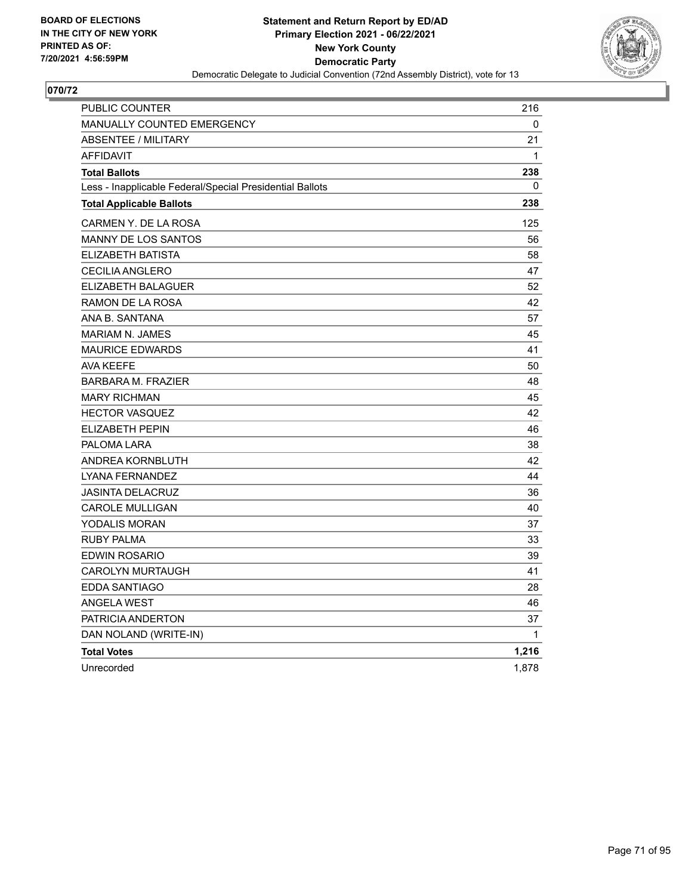BOARD OF ELECTIONS
IN THE CITY OF NEW YORK
PRINTED AS OF:
7/20/2021 4:56:59PM

**Statement and Return Report by ED/AD**
**Primary Election 2021 - 06/22/2021**
**New York County**
**Democratic Party**
Democratic Delegate to Judicial Convention (72nd Assembly District), vote for 13

## 070/72

| | |
|---|---|
| PUBLIC COUNTER | 216 |
| MANUALLY COUNTED EMERGENCY | 0 |
| ABSENTEE / MILITARY | 21 |
| AFFIDAVIT | 1 |
| **Total Ballots** | **238** |
| Less - Inapplicable Federal/Special Presidential Ballots | 0 |
| **Total Applicable Ballots** | **238** |
| CARMEN Y. DE LA ROSA | 125 |
| MANNY DE LOS SANTOS | 56 |
| ELIZABETH BATISTA | 58 |
| CECILIA ANGLERO | 47 |
| ELIZABETH BALAGUER | 52 |
| RAMON DE LA ROSA | 42 |
| ANA B. SANTANA | 57 |
| MARIAM N. JAMES | 45 |
| MAURICE EDWARDS | 41 |
| AVA KEEFE | 50 |
| BARBARA M. FRAZIER | 48 |
| MARY RICHMAN | 45 |
| HECTOR VASQUEZ | 42 |
| ELIZABETH PEPIN | 46 |
| PALOMA LARA | 38 |
| ANDREA KORNBLUTH | 42 |
| LYANA FERNANDEZ | 44 |
| JASINTA DELACRUZ | 36 |
| CAROLE MULLIGAN | 40 |
| YODALIS MORAN | 37 |
| RUBY PALMA | 33 |
| EDWIN ROSARIO | 39 |
| CAROLYN MURTAUGH | 41 |
| EDDA SANTIAGO | 28 |
| ANGELA WEST | 46 |
| PATRICIA ANDERTON | 37 |
| DAN NOLAND (WRITE-IN) | 1 |
| **Total Votes** | **1,216** |
| Unrecorded | 1,878 |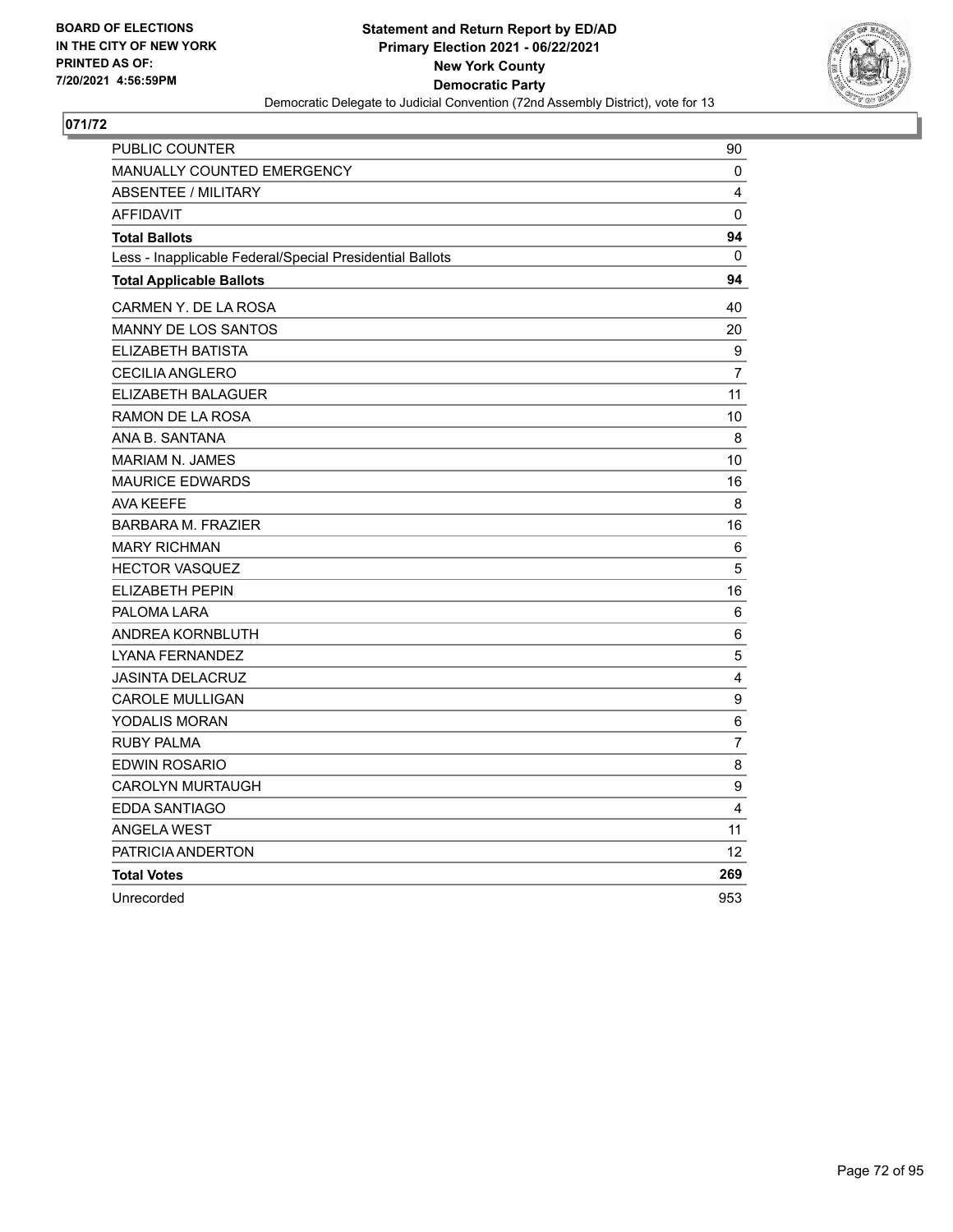BOARD OF ELECTIONS
IN THE CITY OF NEW YORK
PRINTED AS OF:
7/20/2021 4:56:59PM

**Statement and Return Report by ED/AD**
**Primary Election 2021 - 06/22/2021**
**New York County**
**Democratic Party**
Democratic Delegate to Judicial Convention (72nd Assembly District), vote for 13

## 071/72

| | |
|---|---|
| PUBLIC COUNTER | 90 |
| MANUALLY COUNTED EMERGENCY | 0 |
| ABSENTEE / MILITARY | 4 |
| AFFIDAVIT | 0 |
| **Total Ballots** | **94** |
| Less - Inapplicable Federal/Special Presidential Ballots | 0 |
| **Total Applicable Ballots** | **94** |
| CARMEN Y. DE LA ROSA | 40 |
| MANNY DE LOS SANTOS | 20 |
| ELIZABETH BATISTA | 9 |
| CECILIA ANGLERO | 7 |
| ELIZABETH BALAGUER | 11 |
| RAMON DE LA ROSA | 10 |
| ANA B. SANTANA | 8 |
| MARIAM N. JAMES | 10 |
| MAURICE EDWARDS | 16 |
| AVA KEEFE | 8 |
| BARBARA M. FRAZIER | 16 |
| MARY RICHMAN | 6 |
| HECTOR VASQUEZ | 5 |
| ELIZABETH PEPIN | 16 |
| PALOMA LARA | 6 |
| ANDREA KORNBLUTH | 6 |
| LYANA FERNANDEZ | 5 |
| JASINTA DELACRUZ | 4 |
| CAROLE MULLIGAN | 9 |
| YODALIS MORAN | 6 |
| RUBY PALMA | 7 |
| EDWIN ROSARIO | 8 |
| CAROLYN MURTAUGH | 9 |
| EDDA SANTIAGO | 4 |
| ANGELA WEST | 11 |
| PATRICIA ANDERTON | 12 |
| **Total Votes** | **269** |
| Unrecorded | 953 |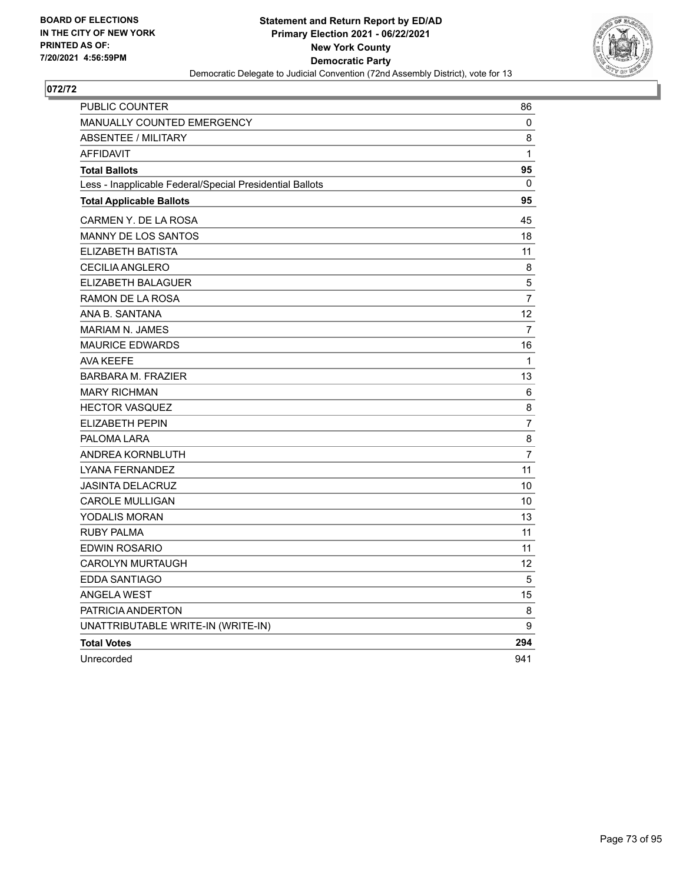BOARD OF ELECTIONS
IN THE CITY OF NEW YORK
PRINTED AS OF:
7/20/2021 4:56:59PM

**Statement and Return Report by ED/AD**
**Primary Election 2021 - 06/22/2021**
**New York County**
**Democratic Party**
Democratic Delegate to Judicial Convention (72nd Assembly District), vote for 13

## 072/72

| | |
|---|---|
| PUBLIC COUNTER | 86 |
| MANUALLY COUNTED EMERGENCY | 0 |
| ABSENTEE / MILITARY | 8 |
| AFFIDAVIT | 1 |
| **Total Ballots** | **95** |
| Less - Inapplicable Federal/Special Presidential Ballots | 0 |
| **Total Applicable Ballots** | **95** |
| CARMEN Y. DE LA ROSA | 45 |
| MANNY DE LOS SANTOS | 18 |
| ELIZABETH BATISTA | 11 |
| CECILIA ANGLERO | 8 |
| ELIZABETH BALAGUER | 5 |
| RAMON DE LA ROSA | 7 |
| ANA B. SANTANA | 12 |
| MARIAM N. JAMES | 7 |
| MAURICE EDWARDS | 16 |
| AVA KEEFE | 1 |
| BARBARA M. FRAZIER | 13 |
| MARY RICHMAN | 6 |
| HECTOR VASQUEZ | 8 |
| ELIZABETH PEPIN | 7 |
| PALOMA LARA | 8 |
| ANDREA KORNBLUTH | 7 |
| LYANA FERNANDEZ | 11 |
| JASINTA DELACRUZ | 10 |
| CAROLE MULLIGAN | 10 |
| YODALIS MORAN | 13 |
| RUBY PALMA | 11 |
| EDWIN ROSARIO | 11 |
| CAROLYN MURTAUGH | 12 |
| EDDA SANTIAGO | 5 |
| ANGELA WEST | 15 |
| PATRICIA ANDERTON | 8 |
| UNATTRIBUTABLE WRITE-IN (WRITE-IN) | 9 |
| **Total Votes** | **294** |
| Unrecorded | 941 |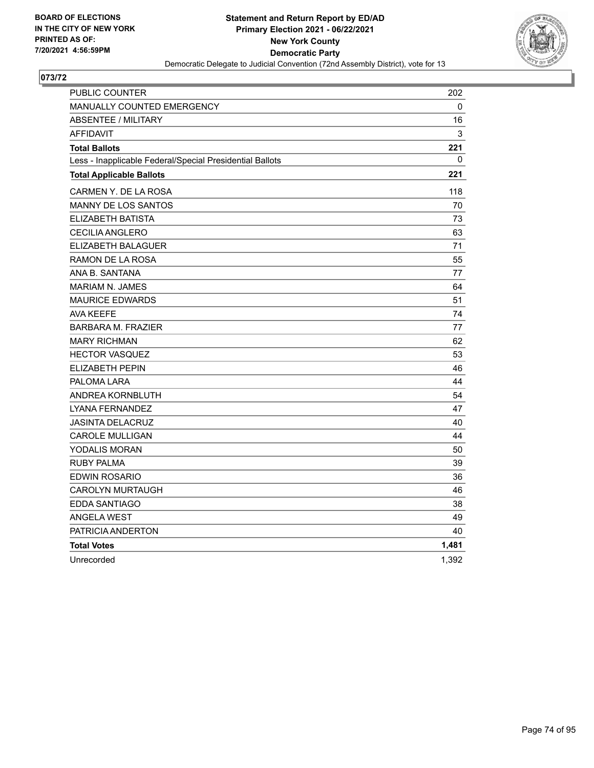BOARD OF ELECTIONS
IN THE CITY OF NEW YORK
PRINTED AS OF:
7/20/2021 4:56:59PM

**Statement and Return Report by ED/AD**
**Primary Election 2021 - 06/22/2021**
**New York County**
**Democratic Party**
Democratic Delegate to Judicial Convention (72nd Assembly District), vote for 13

## 073/72

| | |
|---|---|
| PUBLIC COUNTER | 202 |
| MANUALLY COUNTED EMERGENCY | 0 |
| ABSENTEE / MILITARY | 16 |
| AFFIDAVIT | 3 |
| **Total Ballots** | **221** |
| Less - Inapplicable Federal/Special Presidential Ballots | 0 |
| **Total Applicable Ballots** | **221** |
| CARMEN Y. DE LA ROSA | 118 |
| MANNY DE LOS SANTOS | 70 |
| ELIZABETH BATISTA | 73 |
| CECILIA ANGLERO | 63 |
| ELIZABETH BALAGUER | 71 |
| RAMON DE LA ROSA | 55 |
| ANA B. SANTANA | 77 |
| MARIAM N. JAMES | 64 |
| MAURICE EDWARDS | 51 |
| AVA KEEFE | 74 |
| BARBARA M. FRAZIER | 77 |
| MARY RICHMAN | 62 |
| HECTOR VASQUEZ | 53 |
| ELIZABETH PEPIN | 46 |
| PALOMA LARA | 44 |
| ANDREA KORNBLUTH | 54 |
| LYANA FERNANDEZ | 47 |
| JASINTA DELACRUZ | 40 |
| CAROLE MULLIGAN | 44 |
| YODALIS MORAN | 50 |
| RUBY PALMA | 39 |
| EDWIN ROSARIO | 36 |
| CAROLYN MURTAUGH | 46 |
| EDDA SANTIAGO | 38 |
| ANGELA WEST | 49 |
| PATRICIA ANDERTON | 40 |
| **Total Votes** | **1,481** |
| Unrecorded | 1,392 |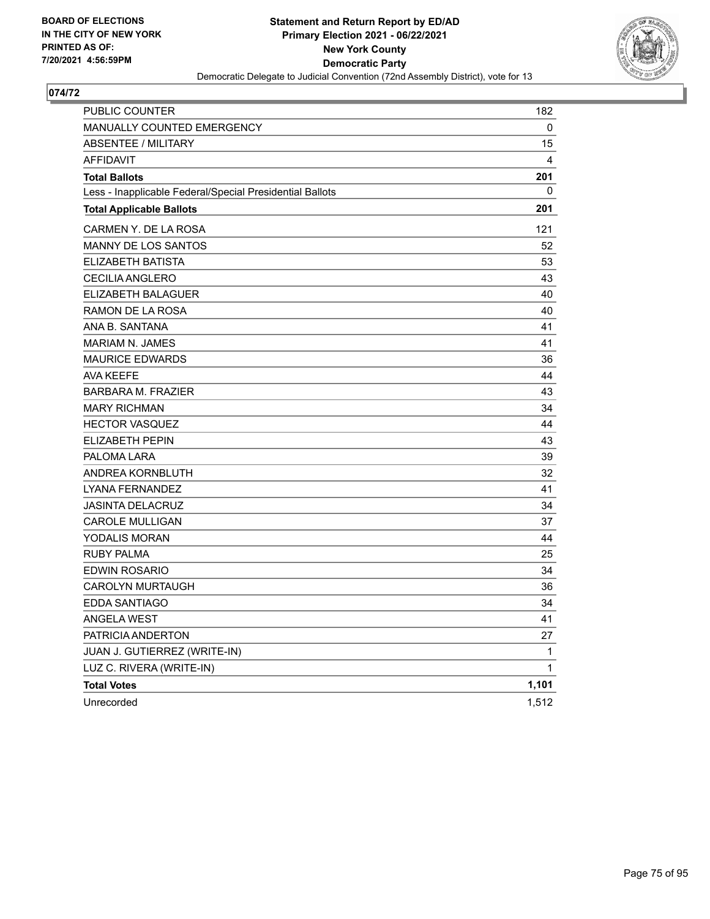BOARD OF ELECTIONS
IN THE CITY OF NEW YORK
PRINTED AS OF:
7/20/2021 4:56:59PM

**Statement and Return Report by ED/AD**
**Primary Election 2021 - 06/22/2021**
**New York County**
**Democratic Party**
Democratic Delegate to Judicial Convention (72nd Assembly District), vote for 13

## 074/72

| | |
|---|---|
| PUBLIC COUNTER | 182 |
| MANUALLY COUNTED EMERGENCY | 0 |
| ABSENTEE / MILITARY | 15 |
| AFFIDAVIT | 4 |
| **Total Ballots** | **201** |
| Less - Inapplicable Federal/Special Presidential Ballots | 0 |
| **Total Applicable Ballots** | **201** |
| CARMEN Y. DE LA ROSA | 121 |
| MANNY DE LOS SANTOS | 52 |
| ELIZABETH BATISTA | 53 |
| CECILIA ANGLERO | 43 |
| ELIZABETH BALAGUER | 40 |
| RAMON DE LA ROSA | 40 |
| ANA B. SANTANA | 41 |
| MARIAM N. JAMES | 41 |
| MAURICE EDWARDS | 36 |
| AVA KEEFE | 44 |
| BARBARA M. FRAZIER | 43 |
| MARY RICHMAN | 34 |
| HECTOR VASQUEZ | 44 |
| ELIZABETH PEPIN | 43 |
| PALOMA LARA | 39 |
| ANDREA KORNBLUTH | 32 |
| LYANA FERNANDEZ | 41 |
| JASINTA DELACRUZ | 34 |
| CAROLE MULLIGAN | 37 |
| YODALIS MORAN | 44 |
| RUBY PALMA | 25 |
| EDWIN ROSARIO | 34 |
| CAROLYN MURTAUGH | 36 |
| EDDA SANTIAGO | 34 |
| ANGELA WEST | 41 |
| PATRICIA ANDERTON | 27 |
| JUAN J. GUTIERREZ (WRITE-IN) | 1 |
| LUZ C. RIVERA (WRITE-IN) | 1 |
| **Total Votes** | **1,101** |
| Unrecorded | 1,512 |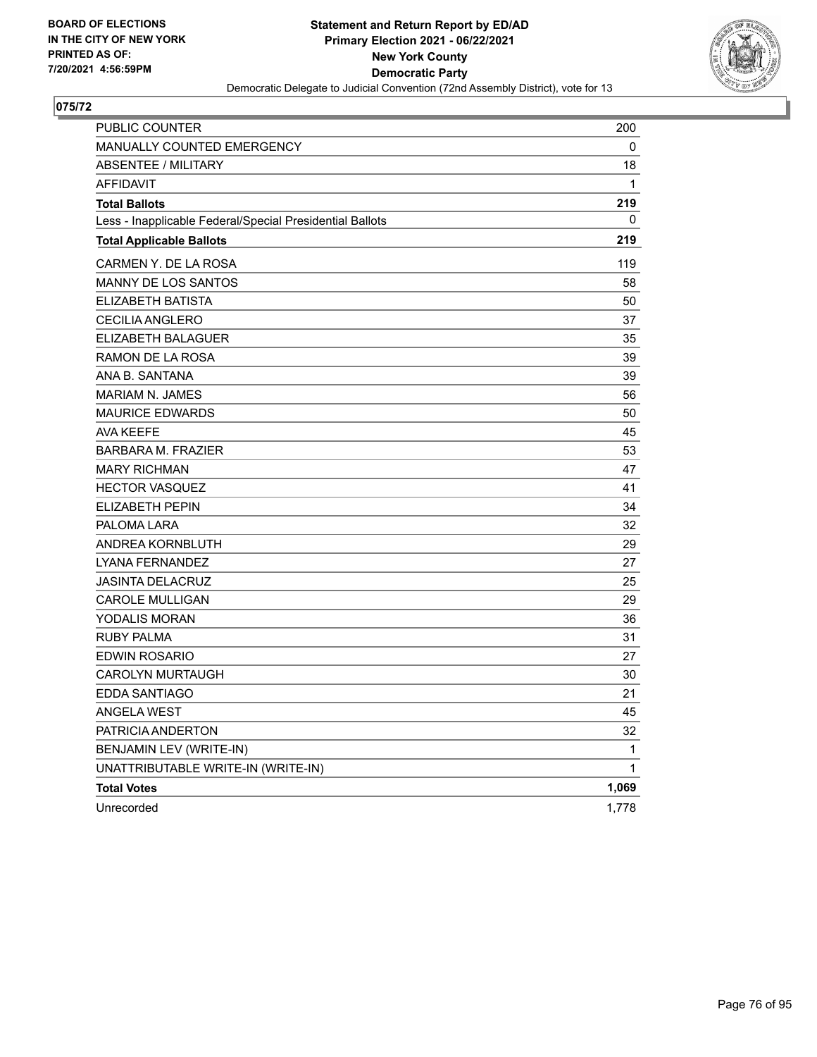BOARD OF ELECTIONS
IN THE CITY OF NEW YORK
PRINTED AS OF:
7/20/2021 4:56:59PM

**Statement and Return Report by ED/AD**
**Primary Election 2021 - 06/22/2021**
**New York County**
**Democratic Party**
Democratic Delegate to Judicial Convention (72nd Assembly District), vote for 13

## 075/72

| | |
|---|---|
| PUBLIC COUNTER | 200 |
| MANUALLY COUNTED EMERGENCY | 0 |
| ABSENTEE / MILITARY | 18 |
| AFFIDAVIT | 1 |
| **Total Ballots** | **219** |
| Less - Inapplicable Federal/Special Presidential Ballots | 0 |
| **Total Applicable Ballots** | **219** |
| CARMEN Y. DE LA ROSA | 119 |
| MANNY DE LOS SANTOS | 58 |
| ELIZABETH BATISTA | 50 |
| CECILIA ANGLERO | 37 |
| ELIZABETH BALAGUER | 35 |
| RAMON DE LA ROSA | 39 |
| ANA B. SANTANA | 39 |
| MARIAM N. JAMES | 56 |
| MAURICE EDWARDS | 50 |
| AVA KEEFE | 45 |
| BARBARA M. FRAZIER | 53 |
| MARY RICHMAN | 47 |
| HECTOR VASQUEZ | 41 |
| ELIZABETH PEPIN | 34 |
| PALOMA LARA | 32 |
| ANDREA KORNBLUTH | 29 |
| LYANA FERNANDEZ | 27 |
| JASINTA DELACRUZ | 25 |
| CAROLE MULLIGAN | 29 |
| YODALIS MORAN | 36 |
| RUBY PALMA | 31 |
| EDWIN ROSARIO | 27 |
| CAROLYN MURTAUGH | 30 |
| EDDA SANTIAGO | 21 |
| ANGELA WEST | 45 |
| PATRICIA ANDERTON | 32 |
| BENJAMIN LEV (WRITE-IN) | 1 |
| UNATTRIBUTABLE WRITE-IN (WRITE-IN) | 1 |
| **Total Votes** | **1,069** |
| Unrecorded | 1,778 |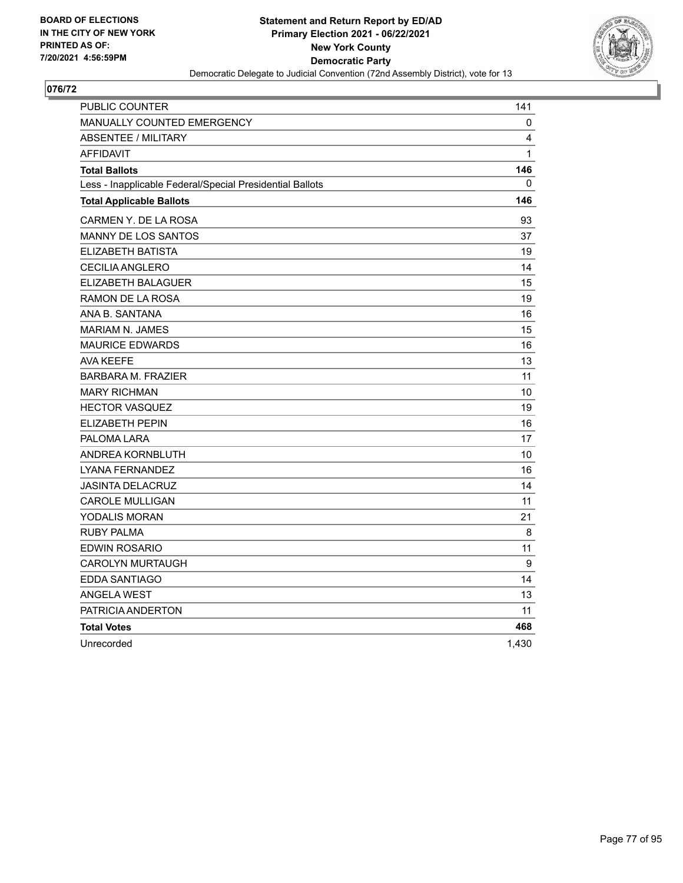BOARD OF ELECTIONS
IN THE CITY OF NEW YORK
PRINTED AS OF:
7/20/2021 4:56:59PM

**Statement and Return Report by ED/AD**
**Primary Election 2021 - 06/22/2021**
**New York County**
**Democratic Party**
Democratic Delegate to Judicial Convention (72nd Assembly District), vote for 13

## 076/72

| | |
|---|---|
| PUBLIC COUNTER | 141 |
| MANUALLY COUNTED EMERGENCY | 0 |
| ABSENTEE / MILITARY | 4 |
| AFFIDAVIT | 1 |
| **Total Ballots** | **146** |
| Less - Inapplicable Federal/Special Presidential Ballots | 0 |
| **Total Applicable Ballots** | **146** |
| CARMEN Y. DE LA ROSA | 93 |
| MANNY DE LOS SANTOS | 37 |
| ELIZABETH BATISTA | 19 |
| CECILIA ANGLERO | 14 |
| ELIZABETH BALAGUER | 15 |
| RAMON DE LA ROSA | 19 |
| ANA B. SANTANA | 16 |
| MARIAM N. JAMES | 15 |
| MAURICE EDWARDS | 16 |
| AVA KEEFE | 13 |
| BARBARA M. FRAZIER | 11 |
| MARY RICHMAN | 10 |
| HECTOR VASQUEZ | 19 |
| ELIZABETH PEPIN | 16 |
| PALOMA LARA | 17 |
| ANDREA KORNBLUTH | 10 |
| LYANA FERNANDEZ | 16 |
| JASINTA DELACRUZ | 14 |
| CAROLE MULLIGAN | 11 |
| YODALIS MORAN | 21 |
| RUBY PALMA | 8 |
| EDWIN ROSARIO | 11 |
| CAROLYN MURTAUGH | 9 |
| EDDA SANTIAGO | 14 |
| ANGELA WEST | 13 |
| PATRICIA ANDERTON | 11 |
| **Total Votes** | **468** |
| Unrecorded | 1,430 |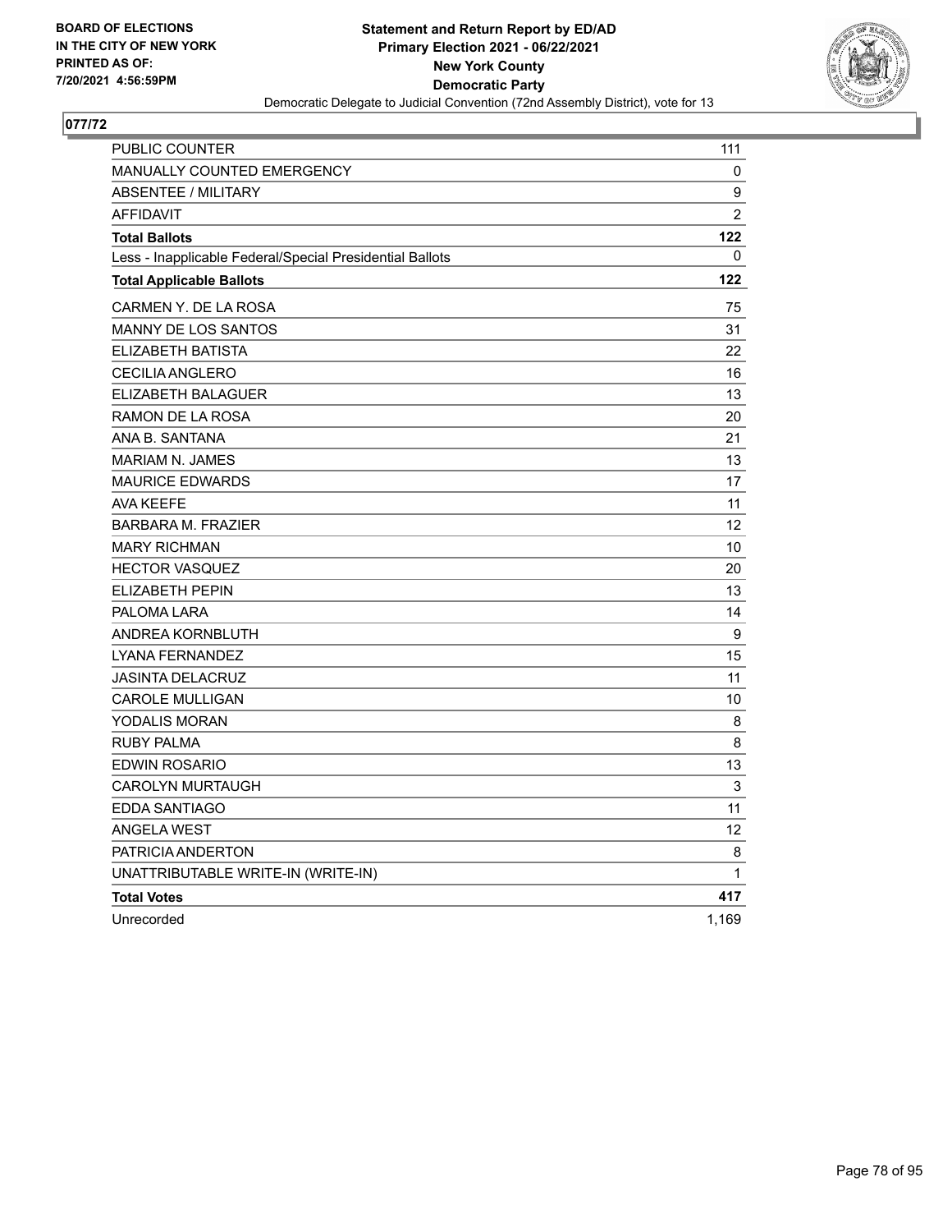**BOARD OF ELECTIONS IN THE CITY OF NEW YORK PRINTED AS OF: 7/20/2021 4:56:59PM**

**Statement and Return Report by ED/AD**
**Primary Election 2021 - 06/22/2021**
**New York County**
**Democratic Party**
Democratic Delegate to Judicial Convention (72nd Assembly District), vote for 13

## 077/72

| | |
|---|---|
| PUBLIC COUNTER | 111 |
| MANUALLY COUNTED EMERGENCY | 0 |
| ABSENTEE / MILITARY | 9 |
| AFFIDAVIT | 2 |
| **Total Ballots** | **122** |
| Less - Inapplicable Federal/Special Presidential Ballots | 0 |
| **Total Applicable Ballots** | **122** |
| CARMEN Y. DE LA ROSA | 75 |
| MANNY DE LOS SANTOS | 31 |
| ELIZABETH BATISTA | 22 |
| CECILIA ANGLERO | 16 |
| ELIZABETH BALAGUER | 13 |
| RAMON DE LA ROSA | 20 |
| ANA B. SANTANA | 21 |
| MARIAM N. JAMES | 13 |
| MAURICE EDWARDS | 17 |
| AVA KEEFE | 11 |
| BARBARA M. FRAZIER | 12 |
| MARY RICHMAN | 10 |
| HECTOR VASQUEZ | 20 |
| ELIZABETH PEPIN | 13 |
| PALOMA LARA | 14 |
| ANDREA KORNBLUTH | 9 |
| LYANA FERNANDEZ | 15 |
| JASINTA DELACRUZ | 11 |
| CAROLE MULLIGAN | 10 |
| YODALIS MORAN | 8 |
| RUBY PALMA | 8 |
| EDWIN ROSARIO | 13 |
| CAROLYN MURTAUGH | 3 |
| EDDA SANTIAGO | 11 |
| ANGELA WEST | 12 |
| PATRICIA ANDERTON | 8 |
| UNATTRIBUTABLE WRITE-IN (WRITE-IN) | 1 |
| **Total Votes** | **417** |
| Unrecorded | 1,169 |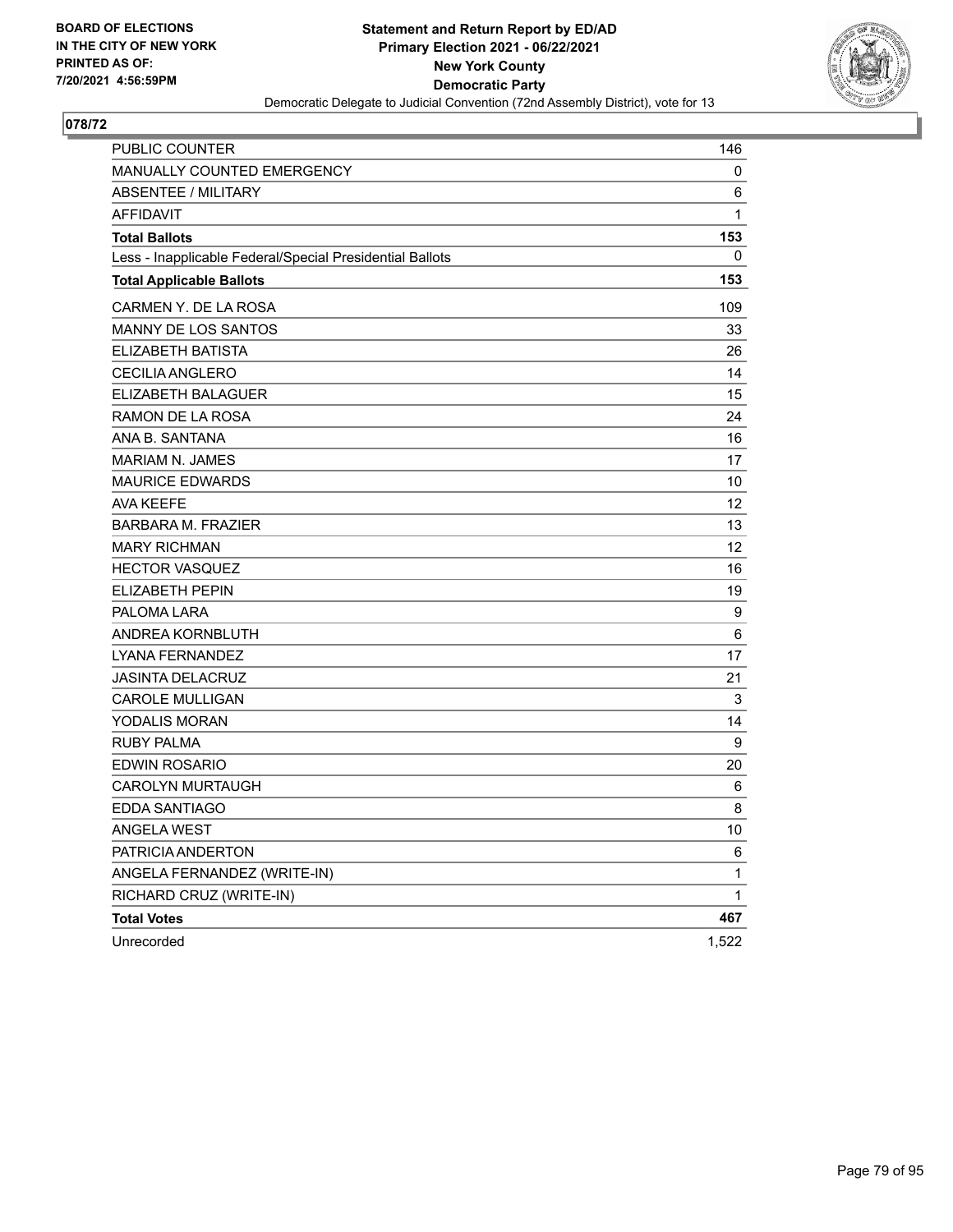BOARD OF ELECTIONS
IN THE CITY OF NEW YORK
PRINTED AS OF:
7/20/2021 4:56:59PM

**Statement and Return Report by ED/AD**
**Primary Election 2021 - 06/22/2021**
**New York County**
**Democratic Party**
Democratic Delegate to Judicial Convention (72nd Assembly District), vote for 13

## 078/72

| | |
|---|---|
| PUBLIC COUNTER | 146 |
| MANUALLY COUNTED EMERGENCY | 0 |
| ABSENTEE / MILITARY | 6 |
| AFFIDAVIT | 1 |
| **Total Ballots** | **153** |
| Less - Inapplicable Federal/Special Presidential Ballots | 0 |
| **Total Applicable Ballots** | **153** |
| CARMEN Y. DE LA ROSA | 109 |
| MANNY DE LOS SANTOS | 33 |
| ELIZABETH BATISTA | 26 |
| CECILIA ANGLERO | 14 |
| ELIZABETH BALAGUER | 15 |
| RAMON DE LA ROSA | 24 |
| ANA B. SANTANA | 16 |
| MARIAM N. JAMES | 17 |
| MAURICE EDWARDS | 10 |
| AVA KEEFE | 12 |
| BARBARA M. FRAZIER | 13 |
| MARY RICHMAN | 12 |
| HECTOR VASQUEZ | 16 |
| ELIZABETH PEPIN | 19 |
| PALOMA LARA | 9 |
| ANDREA KORNBLUTH | 6 |
| LYANA FERNANDEZ | 17 |
| JASINTA DELACRUZ | 21 |
| CAROLE MULLIGAN | 3 |
| YODALIS MORAN | 14 |
| RUBY PALMA | 9 |
| EDWIN ROSARIO | 20 |
| CAROLYN MURTAUGH | 6 |
| EDDA SANTIAGO | 8 |
| ANGELA WEST | 10 |
| PATRICIA ANDERTON | 6 |
| ANGELA FERNANDEZ (WRITE-IN) | 1 |
| RICHARD CRUZ (WRITE-IN) | 1 |
| **Total Votes** | **467** |
| Unrecorded | 1,522 |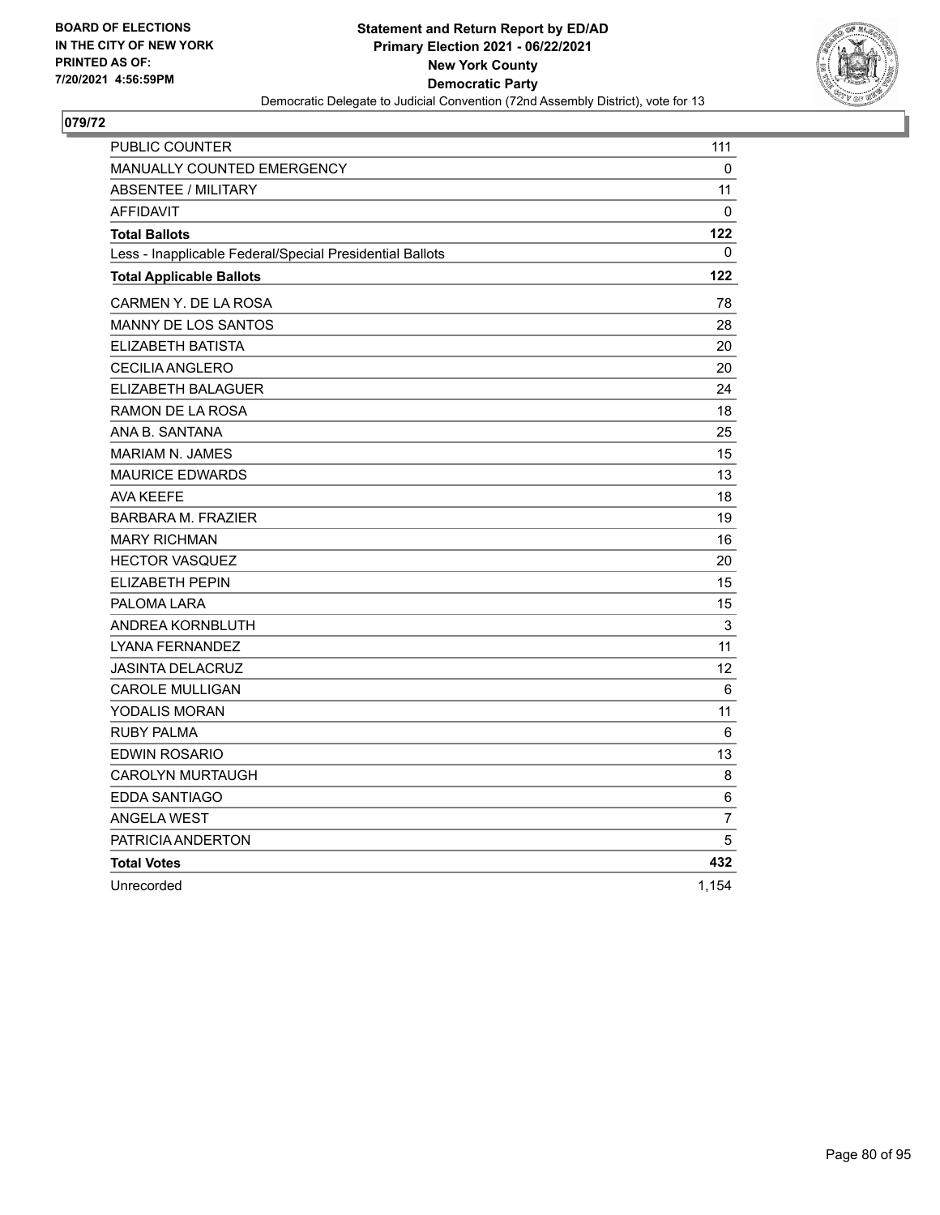BOARD OF ELECTIONS
IN THE CITY OF NEW YORK
PRINTED AS OF:
7/20/2021 4:56:59PM

**Statement and Return Report by ED/AD**
**Primary Election 2021 - 06/22/2021**
**New York County**
**Democratic Party**
Democratic Delegate to Judicial Convention (72nd Assembly District), vote for 13

## 079/72

| | |
|---|---|
| PUBLIC COUNTER | 111 |
| MANUALLY COUNTED EMERGENCY | 0 |
| ABSENTEE / MILITARY | 11 |
| AFFIDAVIT | 0 |
| **Total Ballots** | **122** |
| Less - Inapplicable Federal/Special Presidential Ballots | 0 |
| **Total Applicable Ballots** | **122** |
| CARMEN Y. DE LA ROSA | 78 |
| MANNY DE LOS SANTOS | 28 |
| ELIZABETH BATISTA | 20 |
| CECILIA ANGLERO | 20 |
| ELIZABETH BALAGUER | 24 |
| RAMON DE LA ROSA | 18 |
| ANA B. SANTANA | 25 |
| MARIAM N. JAMES | 15 |
| MAURICE EDWARDS | 13 |
| AVA KEEFE | 18 |
| BARBARA M. FRAZIER | 19 |
| MARY RICHMAN | 16 |
| HECTOR VASQUEZ | 20 |
| ELIZABETH PEPIN | 15 |
| PALOMA LARA | 15 |
| ANDREA KORNBLUTH | 3 |
| LYANA FERNANDEZ | 11 |
| JASINTA DELACRUZ | 12 |
| CAROLE MULLIGAN | 6 |
| YODALIS MORAN | 11 |
| RUBY PALMA | 6 |
| EDWIN ROSARIO | 13 |
| CAROLYN MURTAUGH | 8 |
| EDDA SANTIAGO | 6 |
| ANGELA WEST | 7 |
| PATRICIA ANDERTON | 5 |
| **Total Votes** | **432** |
| Unrecorded | 1,154 |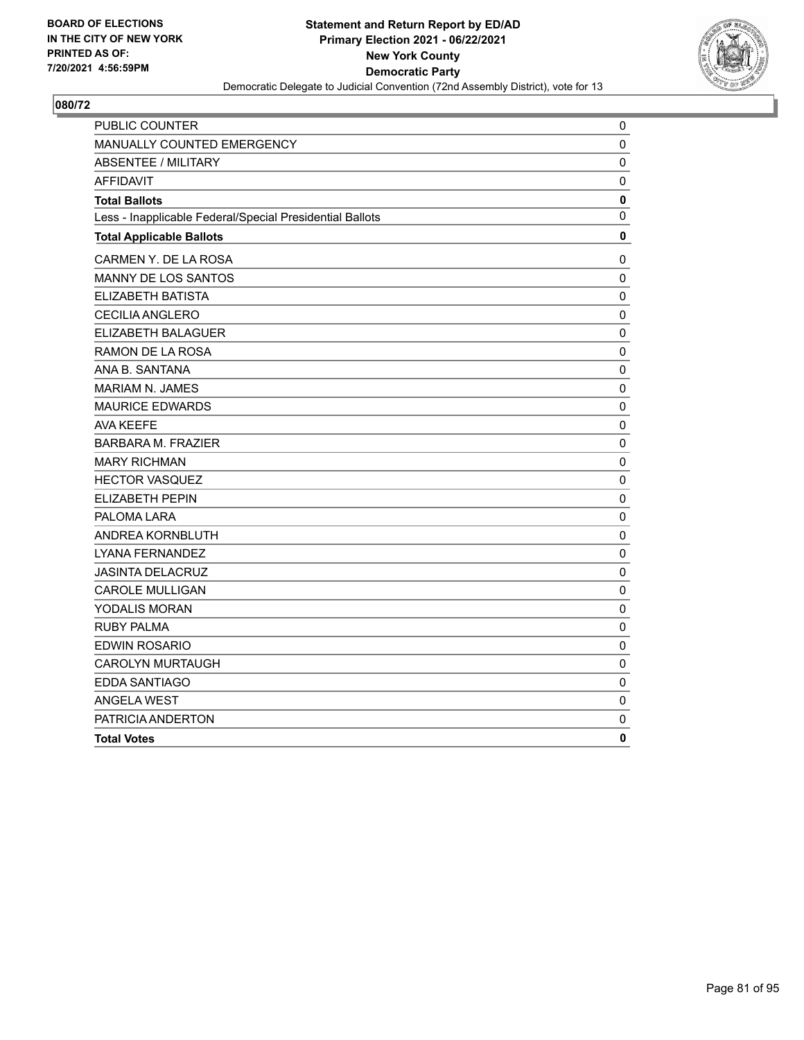**BOARD OF ELECTIONS IN THE CITY OF NEW YORK PRINTED AS OF: 7/20/2021 4:56:59PM**

**Statement and Return Report by ED/AD Primary Election 2021 - 06/22/2021 New York County Democratic Party**

Democratic Delegate to Judicial Convention (72nd Assembly District), vote for 13

## 080/72

| | |
|---|---|
| PUBLIC COUNTER | 0 |
| MANUALLY COUNTED EMERGENCY | 0 |
| ABSENTEE / MILITARY | 0 |
| AFFIDAVIT | 0 |
| **Total Ballots** | **0** |
| Less - Inapplicable Federal/Special Presidential Ballots | 0 |
| **Total Applicable Ballots** | **0** |
| CARMEN Y. DE LA ROSA | 0 |
| MANNY DE LOS SANTOS | 0 |
| ELIZABETH BATISTA | 0 |
| CECILIA ANGLERO | 0 |
| ELIZABETH BALAGUER | 0 |
| RAMON DE LA ROSA | 0 |
| ANA B. SANTANA | 0 |
| MARIAM N. JAMES | 0 |
| MAURICE EDWARDS | 0 |
| AVA KEEFE | 0 |
| BARBARA M. FRAZIER | 0 |
| MARY RICHMAN | 0 |
| HECTOR VASQUEZ | 0 |
| ELIZABETH PEPIN | 0 |
| PALOMA LARA | 0 |
| ANDREA KORNBLUTH | 0 |
| LYANA FERNANDEZ | 0 |
| JASINTA DELACRUZ | 0 |
| CAROLE MULLIGAN | 0 |
| YODALIS MORAN | 0 |
| RUBY PALMA | 0 |
| EDWIN ROSARIO | 0 |
| CAROLYN MURTAUGH | 0 |
| EDDA SANTIAGO | 0 |
| ANGELA WEST | 0 |
| PATRICIA ANDERTON | 0 |
| **Total Votes** | **0** |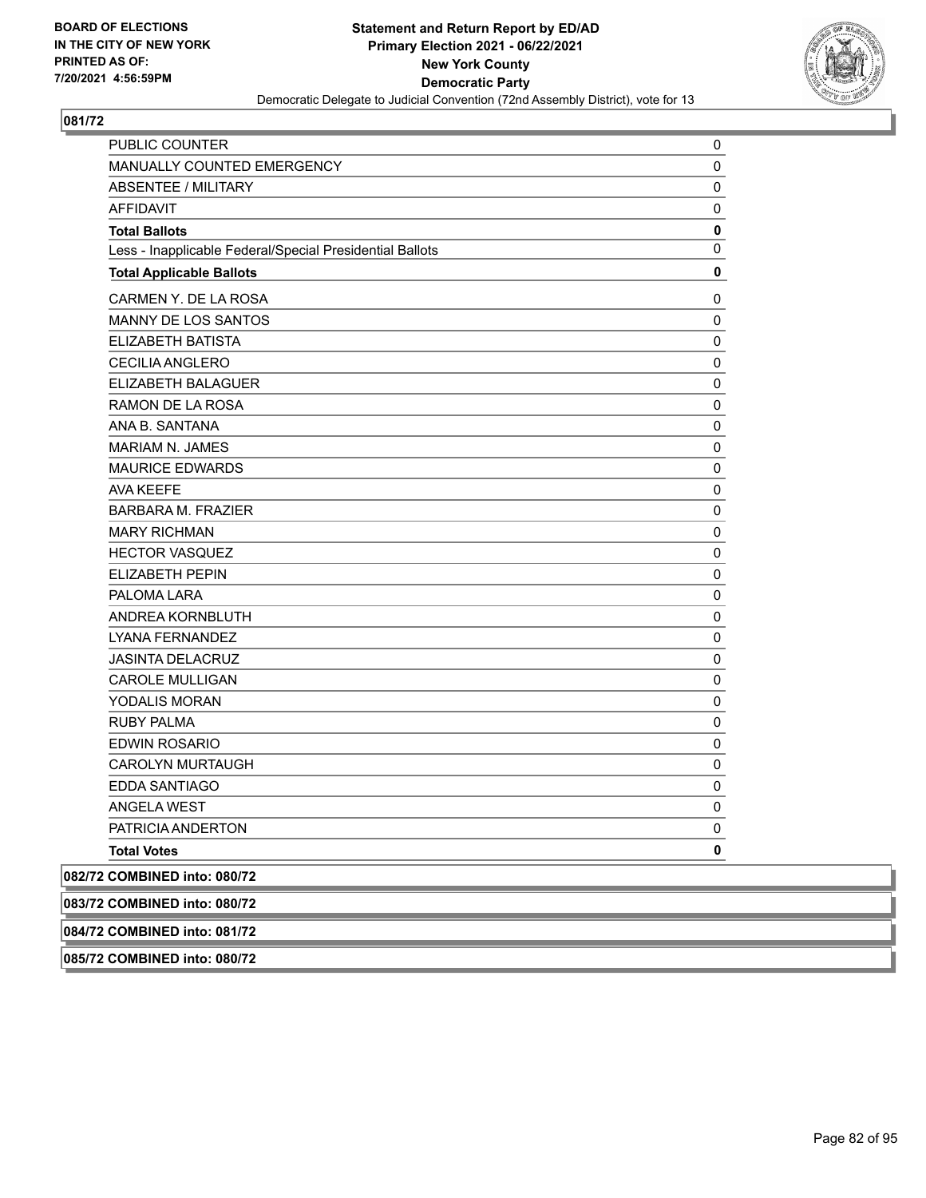## 081/72

| | |
|---|---|
| PUBLIC COUNTER | 0 |
| MANUALLY COUNTED EMERGENCY | 0 |
| ABSENTEE / MILITARY | 0 |
| AFFIDAVIT | 0 |
| **Total Ballots** | **0** |
| Less - Inapplicable Federal/Special Presidential Ballots | 0 |
| **Total Applicable Ballots** | **0** |
| CARMEN Y. DE LA ROSA | 0 |
| MANNY DE LOS SANTOS | 0 |
| ELIZABETH BATISTA | 0 |
| CECILIA ANGLERO | 0 |
| ELIZABETH BALAGUER | 0 |
| RAMON DE LA ROSA | 0 |
| ANA B. SANTANA | 0 |
| MARIAM N. JAMES | 0 |
| MAURICE EDWARDS | 0 |
| AVA KEEFE | 0 |
| BARBARA M. FRAZIER | 0 |
| MARY RICHMAN | 0 |
| HECTOR VASQUEZ | 0 |
| ELIZABETH PEPIN | 0 |
| PALOMA LARA | 0 |
| ANDREA KORNBLUTH | 0 |
| LYANA FERNANDEZ | 0 |
| JASINTA DELACRUZ | 0 |
| CAROLE MULLIGAN | 0 |
| YODALIS MORAN | 0 |
| RUBY PALMA | 0 |
| EDWIN ROSARIO | 0 |
| CAROLYN MURTAUGH | 0 |
| EDDA SANTIAGO | 0 |
| ANGELA WEST | 0 |
| PATRICIA ANDERTON | 0 |
| **Total Votes** | **0** |

**082/72 COMBINED into: 080/72**

**083/72 COMBINED into: 080/72**

**084/72 COMBINED into: 081/72**

**085/72 COMBINED into: 080/72**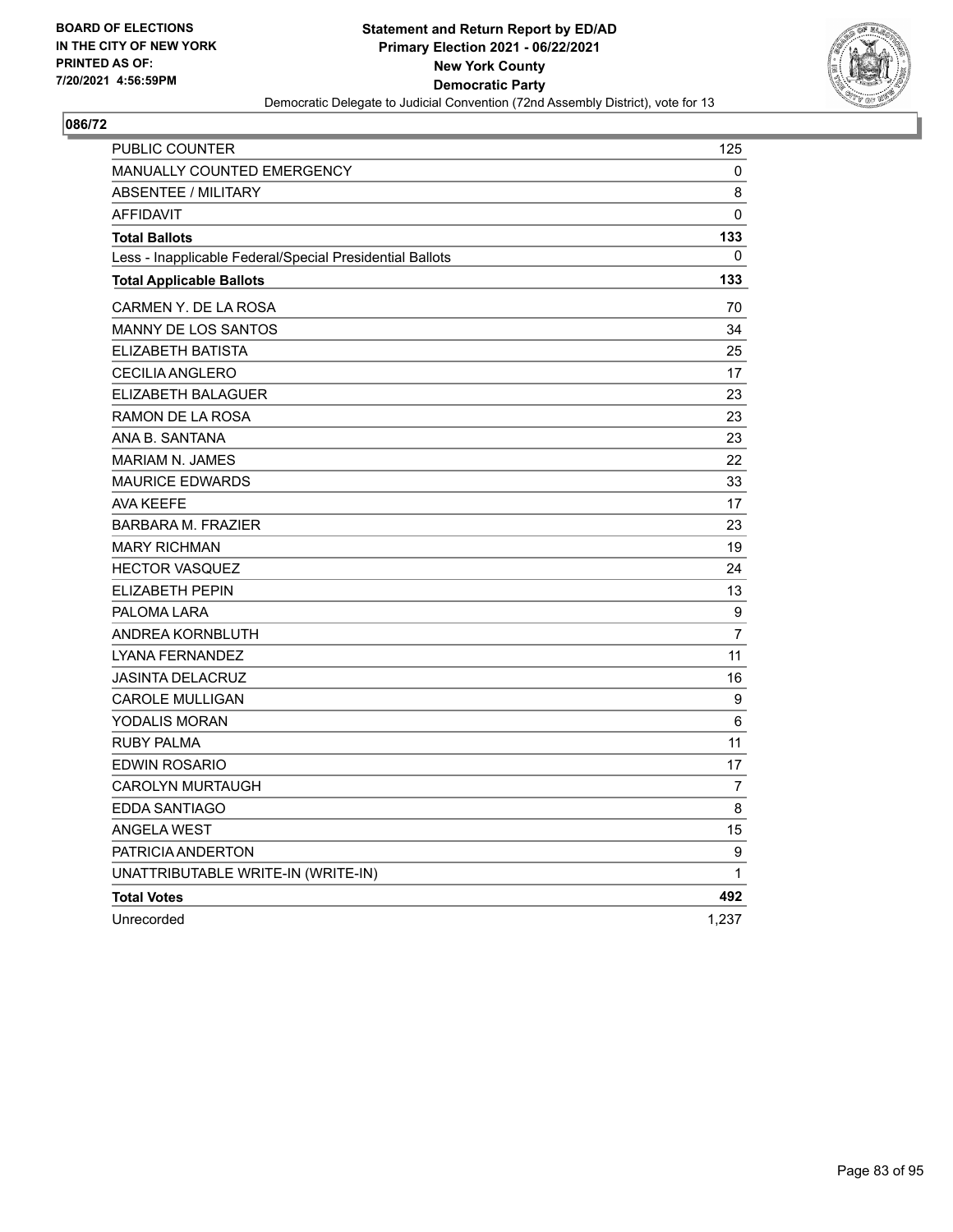**BOARD OF ELECTIONS IN THE CITY OF NEW YORK PRINTED AS OF: 7/20/2021 4:56:59PM**

**Statement and Return Report by ED/AD**
**Primary Election 2021 - 06/22/2021**
**New York County**
**Democratic Party**
Democratic Delegate to Judicial Convention (72nd Assembly District), vote for 13

**086/72**

| | |
|---|---|
| PUBLIC COUNTER | 125 |
| MANUALLY COUNTED EMERGENCY | 0 |
| ABSENTEE / MILITARY | 8 |
| AFFIDAVIT | 0 |
| **Total Ballots** | **133** |
| Less - Inapplicable Federal/Special Presidential Ballots | 0 |
| **Total Applicable Ballots** | **133** |
| CARMEN Y. DE LA ROSA | 70 |
| MANNY DE LOS SANTOS | 34 |
| ELIZABETH BATISTA | 25 |
| CECILIA ANGLERO | 17 |
| ELIZABETH BALAGUER | 23 |
| RAMON DE LA ROSA | 23 |
| ANA B. SANTANA | 23 |
| MARIAM N. JAMES | 22 |
| MAURICE EDWARDS | 33 |
| AVA KEEFE | 17 |
| BARBARA M. FRAZIER | 23 |
| MARY RICHMAN | 19 |
| HECTOR VASQUEZ | 24 |
| ELIZABETH PEPIN | 13 |
| PALOMA LARA | 9 |
| ANDREA KORNBLUTH | 7 |
| LYANA FERNANDEZ | 11 |
| JASINTA DELACRUZ | 16 |
| CAROLE MULLIGAN | 9 |
| YODALIS MORAN | 6 |
| RUBY PALMA | 11 |
| EDWIN ROSARIO | 17 |
| CAROLYN MURTAUGH | 7 |
| EDDA SANTIAGO | 8 |
| ANGELA WEST | 15 |
| PATRICIA ANDERTON | 9 |
| UNATTRIBUTABLE WRITE-IN (WRITE-IN) | 1 |
| **Total Votes** | **492** |
| Unrecorded | 1,237 |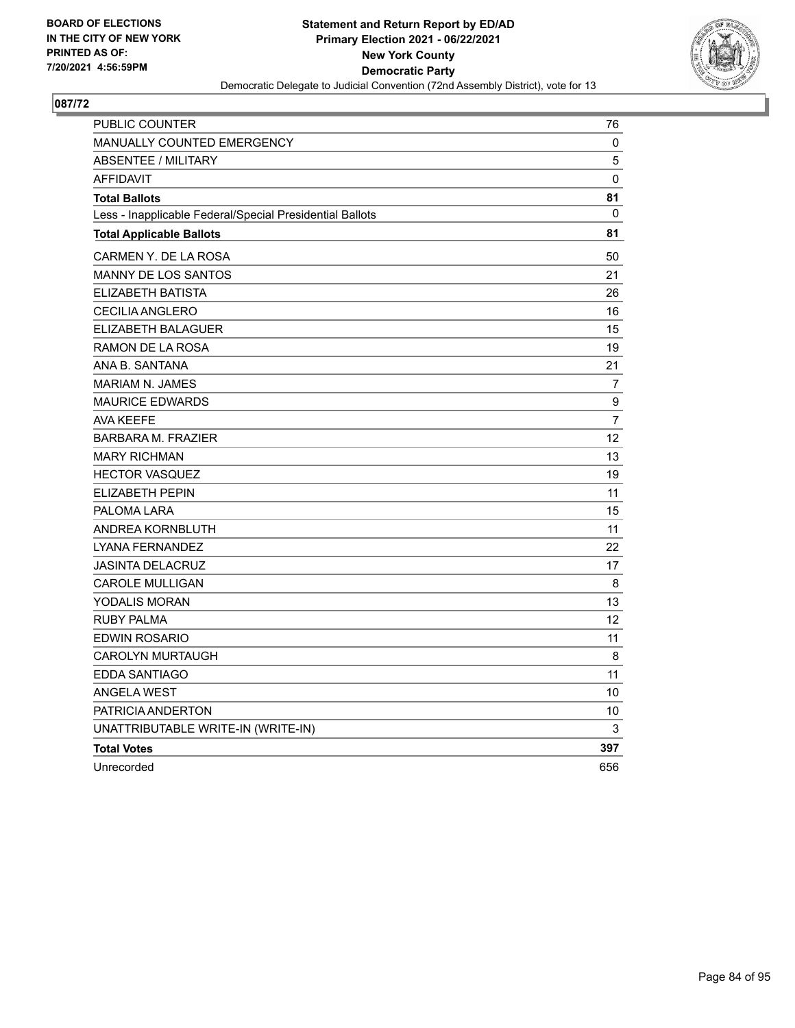**BOARD OF ELECTIONS IN THE CITY OF NEW YORK PRINTED AS OF: 7/20/2021 4:56:59PM**

# Statement and Return Report by ED/AD
## Primary Election 2021 - 06/22/2021
## New York County
## Democratic Party
### Democratic Delegate to Judicial Convention (72nd Assembly District), vote for 13

**087/72**

| | |
|---|---|
| PUBLIC COUNTER | 76 |
| MANUALLY COUNTED EMERGENCY | 0 |
| ABSENTEE / MILITARY | 5 |
| AFFIDAVIT | 0 |
| **Total Ballots** | **81** |
| Less - Inapplicable Federal/Special Presidential Ballots | 0 |
| **Total Applicable Ballots** | **81** |
| CARMEN Y. DE LA ROSA | 50 |
| MANNY DE LOS SANTOS | 21 |
| ELIZABETH BATISTA | 26 |
| CECILIA ANGLERO | 16 |
| ELIZABETH BALAGUER | 15 |
| RAMON DE LA ROSA | 19 |
| ANA B. SANTANA | 21 |
| MARIAM N. JAMES | 7 |
| MAURICE EDWARDS | 9 |
| AVA KEEFE | 7 |
| BARBARA M. FRAZIER | 12 |
| MARY RICHMAN | 13 |
| HECTOR VASQUEZ | 19 |
| ELIZABETH PEPIN | 11 |
| PALOMA LARA | 15 |
| ANDREA KORNBLUTH | 11 |
| LYANA FERNANDEZ | 22 |
| JASINTA DELACRUZ | 17 |
| CAROLE MULLIGAN | 8 |
| YODALIS MORAN | 13 |
| RUBY PALMA | 12 |
| EDWIN ROSARIO | 11 |
| CAROLYN MURTAUGH | 8 |
| EDDA SANTIAGO | 11 |
| ANGELA WEST | 10 |
| PATRICIA ANDERTON | 10 |
| UNATTRIBUTABLE WRITE-IN (WRITE-IN) | 3 |
| **Total Votes** | **397** |
| Unrecorded | 656 |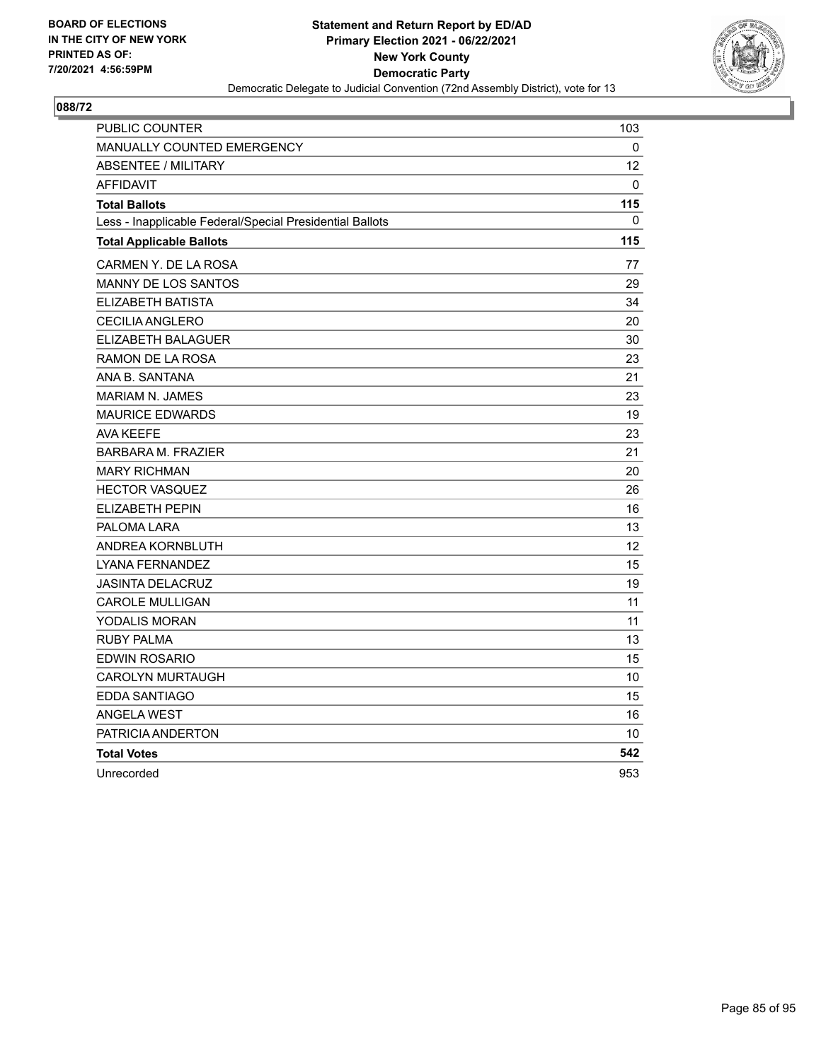BOARD OF ELECTIONS
IN THE CITY OF NEW YORK
PRINTED AS OF:
7/20/2021 4:56:59PM

**Statement and Return Report by ED/AD**
**Primary Election 2021 - 06/22/2021**
**New York County**
**Democratic Party**
Democratic Delegate to Judicial Convention (72nd Assembly District), vote for 13

## 088/72

| | |
|---|---|
| PUBLIC COUNTER | 103 |
| MANUALLY COUNTED EMERGENCY | 0 |
| ABSENTEE / MILITARY | 12 |
| AFFIDAVIT | 0 |
| **Total Ballots** | **115** |
| Less - Inapplicable Federal/Special Presidential Ballots | 0 |
| **Total Applicable Ballots** | **115** |
| CARMEN Y. DE LA ROSA | 77 |
| MANNY DE LOS SANTOS | 29 |
| ELIZABETH BATISTA | 34 |
| CECILIA ANGLERO | 20 |
| ELIZABETH BALAGUER | 30 |
| RAMON DE LA ROSA | 23 |
| ANA B. SANTANA | 21 |
| MARIAM N. JAMES | 23 |
| MAURICE EDWARDS | 19 |
| AVA KEEFE | 23 |
| BARBARA M. FRAZIER | 21 |
| MARY RICHMAN | 20 |
| HECTOR VASQUEZ | 26 |
| ELIZABETH PEPIN | 16 |
| PALOMA LARA | 13 |
| ANDREA KORNBLUTH | 12 |
| LYANA FERNANDEZ | 15 |
| JASINTA DELACRUZ | 19 |
| CAROLE MULLIGAN | 11 |
| YODALIS MORAN | 11 |
| RUBY PALMA | 13 |
| EDWIN ROSARIO | 15 |
| CAROLYN MURTAUGH | 10 |
| EDDA SANTIAGO | 15 |
| ANGELA WEST | 16 |
| PATRICIA ANDERTON | 10 |
| **Total Votes** | **542** |
| Unrecorded | 953 |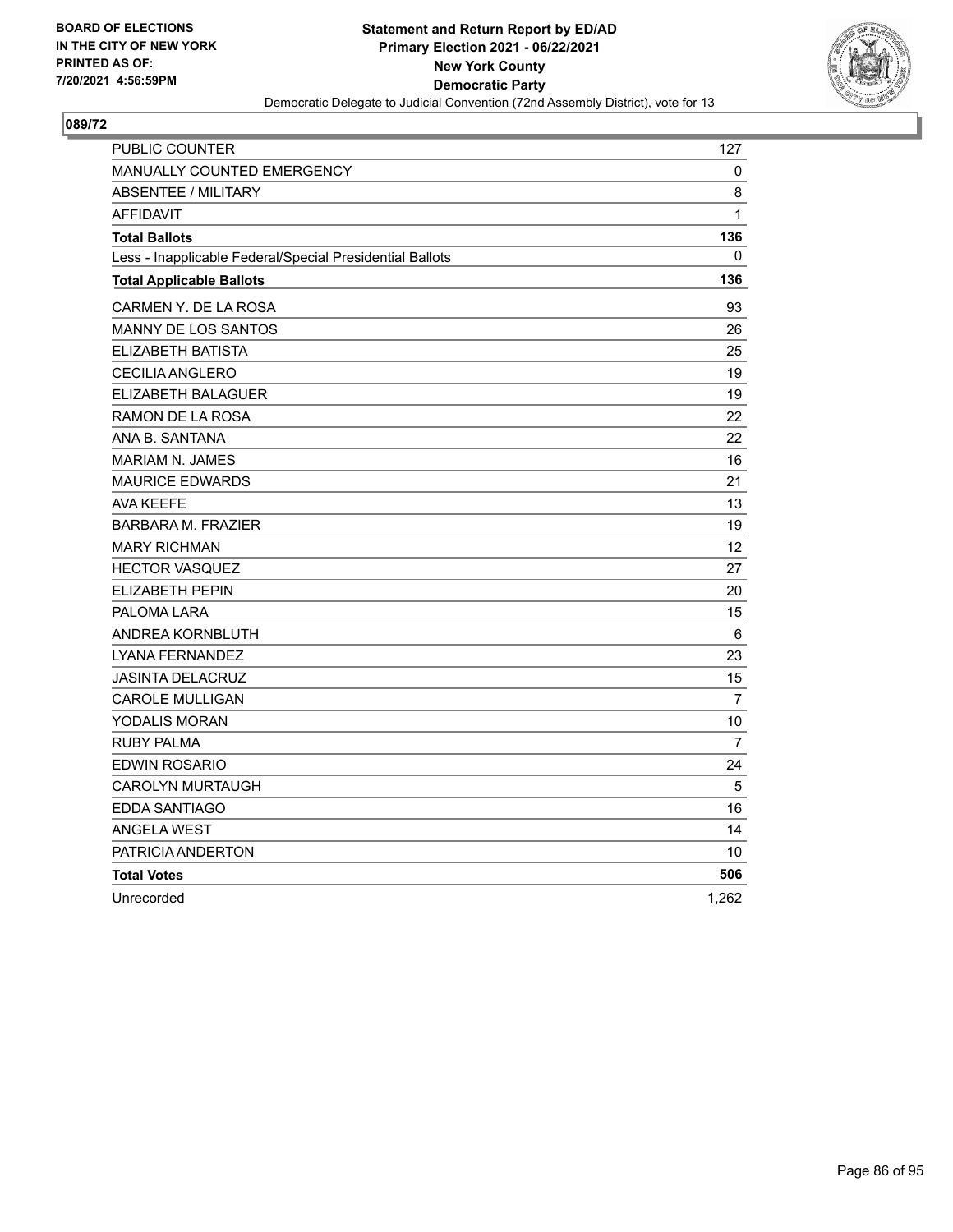BOARD OF ELECTIONS
IN THE CITY OF NEW YORK
PRINTED AS OF:
7/20/2021 4:56:59PM

**Statement and Return Report by ED/AD**
**Primary Election 2021 - 06/22/2021**
**New York County**
**Democratic Party**
Democratic Delegate to Judicial Convention (72nd Assembly District), vote for 13

## 089/72

| | |
|---|---|
| PUBLIC COUNTER | 127 |
| MANUALLY COUNTED EMERGENCY | 0 |
| ABSENTEE / MILITARY | 8 |
| AFFIDAVIT | 1 |
| **Total Ballots** | **136** |
| Less - Inapplicable Federal/Special Presidential Ballots | 0 |
| **Total Applicable Ballots** | **136** |
| CARMEN Y. DE LA ROSA | 93 |
| MANNY DE LOS SANTOS | 26 |
| ELIZABETH BATISTA | 25 |
| CECILIA ANGLERO | 19 |
| ELIZABETH BALAGUER | 19 |
| RAMON DE LA ROSA | 22 |
| ANA B. SANTANA | 22 |
| MARIAM N. JAMES | 16 |
| MAURICE EDWARDS | 21 |
| AVA KEEFE | 13 |
| BARBARA M. FRAZIER | 19 |
| MARY RICHMAN | 12 |
| HECTOR VASQUEZ | 27 |
| ELIZABETH PEPIN | 20 |
| PALOMA LARA | 15 |
| ANDREA KORNBLUTH | 6 |
| LYANA FERNANDEZ | 23 |
| JASINTA DELACRUZ | 15 |
| CAROLE MULLIGAN | 7 |
| YODALIS MORAN | 10 |
| RUBY PALMA | 7 |
| EDWIN ROSARIO | 24 |
| CAROLYN MURTAUGH | 5 |
| EDDA SANTIAGO | 16 |
| ANGELA WEST | 14 |
| PATRICIA ANDERTON | 10 |
| **Total Votes** | **506** |
| Unrecorded | 1,262 |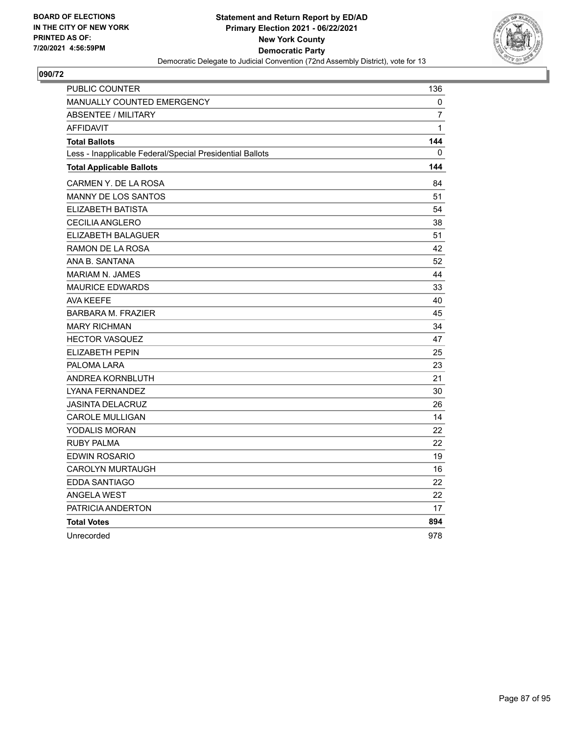BOARD OF ELECTIONS
IN THE CITY OF NEW YORK
PRINTED AS OF:
7/20/2021 4:56:59PM

**Statement and Return Report by ED/AD**
**Primary Election 2021 - 06/22/2021**
**New York County**
**Democratic Party**
Democratic Delegate to Judicial Convention (72nd Assembly District), vote for 13

## 090/72

| | |
|---|---|
| PUBLIC COUNTER | 136 |
| MANUALLY COUNTED EMERGENCY | 0 |
| ABSENTEE / MILITARY | 7 |
| AFFIDAVIT | 1 |
| **Total Ballots** | **144** |
| Less - Inapplicable Federal/Special Presidential Ballots | 0 |
| **Total Applicable Ballots** | **144** |
| CARMEN Y. DE LA ROSA | 84 |
| MANNY DE LOS SANTOS | 51 |
| ELIZABETH BATISTA | 54 |
| CECILIA ANGLERO | 38 |
| ELIZABETH BALAGUER | 51 |
| RAMON DE LA ROSA | 42 |
| ANA B. SANTANA | 52 |
| MARIAM N. JAMES | 44 |
| MAURICE EDWARDS | 33 |
| AVA KEEFE | 40 |
| BARBARA M. FRAZIER | 45 |
| MARY RICHMAN | 34 |
| HECTOR VASQUEZ | 47 |
| ELIZABETH PEPIN | 25 |
| PALOMA LARA | 23 |
| ANDREA KORNBLUTH | 21 |
| LYANA FERNANDEZ | 30 |
| JASINTA DELACRUZ | 26 |
| CAROLE MULLIGAN | 14 |
| YODALIS MORAN | 22 |
| RUBY PALMA | 22 |
| EDWIN ROSARIO | 19 |
| CAROLYN MURTAUGH | 16 |
| EDDA SANTIAGO | 22 |
| ANGELA WEST | 22 |
| PATRICIA ANDERTON | 17 |
| **Total Votes** | **894** |
| Unrecorded | 978 |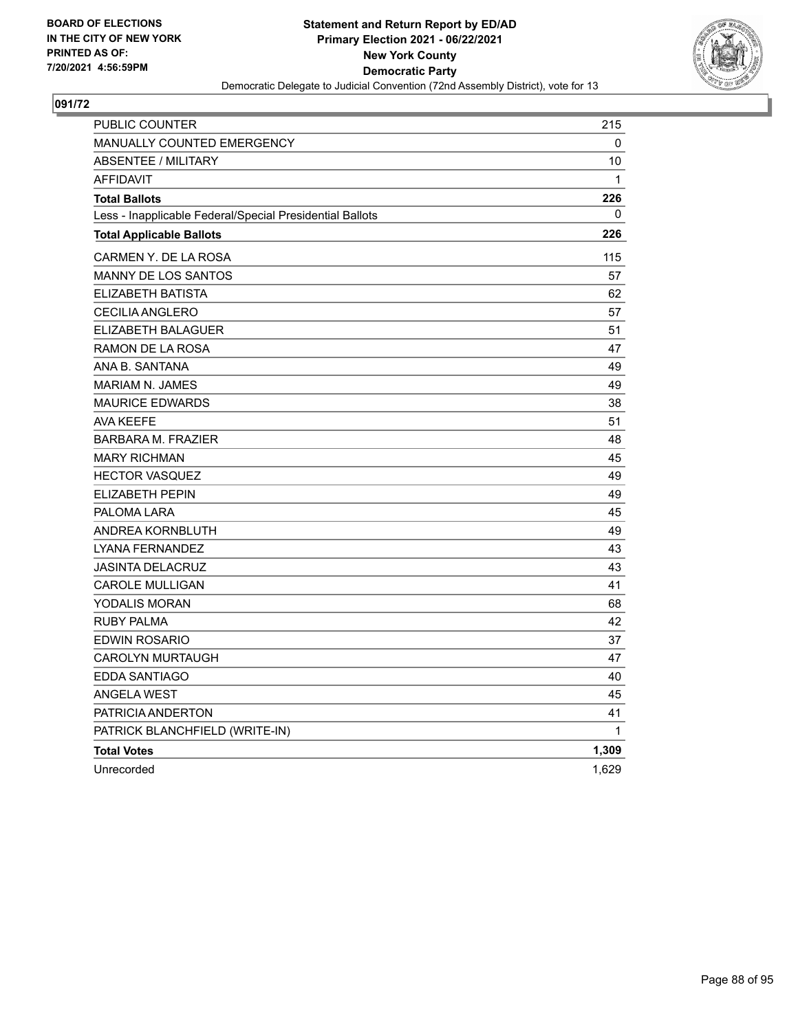BOARD OF ELECTIONS
IN THE CITY OF NEW YORK
PRINTED AS OF:
7/20/2021 4:56:59PM

**Statement and Return Report by ED/AD**
**Primary Election 2021 - 06/22/2021**
**New York County**
**Democratic Party**
Democratic Delegate to Judicial Convention (72nd Assembly District), vote for 13

## 091/72

| | |
|---|---|
| PUBLIC COUNTER | 215 |
| MANUALLY COUNTED EMERGENCY | 0 |
| ABSENTEE / MILITARY | 10 |
| AFFIDAVIT | 1 |
| **Total Ballots** | **226** |
| Less - Inapplicable Federal/Special Presidential Ballots | 0 |
| **Total Applicable Ballots** | **226** |
| CARMEN Y. DE LA ROSA | 115 |
| MANNY DE LOS SANTOS | 57 |
| ELIZABETH BATISTA | 62 |
| CECILIA ANGLERO | 57 |
| ELIZABETH BALAGUER | 51 |
| RAMON DE LA ROSA | 47 |
| ANA B. SANTANA | 49 |
| MARIAM N. JAMES | 49 |
| MAURICE EDWARDS | 38 |
| AVA KEEFE | 51 |
| BARBARA M. FRAZIER | 48 |
| MARY RICHMAN | 45 |
| HECTOR VASQUEZ | 49 |
| ELIZABETH PEPIN | 49 |
| PALOMA LARA | 45 |
| ANDREA KORNBLUTH | 49 |
| LYANA FERNANDEZ | 43 |
| JASINTA DELACRUZ | 43 |
| CAROLE MULLIGAN | 41 |
| YODALIS MORAN | 68 |
| RUBY PALMA | 42 |
| EDWIN ROSARIO | 37 |
| CAROLYN MURTAUGH | 47 |
| EDDA SANTIAGO | 40 |
| ANGELA WEST | 45 |
| PATRICIA ANDERTON | 41 |
| PATRICK BLANCHFIELD (WRITE-IN) | 1 |
| **Total Votes** | **1,309** |
| Unrecorded | 1,629 |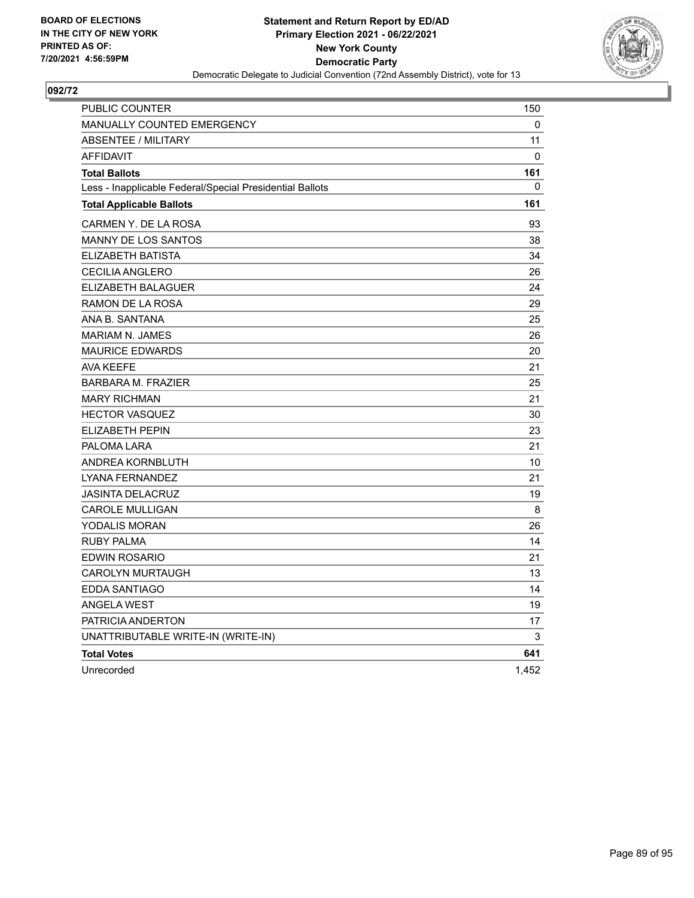**BOARD OF ELECTIONS IN THE CITY OF NEW YORK PRINTED AS OF: 7/20/2021 4:56:59PM**

**Statement and Return Report by ED/AD**
**Primary Election 2021 - 06/22/2021**
**New York County**
**Democratic Party**
Democratic Delegate to Judicial Convention (72nd Assembly District), vote for 13

## 092/72

| | |
|---|---|
| PUBLIC COUNTER | 150 |
| MANUALLY COUNTED EMERGENCY | 0 |
| ABSENTEE / MILITARY | 11 |
| AFFIDAVIT | 0 |
| **Total Ballots** | **161** |
| Less - Inapplicable Federal/Special Presidential Ballots | 0 |
| **Total Applicable Ballots** | **161** |
| CARMEN Y. DE LA ROSA | 93 |
| MANNY DE LOS SANTOS | 38 |
| ELIZABETH BATISTA | 34 |
| CECILIA ANGLERO | 26 |
| ELIZABETH BALAGUER | 24 |
| RAMON DE LA ROSA | 29 |
| ANA B. SANTANA | 25 |
| MARIAM N. JAMES | 26 |
| MAURICE EDWARDS | 20 |
| AVA KEEFE | 21 |
| BARBARA M. FRAZIER | 25 |
| MARY RICHMAN | 21 |
| HECTOR VASQUEZ | 30 |
| ELIZABETH PEPIN | 23 |
| PALOMA LARA | 21 |
| ANDREA KORNBLUTH | 10 |
| LYANA FERNANDEZ | 21 |
| JASINTA DELACRUZ | 19 |
| CAROLE MULLIGAN | 8 |
| YODALIS MORAN | 26 |
| RUBY PALMA | 14 |
| EDWIN ROSARIO | 21 |
| CAROLYN MURTAUGH | 13 |
| EDDA SANTIAGO | 14 |
| ANGELA WEST | 19 |
| PATRICIA ANDERTON | 17 |
| UNATTRIBUTABLE WRITE-IN (WRITE-IN) | 3 |
| **Total Votes** | **641** |
| Unrecorded | 1,452 |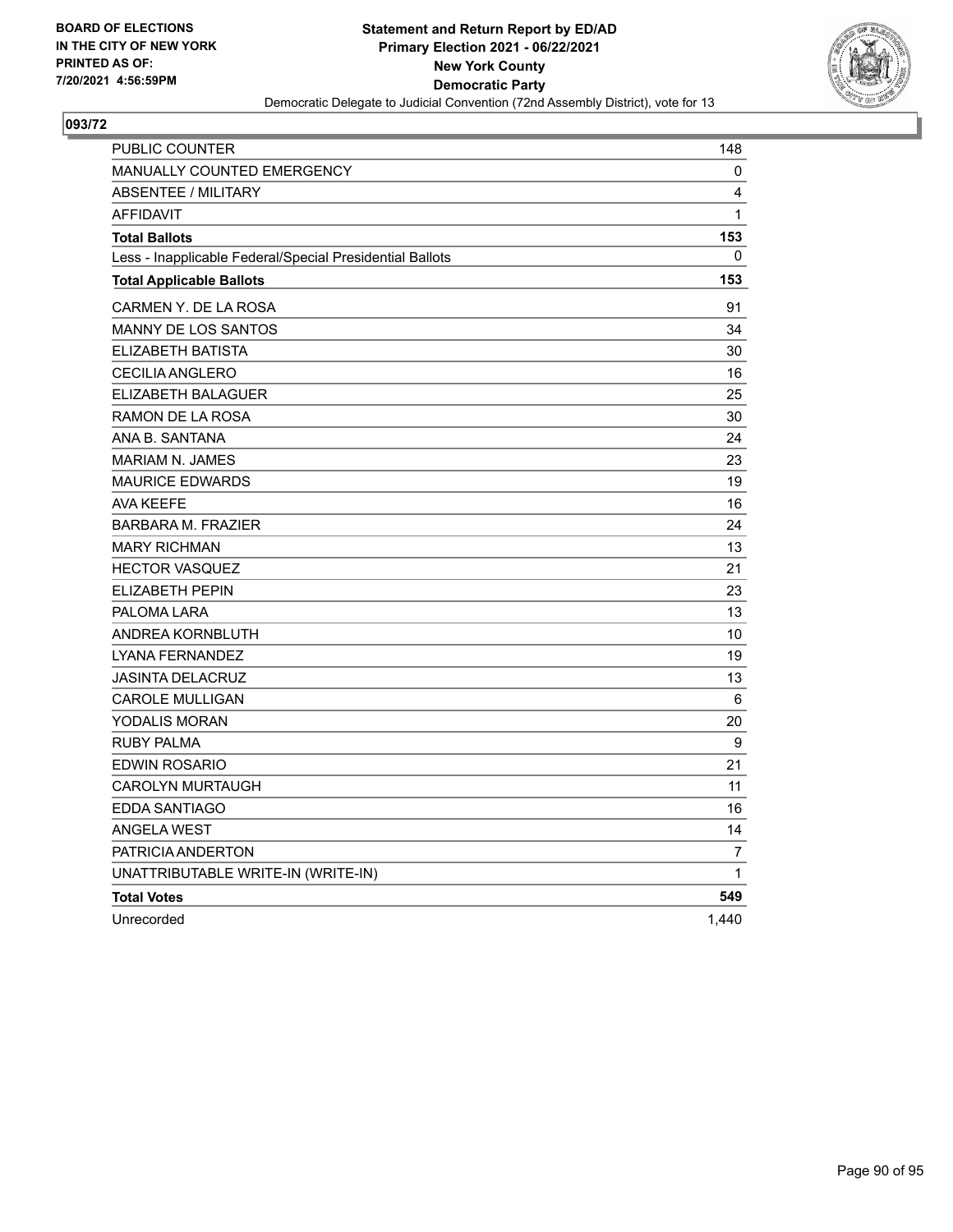**BOARD OF ELECTIONS IN THE CITY OF NEW YORK PRINTED AS OF: 7/20/2021 4:56:59PM**

**Statement and Return Report by ED/AD**
**Primary Election 2021 - 06/22/2021**
**New York County**
**Democratic Party**
Democratic Delegate to Judicial Convention (72nd Assembly District), vote for 13

**093/72**

| | |
|---|---|
| PUBLIC COUNTER | 148 |
| MANUALLY COUNTED EMERGENCY | 0 |
| ABSENTEE / MILITARY | 4 |
| AFFIDAVIT | 1 |
| **Total Ballots** | **153** |
| Less - Inapplicable Federal/Special Presidential Ballots | 0 |
| **Total Applicable Ballots** | **153** |
| CARMEN Y. DE LA ROSA | 91 |
| MANNY DE LOS SANTOS | 34 |
| ELIZABETH BATISTA | 30 |
| CECILIA ANGLERO | 16 |
| ELIZABETH BALAGUER | 25 |
| RAMON DE LA ROSA | 30 |
| ANA B. SANTANA | 24 |
| MARIAM N. JAMES | 23 |
| MAURICE EDWARDS | 19 |
| AVA KEEFE | 16 |
| BARBARA M. FRAZIER | 24 |
| MARY RICHMAN | 13 |
| HECTOR VASQUEZ | 21 |
| ELIZABETH PEPIN | 23 |
| PALOMA LARA | 13 |
| ANDREA KORNBLUTH | 10 |
| LYANA FERNANDEZ | 19 |
| JASINTA DELACRUZ | 13 |
| CAROLE MULLIGAN | 6 |
| YODALIS MORAN | 20 |
| RUBY PALMA | 9 |
| EDWIN ROSARIO | 21 |
| CAROLYN MURTAUGH | 11 |
| EDDA SANTIAGO | 16 |
| ANGELA WEST | 14 |
| PATRICIA ANDERTON | 7 |
| UNATTRIBUTABLE WRITE-IN (WRITE-IN) | 1 |
| **Total Votes** | **549** |
| Unrecorded | 1,440 |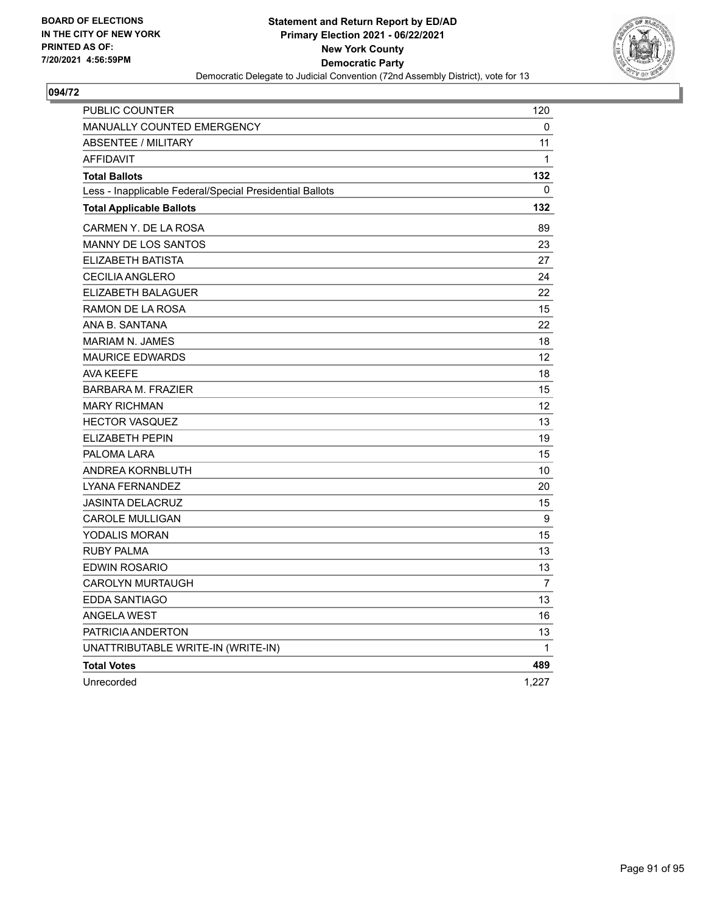BOARD OF ELECTIONS
IN THE CITY OF NEW YORK
PRINTED AS OF:
7/20/2021 4:56:59PM

**Statement and Return Report by ED/AD**
**Primary Election 2021 - 06/22/2021**
**New York County**
**Democratic Party**
Democratic Delegate to Judicial Convention (72nd Assembly District), vote for 13

## 094/72

| | |
|---|---|
| PUBLIC COUNTER | 120 |
| MANUALLY COUNTED EMERGENCY | 0 |
| ABSENTEE / MILITARY | 11 |
| AFFIDAVIT | 1 |
| **Total Ballots** | **132** |
| Less - Inapplicable Federal/Special Presidential Ballots | 0 |
| **Total Applicable Ballots** | **132** |
| CARMEN Y. DE LA ROSA | 89 |
| MANNY DE LOS SANTOS | 23 |
| ELIZABETH BATISTA | 27 |
| CECILIA ANGLERO | 24 |
| ELIZABETH BALAGUER | 22 |
| RAMON DE LA ROSA | 15 |
| ANA B. SANTANA | 22 |
| MARIAM N. JAMES | 18 |
| MAURICE EDWARDS | 12 |
| AVA KEEFE | 18 |
| BARBARA M. FRAZIER | 15 |
| MARY RICHMAN | 12 |
| HECTOR VASQUEZ | 13 |
| ELIZABETH PEPIN | 19 |
| PALOMA LARA | 15 |
| ANDREA KORNBLUTH | 10 |
| LYANA FERNANDEZ | 20 |
| JASINTA DELACRUZ | 15 |
| CAROLE MULLIGAN | 9 |
| YODALIS MORAN | 15 |
| RUBY PALMA | 13 |
| EDWIN ROSARIO | 13 |
| CAROLYN MURTAUGH | 7 |
| EDDA SANTIAGO | 13 |
| ANGELA WEST | 16 |
| PATRICIA ANDERTON | 13 |
| UNATTRIBUTABLE WRITE-IN (WRITE-IN) | 1 |
| **Total Votes** | **489** |
| Unrecorded | 1,227 |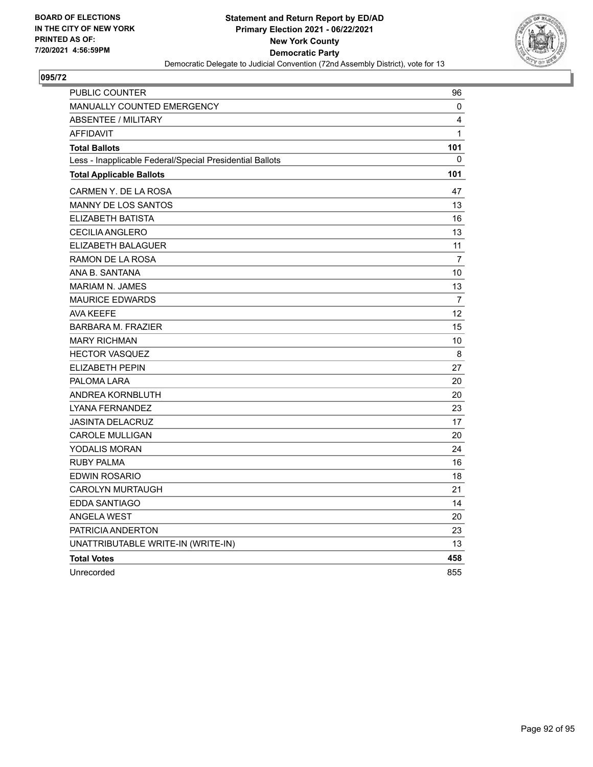**BOARD OF ELECTIONS IN THE CITY OF NEW YORK PRINTED AS OF: 7/20/2021 4:56:59PM**

**Statement and Return Report by ED/AD Primary Election 2021 - 06/22/2021 New York County Democratic Party**

Democratic Delegate to Judicial Convention (72nd Assembly District), vote for 13

**095/72**

| | |
|---|---|
| PUBLIC COUNTER | 96 |
| MANUALLY COUNTED EMERGENCY | 0 |
| ABSENTEE / MILITARY | 4 |
| AFFIDAVIT | 1 |
| **Total Ballots** | **101** |
| Less - Inapplicable Federal/Special Presidential Ballots | 0 |
| **Total Applicable Ballots** | **101** |
| CARMEN Y. DE LA ROSA | 47 |
| MANNY DE LOS SANTOS | 13 |
| ELIZABETH BATISTA | 16 |
| CECILIA ANGLERO | 13 |
| ELIZABETH BALAGUER | 11 |
| RAMON DE LA ROSA | 7 |
| ANA B. SANTANA | 10 |
| MARIAM N. JAMES | 13 |
| MAURICE EDWARDS | 7 |
| AVA KEEFE | 12 |
| BARBARA M. FRAZIER | 15 |
| MARY RICHMAN | 10 |
| HECTOR VASQUEZ | 8 |
| ELIZABETH PEPIN | 27 |
| PALOMA LARA | 20 |
| ANDREA KORNBLUTH | 20 |
| LYANA FERNANDEZ | 23 |
| JASINTA DELACRUZ | 17 |
| CAROLE MULLIGAN | 20 |
| YODALIS MORAN | 24 |
| RUBY PALMA | 16 |
| EDWIN ROSARIO | 18 |
| CAROLYN MURTAUGH | 21 |
| EDDA SANTIAGO | 14 |
| ANGELA WEST | 20 |
| PATRICIA ANDERTON | 23 |
| UNATTRIBUTABLE WRITE-IN (WRITE-IN) | 13 |
| **Total Votes** | **458** |
| Unrecorded | 855 |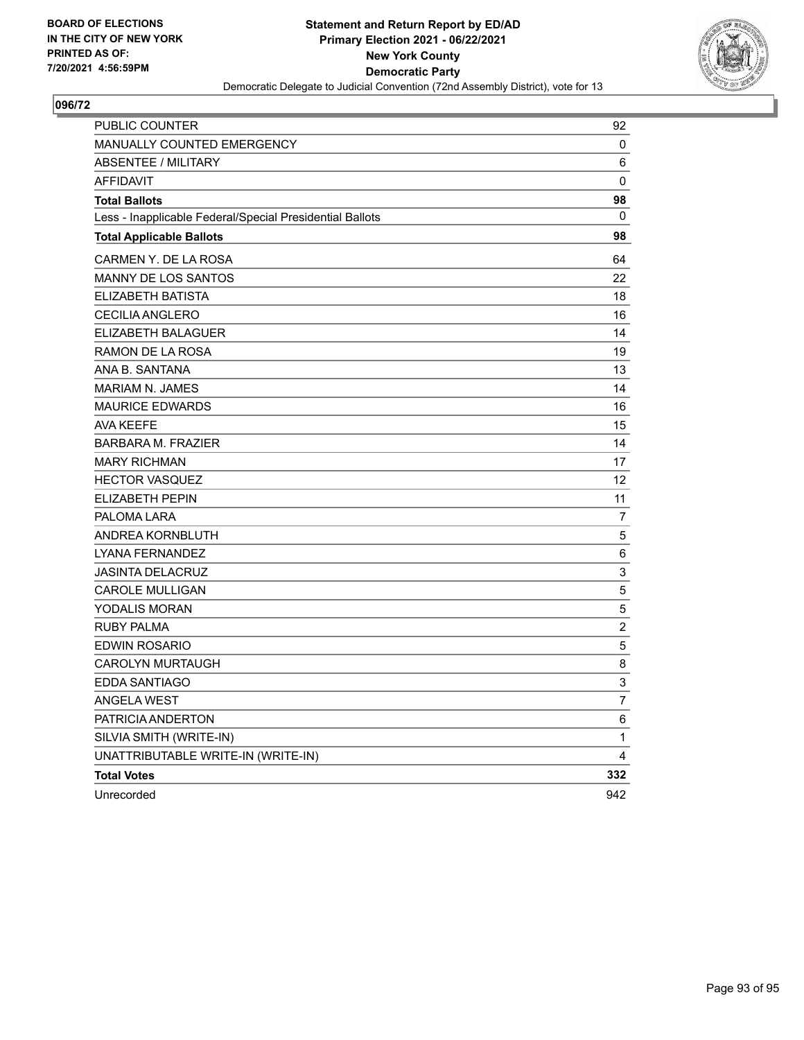BOARD OF ELECTIONS
IN THE CITY OF NEW YORK
PRINTED AS OF:
7/20/2021 4:56:59PM

**Statement and Return Report by ED/AD**
**Primary Election 2021 - 06/22/2021**
**New York County**
**Democratic Party**
Democratic Delegate to Judicial Convention (72nd Assembly District), vote for 13

## 096/72

| | |
|---|---|
| PUBLIC COUNTER | 92 |
| MANUALLY COUNTED EMERGENCY | 0 |
| ABSENTEE / MILITARY | 6 |
| AFFIDAVIT | 0 |
| **Total Ballots** | **98** |
| Less - Inapplicable Federal/Special Presidential Ballots | 0 |
| **Total Applicable Ballots** | **98** |
| CARMEN Y. DE LA ROSA | 64 |
| MANNY DE LOS SANTOS | 22 |
| ELIZABETH BATISTA | 18 |
| CECILIA ANGLERO | 16 |
| ELIZABETH BALAGUER | 14 |
| RAMON DE LA ROSA | 19 |
| ANA B. SANTANA | 13 |
| MARIAM N. JAMES | 14 |
| MAURICE EDWARDS | 16 |
| AVA KEEFE | 15 |
| BARBARA M. FRAZIER | 14 |
| MARY RICHMAN | 17 |
| HECTOR VASQUEZ | 12 |
| ELIZABETH PEPIN | 11 |
| PALOMA LARA | 7 |
| ANDREA KORNBLUTH | 5 |
| LYANA FERNANDEZ | 6 |
| JASINTA DELACRUZ | 3 |
| CAROLE MULLIGAN | 5 |
| YODALIS MORAN | 5 |
| RUBY PALMA | 2 |
| EDWIN ROSARIO | 5 |
| CAROLYN MURTAUGH | 8 |
| EDDA SANTIAGO | 3 |
| ANGELA WEST | 7 |
| PATRICIA ANDERTON | 6 |
| SILVIA SMITH (WRITE-IN) | 1 |
| UNATTRIBUTABLE WRITE-IN (WRITE-IN) | 4 |
| **Total Votes** | **332** |
| Unrecorded | 942 |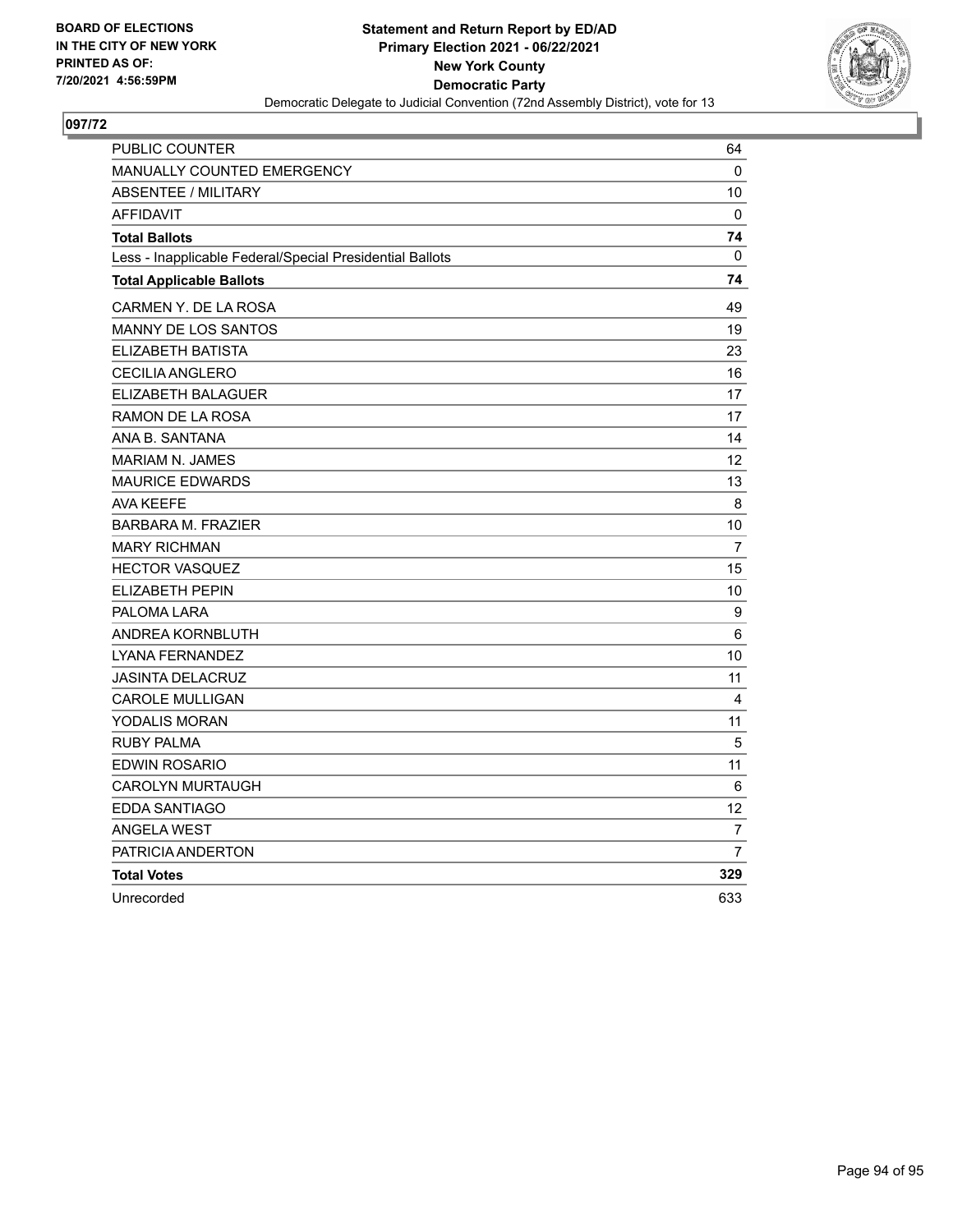**BOARD OF ELECTIONS IN THE CITY OF NEW YORK PRINTED AS OF: 7/20/2021 4:56:59PM**

**Statement and Return Report by ED/AD**
**Primary Election 2021 - 06/22/2021**
**New York County**
**Democratic Party**
Democratic Delegate to Judicial Convention (72nd Assembly District), vote for 13

## 097/72

| | |
|---|---|
| PUBLIC COUNTER | 64 |
| MANUALLY COUNTED EMERGENCY | 0 |
| ABSENTEE / MILITARY | 10 |
| AFFIDAVIT | 0 |
| **Total Ballots** | **74** |
| Less - Inapplicable Federal/Special Presidential Ballots | 0 |
| **Total Applicable Ballots** | **74** |
| CARMEN Y. DE LA ROSA | 49 |
| MANNY DE LOS SANTOS | 19 |
| ELIZABETH BATISTA | 23 |
| CECILIA ANGLERO | 16 |
| ELIZABETH BALAGUER | 17 |
| RAMON DE LA ROSA | 17 |
| ANA B. SANTANA | 14 |
| MARIAM N. JAMES | 12 |
| MAURICE EDWARDS | 13 |
| AVA KEEFE | 8 |
| BARBARA M. FRAZIER | 10 |
| MARY RICHMAN | 7 |
| HECTOR VASQUEZ | 15 |
| ELIZABETH PEPIN | 10 |
| PALOMA LARA | 9 |
| ANDREA KORNBLUTH | 6 |
| LYANA FERNANDEZ | 10 |
| JASINTA DELACRUZ | 11 |
| CAROLE MULLIGAN | 4 |
| YODALIS MORAN | 11 |
| RUBY PALMA | 5 |
| EDWIN ROSARIO | 11 |
| CAROLYN MURTAUGH | 6 |
| EDDA SANTIAGO | 12 |
| ANGELA WEST | 7 |
| PATRICIA ANDERTON | 7 |
| **Total Votes** | **329** |
| Unrecorded | 633 |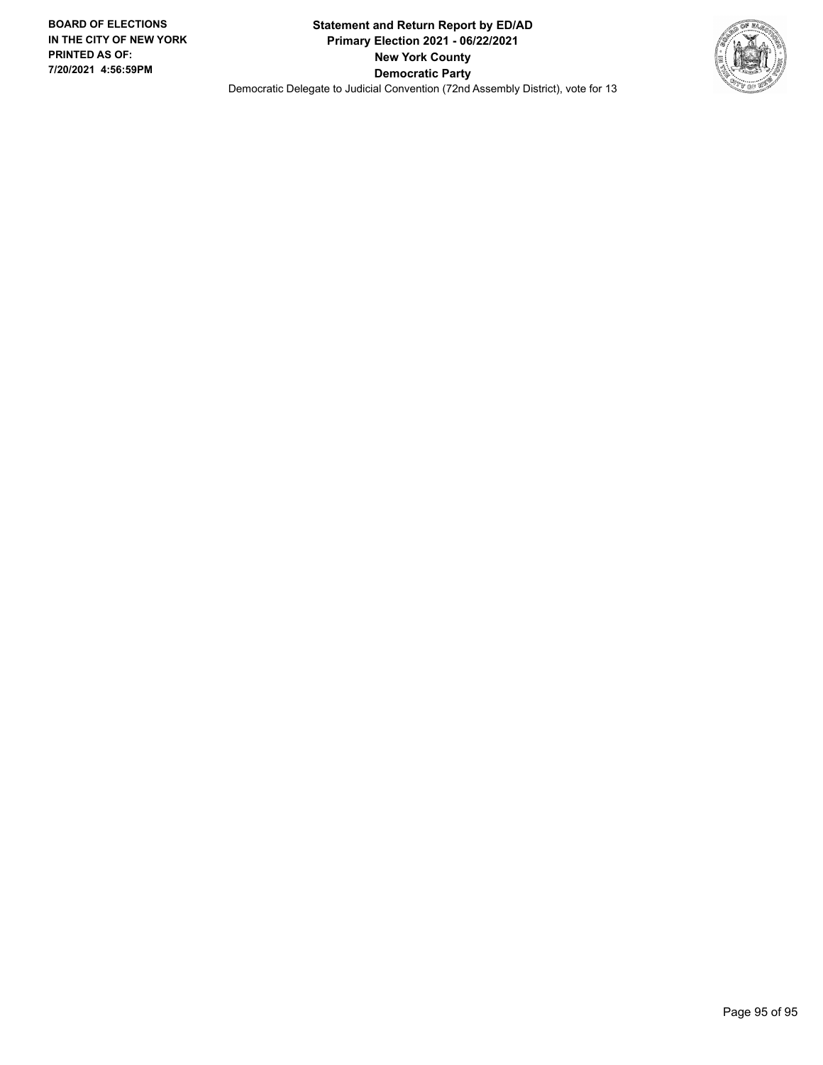BOARD OF ELECTIONS
IN THE CITY OF NEW YORK
PRINTED AS OF:
7/20/2021 4:56:59PM

**Statement and Return Report by ED/AD**
**Primary Election 2021 - 06/22/2021**
**New York County**
**Democratic Party**

Democratic Delegate to Judicial Convention (72nd Assembly District), vote for 13